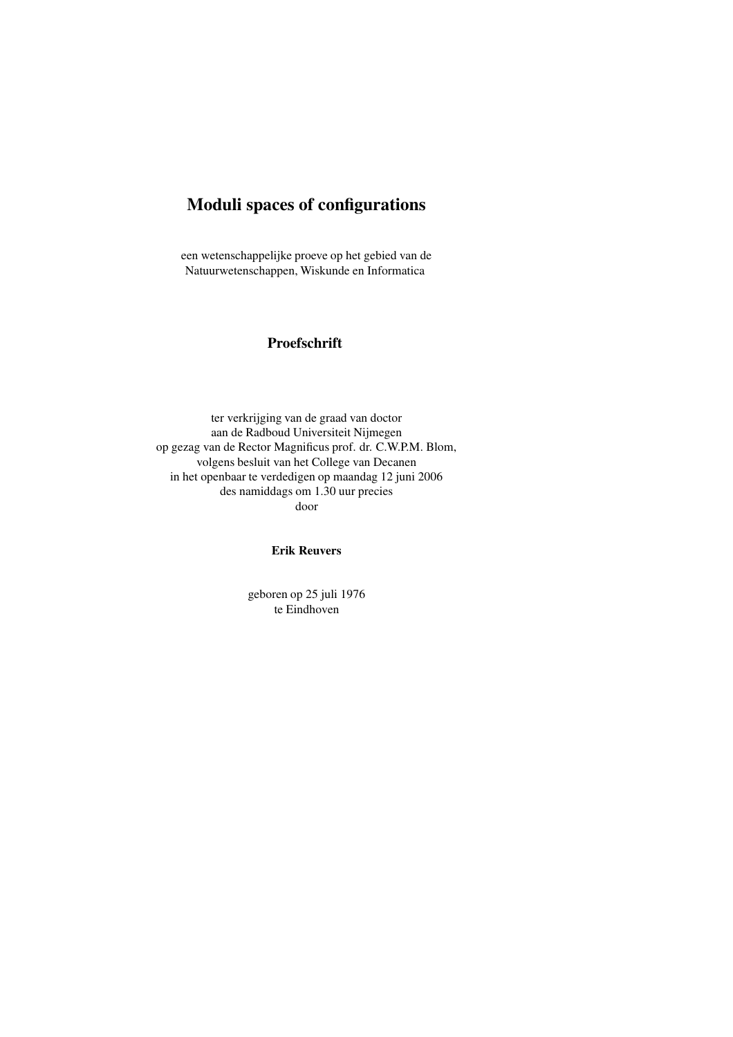# Moduli spaces of configurations

een wetenschappelijke proeve op het gebied van de Natuurwetenschappen, Wiskunde en Informatica

## Proefschrift

ter verkrijging van de graad van doctor
aan de Radboud Universiteit Nijmegen
op gezag van de Rector Magnificus prof. dr. C.W.P.M. Blom,
volgens besluit van het College van Decanen
in het openbaar te verdedigen op maandag 12 juni 2006
des namiddags om 1.30 uur precies
door

**Erik Reuvers**

geboren op 25 juli 1976
te Eindhoven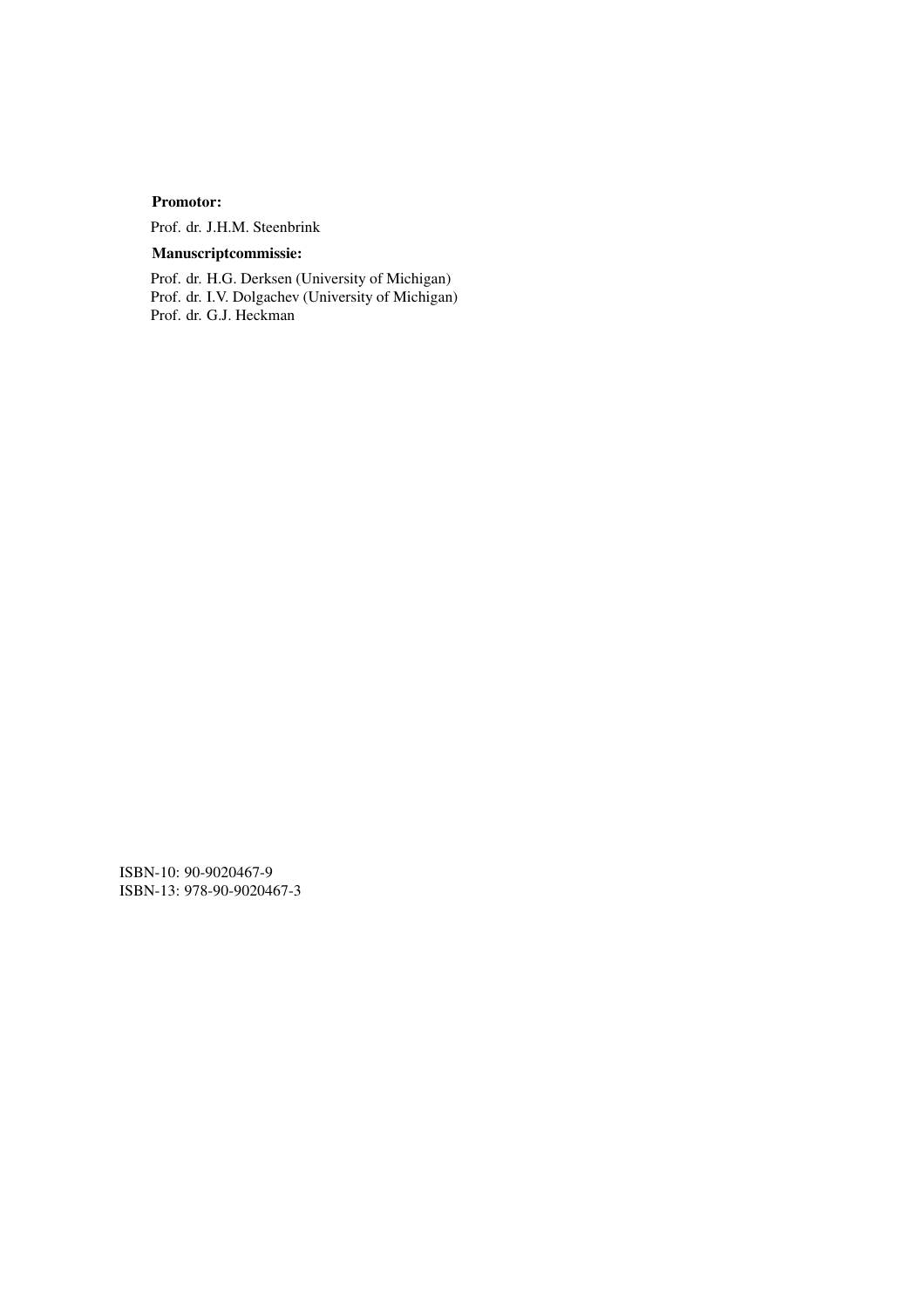**Promotor:**

Prof. dr. J.H.M. Steenbrink

**Manuscriptcommissie:**

Prof. dr. H.G. Derksen (University of Michigan)
Prof. dr. I.V. Dolgachev (University of Michigan)
Prof. dr. G.J. Heckman

ISBN-10: 90-9020467-9
ISBN-13: 978-90-9020467-3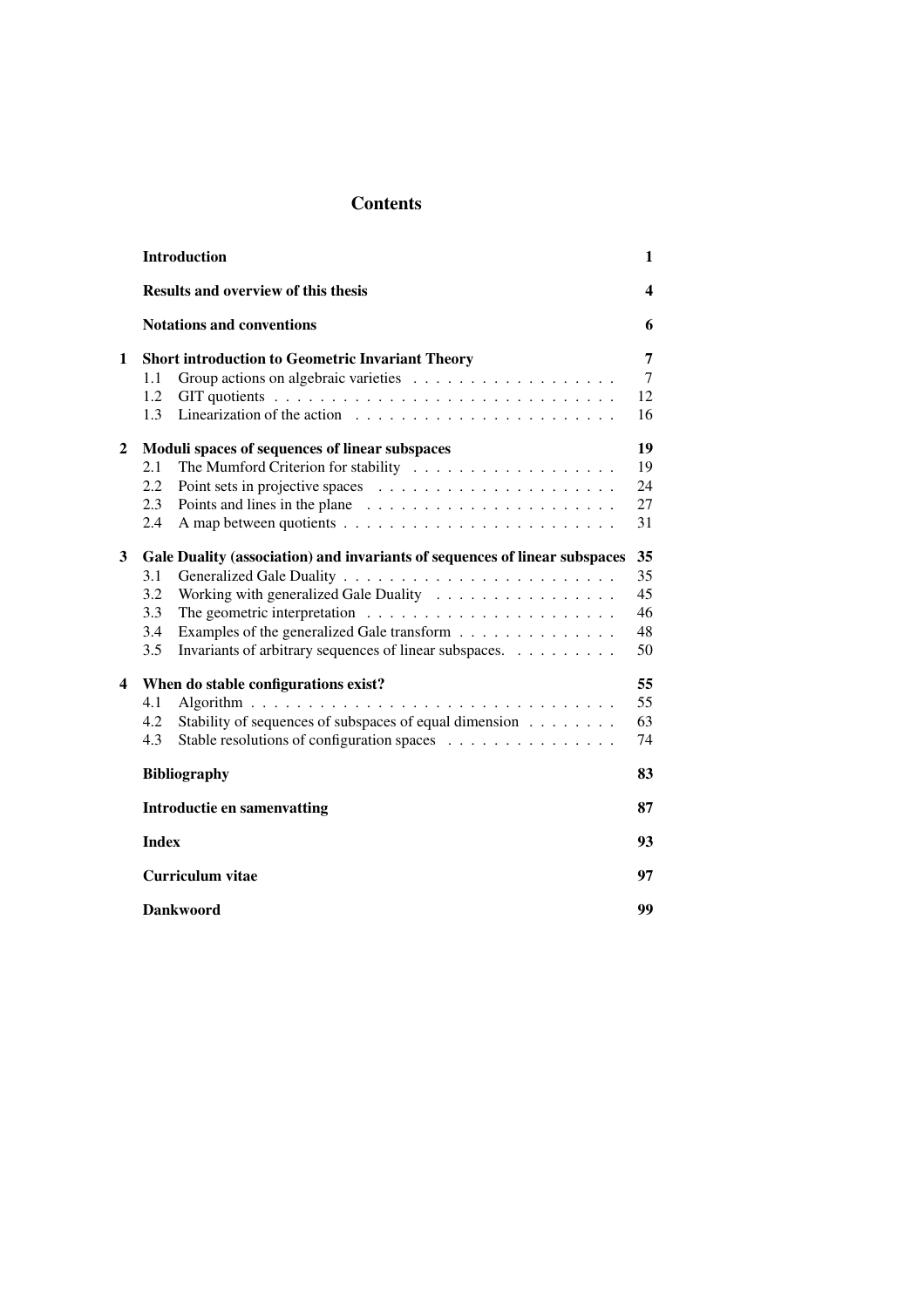# Contents

| | | |
|---|---|---|
| | **Introduction** | **1** |
| | **Results and overview of this thesis** | **4** |
| | **Notations and conventions** | **6** |
| **1** | **Short introduction to Geometric Invariant Theory** | **7** |
| | 1.1 Group actions on algebraic varieties | 7 |
| | 1.2 GIT quotients | 12 |
| | 1.3 Linearization of the action | 16 |
| **2** | **Moduli spaces of sequences of linear subspaces** | **19** |
| | 2.1 The Mumford Criterion for stability | 19 |
| | 2.2 Point sets in projective spaces | 24 |
| | 2.3 Points and lines in the plane | 27 |
| | 2.4 A map between quotients | 31 |
| **3** | **Gale Duality (association) and invariants of sequences of linear subspaces** | **35** |
| | 3.1 Generalized Gale Duality | 35 |
| | 3.2 Working with generalized Gale Duality | 45 |
| | 3.3 The geometric interpretation | 46 |
| | 3.4 Examples of the generalized Gale transform | 48 |
| | 3.5 Invariants of arbitrary sequences of linear subspaces. | 50 |
| **4** | **When do stable configurations exist?** | **55** |
| | 4.1 Algorithm | 55 |
| | 4.2 Stability of sequences of subspaces of equal dimension | 63 |
| | 4.3 Stable resolutions of configuration spaces | 74 |
| | **Bibliography** | **83** |
| | **Introductie en samenvatting** | **87** |
| | **Index** | **93** |
| | **Curriculum vitae** | **97** |
| | **Dankwoord** | **99** |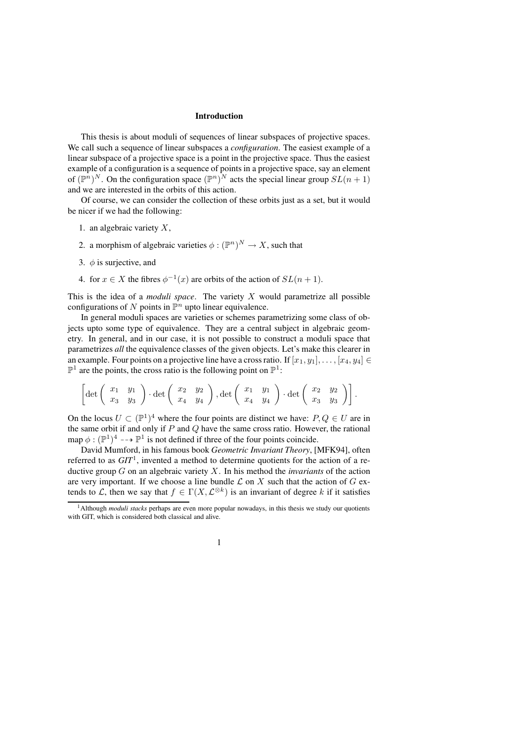# Introduction

This thesis is about moduli of sequences of linear subspaces of projective spaces. We call such a sequence of linear subspaces a *configuration*. The easiest example of a linear subspace of a projective space is a point in the projective space. Thus the easiest example of a configuration is a sequence of points in a projective space, say an element of $(\mathbb{P}^n)^N$. On the configuration space $(\mathbb{P}^n)^N$ acts the special linear group $SL(n+1)$ and we are interested in the orbits of this action.

Of course, we can consider the collection of these orbits just as a set, but it would be nicer if we had the following:

1. an algebraic variety $X$,
2. a morphism of algebraic varieties $\phi : (\mathbb{P}^n)^N \to X$, such that
3. $\phi$ is surjective, and
4. for $x \in X$ the fibres $\phi^{-1}(x)$ are orbits of the action of $SL(n+1)$.

This is the idea of a *moduli space*. The variety $X$ would parametrize all possible configurations of $N$ points in $\mathbb{P}^n$ upto linear equivalence.

In general moduli spaces are varieties or schemes parametrizing some class of objects upto some type of equivalence. They are a central subject in algebraic geometry. In general, and in our case, it is not possible to construct a moduli space that parametrizes *all* the equivalence classes of the given objects. Let's make this clearer in an example. Four points on a projective line have a cross ratio. If $[x_1, y_1], \ldots, [x_4, y_4] \in \mathbb{P}^1$ are the points, the cross ratio is the following point on $\mathbb{P}^1$:

$$\left[\det\begin{pmatrix} x_1 & y_1 \\ x_3 & y_3 \end{pmatrix} \cdot \det\begin{pmatrix} x_2 & y_2 \\ x_4 & y_4 \end{pmatrix}, \det\begin{pmatrix} x_1 & y_1 \\ x_4 & y_4 \end{pmatrix} \cdot \det\begin{pmatrix} x_2 & y_2 \\ x_3 & y_3 \end{pmatrix}\right].$$

On the locus $U \subset (\mathbb{P}^1)^4$ where the four points are distinct we have: $P, Q \in U$ are in the same orbit if and only if $P$ and $Q$ have the same cross ratio. However, the rational map $\phi : (\mathbb{P}^1)^4 \dashrightarrow \mathbb{P}^1$ is not defined if three of the four points coincide.

David Mumford, in his famous book *Geometric Invariant Theory*, [MFK94], often referred to as *GIT*[1], invented a method to determine quotients for the action of a reductive group $G$ on an algebraic variety $X$. In his method the *invariants* of the action are very important. If we choose a line bundle $\mathcal{L}$ on $X$ such that the action of $G$ extends to $\mathcal{L}$, then we say that $f \in \Gamma(X, \mathcal{L}^{\otimes k})$ is an invariant of degree $k$ if it satisfies

[1] Although *moduli stacks* perhaps are even more popular nowadays, in this thesis we study our quotients with GIT, which is considered both classical and alive.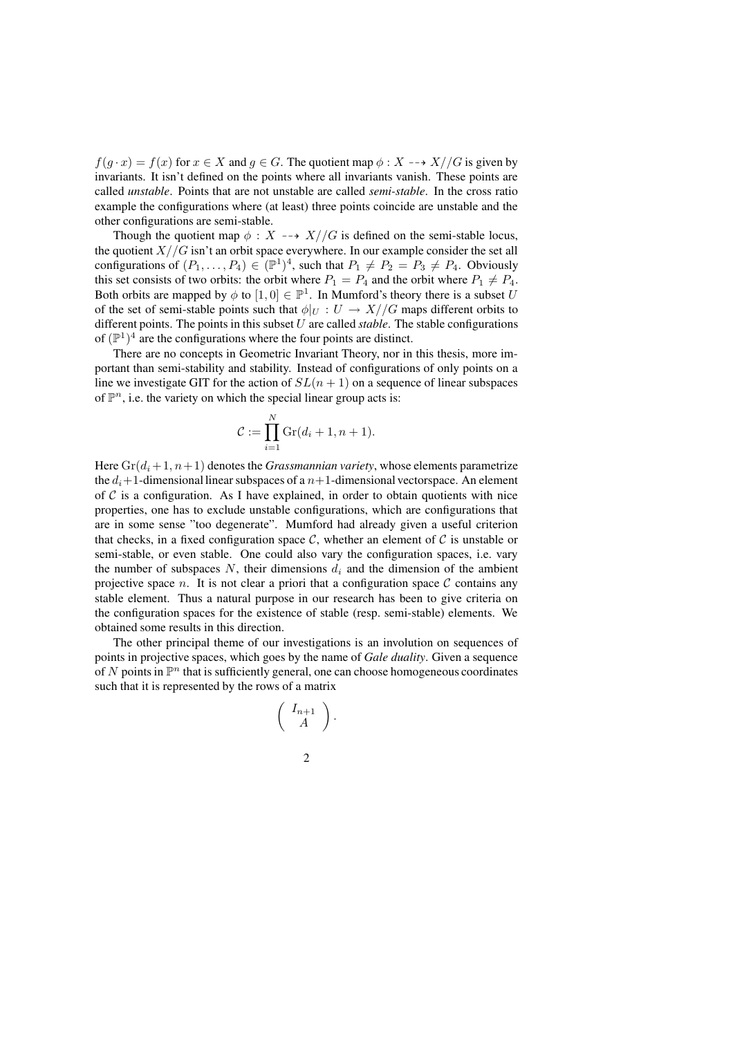$f(g \cdot x) = f(x)$ for $x \in X$ and $g \in G$. The quotient map $\phi : X \dashrightarrow X//G$ is given by invariants. It isn't defined on the points where all invariants vanish. These points are called *unstable*. Points that are not unstable are called *semi-stable*. In the cross ratio example the configurations where (at least) three points coincide are unstable and the other configurations are semi-stable.

Though the quotient map $\phi : X \dashrightarrow X//G$ is defined on the semi-stable locus, the quotient $X//G$ isn't an orbit space everywhere. In our example consider the set all configurations of $(P_1, \ldots, P_4) \in (\mathbb{P}^1)^4$, such that $P_1 \neq P_2 = P_3 \neq P_4$. Obviously this set consists of two orbits: the orbit where $P_1 = P_4$ and the orbit where $P_1 \neq P_4$. Both orbits are mapped by $\phi$ to $[1, 0] \in \mathbb{P}^1$. In Mumford's theory there is a subset $U$ of the set of semi-stable points such that $\phi|_U : U \to X//G$ maps different orbits to different points. The points in this subset $U$ are called *stable*. The stable configurations of $(\mathbb{P}^1)^4$ are the configurations where the four points are distinct.

There are no concepts in Geometric Invariant Theory, nor in this thesis, more important than semi-stability and stability. Instead of configurations of only points on a line we investigate GIT for the action of $SL(n+1)$ on a sequence of linear subspaces of $\mathbb{P}^n$, i.e. the variety on which the special linear group acts is:

$$\mathcal{C} := \prod_{i=1}^{N} \mathrm{Gr}(d_i + 1, n + 1).$$

Here $\mathrm{Gr}(d_i+1, n+1)$ denotes the *Grassmannian variety*, whose elements parametrize the $d_i+1$-dimensional linear subspaces of a $n+1$-dimensional vectorspace. An element of $\mathcal{C}$ is a configuration. As I have explained, in order to obtain quotients with nice properties, one has to exclude unstable configurations, which are configurations that are in some sense "too degenerate". Mumford had already given a useful criterion that checks, in a fixed configuration space $\mathcal{C}$, whether an element of $\mathcal{C}$ is unstable or semi-stable, or even stable. One could also vary the configuration spaces, i.e. vary the number of subspaces $N$, their dimensions $d_i$ and the dimension of the ambient projective space $n$. It is not clear a priori that a configuration space $\mathcal{C}$ contains any stable element. Thus a natural purpose in our research has been to give criteria on the configuration spaces for the existence of stable (resp. semi-stable) elements. We obtained some results in this direction.

The other principal theme of our investigations is an involution on sequences of points in projective spaces, which goes by the name of *Gale duality*. Given a sequence of $N$ points in $\mathbb{P}^n$ that is sufficiently general, one can choose homogeneous coordinates such that it is represented by the rows of a matrix

$$\begin{pmatrix} I_{n+1} \\ A \end{pmatrix}.$$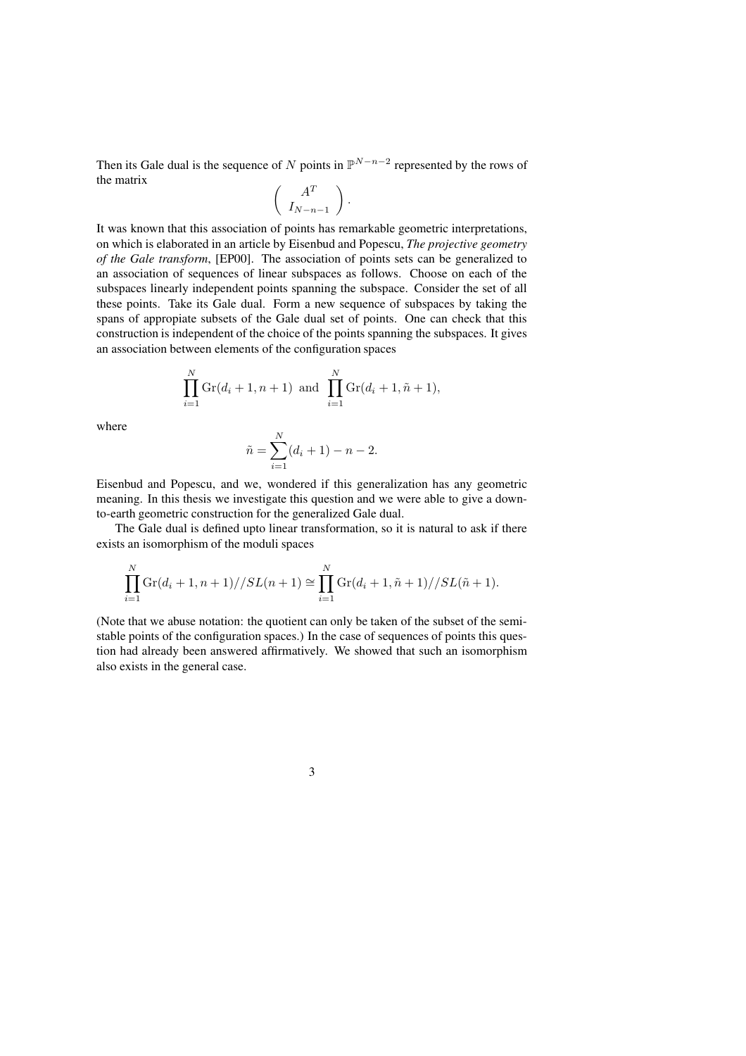Then its Gale dual is the sequence of $N$ points in $\mathbb{P}^{N-n-2}$ represented by the rows of the matrix

$$\left( \begin{array}{c} A^T \\ I_{N-n-1} \end{array} \right).$$

It was known that this association of points has remarkable geometric interpretations, on which is elaborated in an article by Eisenbud and Popescu, *The projective geometry of the Gale transform*, [EP00]. The association of points sets can be generalized to an association of sequences of linear subspaces as follows. Choose on each of the subspaces linearly independent points spanning the subspace. Consider the set of all these points. Take its Gale dual. Form a new sequence of subspaces by taking the spans of appropiate subsets of the Gale dual set of points. One can check that this construction is independent of the choice of the points spanning the subspaces. It gives an association between elements of the configuration spaces

$$\prod_{i=1}^{N} \mathrm{Gr}(d_i+1, n+1) \text{ and } \prod_{i=1}^{N} \mathrm{Gr}(d_i+1, \tilde{n}+1),$$

where

$$\tilde{n} = \sum_{i=1}^{N} (d_i + 1) - n - 2.$$

Eisenbud and Popescu, and we, wondered if this generalization has any geometric meaning. In this thesis we investigate this question and we were able to give a down-to-earth geometric construction for the generalized Gale dual.

The Gale dual is defined upto linear transformation, so it is natural to ask if there exists an isomorphism of the moduli spaces

$$\prod_{i=1}^{N} \mathrm{Gr}(d_i+1, n+1)//SL(n+1) \cong \prod_{i=1}^{N} \mathrm{Gr}(d_i+1, \tilde{n}+1)//SL(\tilde{n}+1).$$

(Note that we abuse notation: the quotient can only be taken of the subset of the semi-stable points of the configuration spaces.) In the case of sequences of points this question had already been answered affirmatively. We showed that such an isomorphism also exists in the general case.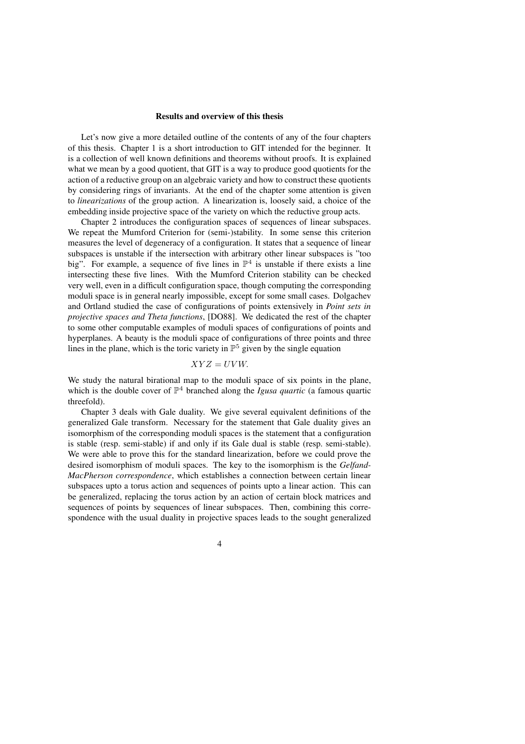### Results and overview of this thesis

Let's now give a more detailed outline of the contents of any of the four chapters of this thesis. Chapter 1 is a short introduction to GIT intended for the beginner. It is a collection of well known definitions and theorems without proofs. It is explained what we mean by a good quotient, that GIT is a way to produce good quotients for the action of a reductive group on an algebraic variety and how to construct these quotients by considering rings of invariants. At the end of the chapter some attention is given to *linearizations* of the group action. A linearization is, loosely said, a choice of the embedding inside projective space of the variety on which the reductive group acts.

Chapter 2 introduces the configuration spaces of sequences of linear subspaces. We repeat the Mumford Criterion for (semi-)stability. In some sense this criterion measures the level of degeneracy of a configuration. It states that a sequence of linear subspaces is unstable if the intersection with arbitrary other linear subspaces is "too big". For example, a sequence of five lines in $\mathbb{P}^4$ is unstable if there exists a line intersecting these five lines. With the Mumford Criterion stability can be checked very well, even in a difficult configuration space, though computing the corresponding moduli space is in general nearly impossible, except for some small cases. Dolgachev and Ortland studied the case of configurations of points extensively in *Point sets in projective spaces and Theta functions*, [DO88]. We dedicated the rest of the chapter to some other computable examples of moduli spaces of configurations of points and hyperplanes. A beauty is the moduli space of configurations of three points and three lines in the plane, which is the toric variety in $\mathbb{P}^5$ given by the single equation

$$XYZ = UVW.$$

We study the natural birational map to the moduli space of six points in the plane, which is the double cover of $\mathbb{P}^4$ branched along the *Igusa quartic* (a famous quartic threefold).

Chapter 3 deals with Gale duality. We give several equivalent definitions of the generalized Gale transform. Necessary for the statement that Gale duality gives an isomorphism of the corresponding moduli spaces is the statement that a configuration is stable (resp. semi-stable) if and only if its Gale dual is stable (resp. semi-stable). We were able to prove this for the standard linearization, before we could prove the desired isomorphism of moduli spaces. The key to the isomorphism is the *Gelfand-MacPherson correspondence*, which establishes a connection between certain linear subspaces upto a torus action and sequences of points upto a linear action. This can be generalized, replacing the torus action by an action of certain block matrices and sequences of points by sequences of linear subspaces. Then, combining this correspondence with the usual duality in projective spaces leads to the sought generalized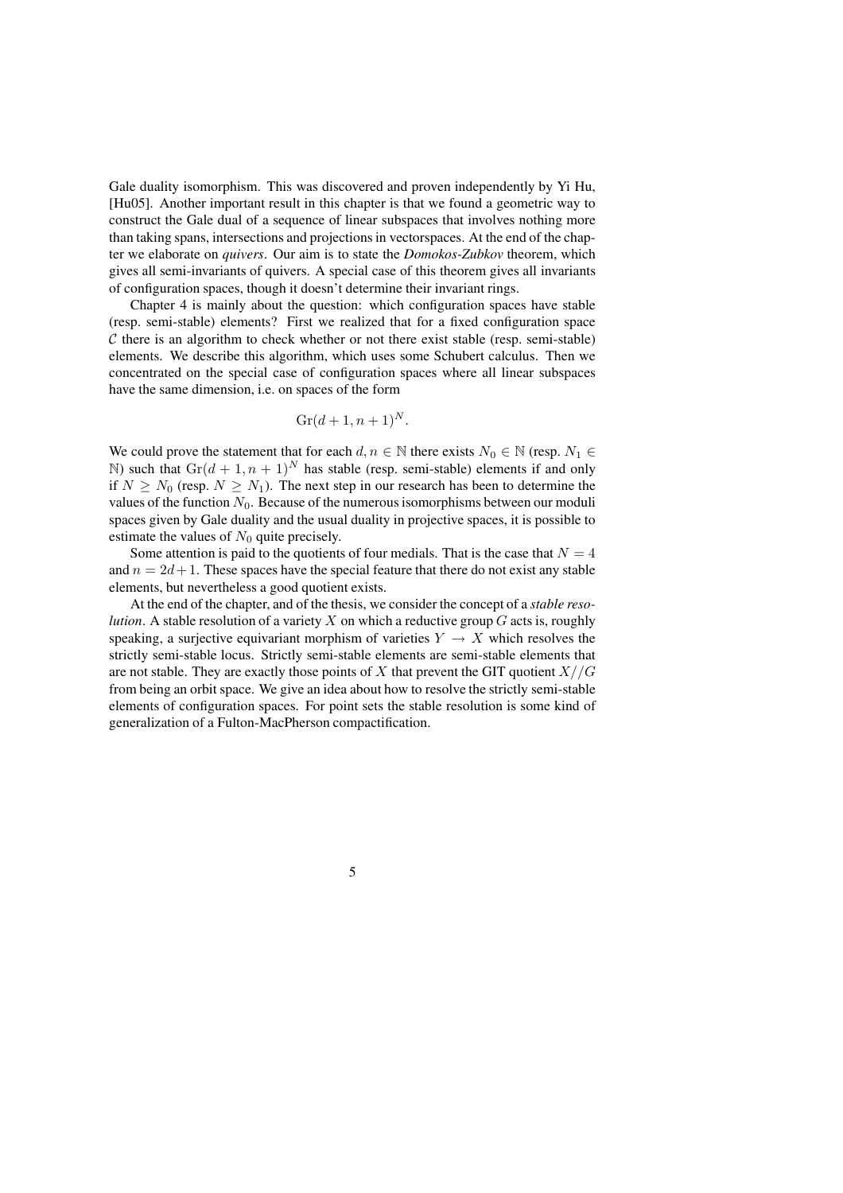Gale duality isomorphism. This was discovered and proven independently by Yi Hu, [Hu05]. Another important result in this chapter is that we found a geometric way to construct the Gale dual of a sequence of linear subspaces that involves nothing more than taking spans, intersections and projections in vectorspaces. At the end of the chapter we elaborate on *quivers*. Our aim is to state the *Domokos-Zubkov* theorem, which gives all semi-invariants of quivers. A special case of this theorem gives all invariants of configuration spaces, though it doesn't determine their invariant rings.

Chapter 4 is mainly about the question: which configuration spaces have stable (resp. semi-stable) elements? First we realized that for a fixed configuration space $\mathcal{C}$ there is an algorithm to check whether or not there exist stable (resp. semi-stable) elements. We describe this algorithm, which uses some Schubert calculus. Then we concentrated on the special case of configuration spaces where all linear subspaces have the same dimension, i.e. on spaces of the form

$$\mathrm{Gr}(d+1, n+1)^N.$$

We could prove the statement that for each $d, n \in \mathbb{N}$ there exists $N_0 \in \mathbb{N}$ (resp. $N_1 \in \mathbb{N}$) such that $\mathrm{Gr}(d+1, n+1)^N$ has stable (resp. semi-stable) elements if and only if $N \geq N_0$ (resp. $N \geq N_1$). The next step in our research has been to determine the values of the function $N_0$. Because of the numerous isomorphisms between our moduli spaces given by Gale duality and the usual duality in projective spaces, it is possible to estimate the values of $N_0$ quite precisely.

Some attention is paid to the quotients of four medials. That is the case that $N = 4$ and $n = 2d+1$. These spaces have the special feature that there do not exist any stable elements, but nevertheless a good quotient exists.

At the end of the chapter, and of the thesis, we consider the concept of a *stable resolution*. A stable resolution of a variety $X$ on which a reductive group $G$ acts is, roughly speaking, a surjective equivariant morphism of varieties $Y \to X$ which resolves the strictly semi-stable locus. Strictly semi-stable elements are semi-stable elements that are not stable. They are exactly those points of $X$ that prevent the GIT quotient $X//G$ from being an orbit space. We give an idea about how to resolve the strictly semi-stable elements of configuration spaces. For point sets the stable resolution is some kind of generalization of a Fulton-MacPherson compactification.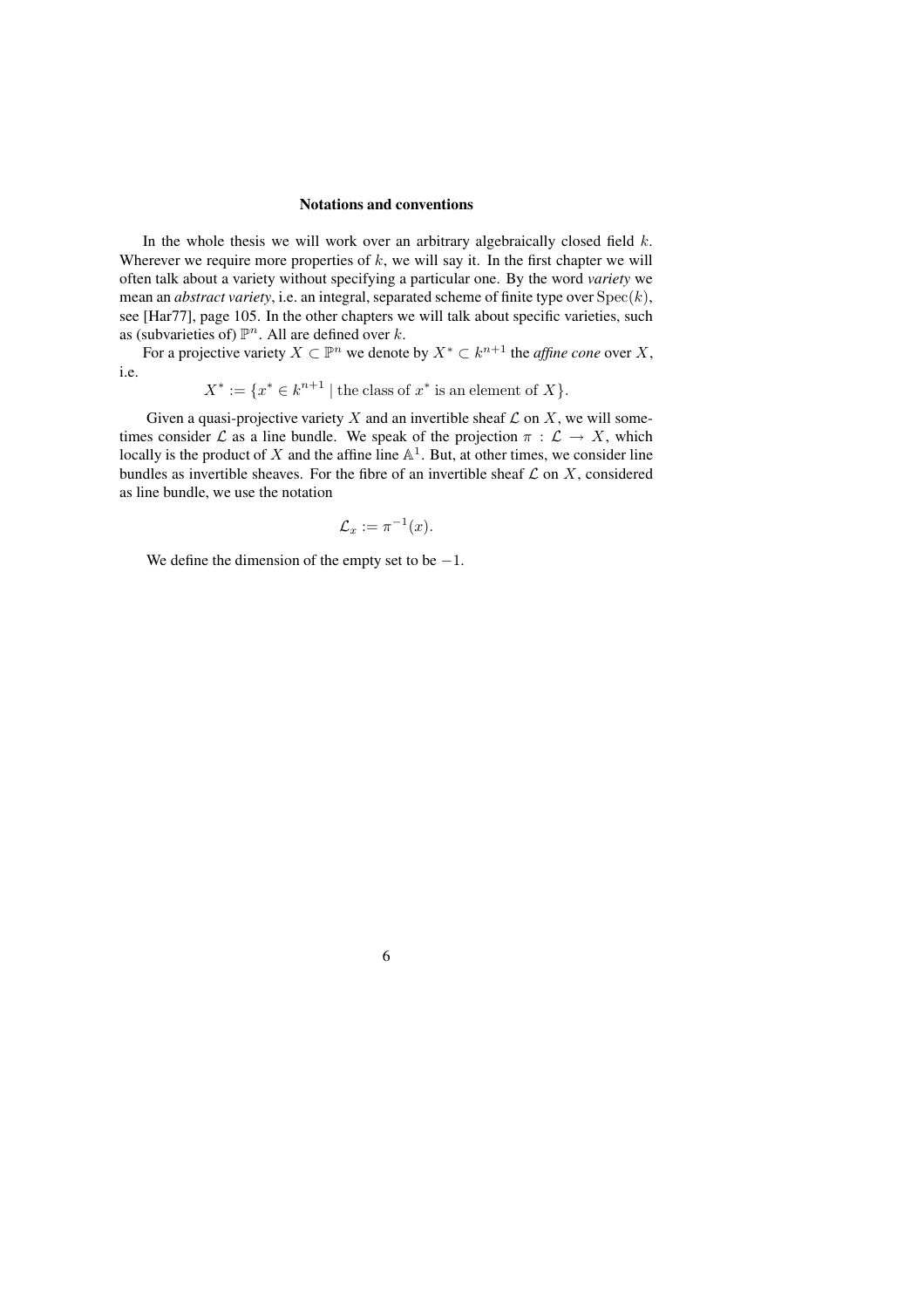## Notations and conventions

In the whole thesis we will work over an arbitrary algebraically closed field $k$. Wherever we require more properties of $k$, we will say it. In the first chapter we will often talk about a variety without specifying a particular one. By the word *variety* we mean an *abstract variety*, i.e. an integral, separated scheme of finite type over $\operatorname{Spec}(k)$, see [Har77], page 105. In the other chapters we will talk about specific varieties, such as (subvarieties of) $\mathbb{P}^n$. All are defined over $k$.

For a projective variety $X \subset \mathbb{P}^n$ we denote by $X^* \subset k^{n+1}$ the *affine cone* over $X$, i.e.

$$X^* := \{x^* \in k^{n+1} \mid \text{the class of } x^* \text{ is an element of } X\}.$$

Given a quasi-projective variety $X$ and an invertible sheaf $\mathcal{L}$ on $X$, we will sometimes consider $\mathcal{L}$ as a line bundle. We speak of the projection $\pi : \mathcal{L} \to X$, which locally is the product of $X$ and the affine line $\mathbb{A}^1$. But, at other times, we consider line bundles as invertible sheaves. For the fibre of an invertible sheaf $\mathcal{L}$ on $X$, considered as line bundle, we use the notation

$$\mathcal{L}_x := \pi^{-1}(x).$$

We define the dimension of the empty set to be $-1$.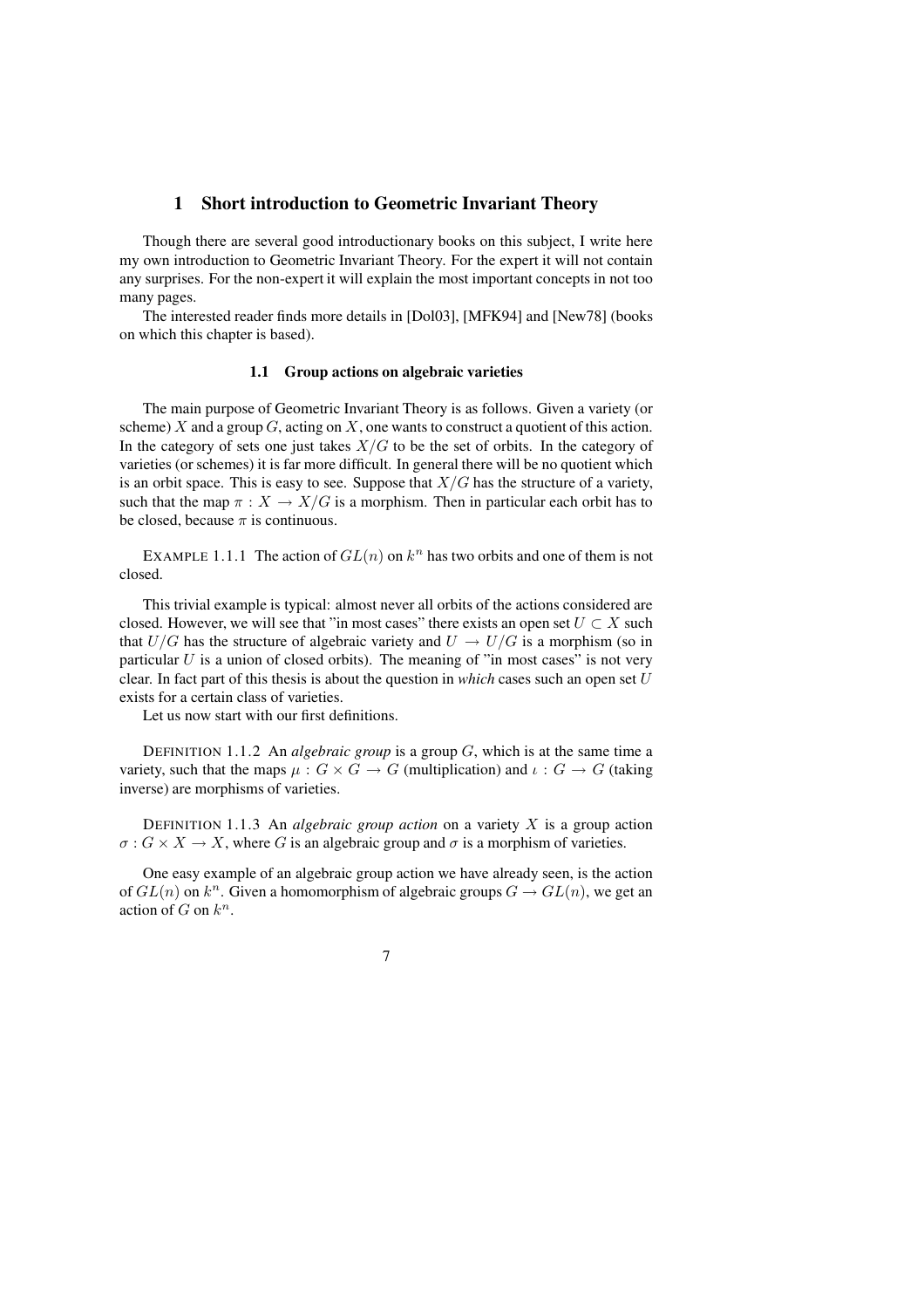# 1 Short introduction to Geometric Invariant Theory

Though there are several good introductionary books on this subject, I write here my own introduction to Geometric Invariant Theory. For the expert it will not contain any surprises. For the non-expert it will explain the most important concepts in not too many pages.

The interested reader finds more details in [Dol03], [MFK94] and [New78] (books on which this chapter is based).

## 1.1 Group actions on algebraic varieties

The main purpose of Geometric Invariant Theory is as follows. Given a variety (or scheme) $X$ and a group $G$, acting on $X$, one wants to construct a quotient of this action. In the category of sets one just takes $X/G$ to be the set of orbits. In the category of varieties (or schemes) it is far more difficult. In general there will be no quotient which is an orbit space. This is easy to see. Suppose that $X/G$ has the structure of a variety, such that the map $\pi : X \to X/G$ is a morphism. Then in particular each orbit has to be closed, because $\pi$ is continuous.

EXAMPLE 1.1.1 The action of $GL(n)$ on $k^n$ has two orbits and one of them is not closed.

This trivial example is typical: almost never all orbits of the actions considered are closed. However, we will see that "in most cases" there exists an open set $U \subset X$ such that $U/G$ has the structure of algebraic variety and $U \to U/G$ is a morphism (so in particular $U$ is a union of closed orbits). The meaning of "in most cases" is not very clear. In fact part of this thesis is about the question in *which* cases such an open set $U$ exists for a certain class of varieties.

Let us now start with our first definitions.

DEFINITION 1.1.2 An *algebraic group* is a group $G$, which is at the same time a variety, such that the maps $\mu : G \times G \to G$ (multiplication) and $\iota : G \to G$ (taking inverse) are morphisms of varieties.

DEFINITION 1.1.3 An *algebraic group action* on a variety $X$ is a group action $\sigma : G \times X \to X$, where $G$ is an algebraic group and $\sigma$ is a morphism of varieties.

One easy example of an algebraic group action we have already seen, is the action of $GL(n)$ on $k^n$. Given a homomorphism of algebraic groups $G \to GL(n)$, we get an action of $G$ on $k^n$.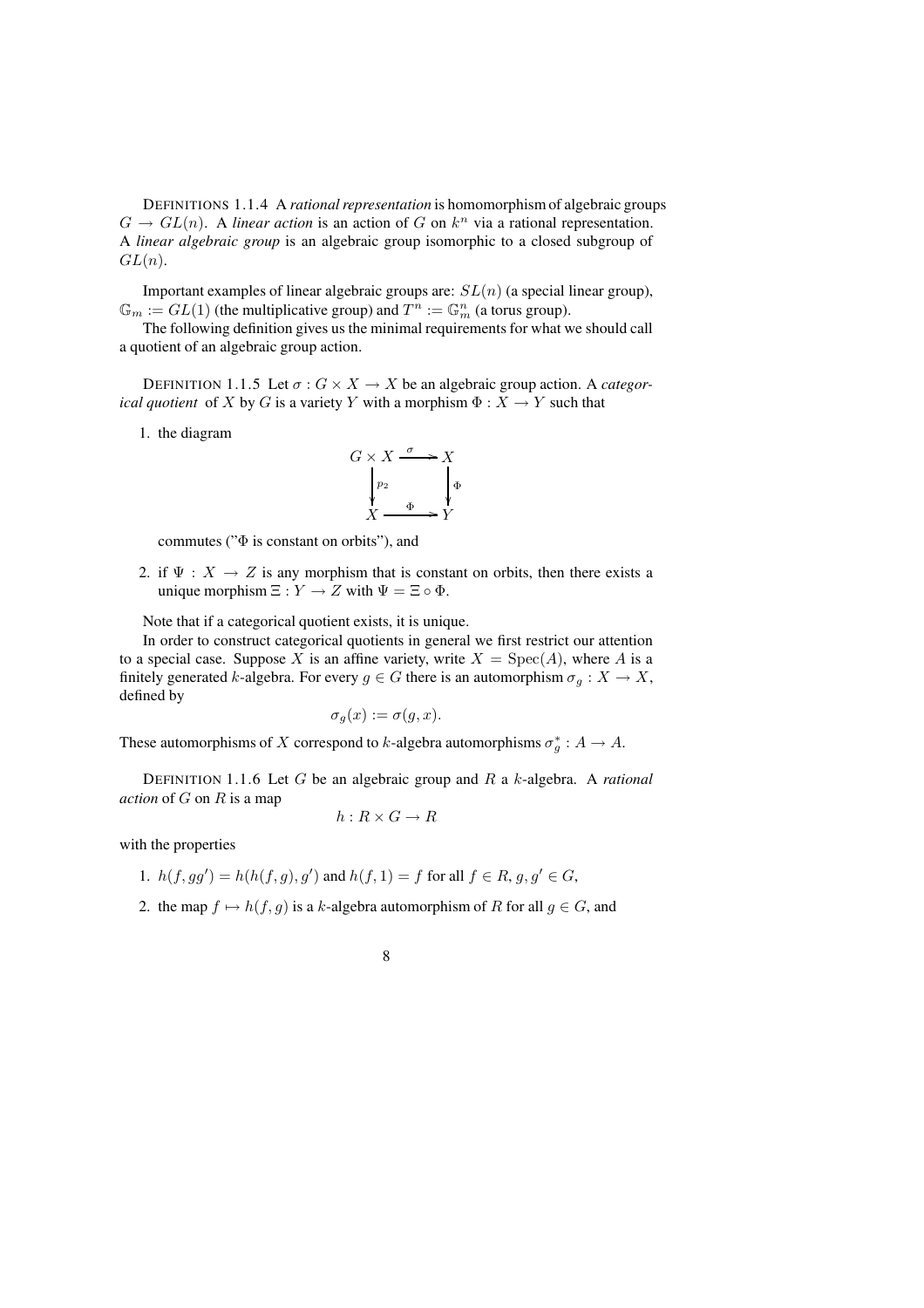DEFINITIONS 1.1.4 A *rational representation* is homomorphism of algebraic groups $G \to GL(n)$. A *linear action* is an action of $G$ on $k^n$ via a rational representation. A *linear algebraic group* is an algebraic group isomorphic to a closed subgroup of $GL(n)$.

Important examples of linear algebraic groups are: $SL(n)$ (a special linear group), $\mathbb{G}_m := GL(1)$ (the multiplicative group) and $T^n := \mathbb{G}_m^n$ (a torus group).

The following definition gives us the minimal requirements for what we should call a quotient of an algebraic group action.

DEFINITION 1.1.5 Let $\sigma : G \times X \to X$ be an algebraic group action. A *categorical quotient* of $X$ by $G$ is a variety $Y$ with a morphism $\Phi : X \to Y$ such that

1. the diagram

$$\begin{array}{ccc} G \times X & \xrightarrow{\sigma} & X \\ \downarrow{\scriptstyle p_2} & & \downarrow{\scriptstyle \Phi} \\ X & \xrightarrow{\Phi} & Y \end{array}$$

commutes ("$\Phi$ is constant on orbits"), and

2. if $\Psi : X \to Z$ is any morphism that is constant on orbits, then there exists a unique morphism $\Xi : Y \to Z$ with $\Psi = \Xi \circ \Phi$.

Note that if a categorical quotient exists, it is unique.

In order to construct categorical quotients in general we first restrict our attention to a special case. Suppose $X$ is an affine variety, write $X = \mathrm{Spec}(A)$, where $A$ is a finitely generated $k$-algebra. For every $g \in G$ there is an automorphism $\sigma_g : X \to X$, defined by

$$\sigma_g(x) := \sigma(g, x).$$

These automorphisms of $X$ correspond to $k$-algebra automorphisms $\sigma_g^* : A \to A$.

DEFINITION 1.1.6 Let $G$ be an algebraic group and $R$ a $k$-algebra. A *rational action* of $G$ on $R$ is a map

$$h : R \times G \to R$$

with the properties

1. $h(f, gg') = h(h(f, g), g')$ and $h(f, 1) = f$ for all $f \in R$, $g, g' \in G$,
2. the map $f \mapsto h(f, g)$ is a $k$-algebra automorphism of $R$ for all $g \in G$, and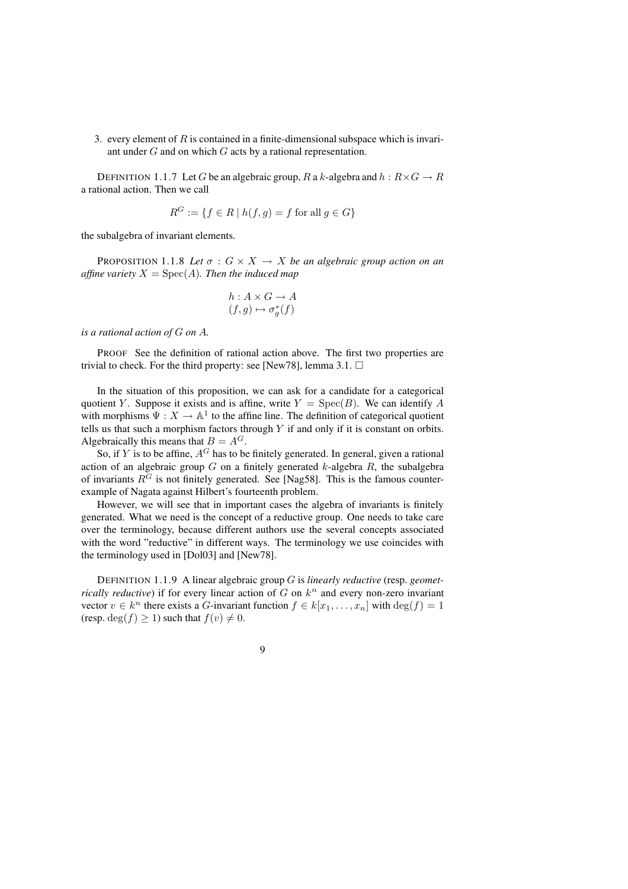3. every element of $R$ is contained in a finite-dimensional subspace which is invariant under $G$ and on which $G$ acts by a rational representation.

DEFINITION 1.1.7 Let $G$ be an algebraic group, $R$ a $k$-algebra and $h : R \times G \to R$ a rational action. Then we call

$$R^G := \{f \in R \mid h(f, g) = f \text{ for all } g \in G\}$$

the subalgebra of invariant elements.

PROPOSITION 1.1.8 *Let $\sigma : G \times X \to X$ be an algebraic group action on an affine variety $X = \operatorname{Spec}(A)$. Then the induced map*

$$\begin{aligned} h : A \times G &\to A \\ (f, g) &\mapsto \sigma_g^*(f) \end{aligned}$$

*is a rational action of $G$ on $A$.*

PROOF See the definition of rational action above. The first two properties are trivial to check. For the third property: see [New78], lemma 3.1. □

In the situation of this proposition, we can ask for a candidate for a categorical quotient $Y$. Suppose it exists and is affine, write $Y = \operatorname{Spec}(B)$. We can identify $A$ with morphisms $\Psi : X \to \mathbb{A}^1$ to the affine line. The definition of categorical quotient tells us that such a morphism factors through $Y$ if and only if it is constant on orbits. Algebraically this means that $B = A^G$.

So, if $Y$ is to be affine, $A^G$ has to be finitely generated. In general, given a rational action of an algebraic group $G$ on a finitely generated $k$-algebra $R$, the subalgebra of invariants $R^G$ is not finitely generated. See [Nag58]. This is the famous counterexample of Nagata against Hilbert's fourteenth problem.

However, we will see that in important cases the algebra of invariants is finitely generated. What we need is the concept of a reductive group. One needs to take care over the terminology, because different authors use the several concepts associated with the word "reductive" in different ways. The terminology we use coincides with the terminology used in [Dol03] and [New78].

DEFINITION 1.1.9 A linear algebraic group $G$ is *linearly reductive* (resp. *geometrically reductive*) if for every linear action of $G$ on $k^n$ and every non-zero invariant vector $v \in k^n$ there exists a $G$-invariant function $f \in k[x_1, \ldots, x_n]$ with $\deg(f) = 1$ (resp. $\deg(f) \geq 1$) such that $f(v) \neq 0$.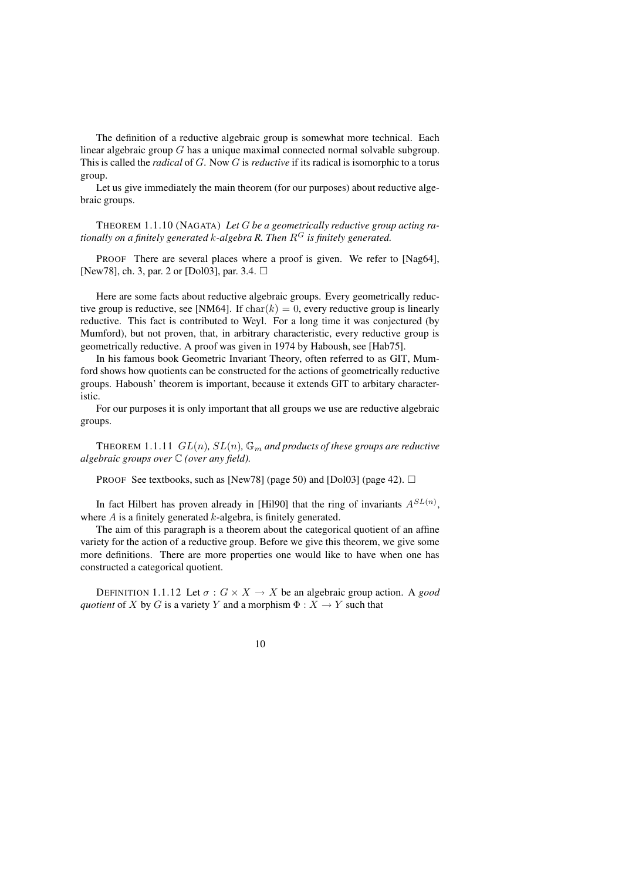The definition of a reductive algebraic group is somewhat more technical. Each linear algebraic group $G$ has a unique maximal connected normal solvable subgroup. This is called the *radical* of $G$. Now $G$ is *reductive* if its radical is isomorphic to a torus group.

Let us give immediately the main theorem (for our purposes) about reductive algebraic groups.

THEOREM 1.1.10 (NAGATA) *Let $G$ be a geometrically reductive group acting rationally on a finitely generated $k$-algebra R. Then $R^G$ is finitely generated.*

PROOF There are several places where a proof is given. We refer to [Nag64], [New78], ch. 3, par. 2 or [Dol03], par. 3.4. □

Here are some facts about reductive algebraic groups. Every geometrically reductive group is reductive, see [NM64]. If $\mathrm{char}(k) = 0$, every reductive group is linearly reductive. This fact is contributed to Weyl. For a long time it was conjectured (by Mumford), but not proven, that, in arbitrary characteristic, every reductive group is geometrically reductive. A proof was given in 1974 by Haboush, see [Hab75].

In his famous book Geometric Invariant Theory, often referred to as GIT, Mumford shows how quotients can be constructed for the actions of geometrically reductive groups. Haboush' theorem is important, because it extends GIT to arbitary characteristic.

For our purposes it is only important that all groups we use are reductive algebraic groups.

THEOREM 1.1.11 *$GL(n)$, $SL(n)$, $\mathbb{G}_m$ and products of these groups are reductive algebraic groups over $\mathbb{C}$ (over any field).*

PROOF See textbooks, such as [New78] (page 50) and [Dol03] (page 42). □

In fact Hilbert has proven already in [Hil90] that the ring of invariants $A^{SL(n)}$, where $A$ is a finitely generated $k$-algebra, is finitely generated.

The aim of this paragraph is a theorem about the categorical quotient of an affine variety for the action of a reductive group. Before we give this theorem, we give some more definitions. There are more properties one would like to have when one has constructed a categorical quotient.

DEFINITION 1.1.12 Let $\sigma : G \times X \to X$ be an algebraic group action. A *good quotient* of $X$ by $G$ is a variety $Y$ and a morphism $\Phi : X \to Y$ such that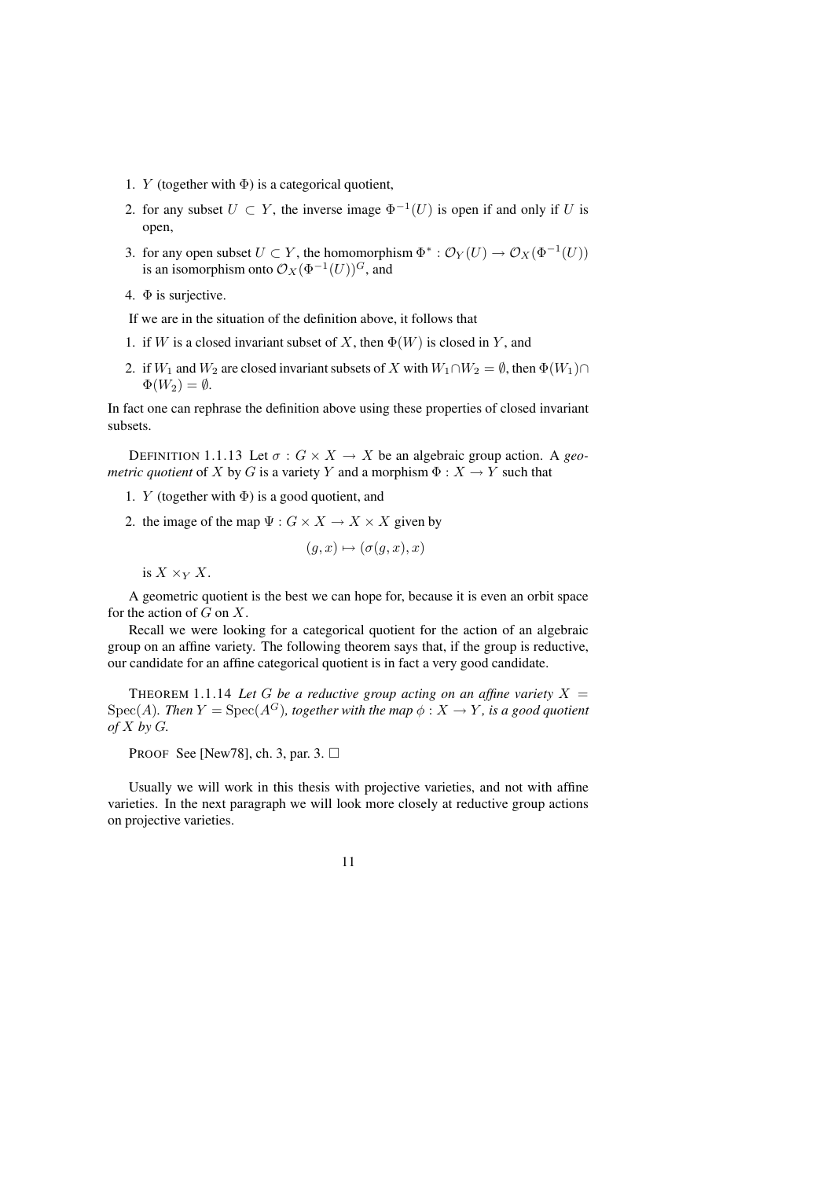1. $Y$ (together with $\Phi$) is a categorical quotient,
2. for any subset $U \subset Y$, the inverse image $\Phi^{-1}(U)$ is open if and only if $U$ is open,
3. for any open subset $U \subset Y$, the homomorphism $\Phi^* : \mathcal{O}_Y(U) \to \mathcal{O}_X(\Phi^{-1}(U))$ is an isomorphism onto $\mathcal{O}_X(\Phi^{-1}(U))^G$, and
4. $\Phi$ is surjective.

If we are in the situation of the definition above, it follows that

1. if $W$ is a closed invariant subset of $X$, then $\Phi(W)$ is closed in $Y$, and
2. if $W_1$ and $W_2$ are closed invariant subsets of $X$ with $W_1 \cap W_2 = \emptyset$, then $\Phi(W_1) \cap \Phi(W_2) = \emptyset$.

In fact one can rephrase the definition above using these properties of closed invariant subsets.

DEFINITION 1.1.13 Let $\sigma : G \times X \to X$ be an algebraic group action. A *geometric quotient* of $X$ by $G$ is a variety $Y$ and a morphism $\Phi : X \to Y$ such that

1. $Y$ (together with $\Phi$) is a good quotient, and
2. the image of the map $\Psi : G \times X \to X \times X$ given by

$$(g, x) \mapsto (\sigma(g, x), x)$$

is $X \times_Y X$.

A geometric quotient is the best we can hope for, because it is even an orbit space for the action of $G$ on $X$.

Recall we were looking for a categorical quotient for the action of an algebraic group on an affine variety. The following theorem says that, if the group is reductive, our candidate for an affine categorical quotient is in fact a very good candidate.

THEOREM 1.1.14 *Let $G$ be a reductive group acting on an affine variety $X = \operatorname{Spec}(A)$. Then $Y = \operatorname{Spec}(A^G)$, together with the map $\phi : X \to Y$, is a good quotient of $X$ by $G$.*

PROOF See [New78], ch. 3, par. 3. □

Usually we will work in this thesis with projective varieties, and not with affine varieties. In the next paragraph we will look more closely at reductive group actions on projective varieties.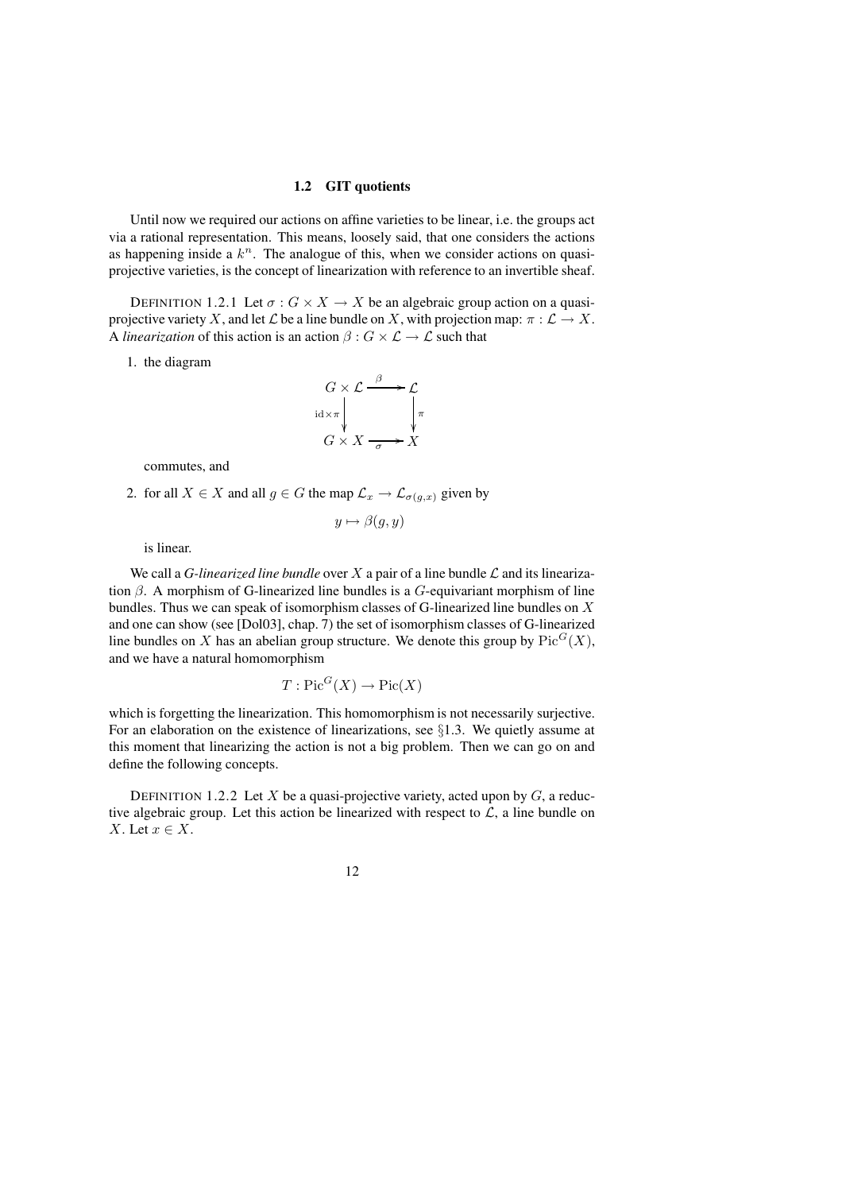## 1.2 GIT quotients

Until now we required our actions on affine varieties to be linear, i.e. the groups act via a rational representation. This means, loosely said, that one considers the actions as happening inside a $k^n$. The analogue of this, when we consider actions on quasi-projective varieties, is the concept of linearization with reference to an invertible sheaf.

DEFINITION 1.2.1 Let $\sigma : G \times X \to X$ be an algebraic group action on a quasi-projective variety $X$, and let $\mathcal{L}$ be a line bundle on $X$, with projection map: $\pi : \mathcal{L} \to X$. A *linearization* of this action is an action $\beta : G \times \mathcal{L} \to \mathcal{L}$ such that

1. the diagram

$$\begin{array}{ccc} G \times \mathcal{L} & \xrightarrow{\beta} & \mathcal{L} \\ \Big\downarrow{\scriptstyle \mathrm{id}\times\pi} & & \Big\downarrow{\scriptstyle \pi} \\ G \times X & \xrightarrow[\sigma]{} & X \end{array}$$

   commutes, and

2. for all $X \in X$ and all $g \in G$ the map $\mathcal{L}_x \to \mathcal{L}_{\sigma(g,x)}$ given by

$$y \mapsto \beta(g, y)$$

   is linear.

We call a *G-linearized line bundle* over $X$ a pair of a line bundle $\mathcal{L}$ and its linearization $\beta$. A morphism of G-linearized line bundles is a $G$-equivariant morphism of line bundles. Thus we can speak of isomorphism classes of G-linearized line bundles on $X$ and one can show (see [Dol03], chap. 7) the set of isomorphism classes of G-linearized line bundles on $X$ has an abelian group structure. We denote this group by $\mathrm{Pic}^G(X)$, and we have a natural homomorphism

$$T : \mathrm{Pic}^G(X) \to \mathrm{Pic}(X)$$

which is forgetting the linearization. This homomorphism is not necessarily surjective. For an elaboration on the existence of linearizations, see §1.3. We quietly assume at this moment that linearizing the action is not a big problem. Then we can go on and define the following concepts.

DEFINITION 1.2.2 Let $X$ be a quasi-projective variety, acted upon by $G$, a reductive algebraic group. Let this action be linearized with respect to $\mathcal{L}$, a line bundle on $X$. Let $x \in X$.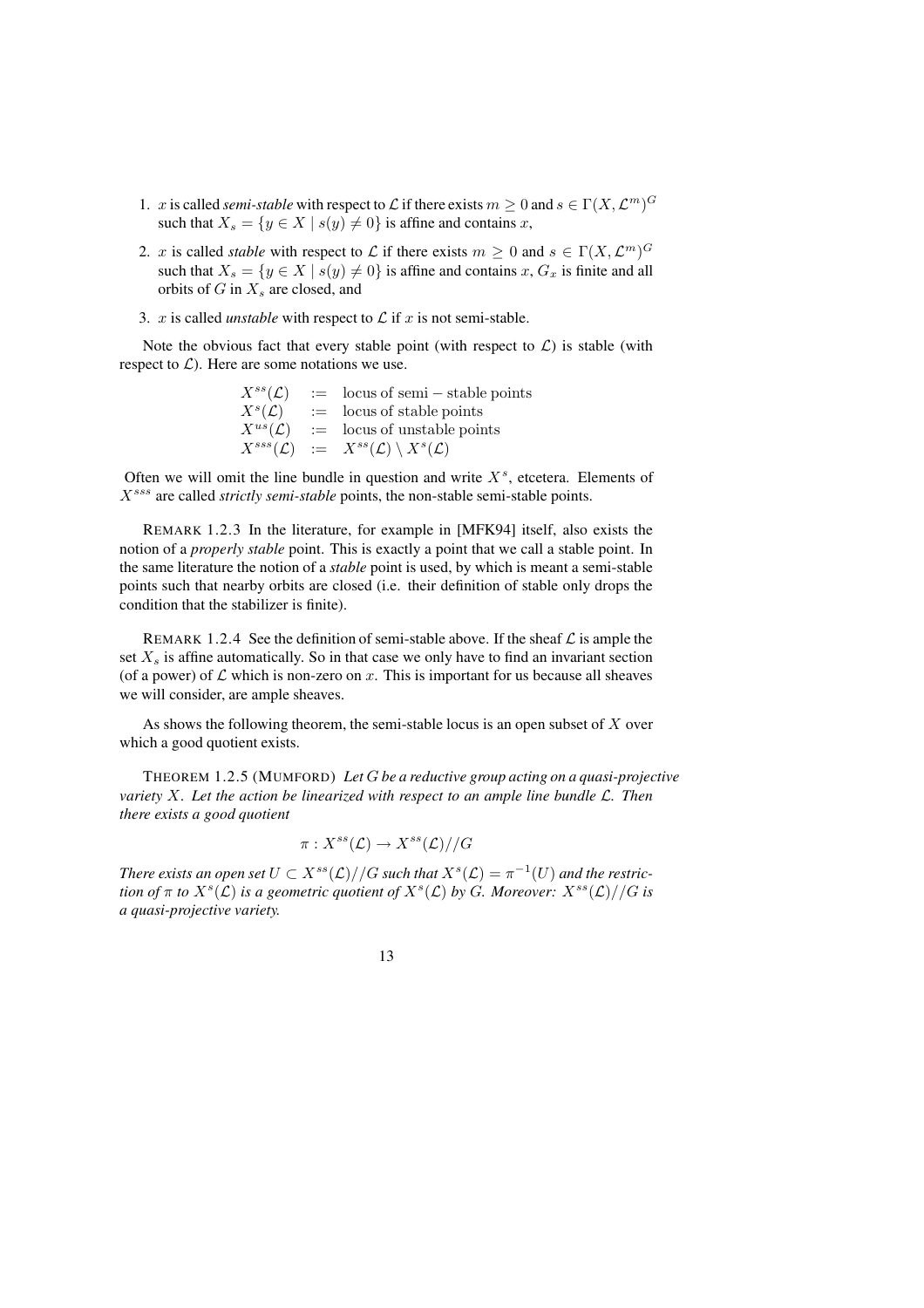1. $x$ is called *semi-stable* with respect to $\mathcal{L}$ if there exists $m \geq 0$ and $s \in \Gamma(X, \mathcal{L}^m)^G$ such that $X_s = \{y \in X \mid s(y) \neq 0\}$ is affine and contains $x$,

2. $x$ is called *stable* with respect to $\mathcal{L}$ if there exists $m \geq 0$ and $s \in \Gamma(X, \mathcal{L}^m)^G$ such that $X_s = \{y \in X \mid s(y) \neq 0\}$ is affine and contains $x$, $G_x$ is finite and all orbits of $G$ in $X_s$ are closed, and

3. $x$ is called *unstable* with respect to $\mathcal{L}$ if $x$ is not semi-stable.

Note the obvious fact that every stable point (with respect to $\mathcal{L}$) is stable (with respect to $\mathcal{L}$). Here are some notations we use.

$$\begin{array}{lcl} X^{ss}(\mathcal{L}) & := & \text{locus of semi} - \text{stable points} \\ X^{s}(\mathcal{L}) & := & \text{locus of stable points} \\ X^{us}(\mathcal{L}) & := & \text{locus of unstable points} \\ X^{sss}(\mathcal{L}) & := & X^{ss}(\mathcal{L}) \setminus X^{s}(\mathcal{L}) \end{array}$$

Often we will omit the line bundle in question and write $X^s$, etcetera. Elements of $X^{sss}$ are called *strictly semi-stable* points, the non-stable semi-stable points.

REMARK 1.2.3 In the literature, for example in [MFK94] itself, also exists the notion of a *properly stable* point. This is exactly a point that we call a stable point. In the same literature the notion of a *stable* point is used, by which is meant a semi-stable points such that nearby orbits are closed (i.e. their definition of stable only drops the condition that the stabilizer is finite).

REMARK 1.2.4 See the definition of semi-stable above. If the sheaf $\mathcal{L}$ is ample the set $X_s$ is affine automatically. So in that case we only have to find an invariant section (of a power) of $\mathcal{L}$ which is non-zero on $x$. This is important for us because all sheaves we will consider, are ample sheaves.

As shows the following theorem, the semi-stable locus is an open subset of $X$ over which a good quotient exists.

THEOREM 1.2.5 (MUMFORD) *Let $G$ be a reductive group acting on a quasi-projective variety $X$. Let the action be linearized with respect to an ample line bundle $\mathcal{L}$. Then there exists a good quotient*

$$\pi : X^{ss}(\mathcal{L}) \to X^{ss}(\mathcal{L})//G$$

*There exists an open set $U \subset X^{ss}(\mathcal{L})//G$ such that $X^s(\mathcal{L}) = \pi^{-1}(U)$ and the restriction of $\pi$ to $X^s(\mathcal{L})$ is a geometric quotient of $X^s(\mathcal{L})$ by $G$. Moreover: $X^{ss}(\mathcal{L})//G$ is a quasi-projective variety.*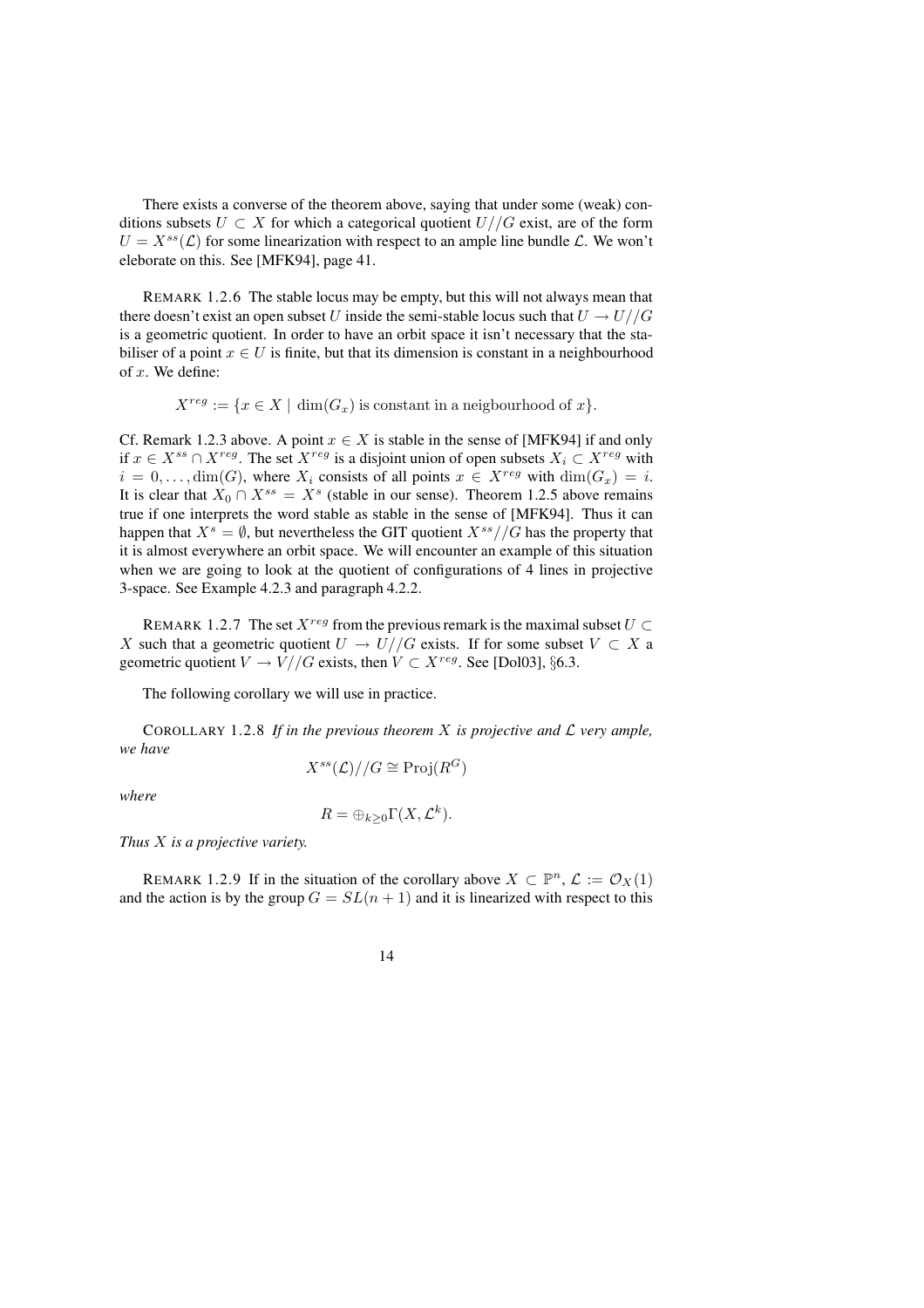There exists a converse of the theorem above, saying that under some (weak) conditions subsets $U \subset X$ for which a categorical quotient $U//G$ exist, are of the form $U = X^{ss}(\mathcal{L})$ for some linearization with respect to an ample line bundle $\mathcal{L}$. We won't eleborate on this. See [MFK94], page 41.

REMARK 1.2.6 The stable locus may be empty, but this will not always mean that there doesn't exist an open subset $U$ inside the semi-stable locus such that $U \to U//G$ is a geometric quotient. In order to have an orbit space it isn't necessary that the stabiliser of a point $x \in U$ is finite, but that its dimension is constant in a neighbourhood of $x$. We define:

$$X^{reg} := \{x \in X \mid \dim(G_x) \text{ is constant in a neigbourhood of } x\}.$$

Cf. Remark 1.2.3 above. A point $x \in X$ is stable in the sense of [MFK94] if and only if $x \in X^{ss} \cap X^{reg}$. The set $X^{reg}$ is a disjoint union of open subsets $X_i \subset X^{reg}$ with $i = 0, \ldots, \dim(G)$, where $X_i$ consists of all points $x \in X^{reg}$ with $\dim(G_x) = i$. It is clear that $X_0 \cap X^{ss} = X^s$ (stable in our sense). Theorem 1.2.5 above remains true if one interprets the word stable as stable in the sense of [MFK94]. Thus it can happen that $X^s = \emptyset$, but nevertheless the GIT quotient $X^{ss}//G$ has the property that it is almost everywhere an orbit space. We will encounter an example of this situation when we are going to look at the quotient of configurations of 4 lines in projective 3-space. See Example 4.2.3 and paragraph 4.2.2.

REMARK 1.2.7 The set $X^{reg}$ from the previous remark is the maximal subset $U \subset X$ such that a geometric quotient $U \to U//G$ exists. If for some subset $V \subset X$ a geometric quotient $V \to V//G$ exists, then $V \subset X^{reg}$. See [Dol03], §6.3.

The following corollary we will use in practice.

COROLLARY 1.2.8 *If in the previous theorem $X$ is projective and $\mathcal{L}$ very ample, we have*

$$X^{ss}(\mathcal{L})//G \cong \mathrm{Proj}(R^G)$$

*where*

$$R = \oplus_{k \geq 0} \Gamma(X, \mathcal{L}^k).$$

*Thus $X$ is a projective variety.*

REMARK 1.2.9 If in the situation of the corollary above $X \subset \mathbb{P}^n$, $\mathcal{L} := \mathcal{O}_X(1)$ and the action is by the group $G = SL(n + 1)$ and it is linearized with respect to this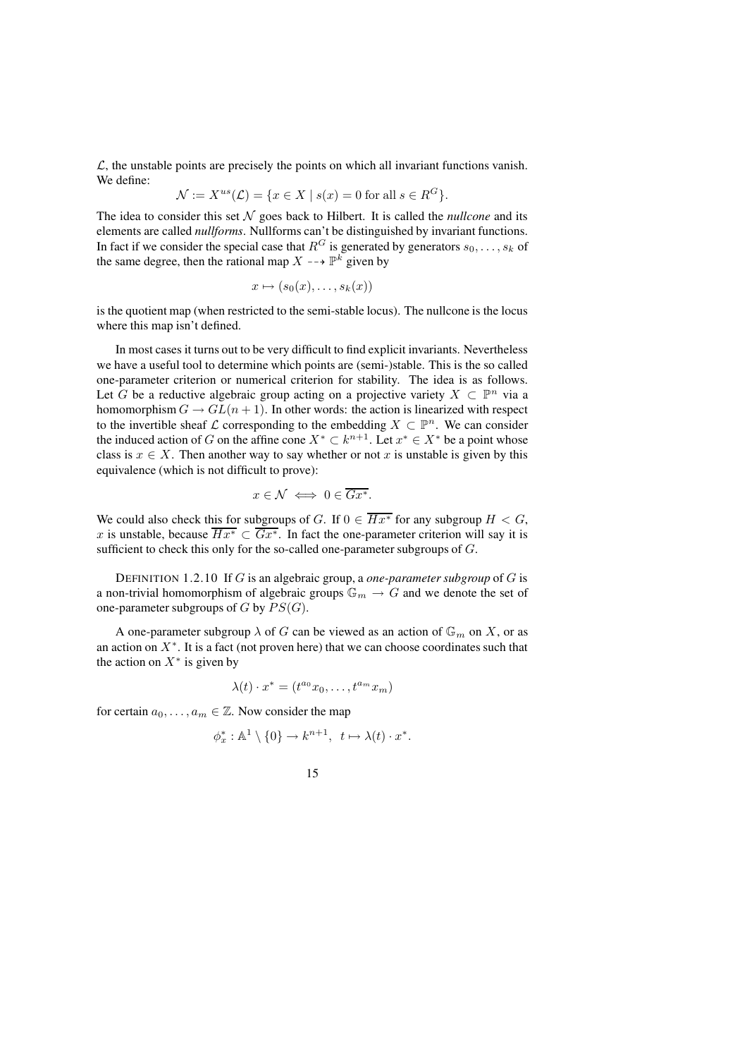$\mathcal{L}$, the unstable points are precisely the points on which all invariant functions vanish. We define:

$$\mathcal{N} := X^{us}(\mathcal{L}) = \{x \in X \mid s(x) = 0 \text{ for all } s \in R^G\}.$$

The idea to consider this set $\mathcal{N}$ goes back to Hilbert. It is called the *nullcone* and its elements are called *nullforms*. Nullforms can't be distinguished by invariant functions. In fact if we consider the special case that $R^G$ is generated by generators $s_0, \ldots, s_k$ of the same degree, then the rational map $X \dashrightarrow \mathbb{P}^k$ given by

$$x \mapsto (s_0(x), \ldots, s_k(x))$$

is the quotient map (when restricted to the semi-stable locus). The nullcone is the locus where this map isn't defined.

In most cases it turns out to be very difficult to find explicit invariants. Nevertheless we have a useful tool to determine which points are (semi-)stable. This is the so called one-parameter criterion or numerical criterion for stability. The idea is as follows. Let $G$ be a reductive algebraic group acting on a projective variety $X \subset \mathbb{P}^n$ via a homomorphism $G \to GL(n+1)$. In other words: the action is linearized with respect to the invertible sheaf $\mathcal{L}$ corresponding to the embedding $X \subset \mathbb{P}^n$. We can consider the induced action of $G$ on the affine cone $X^* \subset k^{n+1}$. Let $x^* \in X^*$ be a point whose class is $x \in X$. Then another way to say whether or not $x$ is unstable is given by this equivalence (which is not difficult to prove):

$$x \in \mathcal{N} \iff 0 \in \overline{Gx^*}.$$

We could also check this for subgroups of $G$. If $0 \in \overline{Hx^*}$ for any subgroup $H < G$, $x$ is unstable, because $\overline{Hx^*} \subset \overline{Gx^*}$. In fact the one-parameter criterion will say it is sufficient to check this only for the so-called one-parameter subgroups of $G$.

DEFINITION 1.2.10 If $G$ is an algebraic group, a *one-parameter subgroup* of $G$ is a non-trivial homomorphism of algebraic groups $\mathbb{G}_m \to G$ and we denote the set of one-parameter subgroups of $G$ by $PS(G)$.

A one-parameter subgroup $\lambda$ of $G$ can be viewed as an action of $\mathbb{G}_m$ on $X$, or as an action on $X^*$. It is a fact (not proven here) that we can choose coordinates such that the action on $X^*$ is given by

$$\lambda(t) \cdot x^* = (t^{a_0}x_0, \ldots, t^{a_m}x_m)$$

for certain $a_0, \ldots, a_m \in \mathbb{Z}$. Now consider the map

$$\phi_x^* : \mathbb{A}^1 \setminus \{0\} \to k^{n+1}, \;\; t \mapsto \lambda(t) \cdot x^*.$$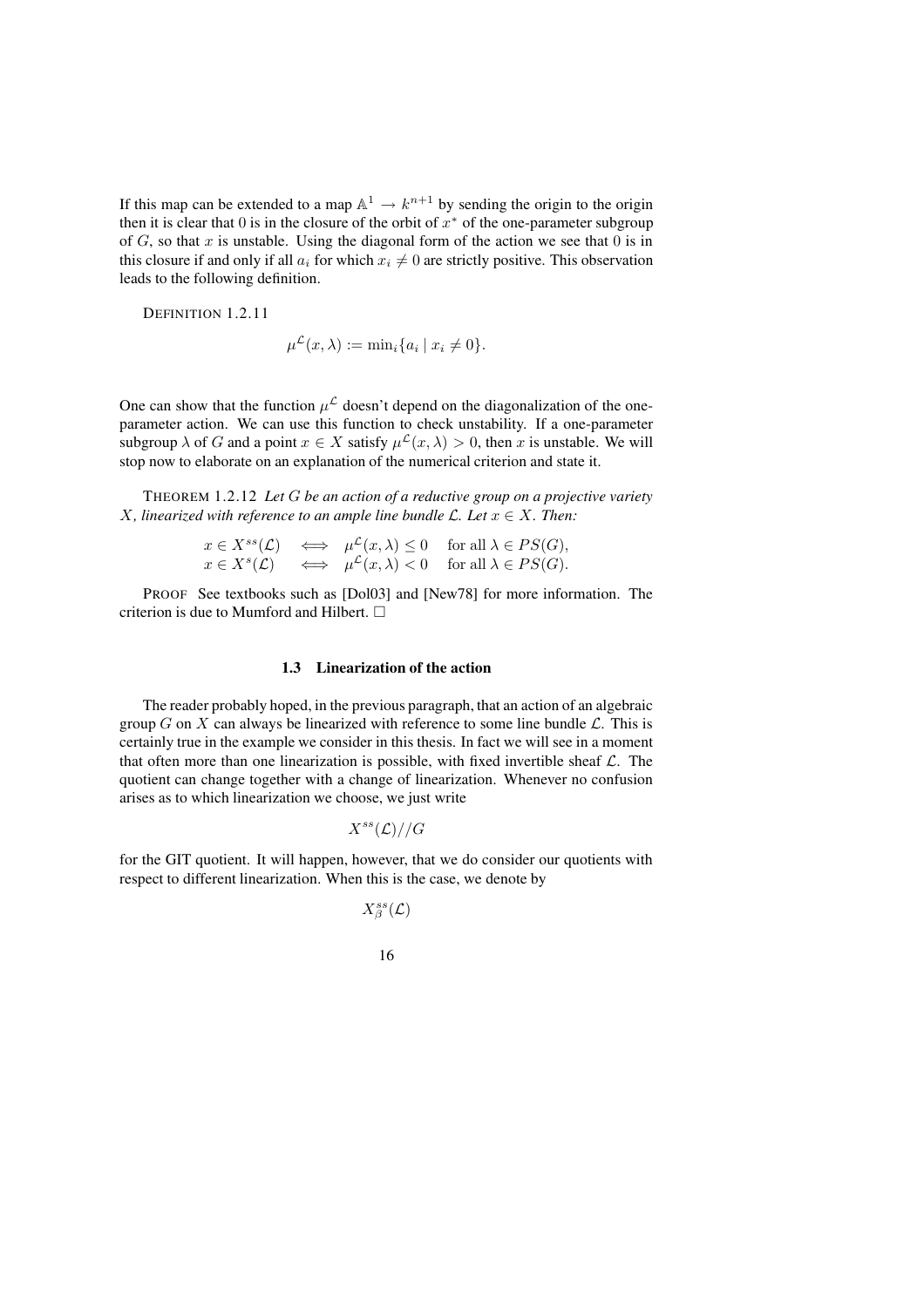If this map can be extended to a map $\mathbb{A}^1 \to k^{n+1}$ by sending the origin to the origin then it is clear that 0 is in the closure of the orbit of $x^*$ of the one-parameter subgroup of $G$, so that $x$ is unstable. Using the diagonal form of the action we see that 0 is in this closure if and only if all $a_i$ for which $x_i \neq 0$ are strictly positive. This observation leads to the following definition.

DEFINITION 1.2.11

$$\mu^{\mathcal{L}}(x, \lambda) := \min_i \{a_i \mid x_i \neq 0\}.$$

One can show that the function $\mu^{\mathcal{L}}$ doesn't depend on the diagonalization of the one-parameter action. We can use this function to check unstability. If a one-parameter subgroup $\lambda$ of $G$ and a point $x \in X$ satisfy $\mu^{\mathcal{L}}(x, \lambda) > 0$, then $x$ is unstable. We will stop now to elaborate on an explanation of the numerical criterion and state it.

THEOREM 1.2.12 *Let $G$ be an action of a reductive group on a projective variety $X$, linearized with reference to an ample line bundle $\mathcal{L}$. Let $x \in X$. Then:*

$$\begin{array}{lll} x \in X^{ss}(\mathcal{L}) & \iff & \mu^{\mathcal{L}}(x, \lambda) \leq 0 \quad \text{for all } \lambda \in PS(G), \\ x \in X^{s}(\mathcal{L}) & \iff & \mu^{\mathcal{L}}(x, \lambda) < 0 \quad \text{for all } \lambda \in PS(G). \end{array}$$

PROOF See textbooks such as [Dol03] and [New78] for more information. The criterion is due to Mumford and Hilbert. □

### 1.3 Linearization of the action

The reader probably hoped, in the previous paragraph, that an action of an algebraic group $G$ on $X$ can always be linearized with reference to some line bundle $\mathcal{L}$. This is certainly true in the example we consider in this thesis. In fact we will see in a moment that often more than one linearization is possible, with fixed invertible sheaf $\mathcal{L}$. The quotient can change together with a change of linearization. Whenever no confusion arises as to which linearization we choose, we just write

$$X^{ss}(\mathcal{L})//G$$

for the GIT quotient. It will happen, however, that we do consider our quotients with respect to different linearization. When this is the case, we denote by

$$X^{ss}_{\beta}(\mathcal{L})$$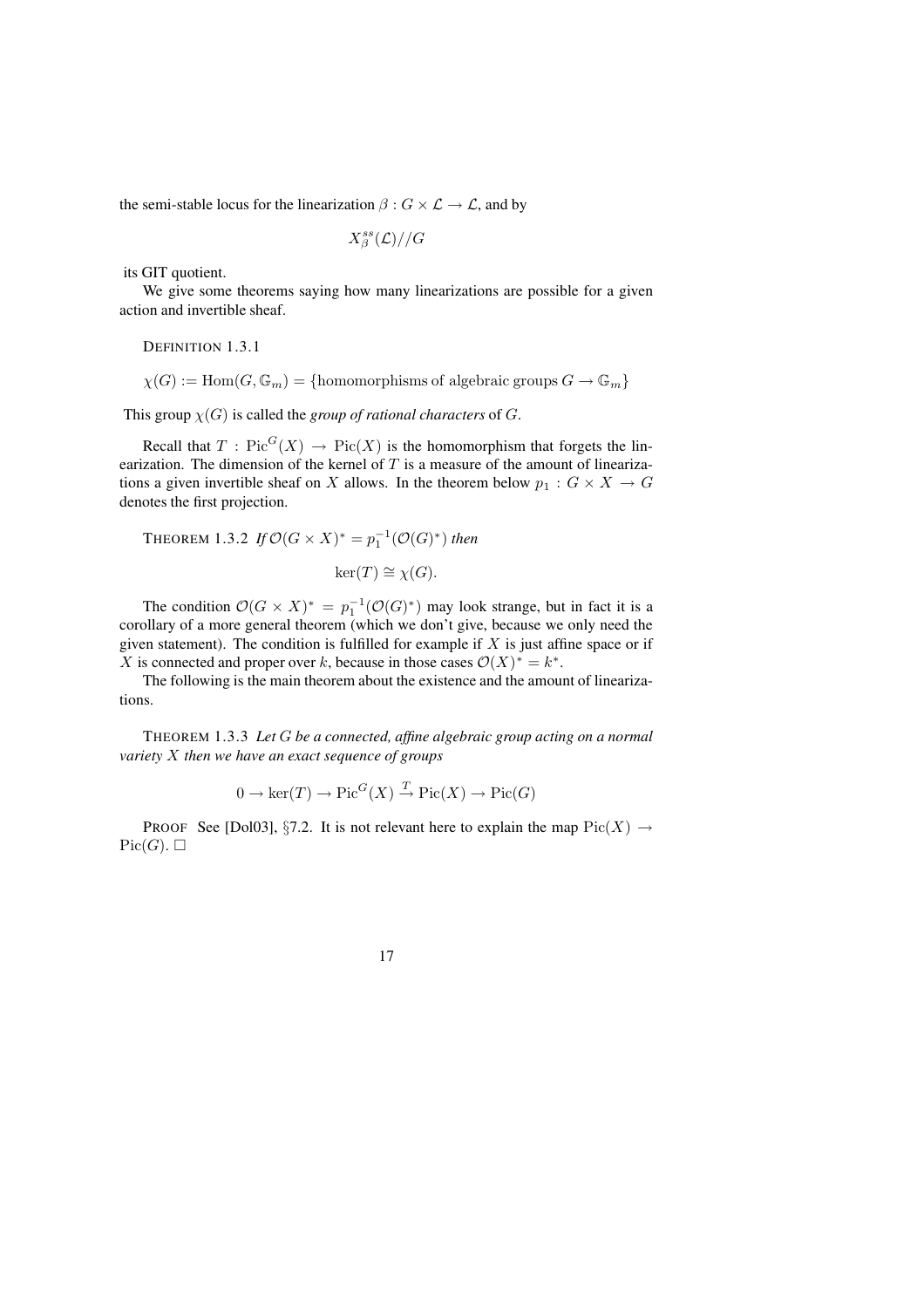the semi-stable locus for the linearization $\beta : G \times \mathcal{L} \to \mathcal{L}$, and by

$$X^{ss}_{\beta}(\mathcal{L})//G$$

its GIT quotient.

We give some theorems saying how many linearizations are possible for a given action and invertible sheaf.

DEFINITION 1.3.1

$$\chi(G) := \mathrm{Hom}(G, \mathbb{G}_m) = \{\text{homomorphisms of algebraic groups } G \to \mathbb{G}_m\}$$

This group $\chi(G)$ is called the *group of rational characters* of $G$.

Recall that $T : \mathrm{Pic}^G(X) \to \mathrm{Pic}(X)$ is the homomorphism that forgets the linearization. The dimension of the kernel of $T$ is a measure of the amount of linearizations a given invertible sheaf on $X$ allows. In the theorem below $p_1 : G \times X \to G$ denotes the first projection.

THEOREM 1.3.2 *If* $\mathcal{O}(G \times X)^* = p_1^{-1}(\mathcal{O}(G)^*)$ *then*

$$\ker(T) \cong \chi(G).$$

The condition $\mathcal{O}(G \times X)^* = p_1^{-1}(\mathcal{O}(G)^*)$ may look strange, but in fact it is a corollary of a more general theorem (which we don't give, because we only need the given statement). The condition is fulfilled for example if $X$ is just affine space or if $X$ is connected and proper over $k$, because in those cases $\mathcal{O}(X)^* = k^*$.

The following is the main theorem about the existence and the amount of linearizations.

THEOREM 1.3.3 *Let $G$ be a connected, affine algebraic group acting on a normal variety $X$ then we have an exact sequence of groups*

$$0 \to \ker(T) \to \mathrm{Pic}^G(X) \xrightarrow{T} \mathrm{Pic}(X) \to \mathrm{Pic}(G)$$

PROOF See [Dol03], §7.2. It is not relevant here to explain the map $\mathrm{Pic}(X) \to \mathrm{Pic}(G)$. □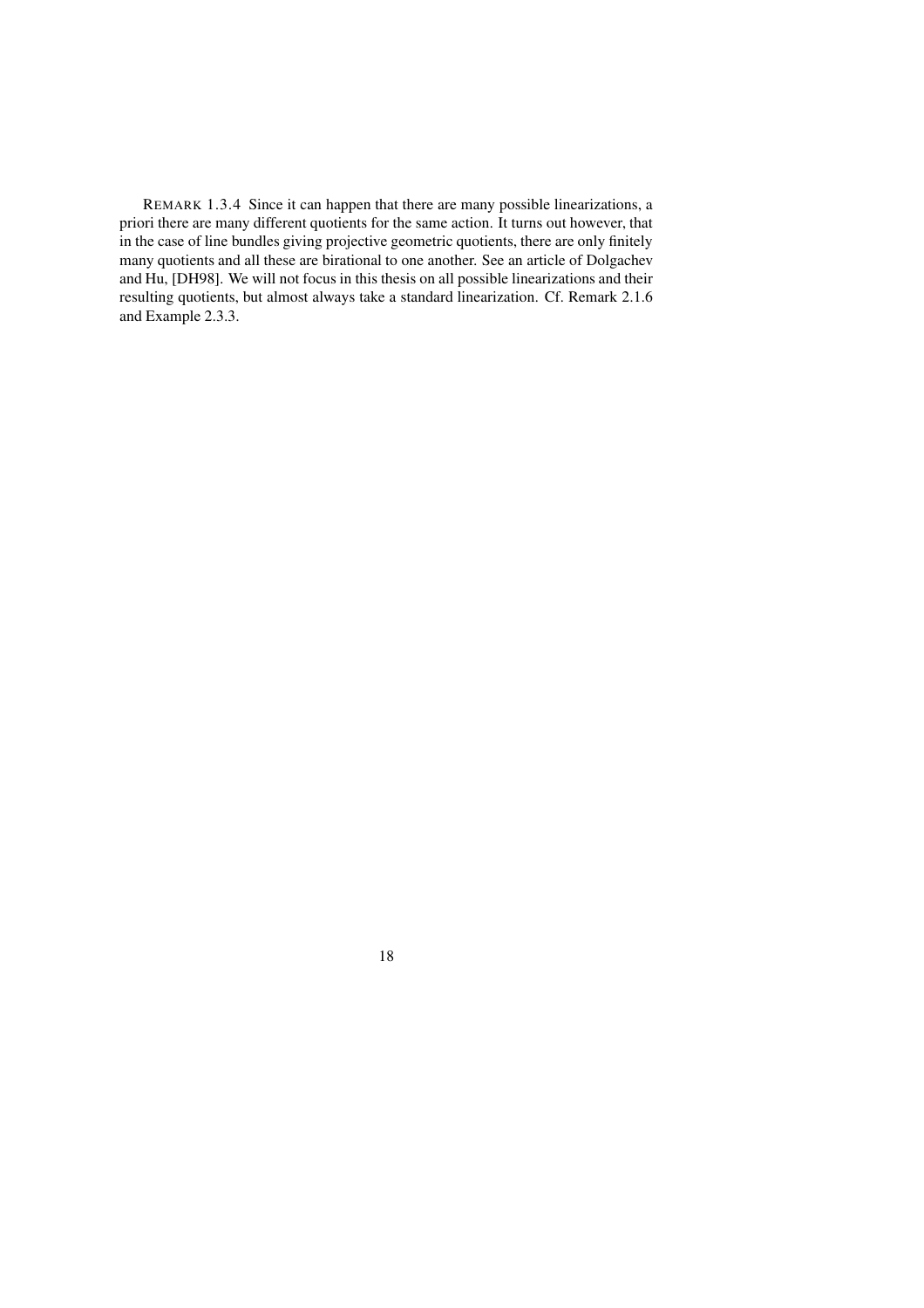REMARK 1.3.4 Since it can happen that there are many possible linearizations, a priori there are many different quotients for the same action. It turns out however, that in the case of line bundles giving projective geometric quotients, there are only finitely many quotients and all these are birational to one another. See an article of Dolgachev and Hu, [DH98]. We will not focus in this thesis on all possible linearizations and their resulting quotients, but almost always take a standard linearization. Cf. Remark 2.1.6 and Example 2.3.3.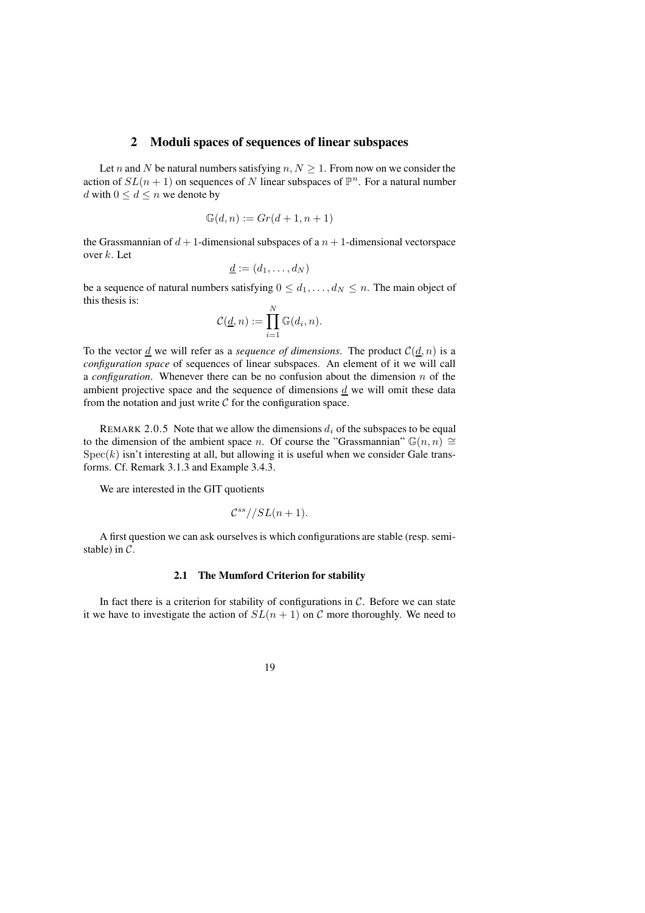## 2 Moduli spaces of sequences of linear subspaces

Let $n$ and $N$ be natural numbers satisfying $n, N \geq 1$. From now on we consider the action of $SL(n+1)$ on sequences of $N$ linear subspaces of $\mathbb{P}^n$. For a natural number $d$ with $0 \leq d \leq n$ we denote by

$$\mathbb{G}(d, n) := Gr(d+1, n+1)$$

the Grassmannian of $d+1$-dimensional subspaces of a $n+1$-dimensional vectorspace over $k$. Let

$$\underline{d} := (d_1, \ldots, d_N)$$

be a sequence of natural numbers satisfying $0 \leq d_1, \ldots, d_N \leq n$. The main object of this thesis is:

$$\mathcal{C}(\underline{d}, n) := \prod_{i=1}^{N} \mathbb{G}(d_i, n).$$

To the vector $\underline{d}$ we will refer as a *sequence of dimensions*. The product $\mathcal{C}(\underline{d}, n)$ is a *configuration space* of sequences of linear subspaces. An element of it we will call a *configuration*. Whenever there can be no confusion about the dimension $n$ of the ambient projective space and the sequence of dimensions $\underline{d}$ we will omit these data from the notation and just write $\mathcal{C}$ for the configuration space.

REMARK 2.0.5 Note that we allow the dimensions $d_i$ of the subspaces to be equal to the dimension of the ambient space $n$. Of course the "Grassmannian" $\mathbb{G}(n, n) \cong \mathrm{Spec}(k)$ isn't interesting at all, but allowing it is useful when we consider Gale transforms. Cf. Remark 3.1.3 and Example 3.4.3.

We are interested in the GIT quotients

$$\mathcal{C}^{ss}//SL(n+1).$$

A first question we can ask ourselves is which configurations are stable (resp. semistable) in $\mathcal{C}$.

### 2.1 The Mumford Criterion for stability

In fact there is a criterion for stability of configurations in $\mathcal{C}$. Before we can state it we have to investigate the action of $SL(n+1)$ on $\mathcal{C}$ more thoroughly. We need to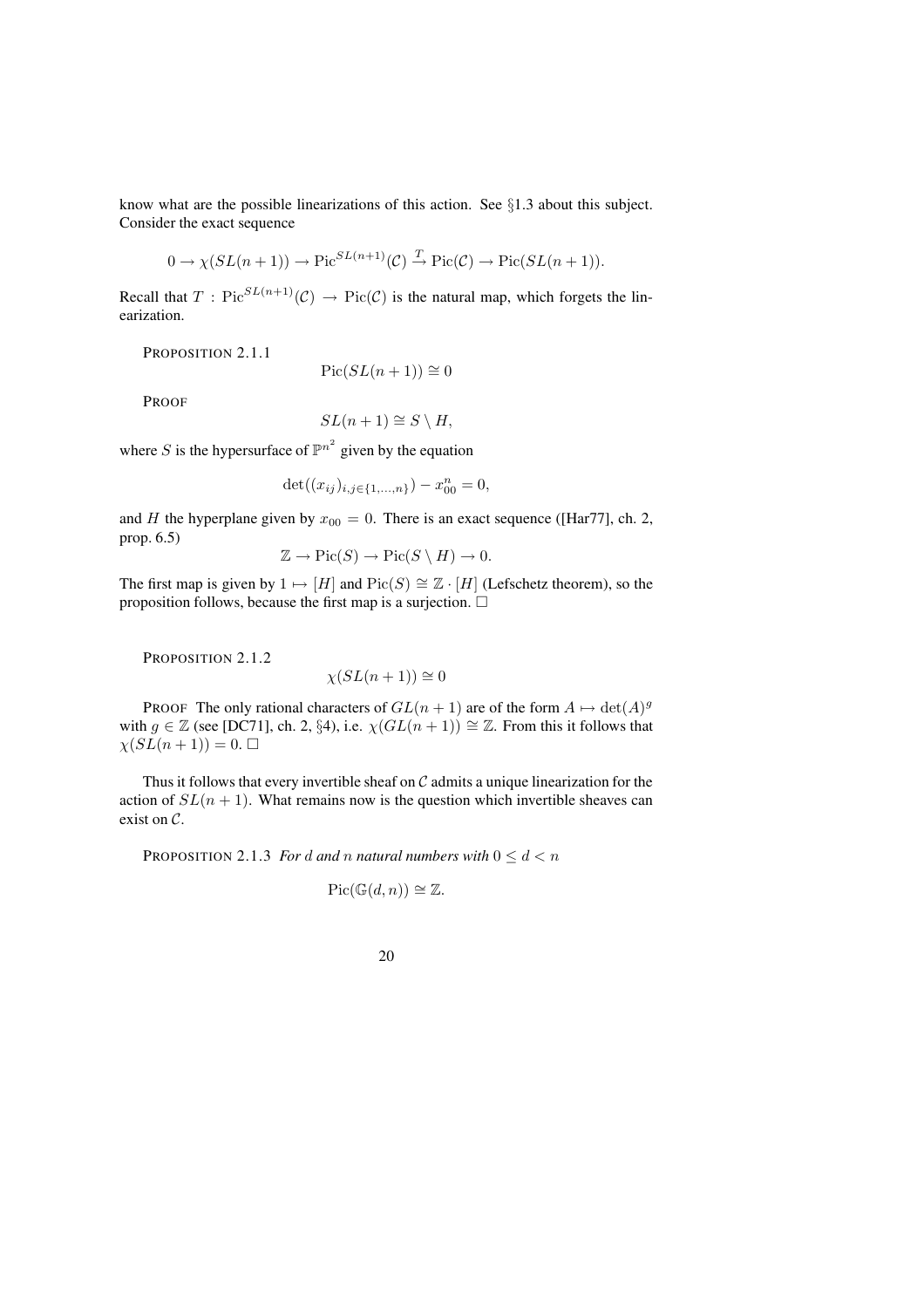know what are the possible linearizations of this action. See §1.3 about this subject. Consider the exact sequence

$$0 \to \chi(SL(n+1)) \to \mathrm{Pic}^{SL(n+1)}(\mathcal{C}) \xrightarrow{T} \mathrm{Pic}(\mathcal{C}) \to \mathrm{Pic}(SL(n+1)).$$

Recall that $T : \mathrm{Pic}^{SL(n+1)}(\mathcal{C}) \to \mathrm{Pic}(\mathcal{C})$ is the natural map, which forgets the linearization.

PROPOSITION 2.1.1

$$\mathrm{Pic}(SL(n+1)) \cong 0$$

PROOF

$$SL(n+1) \cong S \setminus H,$$

where $S$ is the hypersurface of $\mathbb{P}^{n^2}$ given by the equation

$$\det((x_{ij})_{i,j \in \{1,\ldots,n\}}) - x_{00}^n = 0,$$

and $H$ the hyperplane given by $x_{00} = 0$. There is an exact sequence ([Har77], ch. 2, prop. 6.5)

$$\mathbb{Z} \to \mathrm{Pic}(S) \to \mathrm{Pic}(S \setminus H) \to 0.$$

The first map is given by $1 \mapsto [H]$ and $\mathrm{Pic}(S) \cong \mathbb{Z} \cdot [H]$ (Lefschetz theorem), so the proposition follows, because the first map is a surjection. □

PROPOSITION 2.1.2

$$\chi(SL(n+1)) \cong 0$$

PROOF The only rational characters of $GL(n+1)$ are of the form $A \mapsto \det(A)^g$ with $g \in \mathbb{Z}$ (see [DC71], ch. 2, §4), i.e. $\chi(GL(n+1)) \cong \mathbb{Z}$. From this it follows that $\chi(SL(n+1)) = 0$. □

Thus it follows that every invertible sheaf on $\mathcal{C}$ admits a unique linearization for the action of $SL(n+1)$. What remains now is the question which invertible sheaves can exist on $\mathcal{C}$.

PROPOSITION 2.1.3 *For $d$ and $n$ natural numbers with $0 \leq d < n$*

$$\mathrm{Pic}(\mathbb{G}(d,n)) \cong \mathbb{Z}.$$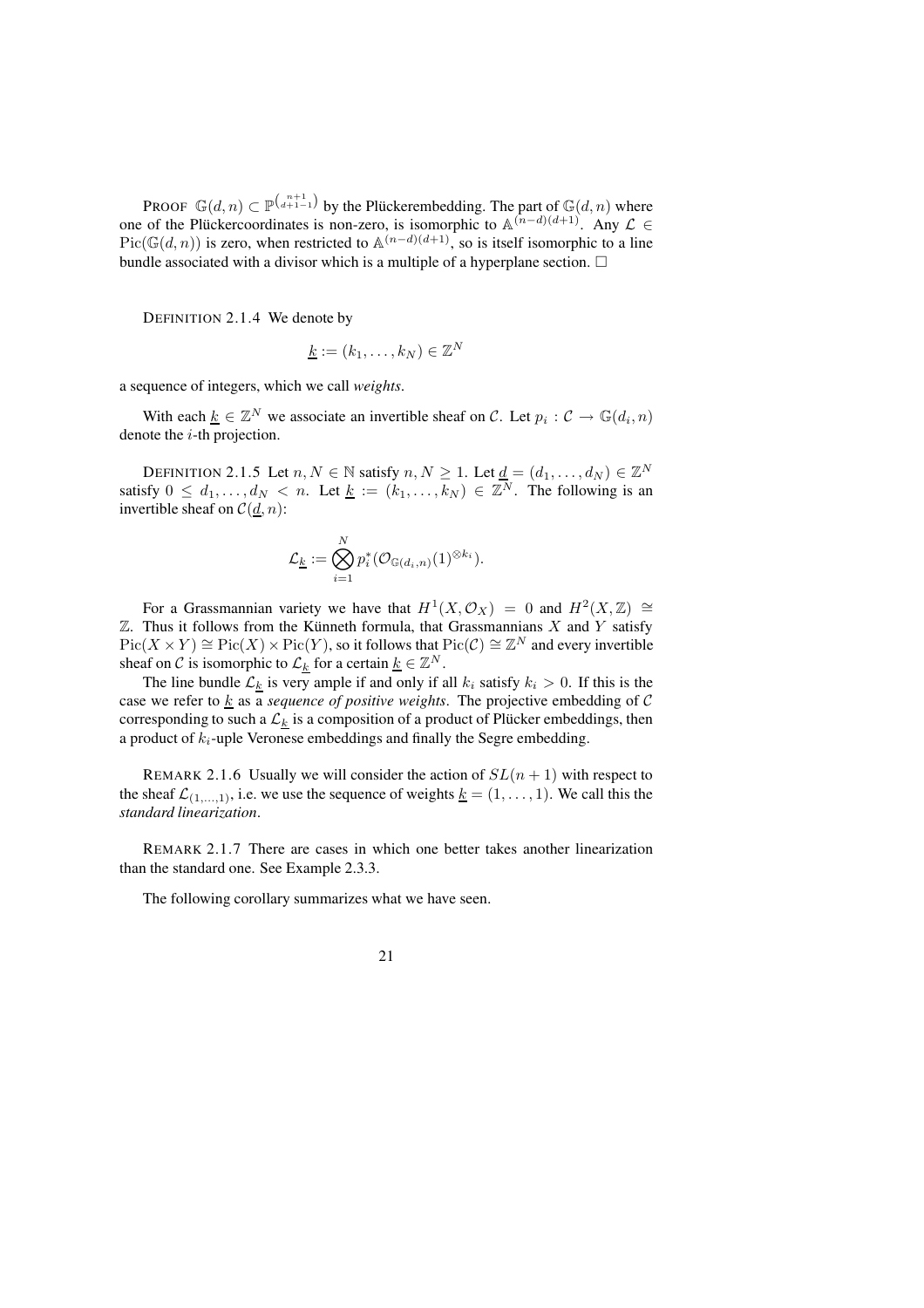PROOF $\mathbb{G}(d,n) \subset \mathbb{P}^{\binom{n+1}{d+1}-1}$ by the Plückerembedding. The part of $\mathbb{G}(d,n)$ where one of the Plückercoordinates is non-zero, is isomorphic to $\mathbb{A}^{(n-d)(d+1)}$. Any $\mathcal{L} \in \mathrm{Pic}(\mathbb{G}(d,n))$ is zero, when restricted to $\mathbb{A}^{(n-d)(d+1)}$, so is itself isomorphic to a line bundle associated with a divisor which is a multiple of a hyperplane section. $\square$

DEFINITION 2.1.4 We denote by

$$\underline{k} := (k_1, \ldots, k_N) \in \mathbb{Z}^N$$

a sequence of integers, which we call *weights*.

With each $\underline{k} \in \mathbb{Z}^N$ we associate an invertible sheaf on $\mathcal{C}$. Let $p_i : \mathcal{C} \to \mathbb{G}(d_i, n)$ denote the $i$-th projection.

DEFINITION 2.1.5 Let $n, N \in \mathbb{N}$ satisfy $n, N \geq 1$. Let $\underline{d} = (d_1, \ldots, d_N) \in \mathbb{Z}^N$ satisfy $0 \leq d_1, \ldots, d_N < n$. Let $\underline{k} := (k_1, \ldots, k_N) \in \mathbb{Z}^N$. The following is an invertible sheaf on $\mathcal{C}(\underline{d}, n)$:

$$\mathcal{L}_{\underline{k}} := \bigotimes_{i=1}^{N} p_i^*(\mathcal{O}_{\mathbb{G}(d_i,n)}(1)^{\otimes k_i}).$$

For a Grassmannian variety we have that $H^1(X, \mathcal{O}_X) = 0$ and $H^2(X, \mathbb{Z}) \cong \mathbb{Z}$. Thus it follows from the Künneth formula, that Grassmannians $X$ and $Y$ satisfy $\mathrm{Pic}(X \times Y) \cong \mathrm{Pic}(X) \times \mathrm{Pic}(Y)$, so it follows that $\mathrm{Pic}(\mathcal{C}) \cong \mathbb{Z}^N$ and every invertible sheaf on $\mathcal{C}$ is isomorphic to $\mathcal{L}_{\underline{k}}$ for a certain $\underline{k} \in \mathbb{Z}^N$.

The line bundle $\mathcal{L}_{\underline{k}}$ is very ample if and only if all $k_i$ satisfy $k_i > 0$. If this is the case we refer to $\underline{k}$ as a *sequence of positive weights*. The projective embedding of $\mathcal{C}$ corresponding to such a $\mathcal{L}_{\underline{k}}$ is a composition of a product of Plücker embeddings, then a product of $k_i$-uple Veronese embeddings and finally the Segre embedding.

REMARK 2.1.6 Usually we will consider the action of $SL(n+1)$ with respect to the sheaf $\mathcal{L}_{(1,\ldots,1)}$, i.e. we use the sequence of weights $\underline{k} = (1, \ldots, 1)$. We call this the *standard linearization*.

REMARK 2.1.7 There are cases in which one better takes another linearization than the standard one. See Example 2.3.3.

The following corollary summarizes what we have seen.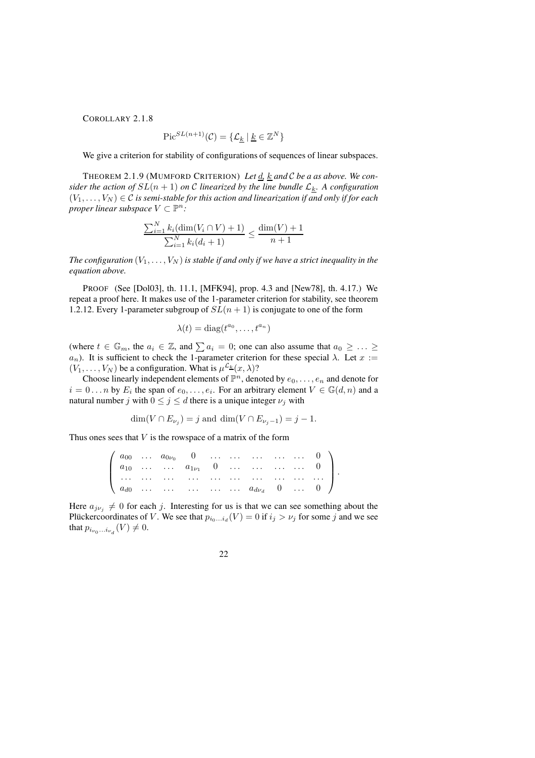COROLLARY 2.1.8

$$\mathrm{Pic}^{SL(n+1)}(\mathcal{C}) = \{\mathcal{L}_{\underline{k}} \mid \underline{k} \in \mathbb{Z}^N\}$$

We give a criterion for stability of configurations of sequences of linear subspaces.

THEOREM 2.1.9 (MUMFORD CRITERION) *Let $\underline{d}$, $\underline{k}$ and $\mathcal{C}$ be a as above. We consider the action of $SL(n+1)$ on $\mathcal{C}$ linearized by the line bundle $\mathcal{L}_{\underline{k}}$. A configuration $(V_1, \ldots, V_N) \in \mathcal{C}$ is semi-stable for this action and linearization if and only if for each proper linear subspace $V \subset \mathbb{P}^n$:*

$$\frac{\sum_{i=1}^{N} k_i(\dim(V_i \cap V) + 1)}{\sum_{i=1}^{N} k_i(d_i + 1)} \leq \frac{\dim(V) + 1}{n+1}$$

*The configuration $(V_1, \ldots, V_N)$ is stable if and only if we have a strict inequality in the equation above.*

PROOF (See [Dol03], th. 11.1, [MFK94], prop. 4.3 and [New78], th. 4.17.) We repeat a proof here. It makes use of the 1-parameter criterion for stability, see theorem 1.2.12. Every 1-parameter subgroup of $SL(n+1)$ is conjugate to one of the form

$$\lambda(t) = \mathrm{diag}(t^{a_0}, \ldots, t^{a_n})$$

(where $t \in \mathbb{G}_m$, the $a_i \in \mathbb{Z}$, and $\sum a_i = 0$; one can also assume that $a_0 \geq \ldots \geq a_n$). It is sufficient to check the 1-parameter criterion for these special $\lambda$. Let $x := (V_1, \ldots, V_N)$ be a configuration. What is $\mu^{\mathcal{L}_{\underline{k}}}(x, \lambda)$?

Choose linearly independent elements of $\mathbb{P}^n$, denoted by $e_0, \ldots, e_n$ and denote for $i = 0 \ldots n$ by $E_i$ the span of $e_0, \ldots, e_i$. For an arbitrary element $V \in \mathbb{G}(d, n)$ and a natural number $j$ with $0 \leq j \leq d$ there is a unique integer $\nu_j$ with

$$\dim(V \cap E_{\nu_j}) = j \text{ and } \dim(V \cap E_{\nu_j - 1}) = j - 1.$$

Thus ones sees that $V$ is the rowspace of a matrix of the form

$$\begin{pmatrix} a_{00} & \ldots & a_{0\nu_0} & 0 & \ldots & \ldots & \ldots & \ldots & \ldots & 0 \\ a_{10} & \ldots & \ldots & a_{1\nu_1} & 0 & \ldots & \ldots & \ldots & \ldots & 0 \\ \ldots & \ldots & \ldots & \ldots & \ldots & \ldots & \ldots & \ldots & \ldots & \ldots \\ a_{d0} & \ldots & \ldots & \ldots & \ldots & \ldots & a_{d\nu_d} & 0 & \ldots & 0 \end{pmatrix}.$$

Here $a_{j\nu_j} \neq 0$ for each $j$. Interesting for us is that we can see something about the Plückercoordinates of $V$. We see that $p_{i_0 \ldots i_d}(V) = 0$ if $i_j > \nu_j$ for some $j$ and we see that $p_{i_{\nu_0} \ldots i_{\nu_d}}(V) \neq 0$.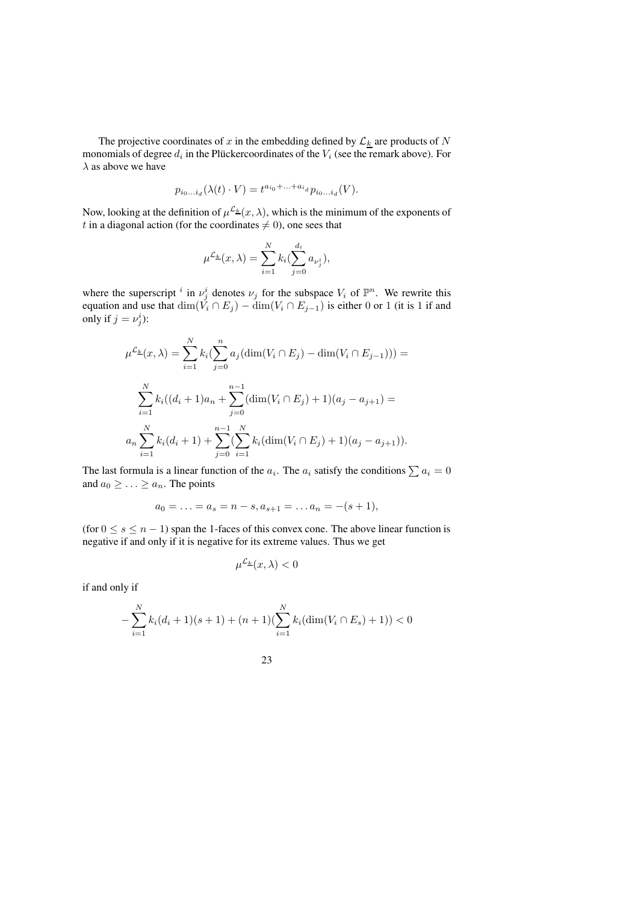The projective coordinates of $x$ in the embedding defined by $\mathcal{L}_{\underline{k}}$ are products of $N$ monomials of degree $d_i$ in the Plückercoordinates of the $V_i$ (see the remark above). For $\lambda$ as above we have

$$p_{i_0 \dots i_d}(\lambda(t) \cdot V) = t^{a_{i_0} + \dots + a_{i_d}} p_{i_0 \dots i_d}(V).$$

Now, looking at the definition of $\mu^{\mathcal{L}_{\underline{k}}}(x, \lambda)$, which is the minimum of the exponents of $t$ in a diagonal action (for the coordinates $\neq 0$), one sees that

$$\mu^{\mathcal{L}_{\underline{k}}}(x, \lambda) = \sum_{i=1}^{N} k_i (\sum_{j=0}^{d_i} a_{\nu_j^i}),$$

where the superscript $^i$ in $\nu_j^i$ denotes $\nu_j$ for the subspace $V_i$ of $\mathbb{P}^n$. We rewrite this equation and use that $\dim(V_i \cap E_j) - \dim(V_i \cap E_{j-1})$ is either 0 or 1 (it is 1 if and only if $j = \nu_j^i$):

$$\mu^{\mathcal{L}_{\underline{k}}}(x, \lambda) = \sum_{i=1}^{N} k_i (\sum_{j=0}^{n} a_j (\dim(V_i \cap E_j) - \dim(V_i \cap E_{j-1}))) =$$

$$\sum_{i=1}^{N} k_i ((d_i + 1) a_n + \sum_{j=0}^{n-1} (\dim(V_i \cap E_j) + 1)(a_j - a_{j+1}) =$$

$$a_n \sum_{i=1}^{N} k_i (d_i + 1) + \sum_{j=0}^{n-1} (\sum_{i=1}^{N} k_i (\dim(V_i \cap E_j) + 1)(a_j - a_{j+1})).$$

The last formula is a linear function of the $a_i$. The $a_i$ satisfy the conditions $\sum a_i = 0$ and $a_0 \geq \dots \geq a_n$. The points

$$a_0 = \dots = a_s = n - s, a_{s+1} = \dots a_n = -(s+1),$$

(for $0 \leq s \leq n-1$) span the 1-faces of this convex cone. The above linear function is negative if and only if it is negative for its extreme values. Thus we get

$$\mu^{\mathcal{L}_{\underline{k}}}(x, \lambda) < 0$$

if and only if

$$-\sum_{i=1}^{N} k_i (d_i + 1)(s + 1) + (n + 1)(\sum_{i=1}^{N} k_i (\dim(V_i \cap E_s) + 1)) < 0$$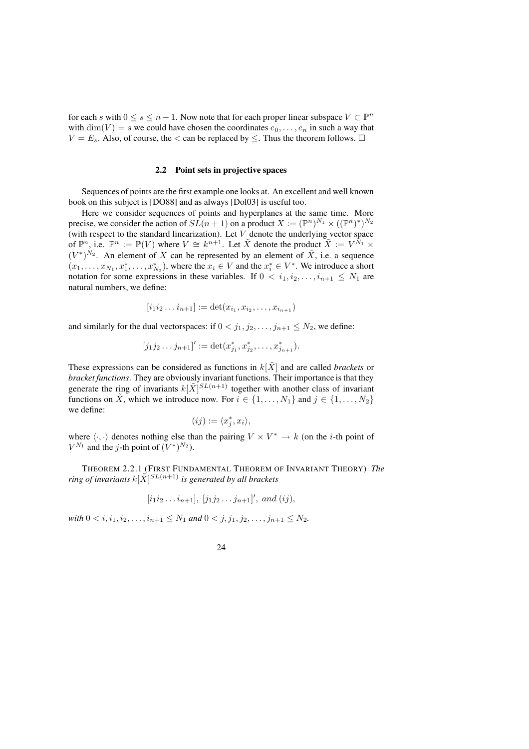for each $s$ with $0 \leq s \leq n-1$. Now note that for each proper linear subspace $V \subset \mathbb{P}^n$ with $\dim(V) = s$ we could have chosen the coordinates $e_0, \ldots, e_n$ in such a way that $V = E_s$. Also, of course, the $<$ can be replaced by $\leq$. Thus the theorem follows. □

### 2.2 Point sets in projective spaces

Sequences of points are the first example one looks at. An excellent and well known book on this subject is [DO88] and as always [Dol03] is useful too.

Here we consider sequences of points and hyperplanes at the same time. More precise, we consider the action of $SL(n+1)$ on a product $X := (\mathbb{P}^n)^{N_1} \times ((\mathbb{P}^n)^*)^{N_2}$ (with respect to the standard linearization). Let $V$ denote the underlying vector space of $\mathbb{P}^n$, i.e. $\mathbb{P}^n := \mathbb{P}(V)$ where $V \cong k^{n+1}$. Let $\tilde{X}$ denote the product $\tilde{X} := V^{N_1} \times (V^*)^{N_2}$. An element of $X$ can be represented by an element of $\tilde{X}$, i.e. a sequence $(x_1, \ldots, x_{N_1}, x_1^*, \ldots, x_{N_2}^*)$, where the $x_i \in V$ and the $x_i^* \in V^*$. We introduce a short notation for some expressions in these variables. If $0 < i_1, i_2, \ldots, i_{n+1} \leq N_1$ are natural numbers, we define:

$$[i_1 i_2 \ldots i_{n+1}] := \det(x_{i_1}, x_{i_2}, \ldots, x_{i_{n+1}})$$

and similarly for the dual vectorspaces: if $0 < j_1, j_2, \ldots, j_{n+1} \leq N_2$, we define:

$$[j_1 j_2 \ldots j_{n+1}]' := \det(x_{j_1}^*, x_{j_2}^*, \ldots, x_{j_{n+1}}^*).$$

These expressions can be considered as functions in $k[\tilde{X}]$ and are called *brackets* or *bracket functions*. They are obviously invariant functions. Their importance is that they generate the ring of invariants $k[\tilde{X}]^{SL(n+1)}$ together with another class of invariant functions on $\tilde{X}$, which we introduce now. For $i \in \{1, \ldots, N_1\}$ and $j \in \{1, \ldots, N_2\}$ we define:

$$(ij) := \langle x_j^*, x_i \rangle,$$

where $\langle \cdot, \cdot \rangle$ denotes nothing else than the pairing $V \times V^* \to k$ (on the $i$-th point of $V^{N_1}$ and the $j$-th point of $(V^*)^{N_2}$).

THEOREM 2.2.1 (FIRST FUNDAMENTAL THEOREM OF INVARIANT THEORY) *The ring of invariants $k[\tilde{X}]^{SL(n+1)}$ is generated by all brackets*

$$[i_1 i_2 \ldots i_{n+1}],\ [j_1 j_2 \ldots j_{n+1}]',\ \textit{and}\ (ij),$$

*with $0 < i, i_1, i_2, \ldots, i_{n+1} \leq N_1$ and $0 < j, j_1, j_2, \ldots, j_{n+1} \leq N_2$.*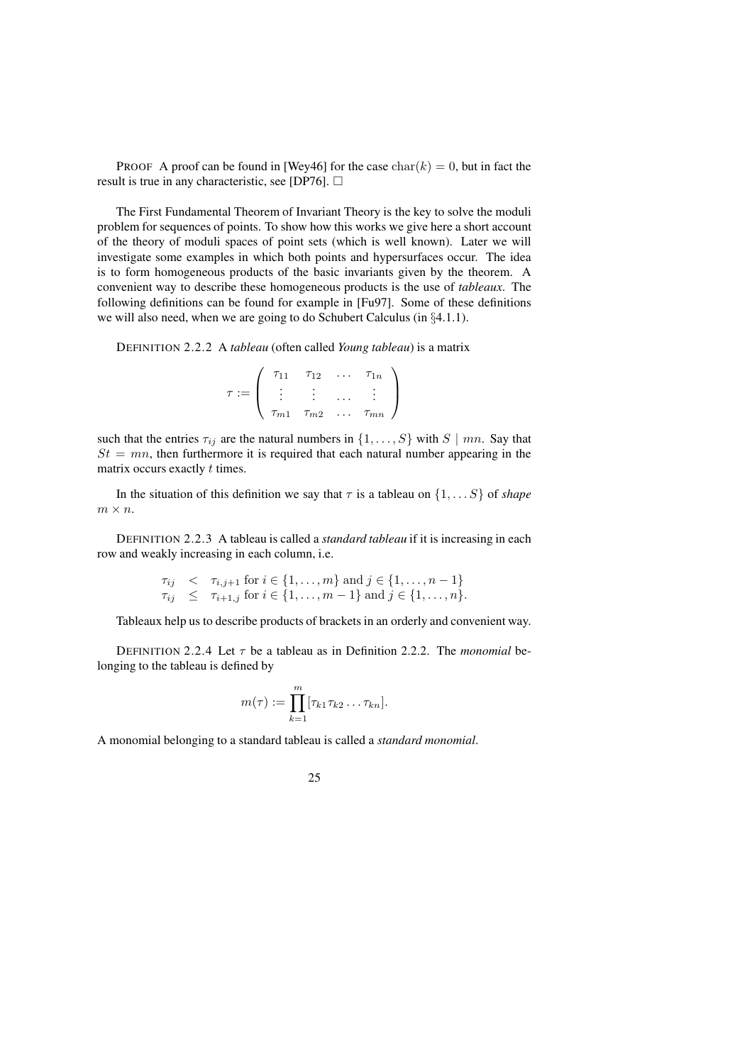PROOF A proof can be found in [Wey46] for the case $\mathrm{char}(k) = 0$, but in fact the result is true in any characteristic, see [DP76]. □

The First Fundamental Theorem of Invariant Theory is the key to solve the moduli problem for sequences of points. To show how this works we give here a short account of the theory of moduli spaces of point sets (which is well known). Later we will investigate some examples in which both points and hypersurfaces occur. The idea is to form homogeneous products of the basic invariants given by the theorem. A convenient way to describe these homogeneous products is the use of *tableaux*. The following definitions can be found for example in [Fu97]. Some of these definitions we will also need, when we are going to do Schubert Calculus (in §4.1.1).

DEFINITION 2.2.2 A *tableau* (often called *Young tableau*) is a matrix

$$\tau := \begin{pmatrix} \tau_{11} & \tau_{12} & \dots & \tau_{1n} \\ \vdots & \vdots & \dots & \vdots \\ \tau_{m1} & \tau_{m2} & \dots & \tau_{mn} \end{pmatrix}$$

such that the entries $\tau_{ij}$ are the natural numbers in $\{1, \dots, S\}$ with $S \mid mn$. Say that $St = mn$, then furthermore it is required that each natural number appearing in the matrix occurs exactly $t$ times.

In the situation of this definition we say that $\tau$ is a tableau on $\{1, \dots S\}$ of *shape* $m \times n$.

DEFINITION 2.2.3 A tableau is called a *standard tableau* if it is increasing in each row and weakly increasing in each column, i.e.

$$\begin{array}{lll} \tau_{ij} & < & \tau_{i,j+1} \text{ for } i \in \{1, \dots, m\} \text{ and } j \in \{1, \dots, n-1\} \\ \tau_{ij} & \leq & \tau_{i+1,j} \text{ for } i \in \{1, \dots, m-1\} \text{ and } j \in \{1, \dots, n\}. \end{array}$$

Tableaux help us to describe products of brackets in an orderly and convenient way.

DEFINITION 2.2.4 Let $\tau$ be a tableau as in Definition 2.2.2. The *monomial* belonging to the tableau is defined by

$$m(\tau) := \prod_{k=1}^{m} [\tau_{k1}\tau_{k2} \dots \tau_{kn}].$$

A monomial belonging to a standard tableau is called a *standard monomial*.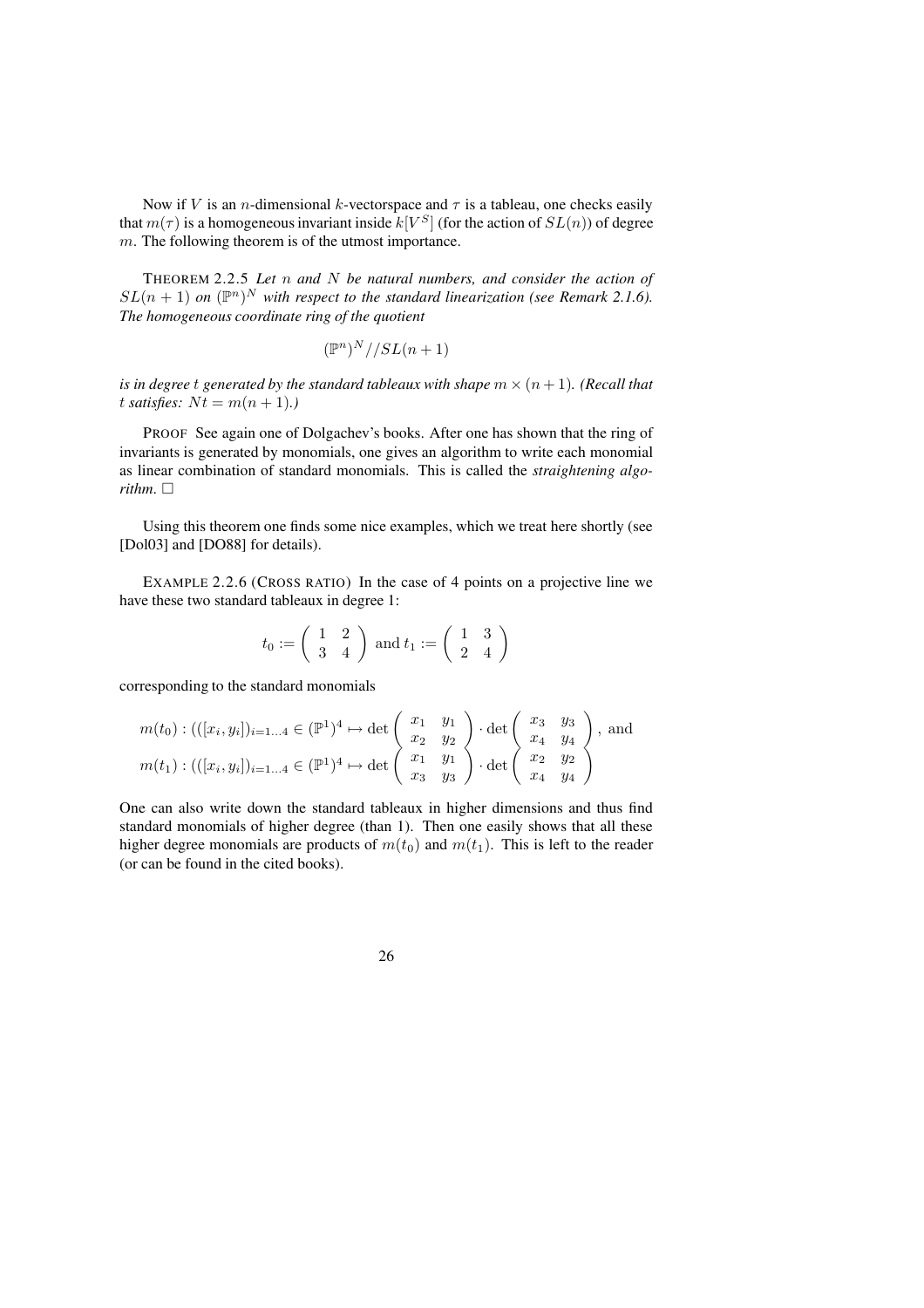Now if $V$ is an $n$-dimensional $k$-vectorspace and $\tau$ is a tableau, one checks easily that $m(\tau)$ is a homogeneous invariant inside $k[V^S]$ (for the action of $SL(n)$) of degree $m$. The following theorem is of the utmost importance.

THEOREM 2.2.5 *Let $n$ and $N$ be natural numbers, and consider the action of $SL(n+1)$ on $(\mathbb{P}^n)^N$ with respect to the standard linearization (see Remark 2.1.6). The homogeneous coordinate ring of the quotient*

$$(\mathbb{P}^n)^N//SL(n+1)$$

*is in degree $t$ generated by the standard tableaux with shape $m \times (n+1)$. (Recall that $t$ satisfies: $Nt = m(n+1)$.)*

PROOF See again one of Dolgachev's books. After one has shown that the ring of invariants is generated by monomials, one gives an algorithm to write each monomial as linear combination of standard monomials. This is called the *straightening algorithm*. $\square$

Using this theorem one finds some nice examples, which we treat here shortly (see [Dol03] and [DO88] for details).

EXAMPLE 2.2.6 (CROSS RATIO) In the case of 4 points on a projective line we have these two standard tableaux in degree 1:

$$t_0 := \begin{pmatrix} 1 & 2 \\ 3 & 4 \end{pmatrix} \text{ and } t_1 := \begin{pmatrix} 1 & 3 \\ 2 & 4 \end{pmatrix}$$

corresponding to the standard monomials

$$m(t_0) : (([x_i, y_i])_{i=1\dots 4} \in (\mathbb{P}^1)^4 \mapsto \det \begin{pmatrix} x_1 & y_1 \\ x_2 & y_2 \end{pmatrix} \cdot \det \begin{pmatrix} x_3 & y_3 \\ x_4 & y_4 \end{pmatrix}, \text{ and}$$
$$m(t_1) : (([x_i, y_i])_{i=1\dots 4} \in (\mathbb{P}^1)^4 \mapsto \det \begin{pmatrix} x_1 & y_1 \\ x_3 & y_3 \end{pmatrix} \cdot \det \begin{pmatrix} x_2 & y_2 \\ x_4 & y_4 \end{pmatrix}$$

One can also write down the standard tableaux in higher dimensions and thus find standard monomials of higher degree (than 1). Then one easily shows that all these higher degree monomials are products of $m(t_0)$ and $m(t_1)$. This is left to the reader (or can be found in the cited books).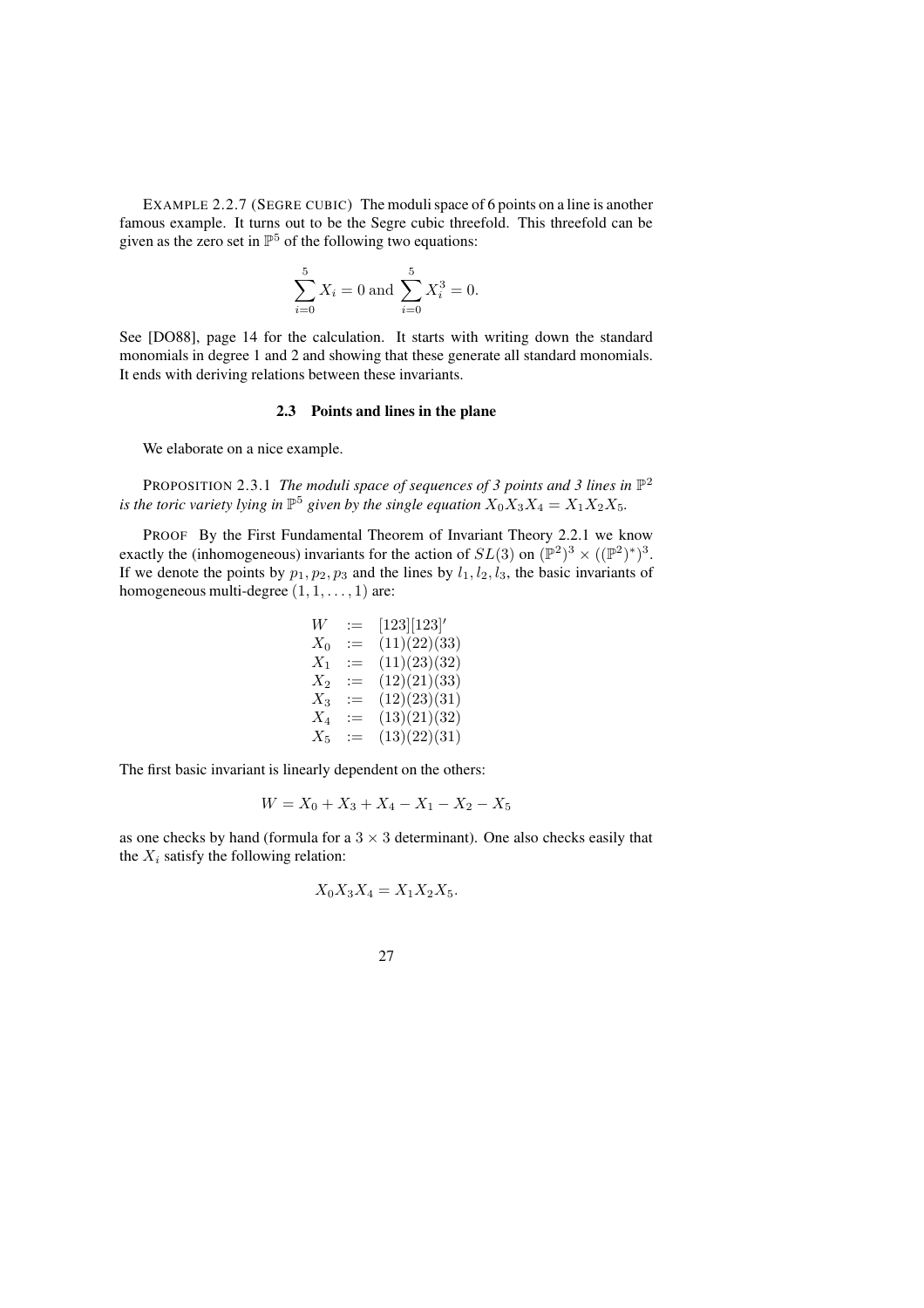EXAMPLE 2.2.7 (SEGRE CUBIC) The moduli space of 6 points on a line is another famous example. It turns out to be the Segre cubic threefold. This threefold can be given as the zero set in $\mathbb{P}^5$ of the following two equations:

$$\sum_{i=0}^{5} X_i = 0 \text{ and } \sum_{i=0}^{5} X_i^3 = 0.$$

See [DO88], page 14 for the calculation. It starts with writing down the standard monomials in degree 1 and 2 and showing that these generate all standard monomials. It ends with deriving relations between these invariants.

### 2.3 Points and lines in the plane

We elaborate on a nice example.

PROPOSITION 2.3.1 *The moduli space of sequences of 3 points and 3 lines in $\mathbb{P}^2$ is the toric variety lying in $\mathbb{P}^5$ given by the single equation $X_0X_3X_4 = X_1X_2X_5$.*

PROOF By the First Fundamental Theorem of Invariant Theory 2.2.1 we know exactly the (inhomogeneous) invariants for the action of $SL(3)$ on $(\mathbb{P}^2)^3 \times ((\mathbb{P}^2)^*)^3$. If we denote the points by $p_1, p_2, p_3$ and the lines by $l_1, l_2, l_3$, the basic invariants of homogeneous multi-degree $(1, 1, \ldots, 1)$ are:

$$\begin{aligned}
W &:= [123][123]' \\
X_0 &:= (11)(22)(33) \\
X_1 &:= (11)(23)(32) \\
X_2 &:= (12)(21)(33) \\
X_3 &:= (12)(23)(31) \\
X_4 &:= (13)(21)(32) \\
X_5 &:= (13)(22)(31)
\end{aligned}$$

The first basic invariant is linearly dependent on the others:

$$W = X_0 + X_3 + X_4 - X_1 - X_2 - X_5$$

as one checks by hand (formula for a $3 \times 3$ determinant). One also checks easily that the $X_i$ satisfy the following relation:

$$X_0X_3X_4 = X_1X_2X_5.$$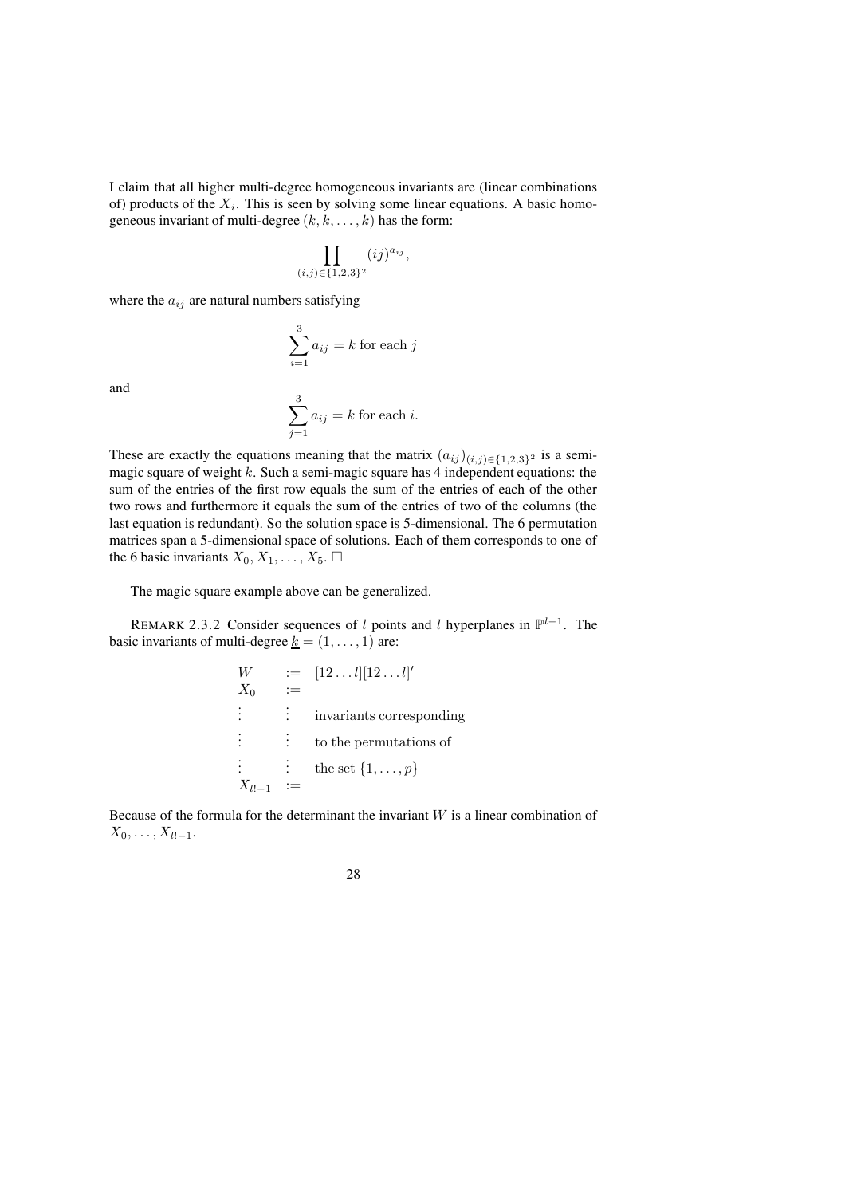I claim that all higher multi-degree homogeneous invariants are (linear combinations of) products of the $X_i$. This is seen by solving some linear equations. A basic homogeneous invariant of multi-degree $(k, k, \dots, k)$ has the form:

$$\prod_{(i,j)\in\{1,2,3\}^2} (ij)^{a_{ij}},$$

where the $a_{ij}$ are natural numbers satisfying

$$\sum_{i=1}^{3} a_{ij} = k \text{ for each } j$$

and

$$\sum_{j=1}^{3} a_{ij} = k \text{ for each } i.$$

These are exactly the equations meaning that the matrix $(a_{ij})_{(i,j)\in\{1,2,3\}^2}$ is a semi-magic square of weight $k$. Such a semi-magic square has 4 independent equations: the sum of the entries of the first row equals the sum of the entries of each of the other two rows and furthermore it equals the sum of the entries of two of the columns (the last equation is redundant). So the solution space is 5-dimensional. The 6 permutation matrices span a 5-dimensional space of solutions. Each of them corresponds to one of the 6 basic invariants $X_0, X_1, \dots, X_5$. $\square$

The magic square example above can be generalized.

REMARK 2.3.2 Consider sequences of $l$ points and $l$ hyperplanes in $\mathbb{P}^{l-1}$. The basic invariants of multi-degree $\underline{k} = (1, \dots, 1)$ are:

$$\begin{array}{lll} W & := & [12\dots l][12\dots l]' \\ X_0 & := & \\ \vdots & \vdots & \text{invariants corresponding} \\ \vdots & \vdots & \text{to the permutations of} \\ \vdots & \vdots & \text{the set } \{1,\dots,p\} \\ X_{l!-1} & := & \end{array}$$

Because of the formula for the determinant the invariant $W$ is a linear combination of $X_0, \dots, X_{l!-1}$.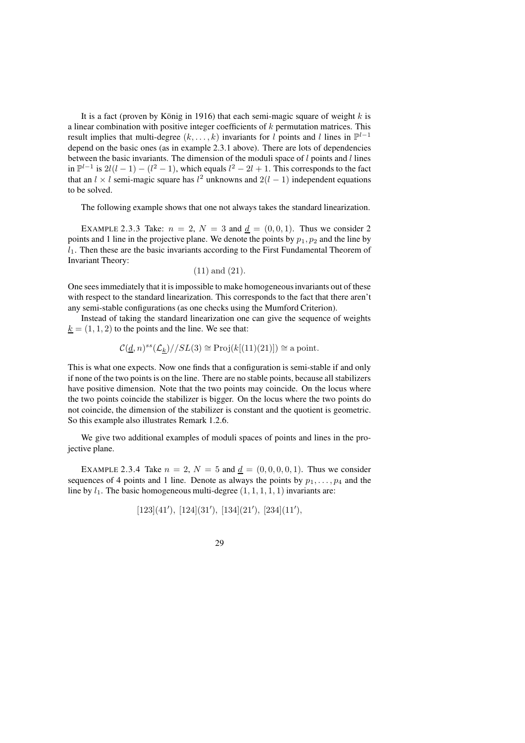It is a fact (proven by König in 1916) that each semi-magic square of weight $k$ is a linear combination with positive integer coefficients of $k$ permutation matrices. This result implies that multi-degree $(k, \ldots, k)$ invariants for $l$ points and $l$ lines in $\mathbb{P}^{l-1}$ depend on the basic ones (as in example 2.3.1 above). There are lots of dependencies between the basic invariants. The dimension of the moduli space of $l$ points and $l$ lines in $\mathbb{P}^{l-1}$ is $2l(l-1) - (l^2 - 1)$, which equals $l^2 - 2l + 1$. This corresponds to the fact that an $l \times l$ semi-magic square has $l^2$ unknowns and $2(l-1)$ independent equations to be solved.

The following example shows that one not always takes the standard linearization.

EXAMPLE 2.3.3 Take: $n = 2$, $N = 3$ and $\underline{d} = (0, 0, 1)$. Thus we consider 2 points and 1 line in the projective plane. We denote the points by $p_1, p_2$ and the line by $l_1$. Then these are the basic invariants according to the First Fundamental Theorem of Invariant Theory:

$$(11) \text{ and } (21).$$

One sees immediately that it is impossible to make homogeneous invariants out of these with respect to the standard linearization. This corresponds to the fact that there aren't any semi-stable configurations (as one checks using the Mumford Criterion).

Instead of taking the standard linearization one can give the sequence of weights $\underline{k} = (1, 1, 2)$ to the points and the line. We see that:

$$\mathcal{C}(\underline{d}, n)^{ss}(\mathcal{L}_{\underline{k}})//SL(3) \cong \mathrm{Proj}(k[(11)(21)]) \cong \text{a point}.$$

This is what one expects. Now one finds that a configuration is semi-stable if and only if none of the two points is on the line. There are no stable points, because all stabilizers have positive dimension. Note that the two points may coincide. On the locus where the two points coincide the stabilizer is bigger. On the locus where the two points do not coincide, the dimension of the stabilizer is constant and the quotient is geometric. So this example also illustrates Remark 1.2.6.

We give two additional examples of moduli spaces of points and lines in the projective plane.

EXAMPLE 2.3.4 Take $n = 2$, $N = 5$ and $\underline{d} = (0, 0, 0, 0, 1)$. Thus we consider sequences of 4 points and 1 line. Denote as always the points by $p_1, \ldots, p_4$ and the line by $l_1$. The basic homogeneous multi-degree $(1, 1, 1, 1, 1)$ invariants are:

$$[123](41'),\ [124](31'),\ [134](21'),\ [234](11'),$$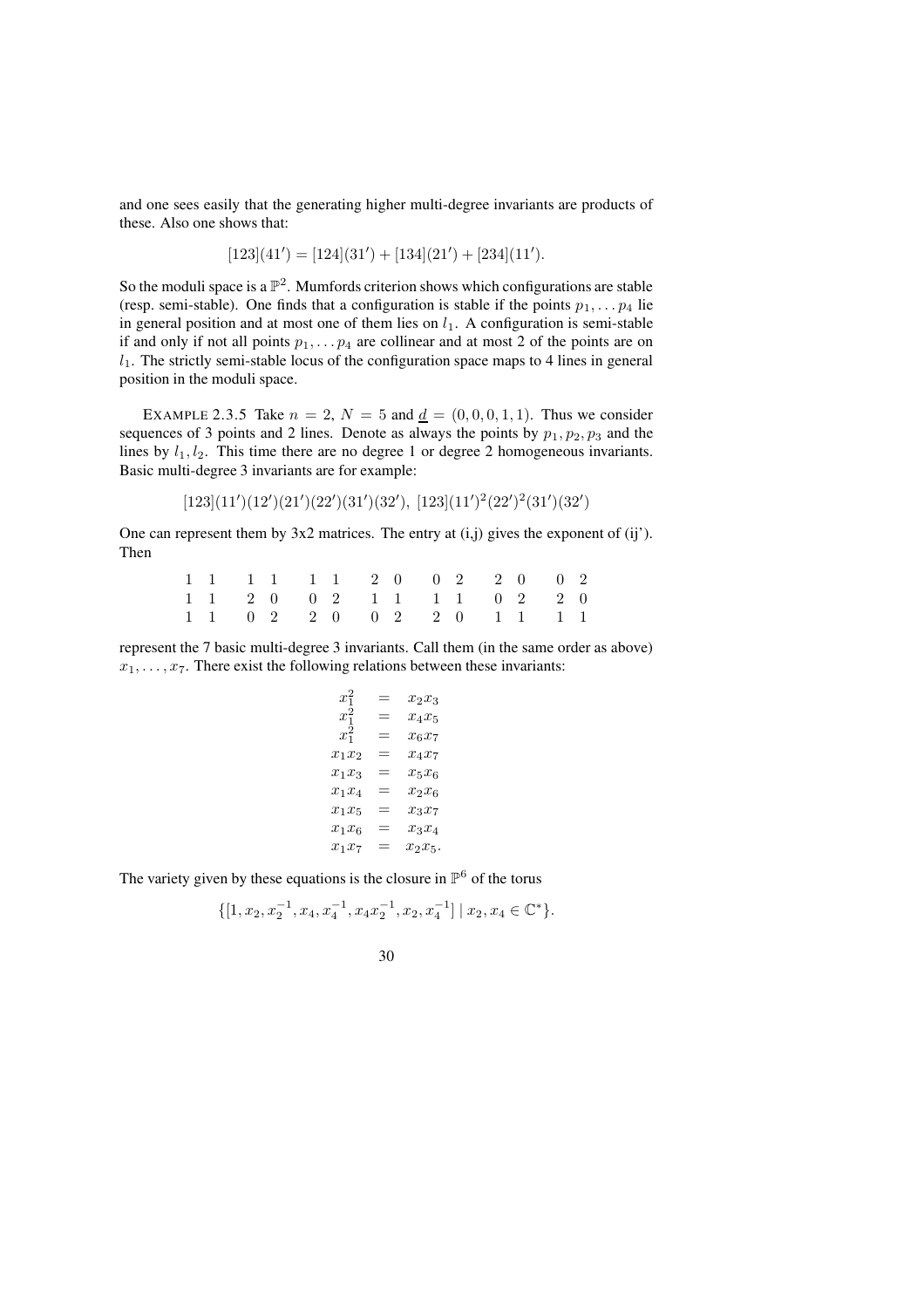and one sees easily that the generating higher multi-degree invariants are products of these. Also one shows that:

$$[123](41') = [124](31') + [134](21') + [234](11').$$

So the moduli space is a $\mathbb{P}^2$. Mumfords criterion shows which configurations are stable (resp. semi-stable). One finds that a configuration is stable if the points $p_1, \ldots p_4$ lie in general position and at most one of them lies on $l_1$. A configuration is semi-stable if and only if not all points $p_1, \ldots p_4$ are collinear and at most 2 of the points are on $l_1$. The strictly semi-stable locus of the configuration space maps to 4 lines in general position in the moduli space.

EXAMPLE 2.3.5 Take $n = 2$, $N = 5$ and $\underline{d} = (0, 0, 0, 1, 1)$. Thus we consider sequences of 3 points and 2 lines. Denote as always the points by $p_1, p_2, p_3$ and the lines by $l_1, l_2$. This time there are no degree 1 or degree 2 homogeneous invariants. Basic multi-degree 3 invariants are for example:

$$[123](11')(12')(21')(22')(31')(32'),\ [123](11')^2(22')^2(31')(32')$$

One can represent them by 3x2 matrices. The entry at (i,j) gives the exponent of (ij'). Then

$$\begin{matrix}1 & 1\\ 1 & 1\\ 1 & 1\end{matrix}\quad \begin{matrix}1 & 1\\ 2 & 0\\ 0 & 2\end{matrix}\quad \begin{matrix}1 & 1\\ 0 & 2\\ 2 & 0\end{matrix}\quad \begin{matrix}2 & 0\\ 1 & 1\\ 0 & 2\end{matrix}\quad \begin{matrix}0 & 2\\ 1 & 1\\ 2 & 0\end{matrix}\quad \begin{matrix}2 & 0\\ 0 & 2\\ 1 & 1\end{matrix}\quad \begin{matrix}0 & 2\\ 2 & 0\\ 1 & 1\end{matrix}$$

represent the 7 basic multi-degree 3 invariants. Call them (in the same order as above) $x_1, \ldots, x_7$. There exist the following relations between these invariants:

$$\begin{aligned}
x_1^2 &= x_2 x_3\\
x_1^2 &= x_4 x_5\\
x_1^2 &= x_6 x_7\\
x_1 x_2 &= x_4 x_7\\
x_1 x_3 &= x_5 x_6\\
x_1 x_4 &= x_2 x_6\\
x_1 x_5 &= x_3 x_7\\
x_1 x_6 &= x_3 x_4\\
x_1 x_7 &= x_2 x_5.
\end{aligned}$$

The variety given by these equations is the closure in $\mathbb{P}^6$ of the torus

$$\{[1, x_2, x_2^{-1}, x_4, x_4^{-1}, x_4 x_2^{-1}, x_2, x_4^{-1}] \mid x_2, x_4 \in \mathbb{C}^*\}.$$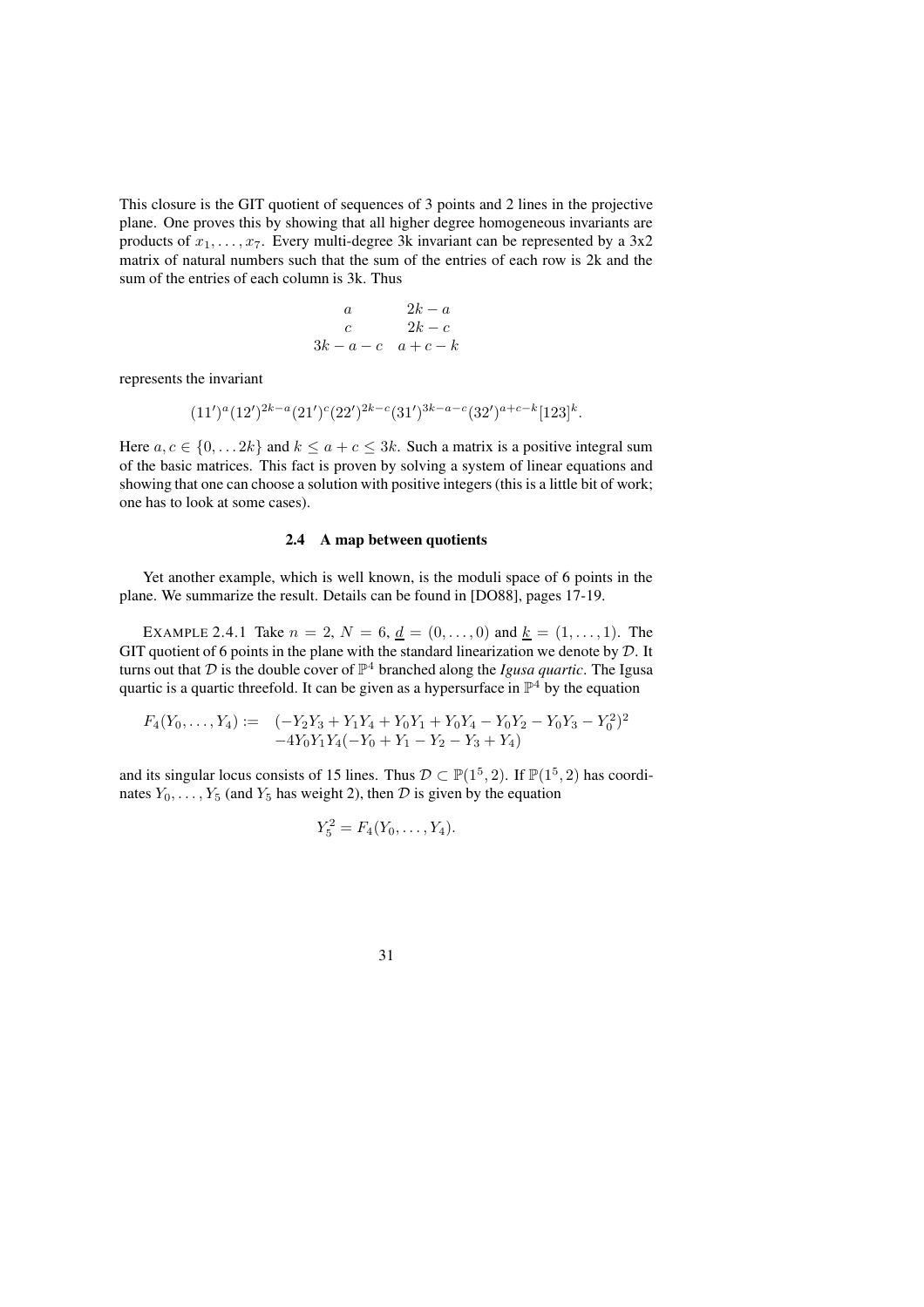This closure is the GIT quotient of sequences of 3 points and 2 lines in the projective plane. One proves this by showing that all higher degree homogeneous invariants are products of $x_1, \ldots, x_7$. Every multi-degree 3k invariant can be represented by a 3x2 matrix of natural numbers such that the sum of the entries of each row is 2k and the sum of the entries of each column is 3k. Thus

$$\begin{array}{cc} a & 2k-a \\ c & 2k-c \\ 3k-a-c & a+c-k \end{array}$$

represents the invariant

$$(11')^a(12')^{2k-a}(21')^c(22')^{2k-c}(31')^{3k-a-c}(32')^{a+c-k}[123]^k.$$

Here $a, c \in \{0, \ldots 2k\}$ and $k \leq a + c \leq 3k$. Such a matrix is a positive integral sum of the basic matrices. This fact is proven by solving a system of linear equations and showing that one can choose a solution with positive integers (this is a little bit of work; one has to look at some cases).

### 2.4 A map between quotients

Yet another example, which is well known, is the moduli space of 6 points in the plane. We summarize the result. Details can be found in [DO88], pages 17-19.

EXAMPLE 2.4.1 Take $n = 2$, $N = 6$, $\underline{d} = (0, \ldots, 0)$ and $\underline{k} = (1, \ldots, 1)$. The GIT quotient of 6 points in the plane with the standard linearization we denote by $\mathcal{D}$. It turns out that $\mathcal{D}$ is the double cover of $\mathbb{P}^4$ branched along the *Igusa quartic*. The Igusa quartic is a quartic threefold. It can be given as a hypersurface in $\mathbb{P}^4$ by the equation

$$\begin{aligned} F_4(Y_0, \ldots, Y_4) := \quad & (-Y_2Y_3 + Y_1Y_4 + Y_0Y_1 + Y_0Y_4 - Y_0Y_2 - Y_0Y_3 - Y_0^2)^2 \\ & -4Y_0Y_1Y_4(-Y_0 + Y_1 - Y_2 - Y_3 + Y_4) \end{aligned}$$

and its singular locus consists of 15 lines. Thus $\mathcal{D} \subset \mathbb{P}(1^5, 2)$. If $\mathbb{P}(1^5, 2)$ has coordinates $Y_0, \ldots, Y_5$ (and $Y_5$ has weight 2), then $\mathcal{D}$ is given by the equation

$$Y_5^2 = F_4(Y_0, \ldots, Y_4).$$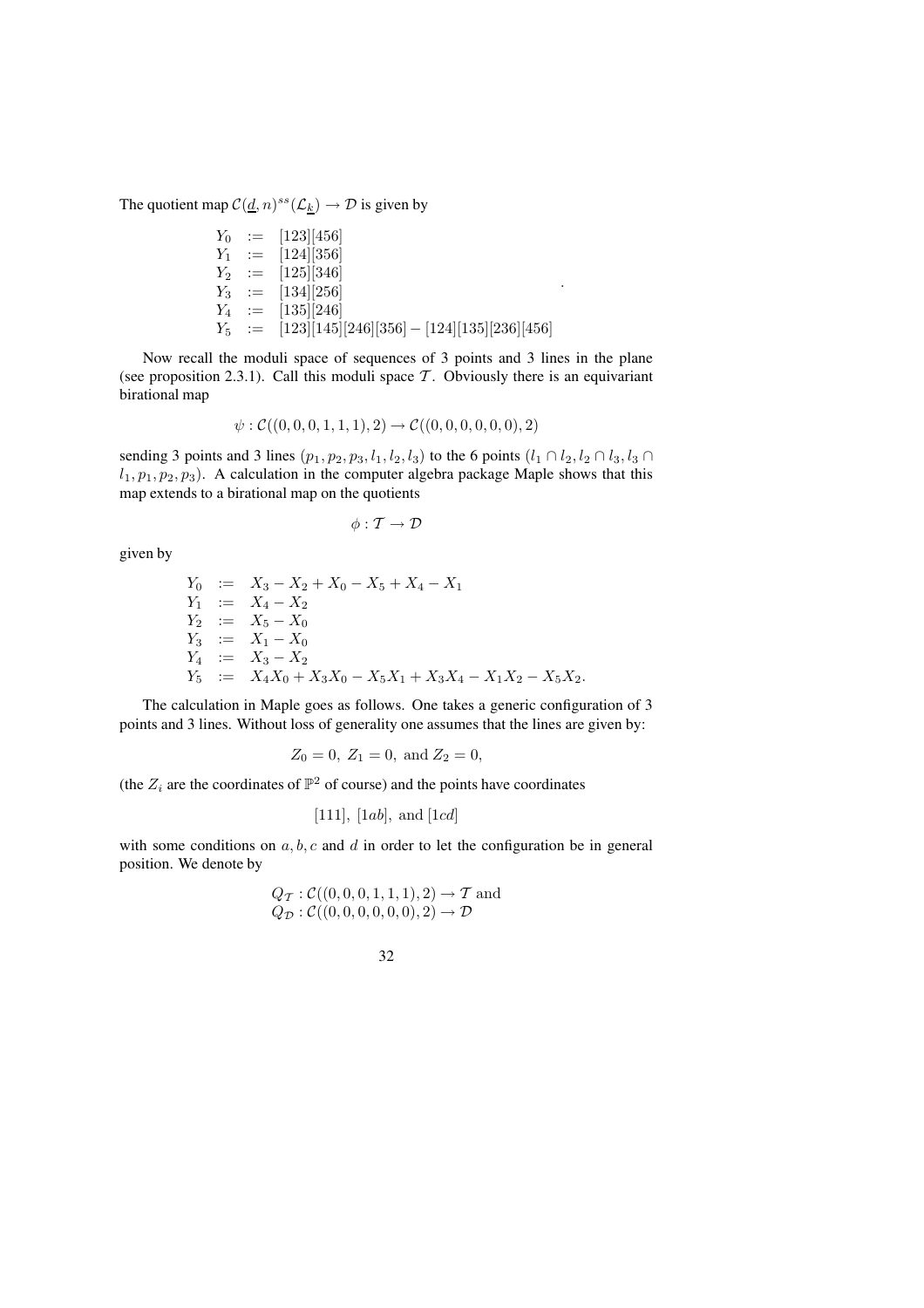The quotient map $\mathcal{C}(\underline{d}, n)^{ss}(\mathcal{L}_{\underline{k}}) \to \mathcal{D}$ is given by

$$
\begin{array}{lll}
Y_0 & := & [123][456] \\
Y_1 & := & [124][356] \\
Y_2 & := & [125][346] \\
Y_3 & := & [134][256] \\
Y_4 & := & [135][246] \\
Y_5 & := & [123][145][246][356] - [124][135][236][456]
\end{array}
.
$$

Now recall the moduli space of sequences of 3 points and 3 lines in the plane (see proposition 2.3.1). Call this moduli space $\mathcal{T}$. Obviously there is an equivariant birational map

$$\psi : \mathcal{C}((0,0,0,1,1,1),2) \to \mathcal{C}((0,0,0,0,0,0),2)$$

sending 3 points and 3 lines $(p_1, p_2, p_3, l_1, l_2, l_3)$ to the 6 points $(l_1 \cap l_2, l_2 \cap l_3, l_3 \cap l_1, p_1, p_2, p_3)$. A calculation in the computer algebra package Maple shows that this map extends to a birational map on the quotients

$$\phi : \mathcal{T} \to \mathcal{D}$$

given by

$$
\begin{array}{lll}
Y_0 & := & X_3 - X_2 + X_0 - X_5 + X_4 - X_1 \\
Y_1 & := & X_4 - X_2 \\
Y_2 & := & X_5 - X_0 \\
Y_3 & := & X_1 - X_0 \\
Y_4 & := & X_3 - X_2 \\
Y_5 & := & X_4X_0 + X_3X_0 - X_5X_1 + X_3X_4 - X_1X_2 - X_5X_2.
\end{array}
$$

The calculation in Maple goes as follows. One takes a generic configuration of 3 points and 3 lines. Without loss of generality one assumes that the lines are given by:

$$Z_0 = 0,\ Z_1 = 0,\ \text{and}\ Z_2 = 0,$$

(the $Z_i$ are the coordinates of $\mathbb{P}^2$ of course) and the points have coordinates

$$[111],\ [1ab],\ \text{and}\ [1cd]$$

with some conditions on $a, b, c$ and $d$ in order to let the configuration be in general position. We denote by

$$
\begin{array}{l}
Q_{\mathcal{T}} : \mathcal{C}((0,0,0,1,1,1),2) \to \mathcal{T} \text{ and} \\
Q_{\mathcal{D}} : \mathcal{C}((0,0,0,0,0,0),2) \to \mathcal{D}
\end{array}
$$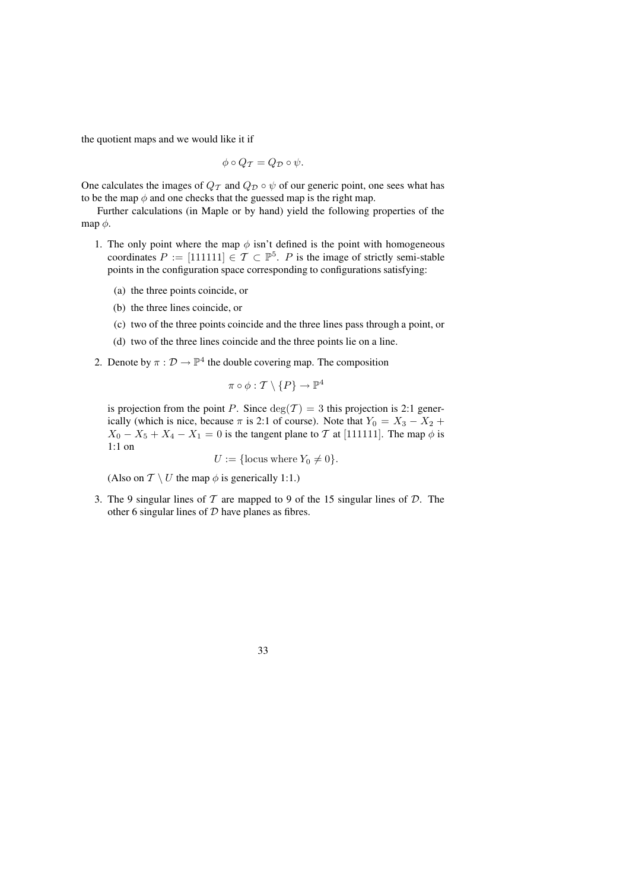the quotient maps and we would like it if

$$\phi \circ Q_{\mathcal{T}} = Q_{\mathcal{D}} \circ \psi.$$

One calculates the images of $Q_{\mathcal{T}}$ and $Q_{\mathcal{D}} \circ \psi$ of our generic point, one sees what has to be the map $\phi$ and one checks that the guessed map is the right map.

Further calculations (in Maple or by hand) yield the following properties of the map $\phi$.

1. The only point where the map $\phi$ isn't defined is the point with homogeneous coordinates $P := [111111] \in \mathcal{T} \subset \mathbb{P}^5$. $P$ is the image of strictly semi-stable points in the configuration space corresponding to configurations satisfying:

   (a) the three points coincide, or

   (b) the three lines coincide, or

   (c) two of the three points coincide and the three lines pass through a point, or

   (d) two of the three lines coincide and the three points lie on a line.

2. Denote by $\pi : \mathcal{D} \to \mathbb{P}^4$ the double covering map. The composition

   $$\pi \circ \phi : \mathcal{T} \setminus \{P\} \to \mathbb{P}^4$$

   is projection from the point $P$. Since $\deg(\mathcal{T}) = 3$ this projection is 2:1 generically (which is nice, because $\pi$ is 2:1 of course). Note that $Y_0 = X_3 - X_2 + X_0 - X_5 + X_4 - X_1 = 0$ is the tangent plane to $\mathcal{T}$ at $[111111]$. The map $\phi$ is 1:1 on

   $$U := \{\text{locus where } Y_0 \neq 0\}.$$

   (Also on $\mathcal{T} \setminus U$ the map $\phi$ is generically 1:1.)

3. The 9 singular lines of $\mathcal{T}$ are mapped to 9 of the 15 singular lines of $\mathcal{D}$. The other 6 singular lines of $\mathcal{D}$ have planes as fibres.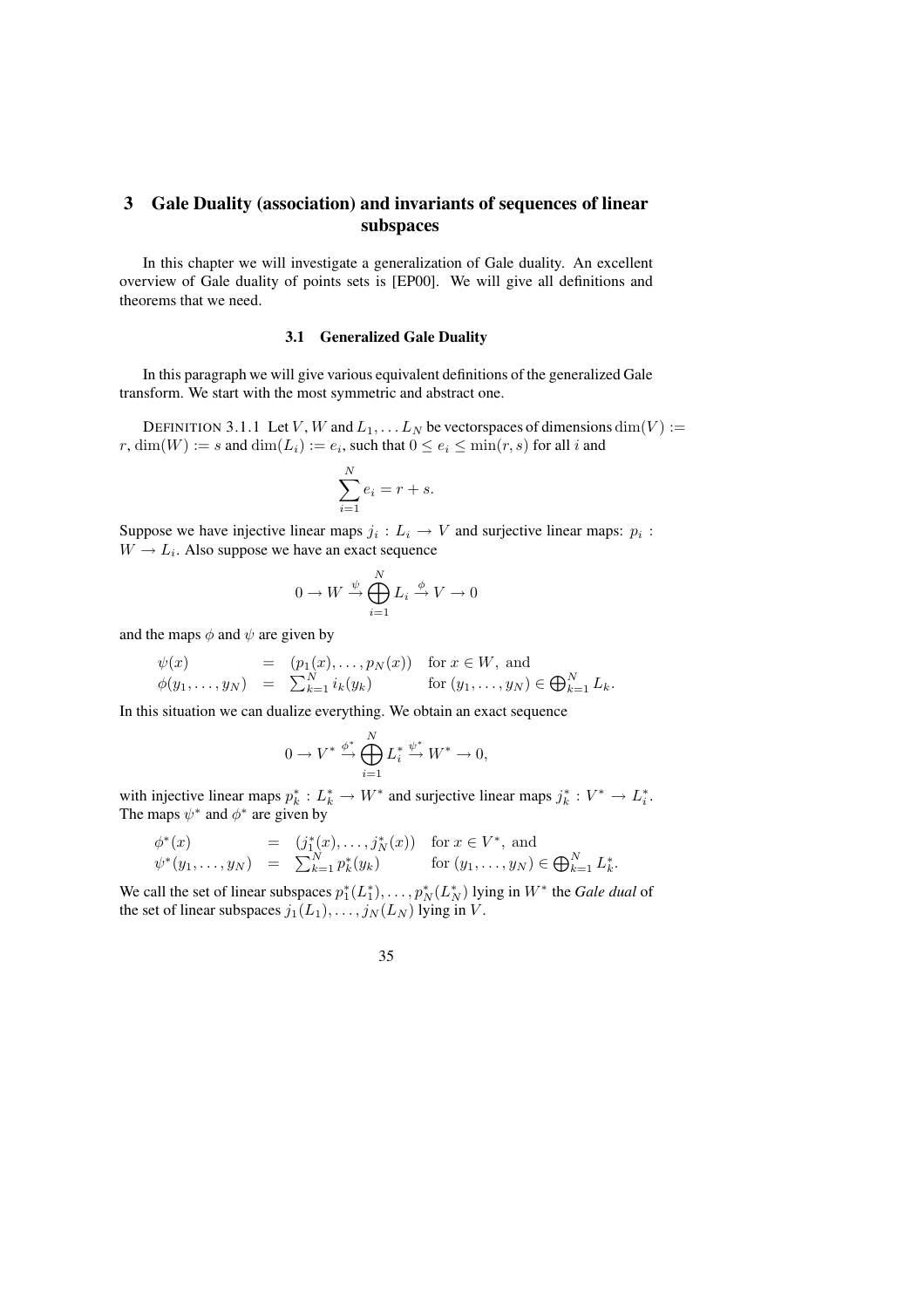# 3 Gale Duality (association) and invariants of sequences of linear subspaces

In this chapter we will investigate a generalization of Gale duality. An excellent overview of Gale duality of points sets is [EP00]. We will give all definitions and theorems that we need.

### 3.1 Generalized Gale Duality

In this paragraph we will give various equivalent definitions of the generalized Gale transform. We start with the most symmetric and abstract one.

DEFINITION 3.1.1 Let $V$, $W$ and $L_1, \dots L_N$ be vectorspaces of dimensions $\dim(V) := r$, $\dim(W) := s$ and $\dim(L_i) := e_i$, such that $0 \leq e_i \leq \min(r, s)$ for all $i$ and

$$\sum_{i=1}^{N} e_i = r + s.$$

Suppose we have injective linear maps $j_i : L_i \to V$ and surjective linear maps: $p_i : W \to L_i$. Also suppose we have an exact sequence

$$0 \to W \xrightarrow{\psi} \bigoplus_{i=1}^{N} L_i \xrightarrow{\phi} V \to 0$$

and the maps $\phi$ and $\psi$ are given by

$$\begin{array}{lcll} \psi(x) & = & (p_1(x), \dots, p_N(x)) & \text{for } x \in W, \text{ and} \\ \phi(y_1, \dots, y_N) & = & \sum_{k=1}^{N} i_k(y_k) & \text{for } (y_1, \dots, y_N) \in \bigoplus_{k=1}^{N} L_k. \end{array}$$

In this situation we can dualize everything. We obtain an exact sequence

$$0 \to V^* \xrightarrow{\phi^*} \bigoplus_{i=1}^{N} L_i^* \xrightarrow{\psi^*} W^* \to 0,$$

with injective linear maps $p_k^* : L_k^* \to W^*$ and surjective linear maps $j_k^* : V^* \to L_i^*$. The maps $\psi^*$ and $\phi^*$ are given by

$$\begin{array}{lcll} \phi^*(x) & = & (j_1^*(x), \dots, j_N^*(x)) & \text{for } x \in V^*, \text{ and} \\ \psi^*(y_1, \dots, y_N) & = & \sum_{k=1}^{N} p_k^*(y_k) & \text{for } (y_1, \dots, y_N) \in \bigoplus_{k=1}^{N} L_k^*. \end{array}$$

We call the set of linear subspaces $p_1^*(L_1^*), \dots, p_N^*(L_N^*)$ lying in $W^*$ the *Gale dual* of the set of linear subspaces $j_1(L_1), \dots, j_N(L_N)$ lying in $V$.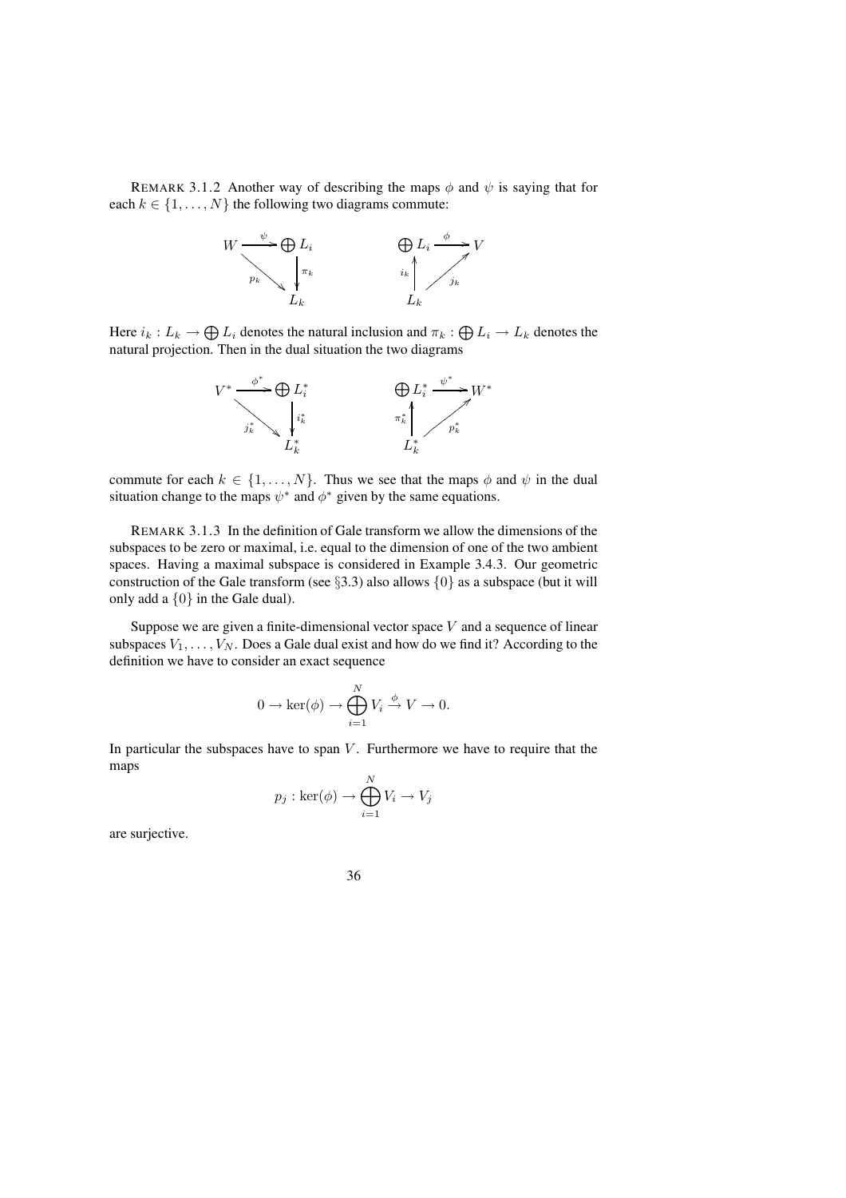REMARK 3.1.2 Another way of describing the maps $\phi$ and $\psi$ is saying that for each $k \in \{1, \ldots, N\}$ the following two diagrams commute:

$$
\begin{array}{ccc}
W & \xrightarrow{\psi} & \bigoplus L_i \\
& \searrow^{p_k} & \downarrow \pi_k \\
& & L_k
\end{array}
\qquad\qquad
\begin{array}{ccc}
\bigoplus L_i & \xrightarrow{\phi} & V \\
\uparrow i_k & \nearrow_{j_k} & \\
L_k & &
\end{array}
$$

Here $i_k : L_k \to \bigoplus L_i$ denotes the natural inclusion and $\pi_k : \bigoplus L_i \to L_k$ denotes the natural projection. Then in the dual situation the two diagrams

$$
\begin{array}{ccc}
V^* & \xrightarrow{\phi^*} & \bigoplus L_i^* \\
& \searrow^{j_k^*} & \downarrow i_k^* \\
& & L_k^*
\end{array}
\qquad\qquad
\begin{array}{ccc}
\bigoplus L_i^* & \xrightarrow{\psi^*} & W^* \\
\uparrow \pi_k^* & \nearrow_{p_k^*} & \\
L_k^* & &
\end{array}
$$

commute for each $k \in \{1, \ldots, N\}$. Thus we see that the maps $\phi$ and $\psi$ in the dual situation change to the maps $\psi^*$ and $\phi^*$ given by the same equations.

REMARK 3.1.3 In the definition of Gale transform we allow the dimensions of the subspaces to be zero or maximal, i.e. equal to the dimension of one of the two ambient spaces. Having a maximal subspace is considered in Example 3.4.3. Our geometric construction of the Gale transform (see §3.3) also allows $\{0\}$ as a subspace (but it will only add a $\{0\}$ in the Gale dual).

Suppose we are given a finite-dimensional vector space $V$ and a sequence of linear subspaces $V_1, \ldots, V_N$. Does a Gale dual exist and how do we find it? According to the definition we have to consider an exact sequence

$$0 \to \ker(\phi) \to \bigoplus_{i=1}^{N} V_i \xrightarrow{\phi} V \to 0.$$

In particular the subspaces have to span $V$. Furthermore we have to require that the maps

$$p_j : \ker(\phi) \to \bigoplus_{i=1}^{N} V_i \to V_j$$

are surjective.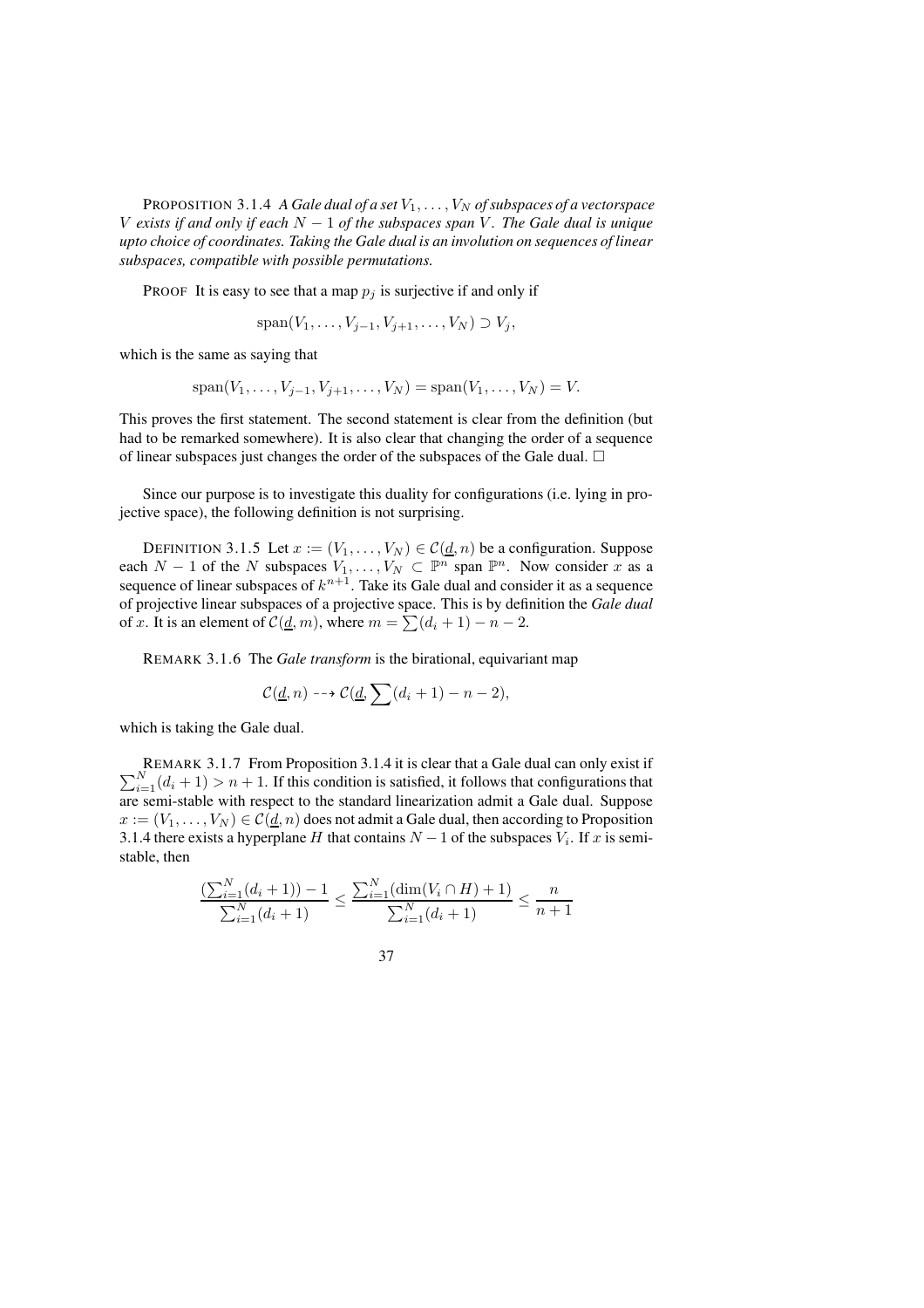PROPOSITION 3.1.4 *A Gale dual of a set $V_1, \ldots, V_N$ of subspaces of a vectorspace $V$ exists if and only if each $N-1$ of the subspaces span $V$. The Gale dual is unique upto choice of coordinates. Taking the Gale dual is an involution on sequences of linear subspaces, compatible with possible permutations.*

PROOF It is easy to see that a map $p_j$ is surjective if and only if

$$\operatorname{span}(V_1, \ldots, V_{j-1}, V_{j+1}, \ldots, V_N) \supset V_j,$$

which is the same as saying that

$$\operatorname{span}(V_1, \ldots, V_{j-1}, V_{j+1}, \ldots, V_N) = \operatorname{span}(V_1, \ldots, V_N) = V.$$

This proves the first statement. The second statement is clear from the definition (but had to be remarked somewhere). It is also clear that changing the order of a sequence of linear subspaces just changes the order of the subspaces of the Gale dual. $\square$

Since our purpose is to investigate this duality for configurations (i.e. lying in projective space), the following definition is not surprising.

DEFINITION 3.1.5 Let $x := (V_1, \ldots, V_N) \in \mathcal{C}(\underline{d}, n)$ be a configuration. Suppose each $N-1$ of the $N$ subspaces $V_1, \ldots, V_N \subset \mathbb{P}^n$ span $\mathbb{P}^n$. Now consider $x$ as a sequence of linear subspaces of $k^{n+1}$. Take its Gale dual and consider it as a sequence of projective linear subspaces of a projective space. This is by definition the *Gale dual* of $x$. It is an element of $\mathcal{C}(\underline{d}, m)$, where $m = \sum(d_i + 1) - n - 2$.

REMARK 3.1.6 The *Gale transform* is the birational, equivariant map

$$\mathcal{C}(\underline{d}, n) \dashrightarrow \mathcal{C}(\underline{d}, \sum(d_i + 1) - n - 2),$$

which is taking the Gale dual.

REMARK 3.1.7 From Proposition 3.1.4 it is clear that a Gale dual can only exist if $\sum_{i=1}^N (d_i + 1) > n + 1$. If this condition is satisfied, it follows that configurations that are semi-stable with respect to the standard linearization admit a Gale dual. Suppose $x := (V_1, \ldots, V_N) \in \mathcal{C}(\underline{d}, n)$ does not admit a Gale dual, then according to Proposition 3.1.4 there exists a hyperplane $H$ that contains $N-1$ of the subspaces $V_i$. If $x$ is semi-stable, then

$$\frac{(\sum_{i=1}^N (d_i + 1)) - 1}{\sum_{i=1}^N (d_i + 1)} \leq \frac{\sum_{i=1}^N (\dim(V_i \cap H) + 1)}{\sum_{i=1}^N (d_i + 1)} \leq \frac{n}{n+1}$$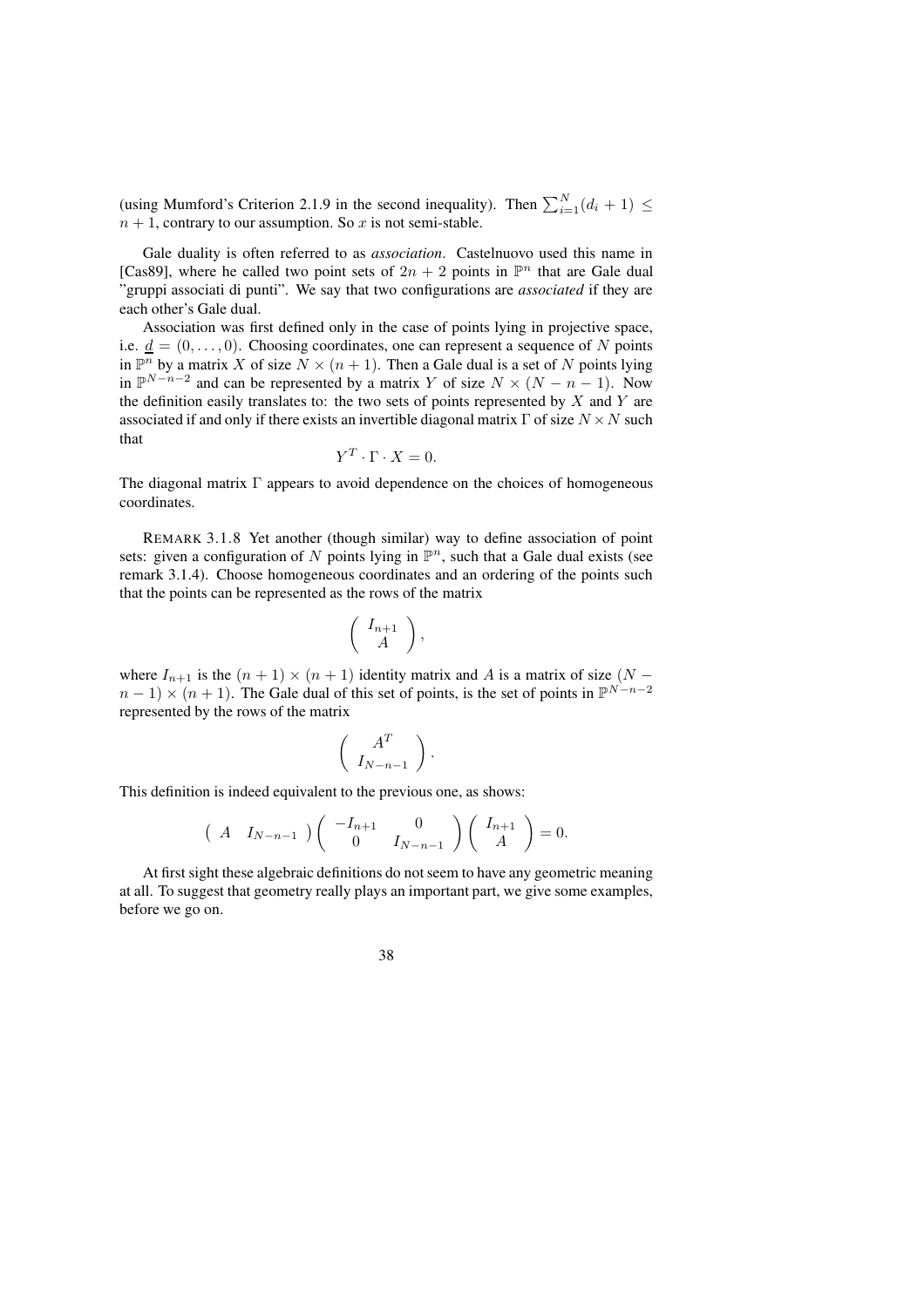(using Mumford's Criterion 2.1.9 in the second inequality). Then $\sum_{i=1}^{N}(d_i + 1) \leq n + 1$, contrary to our assumption. So $x$ is not semi-stable.

Gale duality is often referred to as *association*. Castelnuovo used this name in [Cas89], where he called two point sets of $2n + 2$ points in $\mathbb{P}^n$ that are Gale dual "gruppi associati di punti". We say that two configurations are *associated* if they are each other's Gale dual.

Association was first defined only in the case of points lying in projective space, i.e. $\underline{d} = (0, \ldots, 0)$. Choosing coordinates, one can represent a sequence of $N$ points in $\mathbb{P}^n$ by a matrix $X$ of size $N \times (n + 1)$. Then a Gale dual is a set of $N$ points lying in $\mathbb{P}^{N-n-2}$ and can be represented by a matrix $Y$ of size $N \times (N - n - 1)$. Now the definition easily translates to: the two sets of points represented by $X$ and $Y$ are associated if and only if there exists an invertible diagonal matrix $\Gamma$ of size $N \times N$ such that

$$Y^T \cdot \Gamma \cdot X = 0.$$

The diagonal matrix $\Gamma$ appears to avoid dependence on the choices of homogeneous coordinates.

REMARK 3.1.8 Yet another (though similar) way to define association of point sets: given a configuration of $N$ points lying in $\mathbb{P}^n$, such that a Gale dual exists (see remark 3.1.4). Choose homogeneous coordinates and an ordering of the points such that the points can be represented as the rows of the matrix

$$\begin{pmatrix} I_{n+1} \\ A \end{pmatrix},$$

where $I_{n+1}$ is the $(n + 1) \times (n + 1)$ identity matrix and $A$ is a matrix of size $(N - n - 1) \times (n + 1)$. The Gale dual of this set of points, is the set of points in $\mathbb{P}^{N-n-2}$ represented by the rows of the matrix

$$\begin{pmatrix} A^T \\ I_{N-n-1} \end{pmatrix}.$$

This definition is indeed equivalent to the previous one, as shows:

$$\begin{pmatrix} A & I_{N-n-1} \end{pmatrix} \begin{pmatrix} -I_{n+1} & 0 \\ 0 & I_{N-n-1} \end{pmatrix} \begin{pmatrix} I_{n+1} \\ A \end{pmatrix} = 0.$$

At first sight these algebraic definitions do not seem to have any geometric meaning at all. To suggest that geometry really plays an important part, we give some examples, before we go on.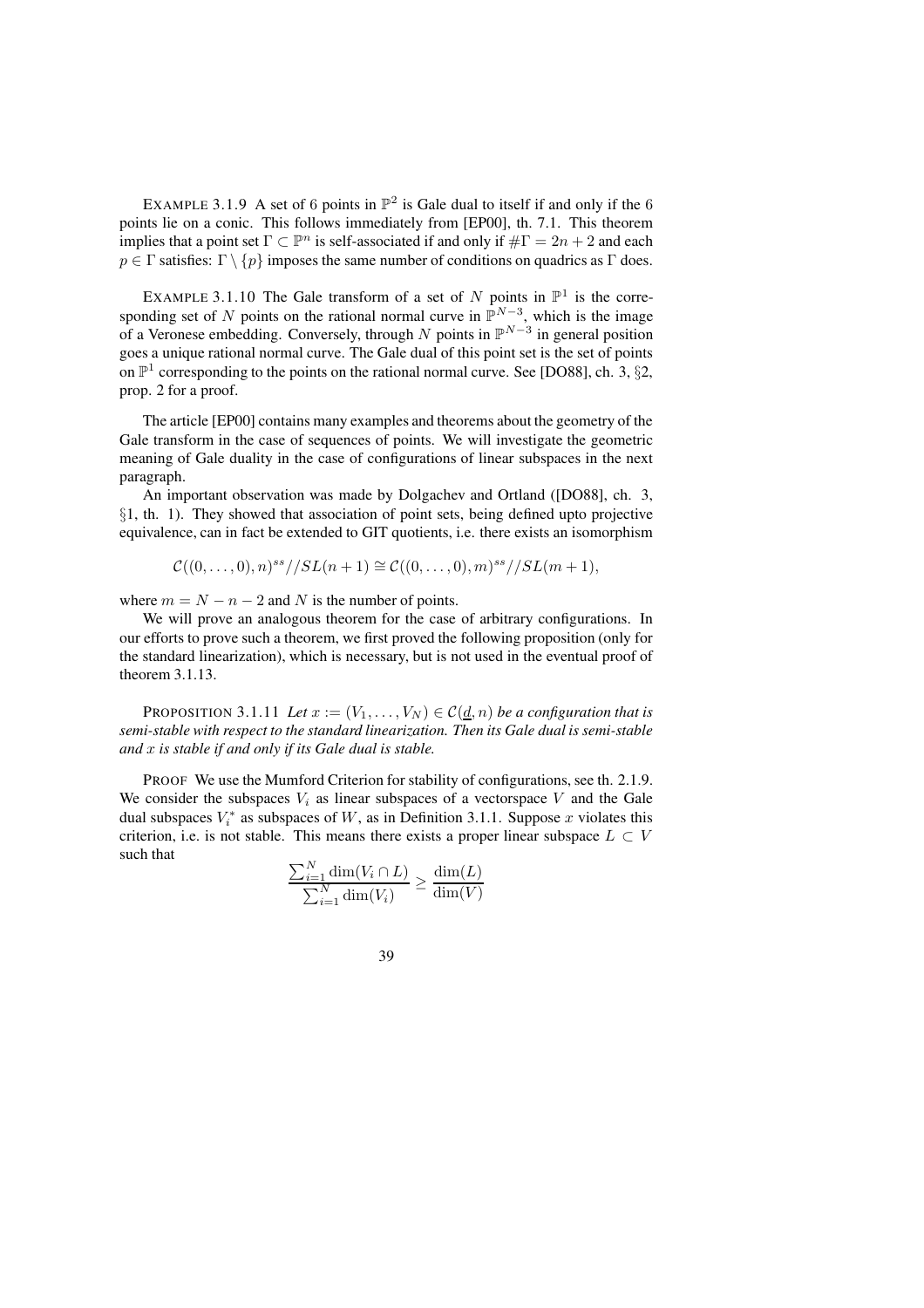EXAMPLE 3.1.9 A set of 6 points in $\mathbb{P}^2$ is Gale dual to itself if and only if the 6 points lie on a conic. This follows immediately from [EP00], th. 7.1. This theorem implies that a point set $\Gamma \subset \mathbb{P}^n$ is self-associated if and only if $\#\Gamma = 2n+2$ and each $p \in \Gamma$ satisfies: $\Gamma \setminus \{p\}$ imposes the same number of conditions on quadrics as $\Gamma$ does.

EXAMPLE 3.1.10 The Gale transform of a set of $N$ points in $\mathbb{P}^1$ is the corresponding set of $N$ points on the rational normal curve in $\mathbb{P}^{N-3}$, which is the image of a Veronese embedding. Conversely, through $N$ points in $\mathbb{P}^{N-3}$ in general position goes a unique rational normal curve. The Gale dual of this point set is the set of points on $\mathbb{P}^1$ corresponding to the points on the rational normal curve. See [DO88], ch. 3, §2, prop. 2 for a proof.

The article [EP00] contains many examples and theorems about the geometry of the Gale transform in the case of sequences of points. We will investigate the geometric meaning of Gale duality in the case of configurations of linear subspaces in the next paragraph.

An important observation was made by Dolgachev and Ortland ([DO88], ch. 3, §1, th. 1). They showed that association of point sets, being defined upto projective equivalence, can in fact be extended to GIT quotients, i.e. there exists an isomorphism

$$\mathcal{C}((0,\dots,0),n)^{ss}//SL(n+1) \cong \mathcal{C}((0,\dots,0),m)^{ss}//SL(m+1),$$

where $m = N - n - 2$ and $N$ is the number of points.

We will prove an analogous theorem for the case of arbitrary configurations. In our efforts to prove such a theorem, we first proved the following proposition (only for the standard linearization), which is necessary, but is not used in the eventual proof of theorem 3.1.13.

PROPOSITION 3.1.11 *Let $x := (V_1, \dots, V_N) \in \mathcal{C}(\underline{d}, n)$ be a configuration that is semi-stable with respect to the standard linearization. Then its Gale dual is semi-stable and $x$ is stable if and only if its Gale dual is stable.*

PROOF We use the Mumford Criterion for stability of configurations, see th. 2.1.9. We consider the subspaces $V_i$ as linear subspaces of a vectorspace $V$ and the Gale dual subspaces $V_i^*$ as subspaces of $W$, as in Definition 3.1.1. Suppose $x$ violates this criterion, i.e. is not stable. This means there exists a proper linear subspace $L \subset V$ such that

$$\frac{\sum_{i=1}^{N} \dim(V_i \cap L)}{\sum_{i=1}^{N} \dim(V_i)} \geq \frac{\dim(L)}{\dim(V)}$$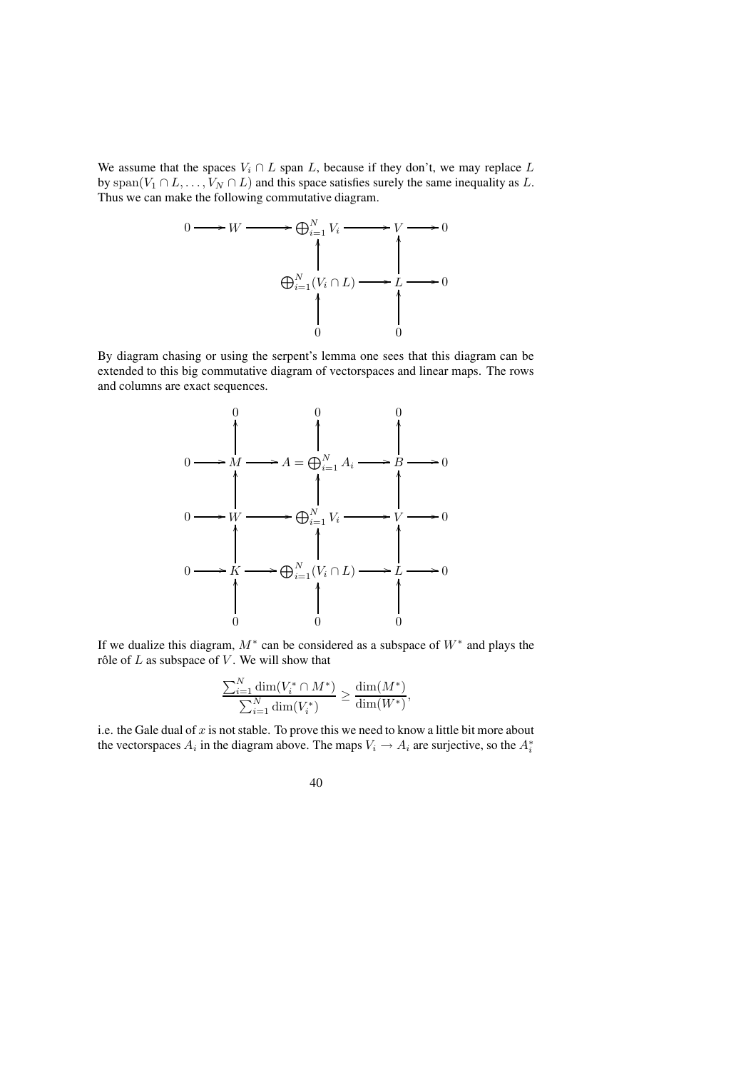We assume that the spaces $V_i \cap L$ span $L$, because if they don't, we may replace $L$ by $\mathrm{span}(V_1 \cap L, \ldots, V_N \cap L)$ and this space satisfies surely the same inequality as $L$. Thus we can make the following commutative diagram.

$$
\begin{array}{ccccccccc}
0 & \longrightarrow & W & \longrightarrow & \bigoplus_{i=1}^N V_i & \longrightarrow & V & \longrightarrow & 0 \\
 & & & & \uparrow & & \uparrow & & \\
 & & & & \bigoplus_{i=1}^N (V_i \cap L) & \longrightarrow & L & \longrightarrow & 0 \\
 & & & & \uparrow & & \uparrow & & \\
 & & & & 0 & & 0 & &
\end{array}
$$

By diagram chasing or using the serpent's lemma one sees that this diagram can be extended to this big commutative diagram of vectorspaces and linear maps. The rows and columns are exact sequences.

$$
\begin{array}{ccccccccc}
 & & 0 & & 0 & & 0 & & \\
 & & \uparrow & & \uparrow & & \uparrow & & \\
0 & \longrightarrow & M & \longrightarrow & A = \bigoplus_{i=1}^N A_i & \longrightarrow & B & \longrightarrow & 0 \\
 & & \uparrow & & \uparrow & & \uparrow & & \\
0 & \longrightarrow & W & \longrightarrow & \bigoplus_{i=1}^N V_i & \longrightarrow & V & \longrightarrow & 0 \\
 & & \uparrow & & \uparrow & & \uparrow & & \\
0 & \longrightarrow & K & \longrightarrow & \bigoplus_{i=1}^N (V_i \cap L) & \longrightarrow & L & \longrightarrow & 0 \\
 & & \uparrow & & \uparrow & & \uparrow & & \\
 & & 0 & & 0 & & 0 & &
\end{array}
$$

If we dualize this diagram, $M^*$ can be considered as a subspace of $W^*$ and plays the rôle of $L$ as subspace of $V$. We will show that

$$\frac{\sum_{i=1}^N \dim(V_i^* \cap M^*)}{\sum_{i=1}^N \dim(V_i^*)} \geq \frac{\dim(M^*)}{\dim(W^*)},$$

i.e. the Gale dual of $x$ is not stable. To prove this we need to know a little bit more about the vectorspaces $A_i$ in the diagram above. The maps $V_i \to A_i$ are surjective, so the $A_i^*$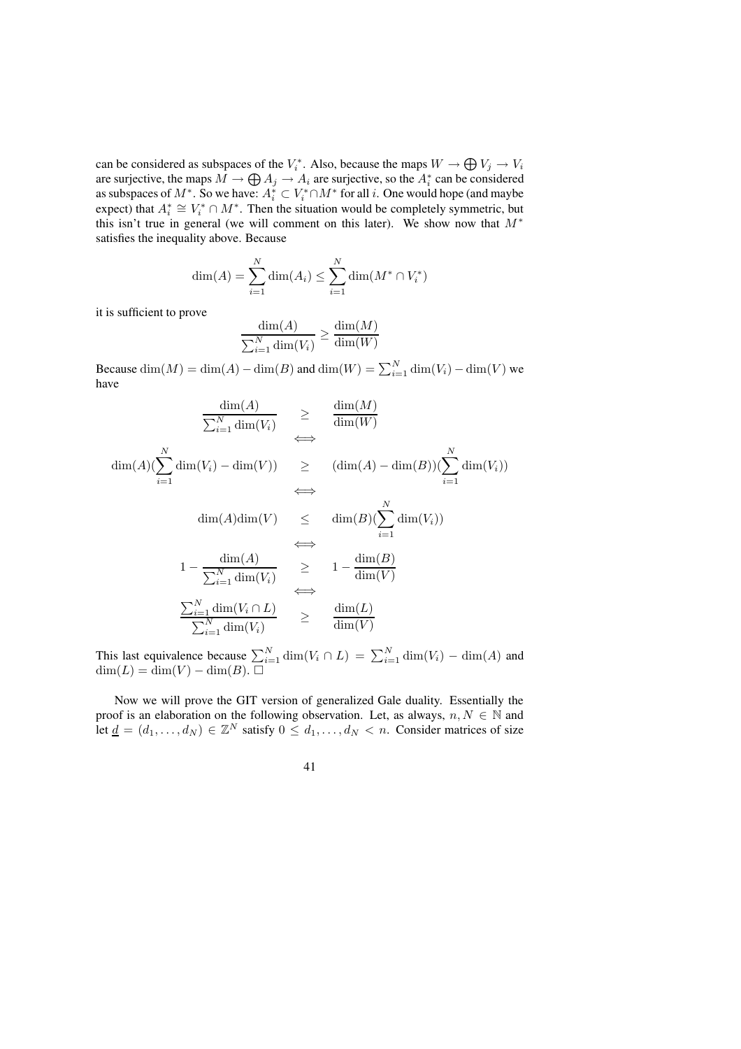can be considered as subspaces of the $V_i^*$. Also, because the maps $W \to \bigoplus V_j \to V_i$ are surjective, the maps $M \to \bigoplus A_j \to A_i$ are surjective, so the $A_i^*$ can be considered as subspaces of $M^*$. So we have: $A_i^* \subset V_i^* \cap M^*$ for all $i$. One would hope (and maybe expect) that $A_i^* \cong V_i^* \cap M^*$. Then the situation would be completely symmetric, but this isn't true in general (we will comment on this later). We show now that $M^*$ satisfies the inequality above. Because

$$\dim(A) = \sum_{i=1}^{N} \dim(A_i) \leq \sum_{i=1}^{N} \dim(M^* \cap V_i^*)$$

it is sufficient to prove

$$\frac{\dim(A)}{\sum_{i=1}^{N} \dim(V_i)} \geq \frac{\dim(M)}{\dim(W)}$$

Because $\dim(M) = \dim(A) - \dim(B)$ and $\dim(W) = \sum_{i=1}^{N} \dim(V_i) - \dim(V)$ we have

$$\begin{array}{ccc}
\dfrac{\dim(A)}{\sum_{i=1}^{N} \dim(V_i)} & \geq & \dfrac{\dim(M)}{\dim(W)} \\
& \Longleftrightarrow & \\
\dim(A)(\sum_{i=1}^{N} \dim(V_i) - \dim(V)) & \geq & (\dim(A) - \dim(B))(\sum_{i=1}^{N} \dim(V_i)) \\
& \Longleftrightarrow & \\
\dim(A)\dim(V) & \leq & \dim(B)(\sum_{i=1}^{N} \dim(V_i)) \\
& \Longleftrightarrow & \\
1 - \dfrac{\dim(A)}{\sum_{i=1}^{N} \dim(V_i)} & \geq & 1 - \dfrac{\dim(B)}{\dim(V)} \\
& \Longleftrightarrow & \\
\dfrac{\sum_{i=1}^{N} \dim(V_i \cap L)}{\sum_{i=1}^{N} \dim(V_i)} & \geq & \dfrac{\dim(L)}{\dim(V)}
\end{array}$$

This last equivalence because $\sum_{i=1}^{N} \dim(V_i \cap L) = \sum_{i=1}^{N} \dim(V_i) - \dim(A)$ and $\dim(L) = \dim(V) - \dim(B)$. $\square$

Now we will prove the GIT version of generalized Gale duality. Essentially the proof is an elaboration on the following observation. Let, as always, $n, N \in \mathbb{N}$ and let $\underline{d} = (d_1, \ldots, d_N) \in \mathbb{Z}^N$ satisfy $0 \leq d_1, \ldots, d_N < n$. Consider matrices of size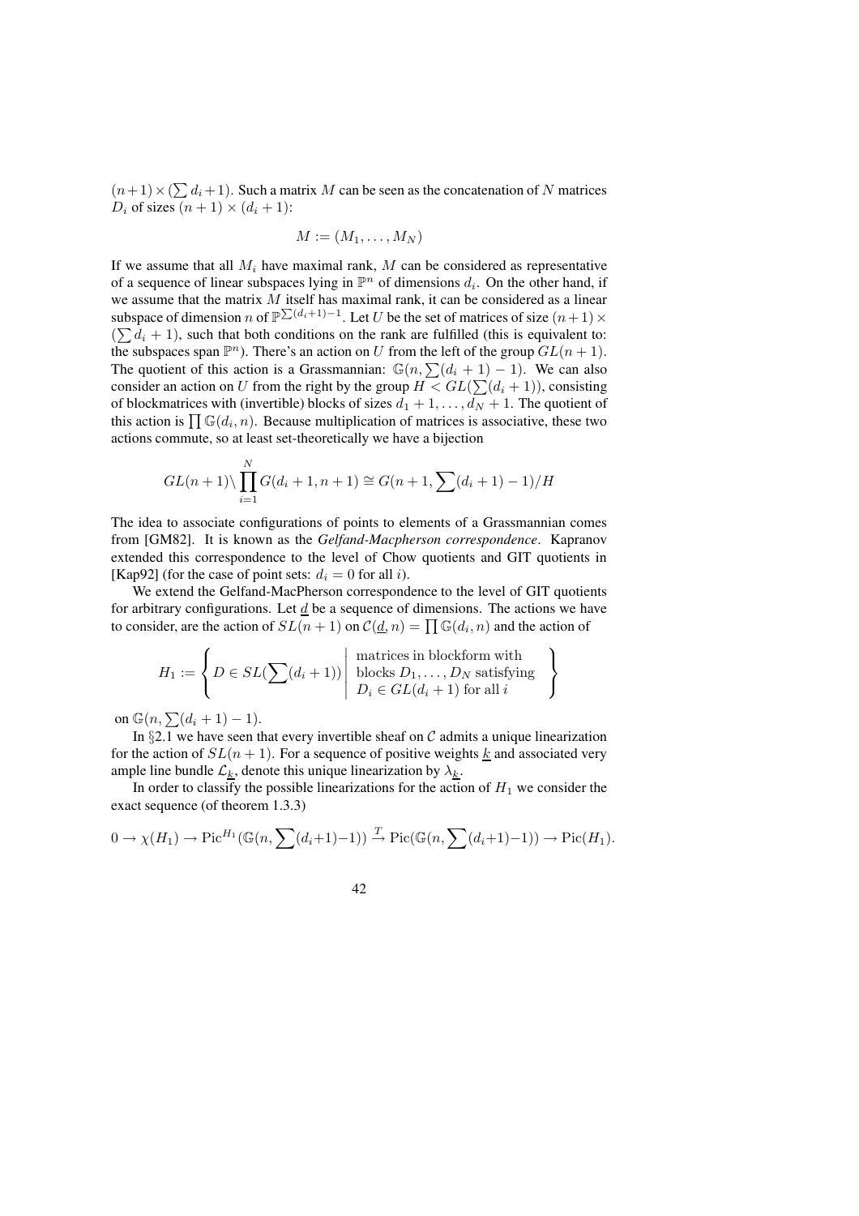$(n+1) \times (\sum d_i + 1)$. Such a matrix $M$ can be seen as the concatenation of $N$ matrices $D_i$ of sizes $(n+1) \times (d_i + 1)$:

$$M := (M_1, \dots, M_N)$$

If we assume that all $M_i$ have maximal rank, $M$ can be considered as representative of a sequence of linear subspaces lying in $\mathbb{P}^n$ of dimensions $d_i$. On the other hand, if we assume that the matrix $M$ itself has maximal rank, it can be considered as a linear subspace of dimension $n$ of $\mathbb{P}^{\sum(d_i+1)-1}$. Let $U$ be the set of matrices of size $(n+1) \times (\sum d_i + 1)$, such that both conditions on the rank are fulfilled (this is equivalent to: the subspaces span $\mathbb{P}^n$). There's an action on $U$ from the left of the group $GL(n+1)$. The quotient of this action is a Grassmannian: $\mathbb{G}(n, \sum(d_i + 1) - 1)$. We can also consider an action on $U$ from the right by the group $H < GL(\sum(d_i + 1))$, consisting of blockmatrices with (invertible) blocks of sizes $d_1 + 1, \dots, d_N + 1$. The quotient of this action is $\prod \mathbb{G}(d_i, n)$. Because multiplication of matrices is associative, these two actions commute, so at least set-theoretically we have a bijection

$$GL(n+1) \backslash \prod_{i=1}^{N} G(d_i + 1, n + 1) \cong G(n + 1, \sum(d_i + 1) - 1)/H$$

The idea to associate configurations of points to elements of a Grassmannian comes from [GM82]. It is known as the *Gelfand-Macpherson correspondence*. Kapranov extended this correspondence to the level of Chow quotients and GIT quotients in [Kap92] (for the case of point sets: $d_i = 0$ for all $i$).

We extend the Gelfand-MacPherson correspondence to the level of GIT quotients for arbitrary configurations. Let $\underline{d}$ be a sequence of dimensions. The actions we have to consider, are the action of $SL(n + 1)$ on $\mathcal{C}(\underline{d}, n) = \prod \mathbb{G}(d_i, n)$ and the action of

$$H_1 := \left\{ D \in SL(\sum(d_i + 1)) \;\middle|\; \begin{array}{l} \text{matrices in blockform with} \\ \text{blocks } D_1, \dots, D_N \text{ satisfying} \\ D_i \in GL(d_i + 1) \text{ for all } i \end{array} \right\}$$

on $\mathbb{G}(n, \sum(d_i + 1) - 1)$.

In §2.1 we have seen that every invertible sheaf on $\mathcal{C}$ admits a unique linearization for the action of $SL(n + 1)$. For a sequence of positive weights $\underline{k}$ and associated very ample line bundle $\mathcal{L}_{\underline{k}}$, denote this unique linearization by $\lambda_{\underline{k}}$.

In order to classify the possible linearizations for the action of $H_1$ we consider the exact sequence (of theorem 1.3.3)

$$0 \to \chi(H_1) \to \mathrm{Pic}^{H_1}(\mathbb{G}(n, \sum(d_i+1)-1)) \xrightarrow{T} \mathrm{Pic}(\mathbb{G}(n, \sum(d_i+1)-1)) \to \mathrm{Pic}(H_1).$$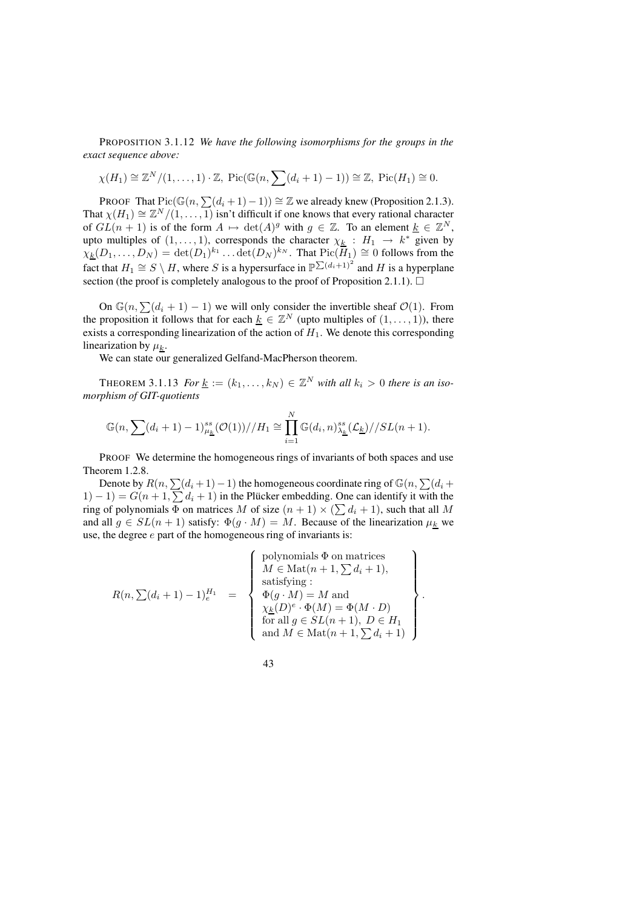PROPOSITION 3.1.12 *We have the following isomorphisms for the groups in the exact sequence above:*

$$\chi(H_1) \cong \mathbb{Z}^N/(1,\ldots,1)\cdot\mathbb{Z},\ \mathrm{Pic}(\mathbb{G}(n,\sum(d_i+1)-1)) \cong \mathbb{Z},\ \mathrm{Pic}(H_1) \cong 0.$$

PROOF That $\mathrm{Pic}(\mathbb{G}(n,\sum(d_i+1)-1)) \cong \mathbb{Z}$ we already knew (Proposition 2.1.3). That $\chi(H_1) \cong \mathbb{Z}^N/(1,\ldots,1)$ isn't difficult if one knows that every rational character of $GL(n+1)$ is of the form $A \mapsto \det(A)^g$ with $g \in \mathbb{Z}$. To an element $\underline{k} \in \mathbb{Z}^N$, upto multiples of $(1,\ldots,1)$, corresponds the character $\chi_{\underline{k}} : H_1 \to k^*$ given by $\chi_{\underline{k}}(D_1,\ldots,D_N) = \det(D_1)^{k_1}\ldots\det(D_N)^{k_N}$. That $\mathrm{Pic}(H_1) \cong 0$ follows from the fact that $H_1 \cong S \setminus H$, where $S$ is a hypersurface in $\mathbb{P}^{\sum(d_i+1)^2}$ and $H$ is a hyperplane section (the proof is completely analogous to the proof of Proposition 2.1.1). □

On $\mathbb{G}(n,\sum(d_i+1)-1)$ we will only consider the invertible sheaf $\mathcal{O}(1)$. From the proposition it follows that for each $\underline{k} \in \mathbb{Z}^N$ (upto multiples of $(1,\ldots,1)$), there exists a corresponding linearization of the action of $H_1$. We denote this corresponding linearization by $\mu_{\underline{k}}$.

We can state our generalized Gelfand-MacPherson theorem.

THEOREM 3.1.13 *For $\underline{k} := (k_1,\ldots,k_N) \in \mathbb{Z}^N$ with all $k_i > 0$ there is an isomorphism of GIT-quotients*

$$\mathbb{G}(n,\sum(d_i+1)-1)^{ss}_{\mu_{\underline{k}}}(\mathcal{O}(1))//H_1 \cong \prod_{i=1}^{N}\mathbb{G}(d_i,n)^{ss}_{\chi_{\underline{k}}}(\mathcal{L}_{\underline{k}})//SL(n+1).$$

PROOF We determine the homogeneous rings of invariants of both spaces and use Theorem 1.2.8.

Denote by $R(n,\sum(d_i+1)-1)$ the homogeneous coordinate ring of $\mathbb{G}(n,\sum(d_i+1)-1) = G(n+1,\sum d_i+1)$ in the Plücker embedding. One can identify it with the ring of polynomials $\Phi$ on matrices $M$ of size $(n+1)\times(\sum d_i+1)$, such that all $M$ and all $g \in SL(n+1)$ satisfy: $\Phi(g\cdot M) = M$. Because of the linearization $\mu_{\underline{k}}$ we use, the degree $e$ part of the homogeneous ring of invariants is:

$$R(n,\textstyle\sum(d_i+1)-1)^{H_1}_e \quad = \quad \left\{ \begin{array}{l} \text{polynomials } \Phi \text{ on matrices} \\ M \in \mathrm{Mat}(n+1,\sum d_i+1), \\ \text{satisfying :} \\ \Phi(g\cdot M) = M \text{ and} \\ \chi_{\underline{k}}(D)^e \cdot \Phi(M) = \Phi(M\cdot D) \\ \text{for all } g \in SL(n+1),\ D \in H_1 \\ \text{and } M \in \mathrm{Mat}(n+1,\sum d_i+1) \end{array} \right\}.$$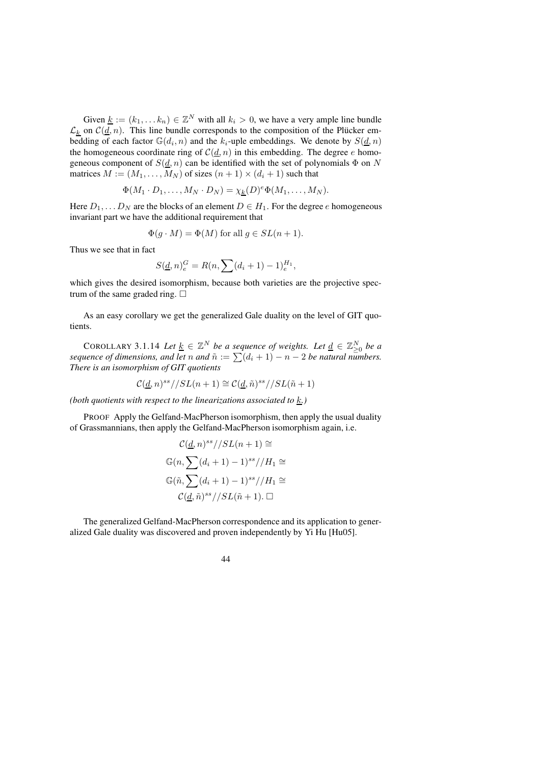Given $\underline{k} := (k_1, \ldots k_n) \in \mathbb{Z}^N$ with all $k_i > 0$, we have a very ample line bundle $\mathcal{L}_{\underline{k}}$ on $\mathcal{C}(\underline{d}, n)$. This line bundle corresponds to the composition of the Plücker embedding of each factor $\mathbb{G}(d_i, n)$ and the $k_i$-uple embeddings. We denote by $S(\underline{d}, n)$ the homogeneous coordinate ring of $\mathcal{C}(\underline{d}, n)$ in this embedding. The degree $e$ homogeneous component of $S(\underline{d}, n)$ can be identified with the set of polynomials $\Phi$ on $N$ matrices $M := (M_1, \ldots, M_N)$ of sizes $(n+1) \times (d_i + 1)$ such that

$$\Phi(M_1 \cdot D_1, \ldots, M_N \cdot D_N) = \chi_{\underline{k}}(D)^e \Phi(M_1, \ldots, M_N).$$

Here $D_1, \ldots D_N$ are the blocks of an element $D \in H_1$. For the degree $e$ homogeneous invariant part we have the additional requirement that

$$\Phi(g \cdot M) = \Phi(M) \text{ for all } g \in SL(n+1).$$

Thus we see that in fact

$$S(\underline{d}, n)^G_e = R(n, \sum (d_i + 1) - 1)^{H_1}_e,$$

which gives the desired isomorphism, because both varieties are the projective spectrum of the same graded ring. $\square$

As an easy corollary we get the generalized Gale duality on the level of GIT quotients.

COROLLARY 3.1.14 *Let $\underline{k} \in \mathbb{Z}^N$ be a sequence of weights. Let $\underline{d} \in \mathbb{Z}^N_{\geq 0}$ be a sequence of dimensions, and let $n$ and $\tilde{n} := \sum (d_i + 1) - n - 2$ be natural numbers. There is an isomorphism of GIT quotients*

$$\mathcal{C}(\underline{d}, n)^{ss} // SL(n+1) \cong \mathcal{C}(\underline{d}, \tilde{n})^{ss} // SL(\tilde{n} + 1)$$

*(both quotients with respect to the linearizations associated to $\underline{k}$.)*

PROOF Apply the Gelfand-MacPherson isomorphism, then apply the usual duality of Grassmannians, then apply the Gelfand-MacPherson isomorphism again, i.e.

$$\begin{gathered}
\mathcal{C}(\underline{d}, n)^{ss} // SL(n+1) \cong \\
\mathbb{G}(n, \sum (d_i + 1) - 1)^{ss} // H_1 \cong \\
\mathbb{G}(\tilde{n}, \sum (d_i + 1) - 1)^{ss} // H_1 \cong \\
\mathcal{C}(\underline{d}, \tilde{n})^{ss} // SL(\tilde{n} + 1). \square
\end{gathered}$$

The generalized Gelfand-MacPherson correspondence and its application to generalized Gale duality was discovered and proven independently by Yi Hu [Hu05].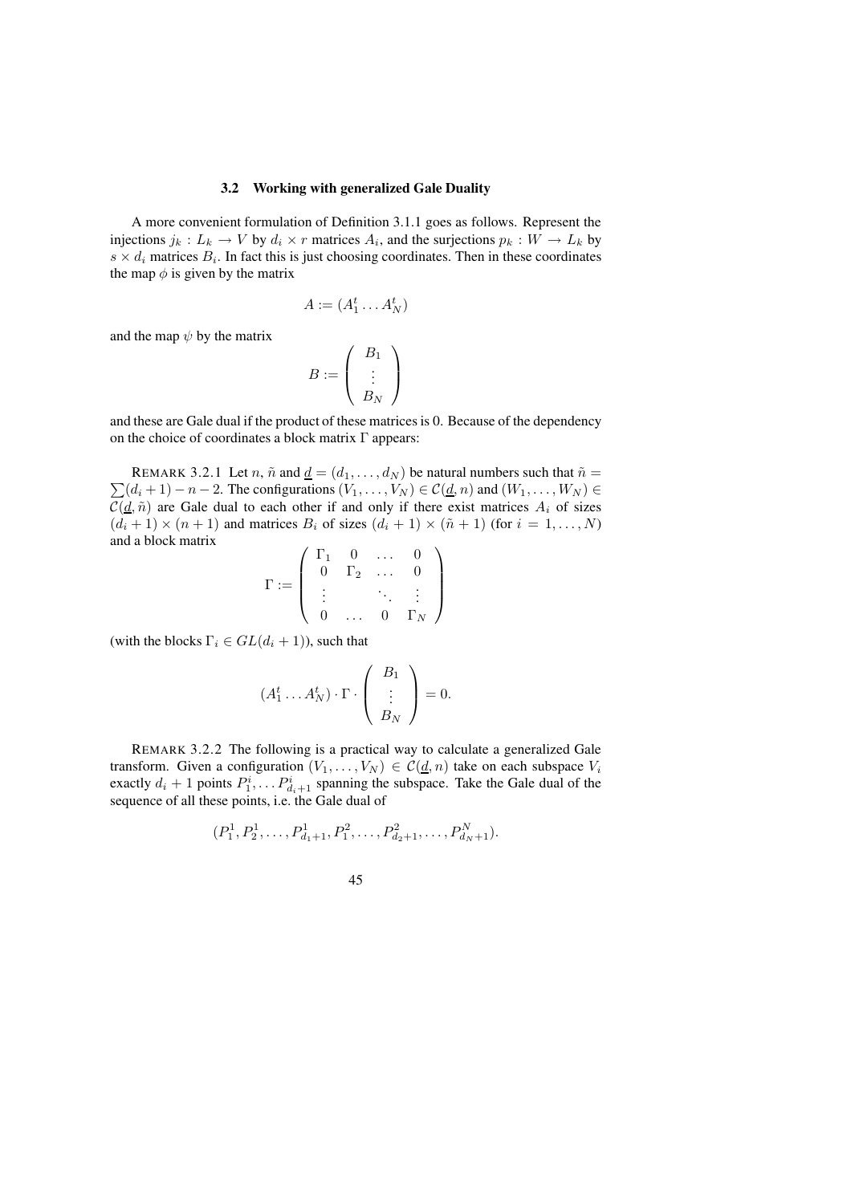### 3.2 Working with generalized Gale Duality

A more convenient formulation of Definition 3.1.1 goes as follows. Represent the injections $j_k : L_k \to V$ by $d_i \times r$ matrices $A_i$, and the surjections $p_k : W \to L_k$ by $s \times d_i$ matrices $B_i$. In fact this is just choosing coordinates. Then in these coordinates the map $\phi$ is given by the matrix

$$A := (A_1^t \dots A_N^t)$$

and the map $\psi$ by the matrix

$$B := \begin{pmatrix} B_1 \\ \vdots \\ B_N \end{pmatrix}$$

and these are Gale dual if the product of these matrices is 0. Because of the dependency on the choice of coordinates a block matrix $\Gamma$ appears:

REMARK 3.2.1 Let $n$, $\tilde{n}$ and $\underline{d} = (d_1, \dots, d_N)$ be natural numbers such that $\tilde{n} = \sum(d_i + 1) - n - 2$. The configurations $(V_1, \dots, V_N) \in \mathcal{C}(\underline{d}, n)$ and $(W_1, \dots, W_N) \in \mathcal{C}(\underline{d}, \tilde{n})$ are Gale dual to each other if and only if there exist matrices $A_i$ of sizes $(d_i + 1) \times (n + 1)$ and matrices $B_i$ of sizes $(d_i + 1) \times (\tilde{n} + 1)$ (for $i = 1, \dots, N$) and a block matrix

$$\Gamma := \begin{pmatrix} \Gamma_1 & 0 & \dots & 0 \\ 0 & \Gamma_2 & \dots & 0 \\ \vdots & & \ddots & \vdots \\ 0 & \dots & 0 & \Gamma_N \end{pmatrix}$$

(with the blocks $\Gamma_i \in GL(d_i + 1)$), such that

$$(A_1^t \dots A_N^t) \cdot \Gamma \cdot \begin{pmatrix} B_1 \\ \vdots \\ B_N \end{pmatrix} = 0.$$

REMARK 3.2.2 The following is a practical way to calculate a generalized Gale transform. Given a configuration $(V_1, \dots, V_N) \in \mathcal{C}(\underline{d}, n)$ take on each subspace $V_i$ exactly $d_i + 1$ points $P_1^i, \dots P_{d_i+1}^i$ spanning the subspace. Take the Gale dual of the sequence of all these points, i.e. the Gale dual of

$$(P_1^1, P_2^1, \dots, P_{d_1+1}^1, P_1^2, \dots, P_{d_2+1}^2, \dots, P_{d_N+1}^N).$$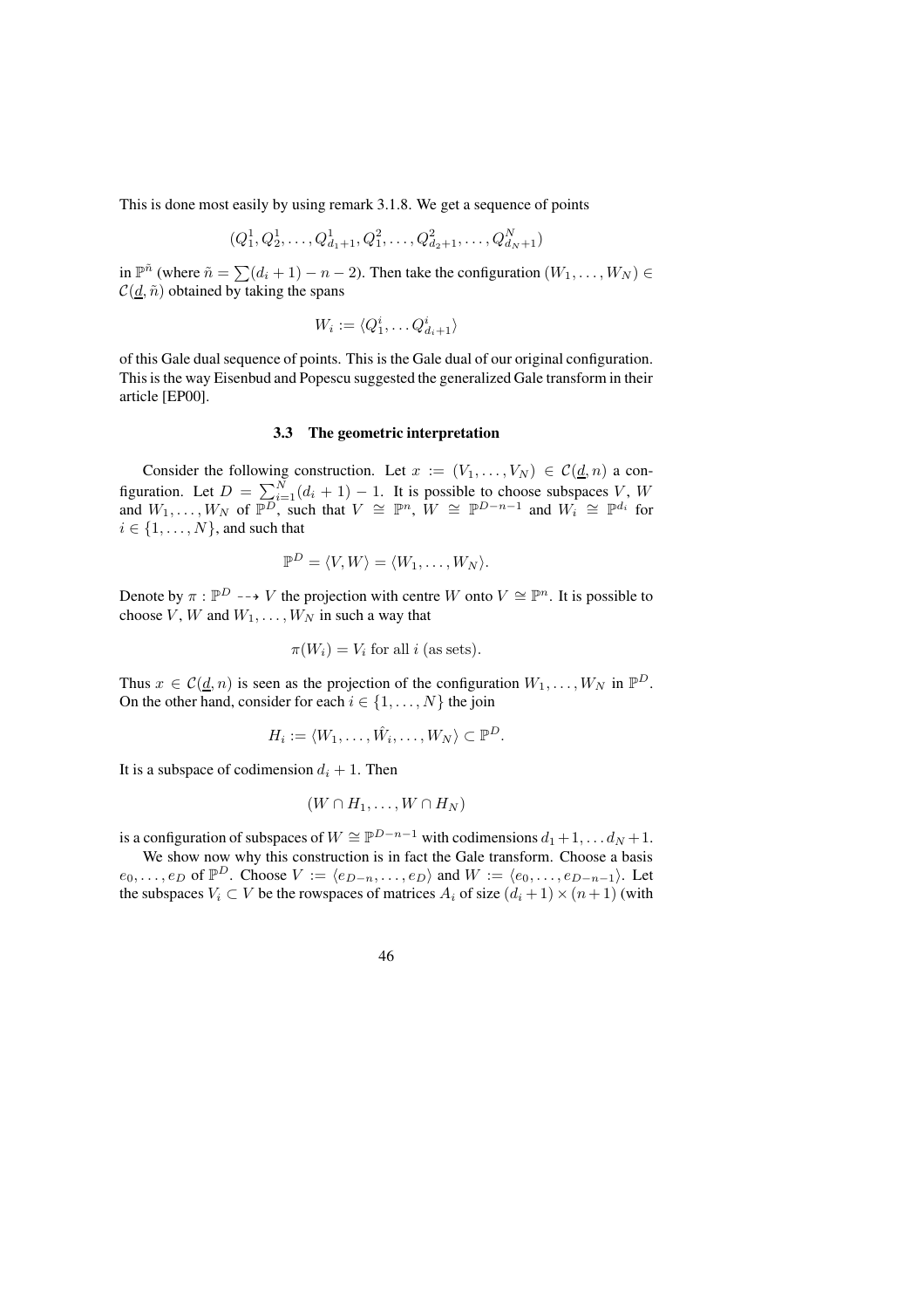This is done most easily by using remark 3.1.8. We get a sequence of points

$$(Q_1^1, Q_2^1, \ldots, Q_{d_1+1}^1, Q_1^2, \ldots, Q_{d_2+1}^2, \ldots, Q_{d_N+1}^N)$$

in $\mathbb{P}^{\tilde{n}}$ (where $\tilde{n} = \sum(d_i + 1) - n - 2$). Then take the configuration $(W_1, \ldots, W_N) \in \mathcal{C}(\underline{d}, \tilde{n})$ obtained by taking the spans

$$W_i := \langle Q_1^i, \ldots Q_{d_i+1}^i \rangle$$

of this Gale dual sequence of points. This is the Gale dual of our original configuration. This is the way Eisenbud and Popescu suggested the generalized Gale transform in their article [EP00].

### 3.3 The geometric interpretation

Consider the following construction. Let $x := (V_1, \ldots, V_N) \in \mathcal{C}(\underline{d}, n)$ a configuration. Let $D = \sum_{i=1}^{N}(d_i + 1) - 1$. It is possible to choose subspaces $V$, $W$ and $W_1, \ldots, W_N$ of $\mathbb{P}^D$, such that $V \cong \mathbb{P}^n$, $W \cong \mathbb{P}^{D-n-1}$ and $W_i \cong \mathbb{P}^{d_i}$ for $i \in \{1, \ldots, N\}$, and such that

$$\mathbb{P}^D = \langle V, W \rangle = \langle W_1, \ldots, W_N \rangle.$$

Denote by $\pi : \mathbb{P}^D \dashrightarrow V$ the projection with centre $W$ onto $V \cong \mathbb{P}^n$. It is possible to choose $V$, $W$ and $W_1, \ldots, W_N$ in such a way that

$$\pi(W_i) = V_i \text{ for all } i \text{ (as sets)}.$$

Thus $x \in \mathcal{C}(\underline{d}, n)$ is seen as the projection of the configuration $W_1, \ldots, W_N$ in $\mathbb{P}^D$. On the other hand, consider for each $i \in \{1, \ldots, N\}$ the join

$$H_i := \langle W_1, \ldots, \hat{W_i}, \ldots, W_N \rangle \subset \mathbb{P}^D.$$

It is a subspace of codimension $d_i + 1$. Then

$$(W \cap H_1, \ldots, W \cap H_N)$$

is a configuration of subspaces of $W \cong \mathbb{P}^{D-n-1}$ with codimensions $d_1 + 1, \ldots d_N + 1$.

We show now why this construction is in fact the Gale transform. Choose a basis $e_0, \ldots, e_D$ of $\mathbb{P}^D$. Choose $V := \langle e_{D-n}, \ldots, e_D \rangle$ and $W := \langle e_0, \ldots, e_{D-n-1} \rangle$. Let the subspaces $V_i \subset V$ be the rowspaces of matrices $A_i$ of size $(d_i + 1) \times (n + 1)$ (with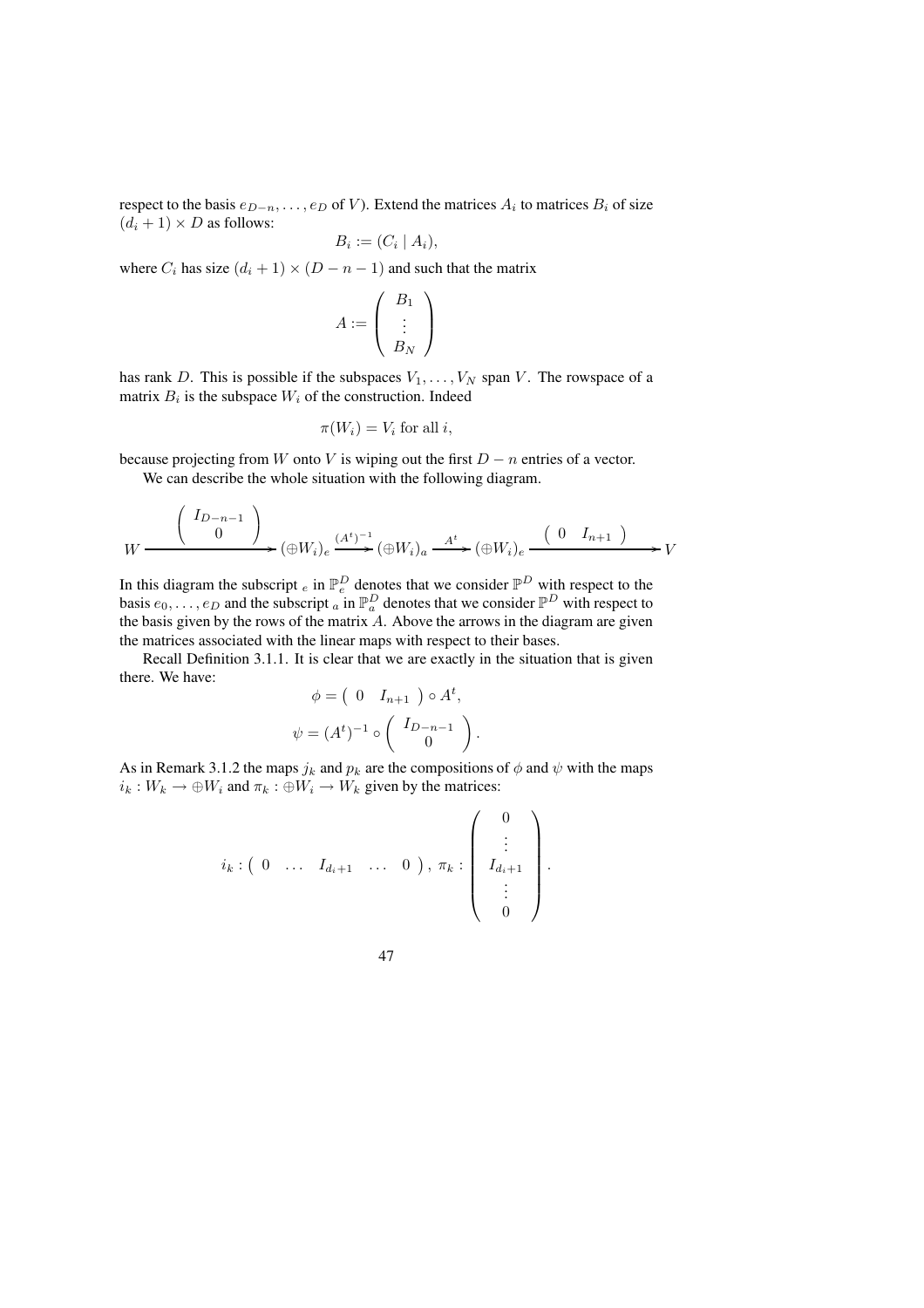respect to the basis $e_{D-n}, \ldots, e_D$ of $V$). Extend the matrices $A_i$ to matrices $B_i$ of size $(d_i + 1) \times D$ as follows:

$$B_i := (C_i \mid A_i),$$

where $C_i$ has size $(d_i + 1) \times (D - n - 1)$ and such that the matrix

$$A := \begin{pmatrix} B_1 \\ \vdots \\ B_N \end{pmatrix}$$

has rank $D$. This is possible if the subspaces $V_1, \ldots, V_N$ span $V$. The rowspace of a matrix $B_i$ is the subspace $W_i$ of the construction. Indeed

$$\pi(W_i) = V_i \text{ for all } i,$$

because projecting from $W$ onto $V$ is wiping out the first $D - n$ entries of a vector.

We can describe the whole situation with the following diagram.

$$W \xrightarrow{\begin{pmatrix} I_{D-n-1} \\ 0 \end{pmatrix}} (\oplus W_i)_e \xrightarrow{(A^t)^{-1}} (\oplus W_i)_a \xrightarrow{A^t} (\oplus W_i)_e \xrightarrow{\begin{pmatrix} 0 & I_{n+1} \end{pmatrix}} V$$

In this diagram the subscript $_e$ in $\mathbb{P}^D_e$ denotes that we consider $\mathbb{P}^D$ with respect to the basis $e_0, \ldots, e_D$ and the subscript $_a$ in $\mathbb{P}^D_a$ denotes that we consider $\mathbb{P}^D$ with respect to the basis given by the rows of the matrix $A$. Above the arrows in the diagram are given the matrices associated with the linear maps with respect to their bases.

Recall Definition 3.1.1. It is clear that we are exactly in the situation that is given there. We have:

$$\phi = \begin{pmatrix} 0 & I_{n+1} \end{pmatrix} \circ A^t,$$

$$\psi = (A^t)^{-1} \circ \begin{pmatrix} I_{D-n-1} \\ 0 \end{pmatrix}.$$

As in Remark 3.1.2 the maps $j_k$ and $p_k$ are the compositions of $\phi$ and $\psi$ with the maps $i_k : W_k \to \oplus W_i$ and $\pi_k : \oplus W_i \to W_k$ given by the matrices:

$$i_k : \begin{pmatrix} 0 & \ldots & I_{d_i+1} & \ldots & 0 \end{pmatrix}, \; \pi_k : \begin{pmatrix} 0 \\ \vdots \\ I_{d_i+1} \\ \vdots \\ 0 \end{pmatrix}.$$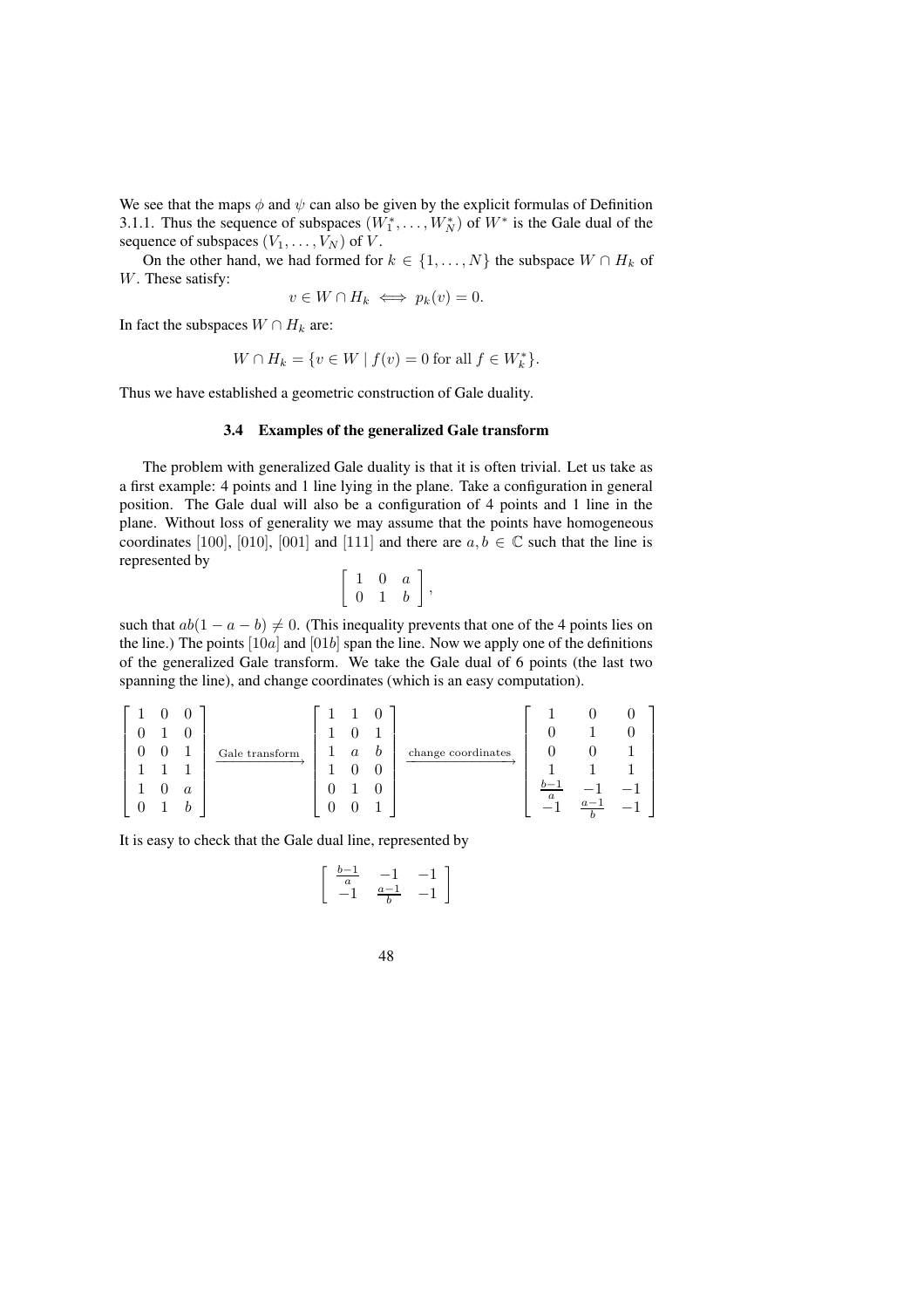We see that the maps $\phi$ and $\psi$ can also be given by the explicit formulas of Definition 3.1.1. Thus the sequence of subspaces $(W_1^*, \ldots, W_N^*)$ of $W^*$ is the Gale dual of the sequence of subspaces $(V_1, \ldots, V_N)$ of $V$.

On the other hand, we had formed for $k \in \{1, \ldots, N\}$ the subspace $W \cap H_k$ of $W$. These satisfy:

$$v \in W \cap H_k \iff p_k(v) = 0.$$

In fact the subspaces $W \cap H_k$ are:

$$W \cap H_k = \{v \in W \mid f(v) = 0 \text{ for all } f \in W_k^*\}.$$

Thus we have established a geometric construction of Gale duality.

### 3.4 Examples of the generalized Gale transform

The problem with generalized Gale duality is that it is often trivial. Let us take as a first example: 4 points and 1 line lying in the plane. Take a configuration in general position. The Gale dual will also be a configuration of 4 points and 1 line in the plane. Without loss of generality we may assume that the points have homogeneous coordinates [100], [010], [001] and [111] and there are $a, b \in \mathbb{C}$ such that the line is represented by

$$\begin{bmatrix} 1 & 0 & a \\ 0 & 1 & b \end{bmatrix},$$

such that $ab(1 - a - b) \neq 0$. (This inequality prevents that one of the 4 points lies on the line.) The points $[10a]$ and $[01b]$ span the line. Now we apply one of the definitions of the generalized Gale transform. We take the Gale dual of 6 points (the last two spanning the line), and change coordinates (which is an easy computation).

$$\begin{bmatrix} 1 & 0 & 0 \\ 0 & 1 & 0 \\ 0 & 0 & 1 \\ 1 & 1 & 1 \\ 1 & 0 & a \\ 0 & 1 & b \end{bmatrix} \xrightarrow{\text{Gale transform}} \begin{bmatrix} 1 & 1 & 0 \\ 1 & 0 & 1 \\ 1 & a & b \\ 1 & 0 & 0 \\ 0 & 1 & 0 \\ 0 & 0 & 1 \end{bmatrix} \xrightarrow{\text{change coordinates}} \begin{bmatrix} 1 & 0 & 0 \\ 0 & 1 & 0 \\ 0 & 0 & 1 \\ 1 & 1 & 1 \\ \frac{b-1}{a} & -1 & -1 \\ -1 & \frac{a-1}{b} & -1 \end{bmatrix}$$

It is easy to check that the Gale dual line, represented by

$$\begin{bmatrix} \frac{b-1}{a} & -1 & -1 \\ -1 & \frac{a-1}{b} & -1 \end{bmatrix}$$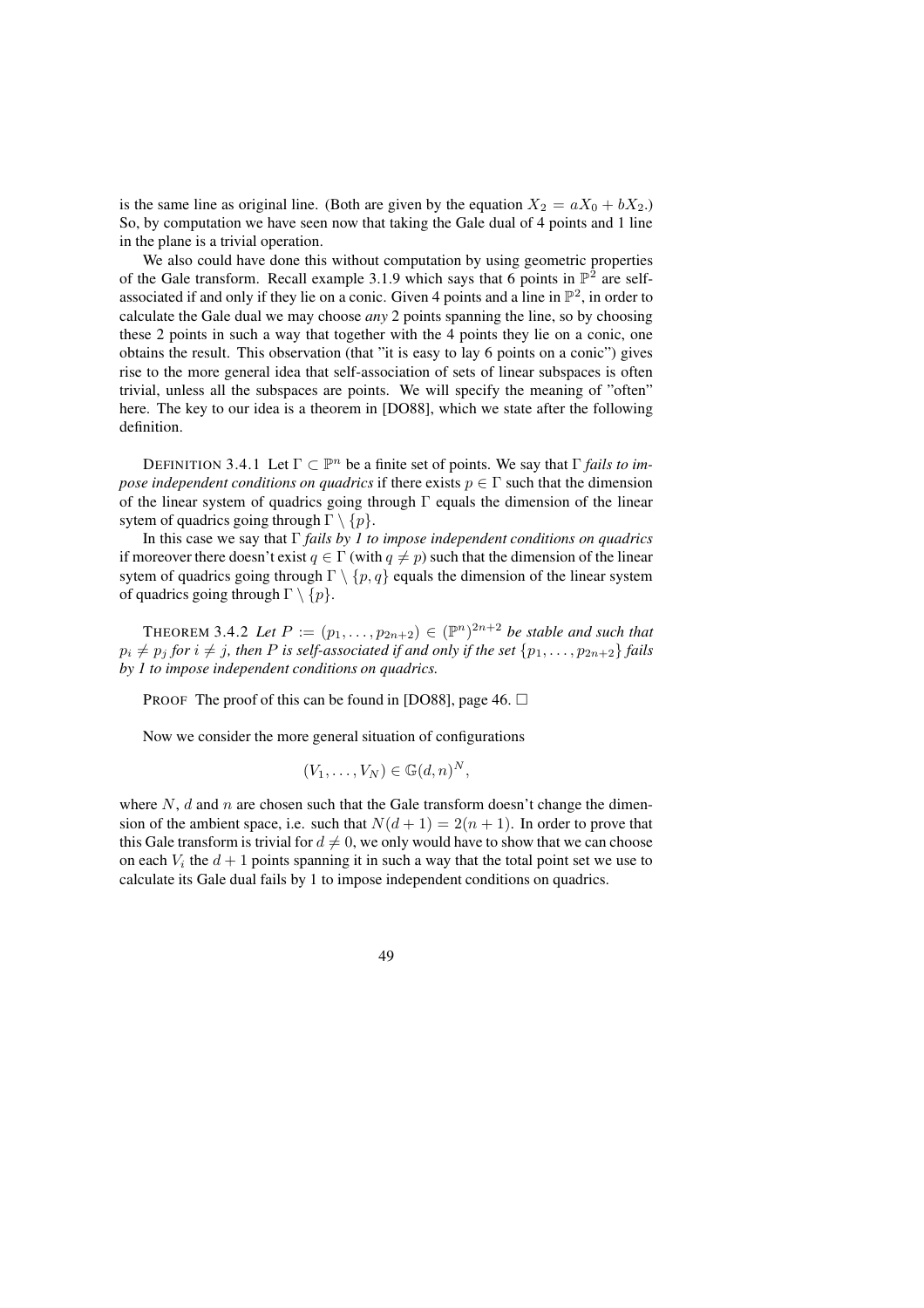is the same line as original line. (Both are given by the equation $X_2 = aX_0 + bX_2$.) So, by computation we have seen now that taking the Gale dual of 4 points and 1 line in the plane is a trivial operation.

We also could have done this without computation by using geometric properties of the Gale transform. Recall example 3.1.9 which says that 6 points in $\mathbb{P}^2$ are self-associated if and only if they lie on a conic. Given 4 points and a line in $\mathbb{P}^2$, in order to calculate the Gale dual we may choose *any* 2 points spanning the line, so by choosing these 2 points in such a way that together with the 4 points they lie on a conic, one obtains the result. This observation (that "it is easy to lay 6 points on a conic") gives rise to the more general idea that self-association of sets of linear subspaces is often trivial, unless all the subspaces are points. We will specify the meaning of "often" here. The key to our idea is a theorem in [DO88], which we state after the following definition.

DEFINITION 3.4.1 Let $\Gamma \subset \mathbb{P}^n$ be a finite set of points. We say that $\Gamma$ *fails to impose independent conditions on quadrics* if there exists $p \in \Gamma$ such that the dimension of the linear system of quadrics going through $\Gamma$ equals the dimension of the linear sytem of quadrics going through $\Gamma \setminus \{p\}$.

In this case we say that $\Gamma$ *fails by 1 to impose independent conditions on quadrics* if moreover there doesn't exist $q \in \Gamma$ (with $q \neq p$) such that the dimension of the linear sytem of quadrics going through $\Gamma \setminus \{p, q\}$ equals the dimension of the linear system of quadrics going through $\Gamma \setminus \{p\}$.

THEOREM 3.4.2 *Let $P := (p_1, \ldots, p_{2n+2}) \in (\mathbb{P}^n)^{2n+2}$ be stable and such that $p_i \neq p_j$ for $i \neq j$, then $P$ is self-associated if and only if the set $\{p_1, \ldots, p_{2n+2}\}$ fails by 1 to impose independent conditions on quadrics.*

PROOF The proof of this can be found in [DO88], page 46. $\square$

Now we consider the more general situation of configurations

$$(V_1, \ldots, V_N) \in \mathbb{G}(d, n)^N,$$

where $N$, $d$ and $n$ are chosen such that the Gale transform doesn't change the dimension of the ambient space, i.e. such that $N(d+1) = 2(n+1)$. In order to prove that this Gale transform is trivial for $d \neq 0$, we only would have to show that we can choose on each $V_i$ the $d+1$ points spanning it in such a way that the total point set we use to calculate its Gale dual fails by 1 to impose independent conditions on quadrics.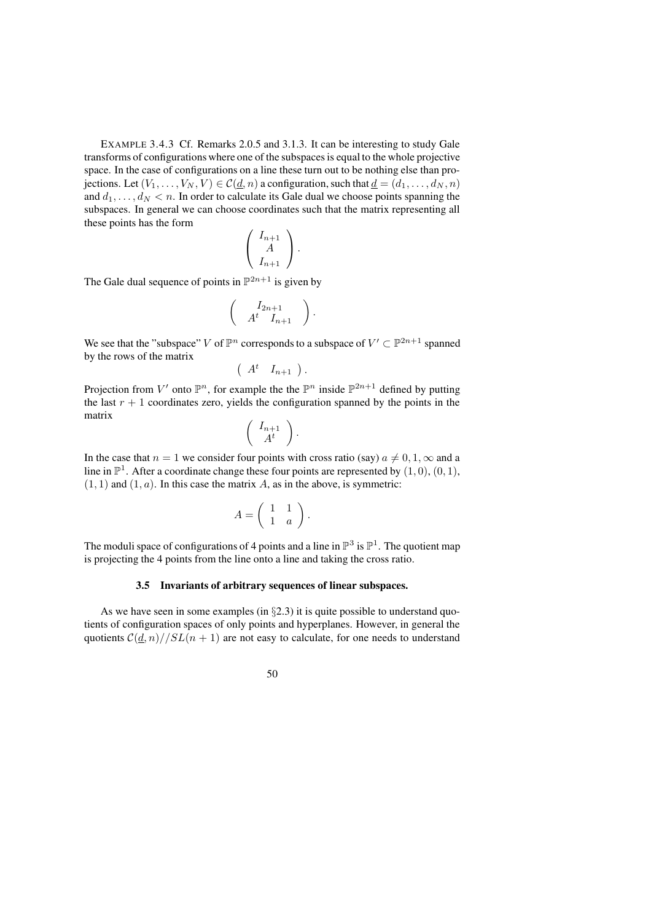EXAMPLE 3.4.3 Cf. Remarks 2.0.5 and 3.1.3. It can be interesting to study Gale transforms of configurations where one of the subspaces is equal to the whole projective space. In the case of configurations on a line these turn out to be nothing else than projections. Let $(V_1, \ldots, V_N, V) \in \mathcal{C}(\underline{d}, n)$ a configuration, such that $\underline{d} = (d_1, \ldots, d_N, n)$ and $d_1, \ldots, d_N < n$. In order to calculate its Gale dual we choose points spanning the subspaces. In general we can choose coordinates such that the matrix representing all these points has the form

$$\begin{pmatrix} I_{n+1} \\ A \\ I_{n+1} \end{pmatrix}.$$

The Gale dual sequence of points in $\mathbb{P}^{2n+1}$ is given by

$$\begin{pmatrix} & I_{2n+1} & \\ A^t & & I_{n+1} \end{pmatrix}.$$

We see that the "subspace" $V$ of $\mathbb{P}^n$ corresponds to a subspace of $V' \subset \mathbb{P}^{2n+1}$ spanned by the rows of the matrix

$$\begin{pmatrix} A^t & I_{n+1} \end{pmatrix}.$$

Projection from $V'$ onto $\mathbb{P}^n$, for example the the $\mathbb{P}^n$ inside $\mathbb{P}^{2n+1}$ defined by putting the last $r+1$ coordinates zero, yields the configuration spanned by the points in the matrix

$$\begin{pmatrix} I_{n+1} \\ A^t \end{pmatrix}.$$

In the case that $n = 1$ we consider four points with cross ratio (say) $a \neq 0, 1, \infty$ and a line in $\mathbb{P}^1$. After a coordinate change these four points are represented by $(1,0)$, $(0,1)$, $(1,1)$ and $(1,a)$. In this case the matrix $A$, as in the above, is symmetric:

$$A = \begin{pmatrix} 1 & 1 \\ 1 & a \end{pmatrix}.$$

The moduli space of configurations of 4 points and a line in $\mathbb{P}^3$ is $\mathbb{P}^1$. The quotient map is projecting the 4 points from the line onto a line and taking the cross ratio.

### 3.5 Invariants of arbitrary sequences of linear subspaces.

As we have seen in some examples (in §2.3) it is quite possible to understand quotients of configuration spaces of only points and hyperplanes. However, in general the quotients $\mathcal{C}(\underline{d}, n)//SL(n+1)$ are not easy to calculate, for one needs to understand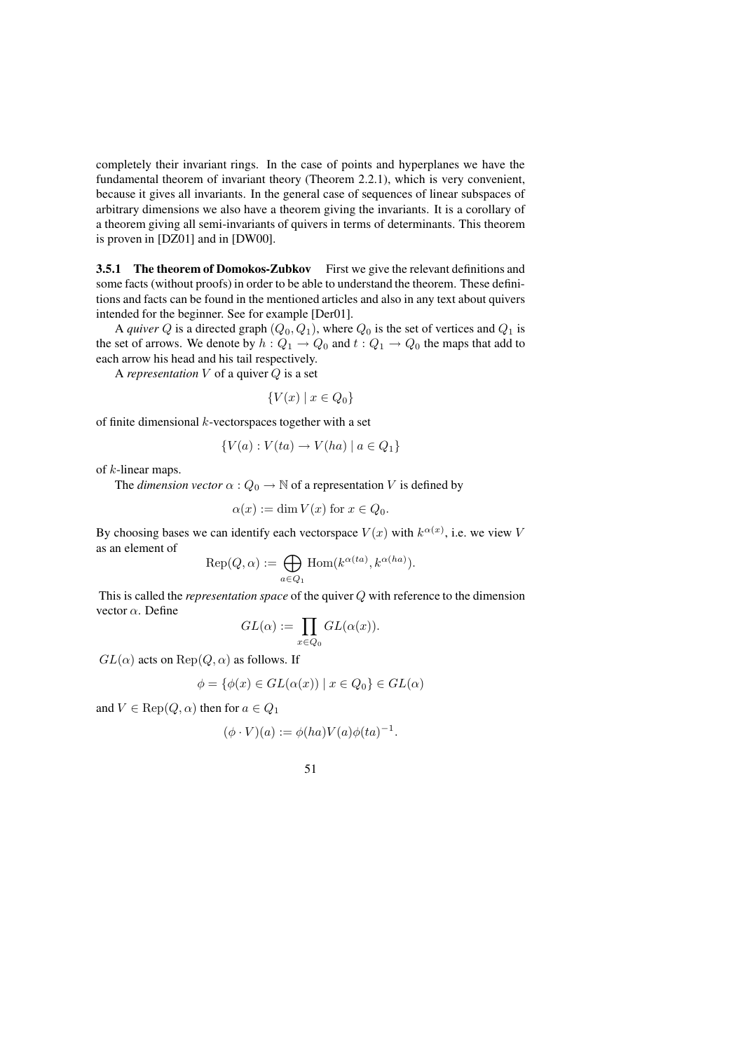completely their invariant rings. In the case of points and hyperplanes we have the fundamental theorem of invariant theory (Theorem 2.2.1), which is very convenient, because it gives all invariants. In the general case of sequences of linear subspaces of arbitrary dimensions we also have a theorem giving the invariants. It is a corollary of a theorem giving all semi-invariants of quivers in terms of determinants. This theorem is proven in [DZ01] and in [DW00].

**3.5.1 The theorem of Domokos-Zubkov** First we give the relevant definitions and some facts (without proofs) in order to be able to understand the theorem. These definitions and facts can be found in the mentioned articles and also in any text about quivers intended for the beginner. See for example [Der01].

A *quiver* $Q$ is a directed graph $(Q_0, Q_1)$, where $Q_0$ is the set of vertices and $Q_1$ is the set of arrows. We denote by $h : Q_1 \to Q_0$ and $t : Q_1 \to Q_0$ the maps that add to each arrow his head and his tail respectively.

A *representation* $V$ of a quiver $Q$ is a set

$$\{V(x) \mid x \in Q_0\}$$

of finite dimensional $k$-vectorspaces together with a set

$$\{V(a) : V(ta) \to V(ha) \mid a \in Q_1\}$$

of $k$-linear maps.

The *dimension vector* $\alpha : Q_0 \to \mathbb{N}$ of a representation $V$ is defined by

$$\alpha(x) := \dim V(x) \text{ for } x \in Q_0.$$

By choosing bases we can identify each vectorspace $V(x)$ with $k^{\alpha(x)}$, i.e. we view $V$ as an element of

$$\mathrm{Rep}(Q, \alpha) := \bigoplus_{a \in Q_1} \mathrm{Hom}(k^{\alpha(ta)}, k^{\alpha(ha)}).$$

This is called the *representation space* of the quiver $Q$ with reference to the dimension vector $\alpha$. Define

$$GL(\alpha) := \prod_{x \in Q_0} GL(\alpha(x)).$$

$GL(\alpha)$ acts on $\mathrm{Rep}(Q, \alpha)$ as follows. If

$$\phi = \{\phi(x) \in GL(\alpha(x)) \mid x \in Q_0\} \in GL(\alpha)$$

and $V \in \mathrm{Rep}(Q, \alpha)$ then for $a \in Q_1$

$$(\phi \cdot V)(a) := \phi(ha)V(a)\phi(ta)^{-1}.$$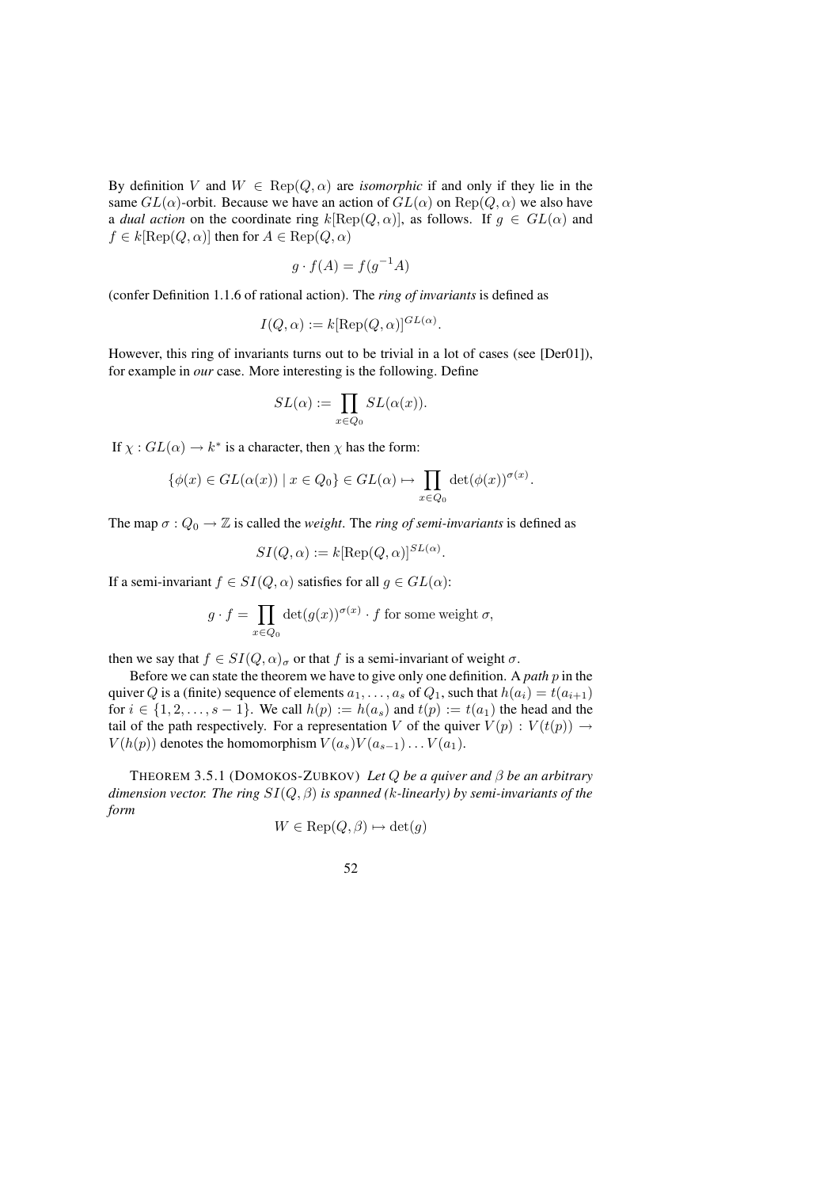By definition $V$ and $W \in \mathrm{Rep}(Q, \alpha)$ are *isomorphic* if and only if they lie in the same $GL(\alpha)$-orbit. Because we have an action of $GL(\alpha)$ on $\mathrm{Rep}(Q, \alpha)$ we also have a *dual action* on the coordinate ring $k[\mathrm{Rep}(Q, \alpha)]$, as follows. If $g \in GL(\alpha)$ and $f \in k[\mathrm{Rep}(Q, \alpha)]$ then for $A \in \mathrm{Rep}(Q, \alpha)$

$$g \cdot f(A) = f(g^{-1}A)$$

(confer Definition 1.1.6 of rational action). The *ring of invariants* is defined as

$$I(Q, \alpha) := k[\mathrm{Rep}(Q, \alpha)]^{GL(\alpha)}.$$

However, this ring of invariants turns out to be trivial in a lot of cases (see [Der01]), for example in *our* case. More interesting is the following. Define

$$SL(\alpha) := \prod_{x \in Q_0} SL(\alpha(x)).$$

If $\chi : GL(\alpha) \to k^*$ is a character, then $\chi$ has the form:

$$\{\phi(x) \in GL(\alpha(x)) \mid x \in Q_0\} \in GL(\alpha) \mapsto \prod_{x \in Q_0} \det(\phi(x))^{\sigma(x)}.$$

The map $\sigma : Q_0 \to \mathbb{Z}$ is called the *weight*. The *ring of semi-invariants* is defined as

$$SI(Q, \alpha) := k[\mathrm{Rep}(Q, \alpha)]^{SL(\alpha)}.$$

If a semi-invariant $f \in SI(Q, \alpha)$ satisfies for all $g \in GL(\alpha)$:

$$g \cdot f = \prod_{x \in Q_0} \det(g(x))^{\sigma(x)} \cdot f \text{ for some weight } \sigma,$$

then we say that $f \in SI(Q, \alpha)_\sigma$ or that $f$ is a semi-invariant of weight $\sigma$.

Before we can state the theorem we have to give only one definition. A *path* $p$ in the quiver $Q$ is a (finite) sequence of elements $a_1, \ldots, a_s$ of $Q_1$, such that $h(a_i) = t(a_{i+1})$ for $i \in \{1, 2, \ldots, s-1\}$. We call $h(p) := h(a_s)$ and $t(p) := t(a_1)$ the head and the tail of the path respectively. For a representation $V$ of the quiver $V(p) : V(t(p)) \to V(h(p))$ denotes the homomorphism $V(a_s)V(a_{s-1}) \ldots V(a_1)$.

THEOREM 3.5.1 (DOMOKOS-ZUBKOV) *Let $Q$ be a quiver and $\beta$ be an arbitrary dimension vector. The ring $SI(Q, \beta)$ is spanned ($k$-linearly) by semi-invariants of the form*

$$W \in \mathrm{Rep}(Q, \beta) \mapsto \det(g)$$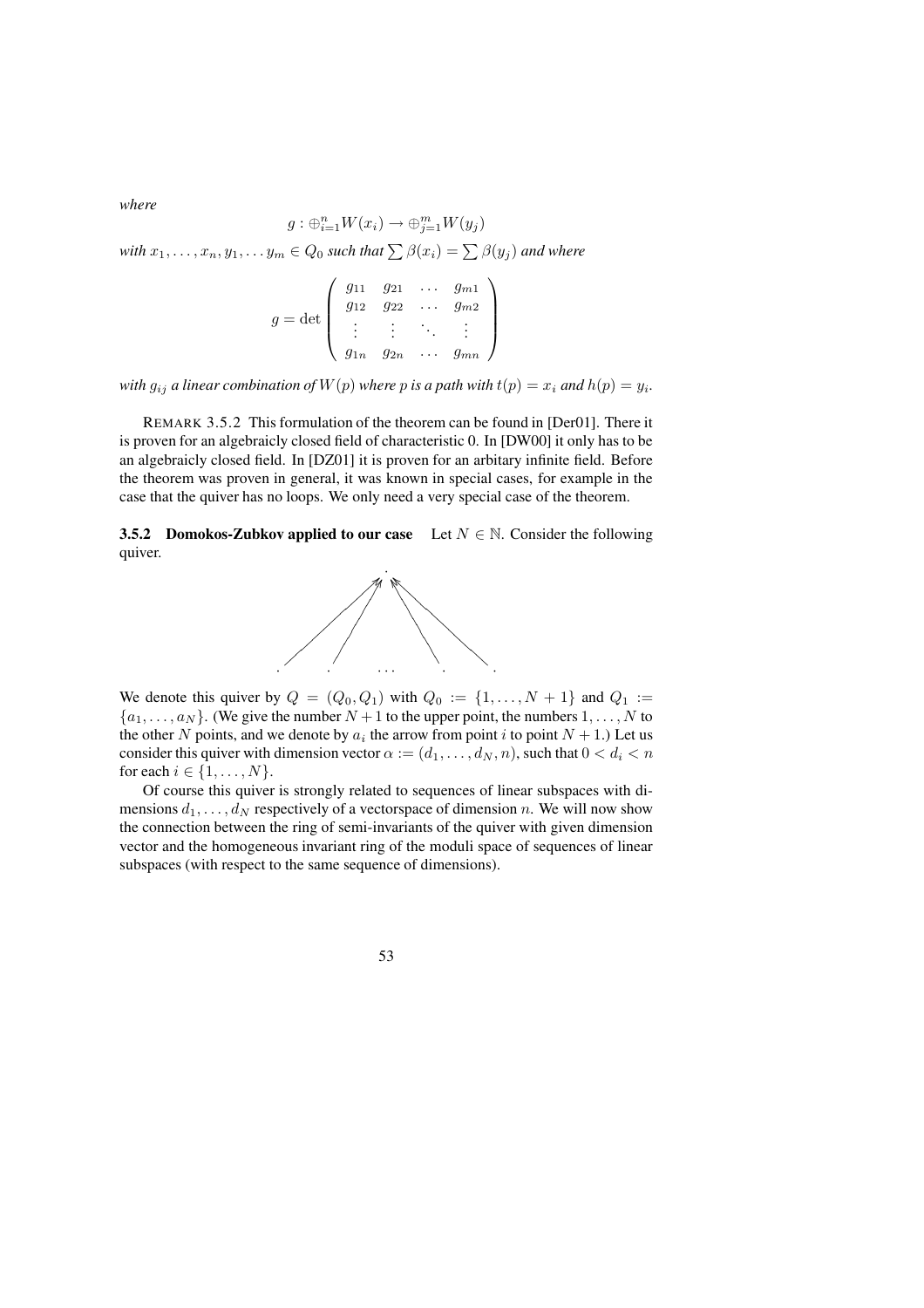*where*

$$g : \oplus_{i=1}^{n} W(x_i) \to \oplus_{j=1}^{m} W(y_j)$$

*with* $x_1, \ldots, x_n, y_1, \ldots y_m \in Q_0$ *such that* $\sum \beta(x_i) = \sum \beta(y_j)$ *and where*

$$g = \det \begin{pmatrix} g_{11} & g_{21} & \cdots & g_{m1} \\ g_{12} & g_{22} & \cdots & g_{m2} \\ \vdots & \vdots & \ddots & \vdots \\ g_{1n} & g_{2n} & \cdots & g_{mn} \end{pmatrix}$$

*with* $g_{ij}$ *a linear combination of* $W(p)$ *where* $p$ *is a path with* $t(p) = x_i$ *and* $h(p) = y_i$.

REMARK 3.5.2 This formulation of the theorem can be found in [Der01]. There it is proven for an algebraicly closed field of characteristic 0. In [DW00] it only has to be an algebraicly closed field. In [DZ01] it is proven for an arbitary infinite field. Before the theorem was proven in general, it was known in special cases, for example in the case that the quiver has no loops. We only need a very special case of the theorem.

### 3.5.2 Domokos-Zubkov applied to our case

Let $N \in \mathbb{N}$. Consider the following quiver.

We denote this quiver by $Q = (Q_0, Q_1)$ with $Q_0 := \{1, \ldots, N+1\}$ and $Q_1 := \{a_1, \ldots, a_N\}$. (We give the number $N+1$ to the upper point, the numbers $1, \ldots, N$ to the other $N$ points, and we denote by $a_i$ the arrow from point $i$ to point $N+1$.) Let us consider this quiver with dimension vector $\alpha := (d_1, \ldots, d_N, n)$, such that $0 < d_i < n$ for each $i \in \{1, \ldots, N\}$.

Of course this quiver is strongly related to sequences of linear subspaces with dimensions $d_1, \ldots, d_N$ respectively of a vectorspace of dimension $n$. We will now show the connection between the ring of semi-invariants of the quiver with given dimension vector and the homogeneous invariant ring of the moduli space of sequences of linear subspaces (with respect to the same sequence of dimensions).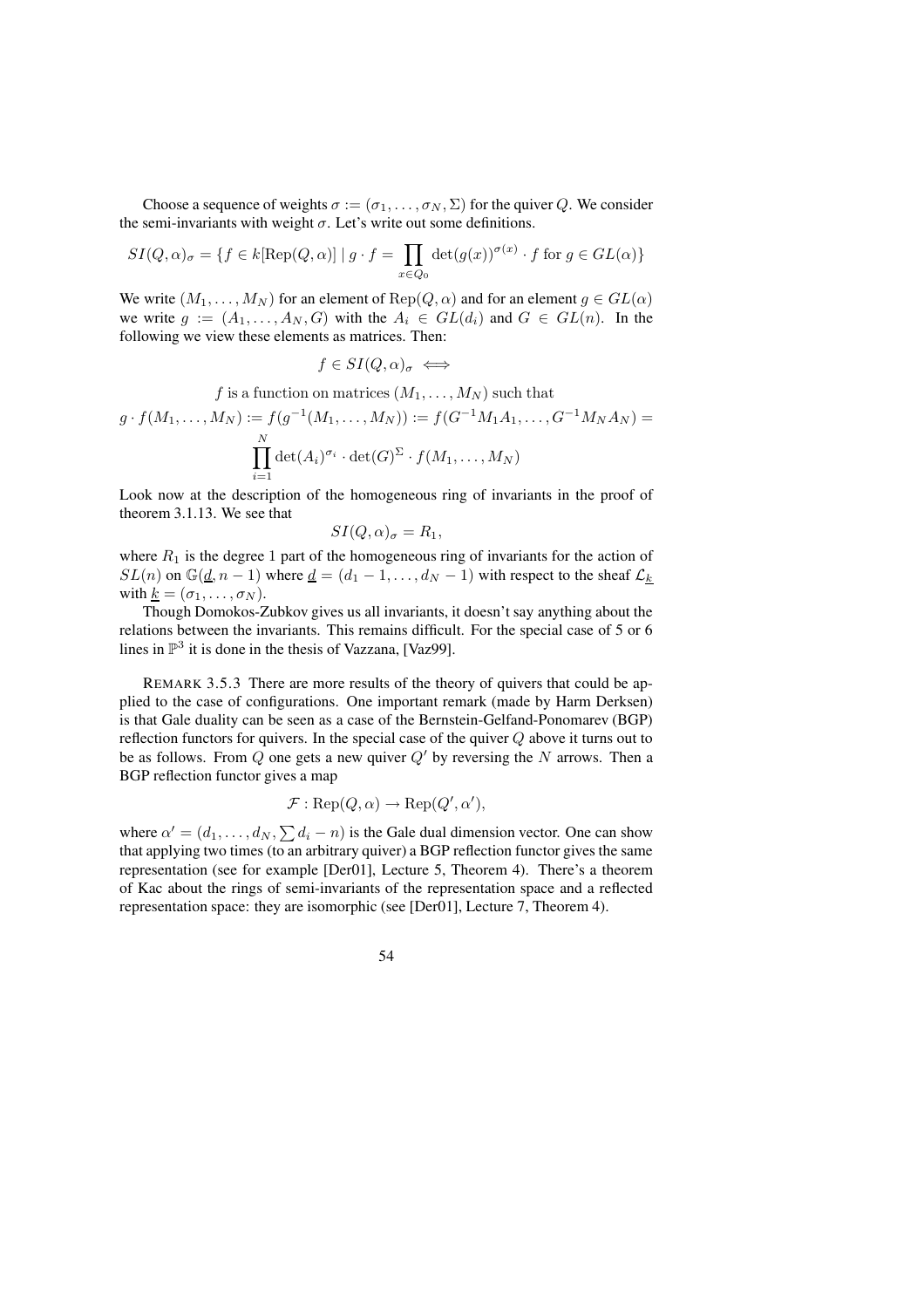Choose a sequence of weights $\sigma := (\sigma_1, \ldots, \sigma_N, \Sigma)$ for the quiver $Q$. We consider the semi-invariants with weight $\sigma$. Let's write out some definitions.

$$SI(Q, \alpha)_\sigma = \{f \in k[\mathrm{Rep}(Q, \alpha)] \mid g \cdot f = \prod_{x \in Q_0} \det(g(x))^{\sigma(x)} \cdot f \text{ for } g \in GL(\alpha)\}$$

We write $(M_1, \ldots, M_N)$ for an element of $\mathrm{Rep}(Q, \alpha)$ and for an element $g \in GL(\alpha)$ we write $g := (A_1, \ldots, A_N, G)$ with the $A_i \in GL(d_i)$ and $G \in GL(n)$. In the following we view these elements as matrices. Then:

$$f \in SI(Q, \alpha)_\sigma \iff$$

$$f \text{ is a function on matrices } (M_1, \ldots, M_N) \text{ such that}$$

$$g \cdot f(M_1, \ldots, M_N) := f(g^{-1}(M_1, \ldots, M_N)) := f(G^{-1}M_1A_1, \ldots, G^{-1}M_NA_N) = \prod_{i=1}^{N} \det(A_i)^{\sigma_i} \cdot \det(G)^{\Sigma} \cdot f(M_1, \ldots, M_N)$$

Look now at the description of the homogeneous ring of invariants in the proof of theorem 3.1.13. We see that

$$SI(Q, \alpha)_\sigma = R_1,$$

where $R_1$ is the degree 1 part of the homogeneous ring of invariants for the action of $SL(n)$ on $\mathbb{G}(\underline{d}, n-1)$ where $\underline{d} = (d_1 - 1, \ldots, d_N - 1)$ with respect to the sheaf $\mathcal{L}_{\underline{k}}$ with $\underline{k} = (\sigma_1, \ldots, \sigma_N)$.

Though Domokos-Zubkov gives us all invariants, it doesn't say anything about the relations between the invariants. This remains difficult. For the special case of 5 or 6 lines in $\mathbb{P}^3$ it is done in the thesis of Vazzana, [Vaz99].

REMARK 3.5.3 There are more results of the theory of quivers that could be applied to the case of configurations. One important remark (made by Harm Derksen) is that Gale duality can be seen as a case of the Bernstein-Gelfand-Ponomarev (BGP) reflection functors for quivers. In the special case of the quiver $Q$ above it turns out to be as follows. From $Q$ one gets a new quiver $Q'$ by reversing the $N$ arrows. Then a BGP reflection functor gives a map

$$\mathcal{F} : \mathrm{Rep}(Q, \alpha) \to \mathrm{Rep}(Q', \alpha'),$$

where $\alpha' = (d_1, \ldots, d_N, \sum d_i - n)$ is the Gale dual dimension vector. One can show that applying two times (to an arbitrary quiver) a BGP reflection functor gives the same representation (see for example [Der01], Lecture 5, Theorem 4). There's a theorem of Kac about the rings of semi-invariants of the representation space and a reflected representation space: they are isomorphic (see [Der01], Lecture 7, Theorem 4).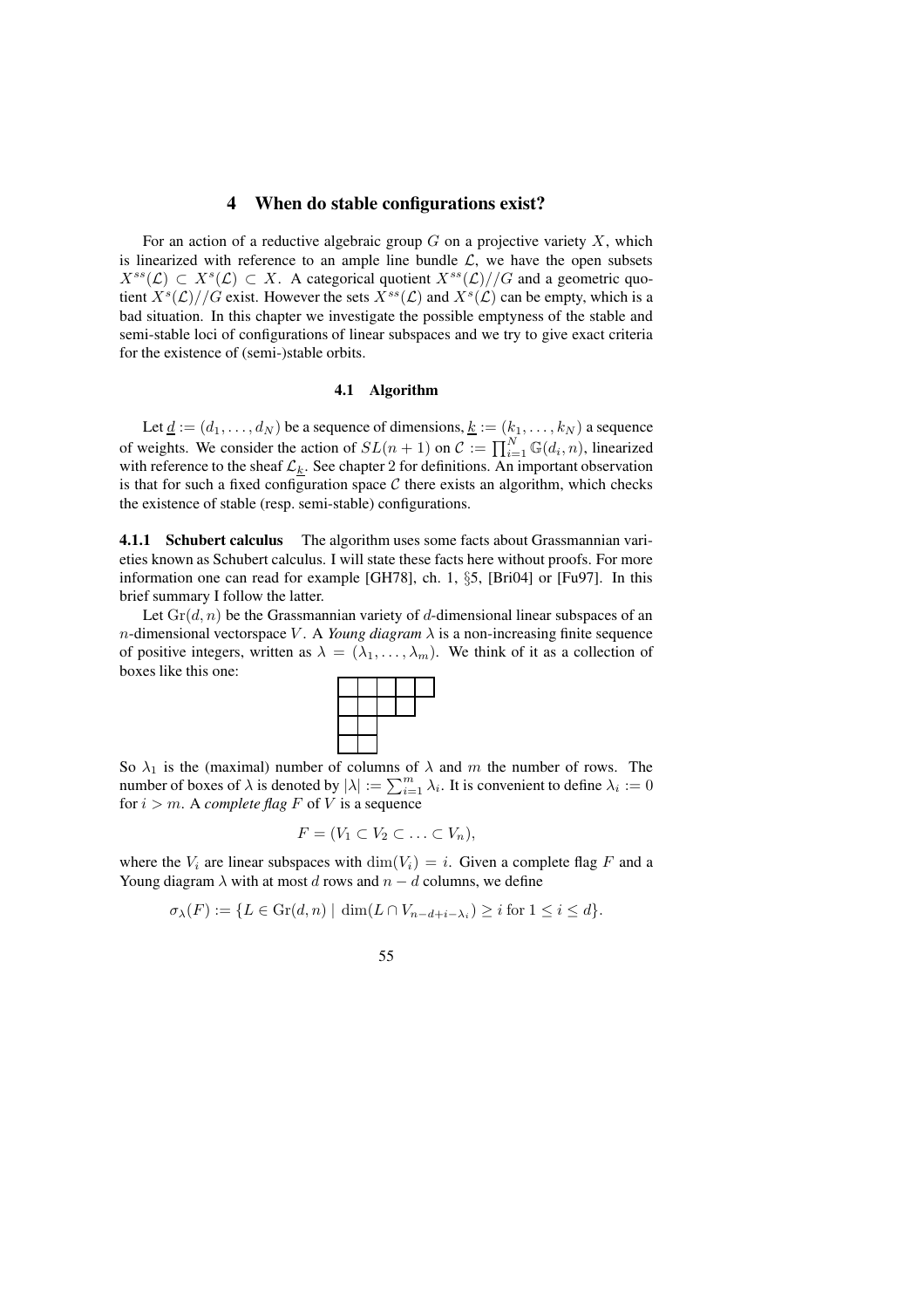## 4 When do stable configurations exist?

For an action of a reductive algebraic group $G$ on a projective variety $X$, which is linearized with reference to an ample line bundle $\mathcal{L}$, we have the open subsets $X^{ss}(\mathcal{L}) \subset X^s(\mathcal{L}) \subset X$. A categorical quotient $X^{ss}(\mathcal{L})//G$ and a geometric quotient $X^s(\mathcal{L})//G$ exist. However the sets $X^{ss}(\mathcal{L})$ and $X^s(\mathcal{L})$ can be empty, which is a bad situation. In this chapter we investigate the possible emptyness of the stable and semi-stable loci of configurations of linear subspaces and we try to give exact criteria for the existence of (semi-)stable orbits.

### 4.1 Algorithm

Let $\underline{d} := (d_1, \ldots, d_N)$ be a sequence of dimensions, $\underline{k} := (k_1, \ldots, k_N)$ a sequence of weights. We consider the action of $SL(n+1)$ on $\mathcal{C} := \prod_{i=1}^{N} \mathbb{G}(d_i, n)$, linearized with reference to the sheaf $\mathcal{L}_{\underline{k}}$. See chapter 2 for definitions. An important observation is that for such a fixed configuration space $\mathcal{C}$ there exists an algorithm, which checks the existence of stable (resp. semi-stable) configurations.

**4.1.1 Schubert calculus** The algorithm uses some facts about Grassmannian varieties known as Schubert calculus. I will state these facts here without proofs. For more information one can read for example [GH78], ch. 1, §5, [Bri04] or [Fu97]. In this brief summary I follow the latter.

Let $\mathrm{Gr}(d, n)$ be the Grassmannian variety of $d$-dimensional linear subspaces of an $n$-dimensional vectorspace $V$. A *Young diagram* $\lambda$ is a non-increasing finite sequence of positive integers, written as $\lambda = (\lambda_1, \ldots, \lambda_m)$. We think of it as a collection of boxes like this one:

| | | | | |
|---|---|---|---|---|
| | | | | |
| | | | | |
| | | | | |

So $\lambda_1$ is the (maximal) number of columns of $\lambda$ and $m$ the number of rows. The number of boxes of $\lambda$ is denoted by $|\lambda| := \sum_{i=1}^{m} \lambda_i$. It is convenient to define $\lambda_i := 0$ for $i > m$. A *complete flag* $F$ of $V$ is a sequence

$$F = (V_1 \subset V_2 \subset \ldots \subset V_n),$$

where the $V_i$ are linear subspaces with $\dim(V_i) = i$. Given a complete flag $F$ and a Young diagram $\lambda$ with at most $d$ rows and $n - d$ columns, we define

$$\sigma_\lambda(F) := \{L \in \mathrm{Gr}(d, n) \mid \dim(L \cap V_{n-d+i-\lambda_i}) \geq i \text{ for } 1 \leq i \leq d\}.$$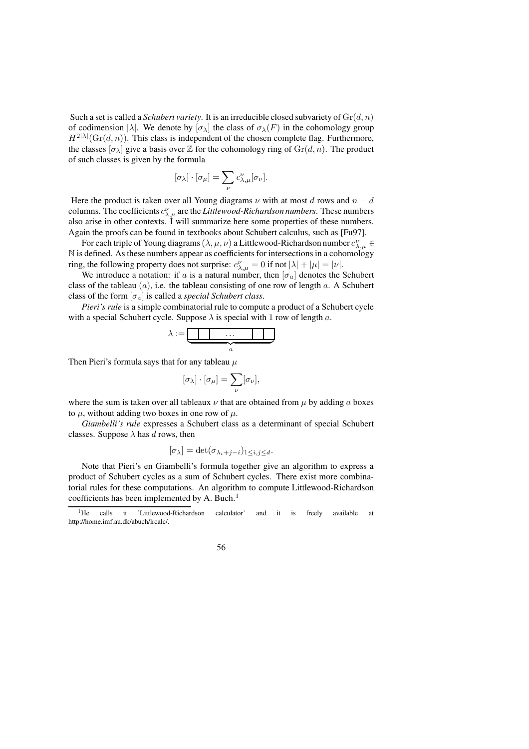Such a set is called a *Schubert variety*. It is an irreducible closed subvariety of $\mathrm{Gr}(d,n)$ of codimension $|\lambda|$. We denote by $[\sigma_\lambda]$ the class of $\sigma_\lambda(F)$ in the cohomology group $H^{2|\lambda|}(\mathrm{Gr}(d,n))$. This class is independent of the chosen complete flag. Furthermore, the classes $[\sigma_\lambda]$ give a basis over $\mathbb{Z}$ for the cohomology ring of $\mathrm{Gr}(d,n)$. The product of such classes is given by the formula

$$[\sigma_\lambda] \cdot [\sigma_\mu] = \sum_\nu c^\nu_{\lambda,\mu}[\sigma_\nu].$$

Here the product is taken over all Young diagrams $\nu$ with at most $d$ rows and $n-d$ columns. The coefficients $c^\nu_{\lambda,\mu}$ are the *Littlewood-Richardson numbers*. These numbers also arise in other contexts. I will summarize here some properties of these numbers. Again the proofs can be found in textbooks about Schubert calculus, such as [Fu97].

For each triple of Young diagrams $(\lambda,\mu,\nu)$ a Littlewood-Richardson number $c^\nu_{\lambda,\mu} \in \mathbb{N}$ is defined. As these numbers appear as coefficients for intersections in a cohomology ring, the following property does not surprise: $c^\nu_{\lambda,\mu} = 0$ if not $|\lambda| + |\mu| = |\nu|$.

We introduce a notation: if $a$ is a natural number, then $[\sigma_a]$ denotes the Schubert class of the tableau $(a)$, i.e. the tableau consisting of one row of length $a$. A Schubert class of the form $[\sigma_a]$ is called a *special Schubert class*.

*Pieri's rule* is a simple combinatorial rule to compute a product of a Schubert cycle with a special Schubert cycle. Suppose $\lambda$ is special with 1 row of length $a$.

$$\lambda := \underbrace{\boxed{\phantom{x}}\boxed{\phantom{x}}\ \cdots\ \boxed{\phantom{x}}\boxed{\phantom{x}}}_{a}$$

Then Pieri's formula says that for any tableau $\mu$

$$[\sigma_\lambda] \cdot [\sigma_\mu] = \sum_\nu [\sigma_\nu],$$

where the sum is taken over all tableaux $\nu$ that are obtained from $\mu$ by adding $a$ boxes to $\mu$, without adding two boxes in one row of $\mu$.

*Giambelli's rule* expresses a Schubert class as a determinant of special Schubert classes. Suppose $\lambda$ has $d$ rows, then

$$[\sigma_\lambda] = \det(\sigma_{\lambda_i+j-i})_{1\leq i,j\leq d}.$$

Note that Pieri's en Giambelli's formula together give an algorithm to express a product of Schubert cycles as a sum of Schubert cycles. There exist more combinatorial rules for these computations. An algorithm to compute Littlewood-Richardson coefficients has been implemented by A. Buch.[1]

[1] He calls it 'Littlewood-Richardson calculator' and it is freely available at http://home.imf.au.dk/abuch/lrcalc/.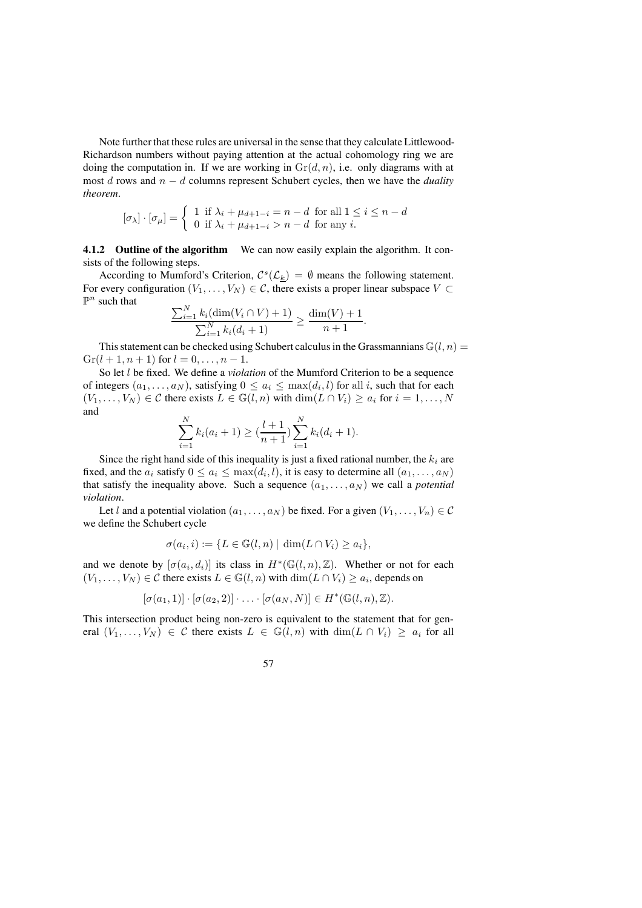Note further that these rules are universal in the sense that they calculate Littlewood-Richardson numbers without paying attention at the actual cohomology ring we are doing the computation in. If we are working in $\mathrm{Gr}(d,n)$, i.e. only diagrams with at most $d$ rows and $n-d$ columns represent Schubert cycles, then we have the *duality theorem*.

$$[\sigma_\lambda]\cdot[\sigma_\mu] = \begin{cases} 1 & \text{if } \lambda_i + \mu_{d+1-i} = n-d \text{ for all } 1 \leq i \leq n-d \\ 0 & \text{if } \lambda_i + \mu_{d+1-i} > n-d \text{ for any } i. \end{cases}$$

**4.1.2 Outline of the algorithm** We can now easily explain the algorithm. It consists of the following steps.

According to Mumford's Criterion, $\mathcal{C}^s(\mathcal{L}_{\underline{k}}) = \emptyset$ means the following statement. For every configuration $(V_1,\dots,V_N) \in \mathcal{C}$, there exists a proper linear subspace $V \subset \mathbb{P}^n$ such that

$$\frac{\sum_{i=1}^N k_i(\dim(V_i \cap V)+1)}{\sum_{i=1}^N k_i(d_i+1)} \geq \frac{\dim(V)+1}{n+1}.$$

This statement can be checked using Schubert calculus in the Grassmannians $\mathbb{G}(l,n) = \mathrm{Gr}(l+1,n+1)$ for $l = 0,\dots,n-1$.

So let $l$ be fixed. We define a *violation* of the Mumford Criterion to be a sequence of integers $(a_1,\dots,a_N)$, satisfying $0 \leq a_i \leq \max(d_i,l)$ for all $i$, such that for each $(V_1,\dots,V_N) \in \mathcal{C}$ there exists $L \in \mathbb{G}(l,n)$ with $\dim(L \cap V_i) \geq a_i$ for $i = 1,\dots,N$ and

$$\sum_{i=1}^N k_i(a_i+1) \geq (\frac{l+1}{n+1})\sum_{i=1}^N k_i(d_i+1).$$

Since the right hand side of this inequality is just a fixed rational number, the $k_i$ are fixed, and the $a_i$ satisfy $0 \leq a_i \leq \max(d_i,l)$, it is easy to determine all $(a_1,\dots,a_N)$ that satisfy the inequality above. Such a sequence $(a_1,\dots,a_N)$ we call a *potential violation*.

Let $l$ and a potential violation $(a_1,\dots,a_N)$ be fixed. For a given $(V_1,\dots,V_n) \in \mathcal{C}$ we define the Schubert cycle

$$\sigma(a_i,i) := \{L \in \mathbb{G}(l,n) \mid \dim(L \cap V_i) \geq a_i\},$$

and we denote by $[\sigma(a_i,d_i)]$ its class in $H^*(\mathbb{G}(l,n),\mathbb{Z})$. Whether or not for each $(V_1,\dots,V_N) \in \mathcal{C}$ there exists $L \in \mathbb{G}(l,n)$ with $\dim(L \cap V_i) \geq a_i$, depends on

$$[\sigma(a_1,1)]\cdot[\sigma(a_2,2)]\cdot\ldots\cdot[\sigma(a_N,N)] \in H^*(\mathbb{G}(l,n),\mathbb{Z}).$$

This intersection product being non-zero is equivalent to the statement that for general $(V_1,\dots,V_N) \in \mathcal{C}$ there exists $L \in \mathbb{G}(l,n)$ with $\dim(L \cap V_i) \geq a_i$ for all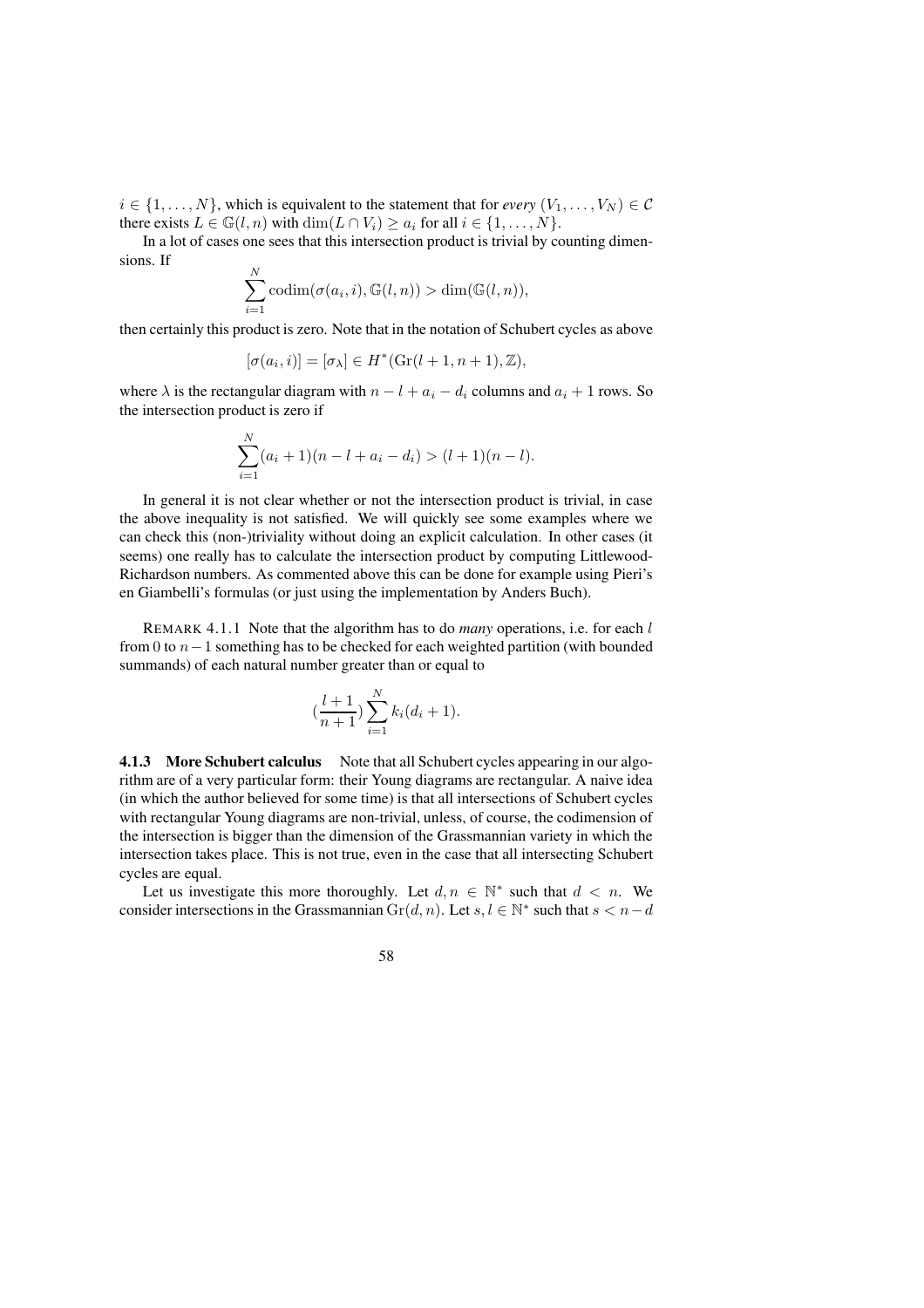$i \in \{1, \ldots, N\}$, which is equivalent to the statement that for *every* $(V_1, \ldots, V_N) \in \mathcal{C}$ there exists $L \in \mathbb{G}(l, n)$ with $\dim(L \cap V_i) \geq a_i$ for all $i \in \{1, \ldots, N\}$.

In a lot of cases one sees that this intersection product is trivial by counting dimensions. If

$$\sum_{i=1}^{N} \operatorname{codim}(\sigma(a_i, i), \mathbb{G}(l, n)) > \dim(\mathbb{G}(l, n)),$$

then certainly this product is zero. Note that in the notation of Schubert cycles as above

$$[\sigma(a_i, i)] = [\sigma_\lambda] \in H^*(\mathrm{Gr}(l+1, n+1), \mathbb{Z}),$$

where $\lambda$ is the rectangular diagram with $n - l + a_i - d_i$ columns and $a_i + 1$ rows. So the intersection product is zero if

$$\sum_{i=1}^{N} (a_i + 1)(n - l + a_i - d_i) > (l+1)(n-l).$$

In general it is not clear whether or not the intersection product is trivial, in case the above inequality is not satisfied. We will quickly see some examples where we can check this (non-)triviality without doing an explicit calculation. In other cases (it seems) one really has to calculate the intersection product by computing Littlewood-Richardson numbers. As commented above this can be done for example using Pieri's en Giambelli's formulas (or just using the implementation by Anders Buch).

REMARK 4.1.1 Note that the algorithm has to do *many* operations, i.e. for each $l$ from $0$ to $n-1$ something has to be checked for each weighted partition (with bounded summands) of each natural number greater than or equal to

$$(\frac{l+1}{n+1}) \sum_{i=1}^{N} k_i(d_i + 1).$$

**4.1.3 More Schubert calculus** Note that all Schubert cycles appearing in our algorithm are of a very particular form: their Young diagrams are rectangular. A naive idea (in which the author believed for some time) is that all intersections of Schubert cycles with rectangular Young diagrams are non-trivial, unless, of course, the codimension of the intersection is bigger than the dimension of the Grassmannian variety in which the intersection takes place. This is not true, even in the case that all intersecting Schubert cycles are equal.

Let us investigate this more thoroughly. Let $d, n \in \mathbb{N}^*$ such that $d < n$. We consider intersections in the Grassmannian $\mathrm{Gr}(d, n)$. Let $s, l \in \mathbb{N}^*$ such that $s < n - d$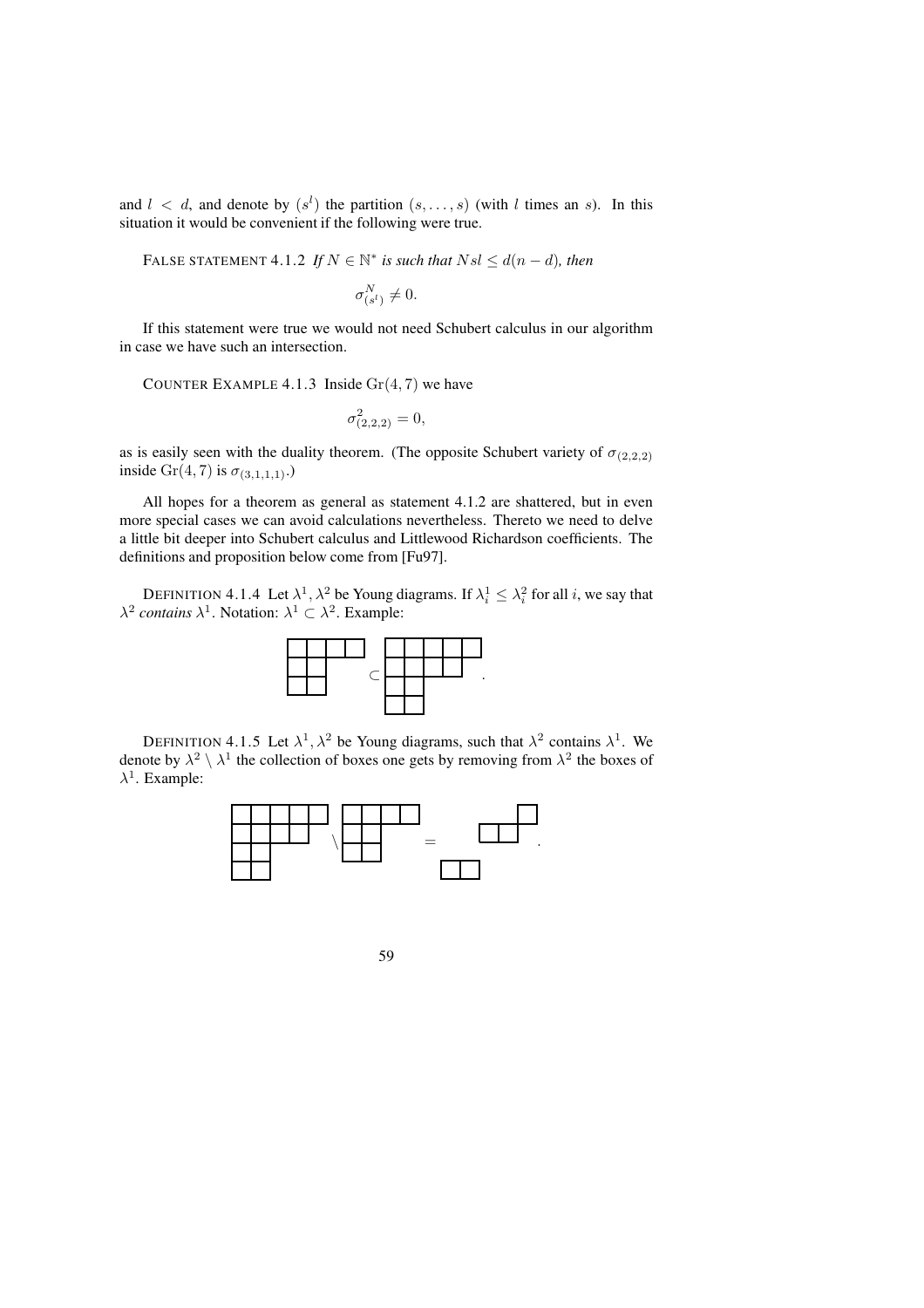and $l < d$, and denote by $(s^l)$ the partition $(s, \ldots, s)$ (with $l$ times an $s$). In this situation it would be convenient if the following were true.

FALSE STATEMENT 4.1.2 *If $N \in \mathbb{N}^*$ is such that $Nsl \leq d(n-d)$, then*

$$\sigma^N_{(s^l)} \neq 0.$$

If this statement were true we would not need Schubert calculus in our algorithm in case we have such an intersection.

COUNTER EXAMPLE 4.1.3 Inside $\mathrm{Gr}(4,7)$ we have

$$\sigma^2_{(2,2,2)} = 0,$$

as is easily seen with the duality theorem. (The opposite Schubert variety of $\sigma_{(2,2,2)}$ inside $\mathrm{Gr}(4,7)$ is $\sigma_{(3,1,1,1)}$.)

All hopes for a theorem as general as statement 4.1.2 are shattered, but in even more special cases we can avoid calculations nevertheless. Thereto we need to delve a little bit deeper into Schubert calculus and Littlewood Richardson coefficients. The definitions and proposition below come from [Fu97].

DEFINITION 4.1.4 Let $\lambda^1, \lambda^2$ be Young diagrams. If $\lambda^1_i \leq \lambda^2_i$ for all $i$, we say that $\lambda^2$ *contains* $\lambda^1$. Notation: $\lambda^1 \subset \lambda^2$. Example:

$$(4,2,2) \subset (5,4,2,2).$$

DEFINITION 4.1.5 Let $\lambda^1, \lambda^2$ be Young diagrams, such that $\lambda^2$ contains $\lambda^1$. We denote by $\lambda^2 \setminus \lambda^1$ the collection of boxes one gets by removing from $\lambda^2$ the boxes of $\lambda^1$. Example:

$$(5,4,2,2) \setminus (4,2) = \text{(the boxes remaining after removal)}.$$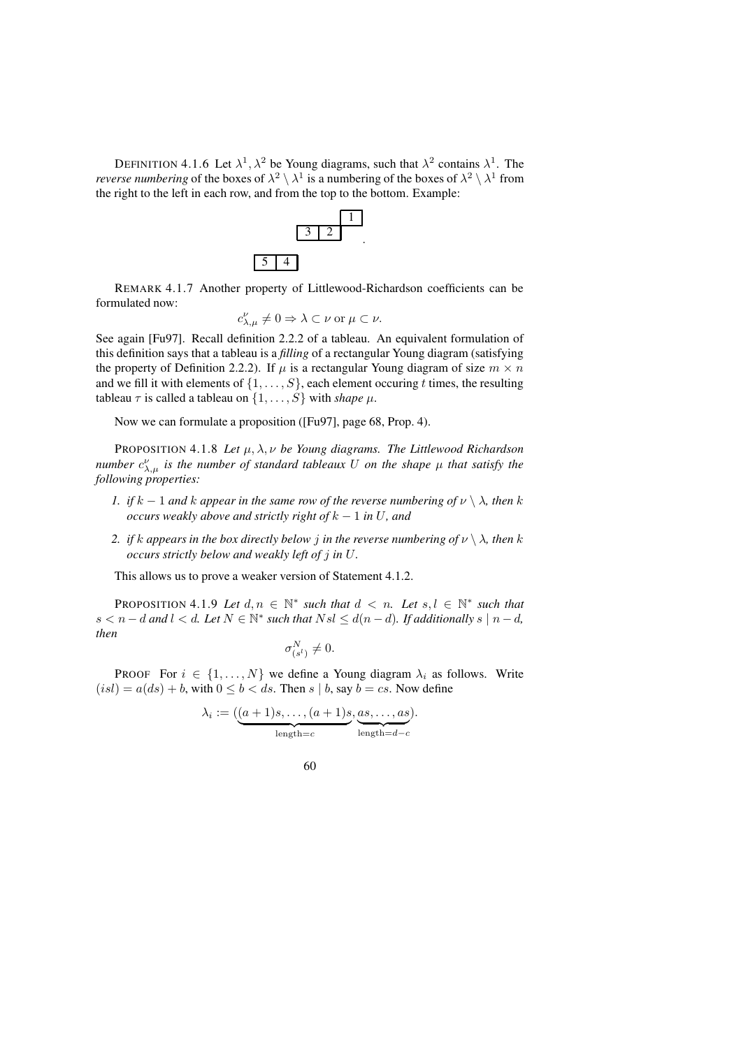DEFINITION 4.1.6 Let $\lambda^1, \lambda^2$ be Young diagrams, such that $\lambda^2$ contains $\lambda^1$. The *reverse numbering* of the boxes of $\lambda^2 \setminus \lambda^1$ is a numbering of the boxes of $\lambda^2 \setminus \lambda^1$ from the right to the left in each row, and from the top to the bottom. Example:

$$\begin{array}{cccc} & & & \boxed{1} \\ & \boxed{3} & \boxed{2} & \\ \\ \boxed{5} & \boxed{4} & & \end{array}.$$

REMARK 4.1.7 Another property of Littlewood-Richardson coefficients can be formulated now:

$$c^{\nu}_{\lambda,\mu} \neq 0 \Rightarrow \lambda \subset \nu \text{ or } \mu \subset \nu.$$

See again [Fu97]. Recall definition 2.2.2 of a tableau. An equivalent formulation of this definition says that a tableau is a *filling* of a rectangular Young diagram (satisfying the property of Definition 2.2.2). If $\mu$ is a rectangular Young diagram of size $m \times n$ and we fill it with elements of $\{1, \ldots, S\}$, each element occuring $t$ times, the resulting tableau $\tau$ is called a tableau on $\{1, \ldots, S\}$ with *shape* $\mu$.

Now we can formulate a proposition ([Fu97], page 68, Prop. 4).

PROPOSITION 4.1.8 *Let $\mu, \lambda, \nu$ be Young diagrams. The Littlewood Richardson number $c^{\nu}_{\lambda,\mu}$ is the number of standard tableaux $U$ on the shape $\mu$ that satisfy the following properties:*

1. *if $k-1$ and $k$ appear in the same row of the reverse numbering of $\nu \setminus \lambda$, then $k$ occurs weakly above and strictly right of $k-1$ in $U$, and*
2. *if $k$ appears in the box directly below $j$ in the reverse numbering of $\nu \setminus \lambda$, then $k$ occurs strictly below and weakly left of $j$ in $U$.*

This allows us to prove a weaker version of Statement 4.1.2.

PROPOSITION 4.1.9 *Let $d, n \in \mathbb{N}^*$ such that $d < n$. Let $s, l \in \mathbb{N}^*$ such that $s < n-d$ and $l < d$. Let $N \in \mathbb{N}^*$ such that $Nsl \leq d(n-d)$. If additionally $s \mid n-d$, then*

$$\sigma^N_{(s^l)} \neq 0.$$

PROOF For $i \in \{1, \ldots, N\}$ we define a Young diagram $\lambda_i$ as follows. Write $(isl) = a(ds) + b$, with $0 \leq b < ds$. Then $s \mid b$, say $b = cs$. Now define

$$\lambda_i := (\underbrace{(a+1)s, \ldots, (a+1)s}_{\text{length}=c}, \underbrace{as, \ldots, as}_{\text{length}=d-c}).$$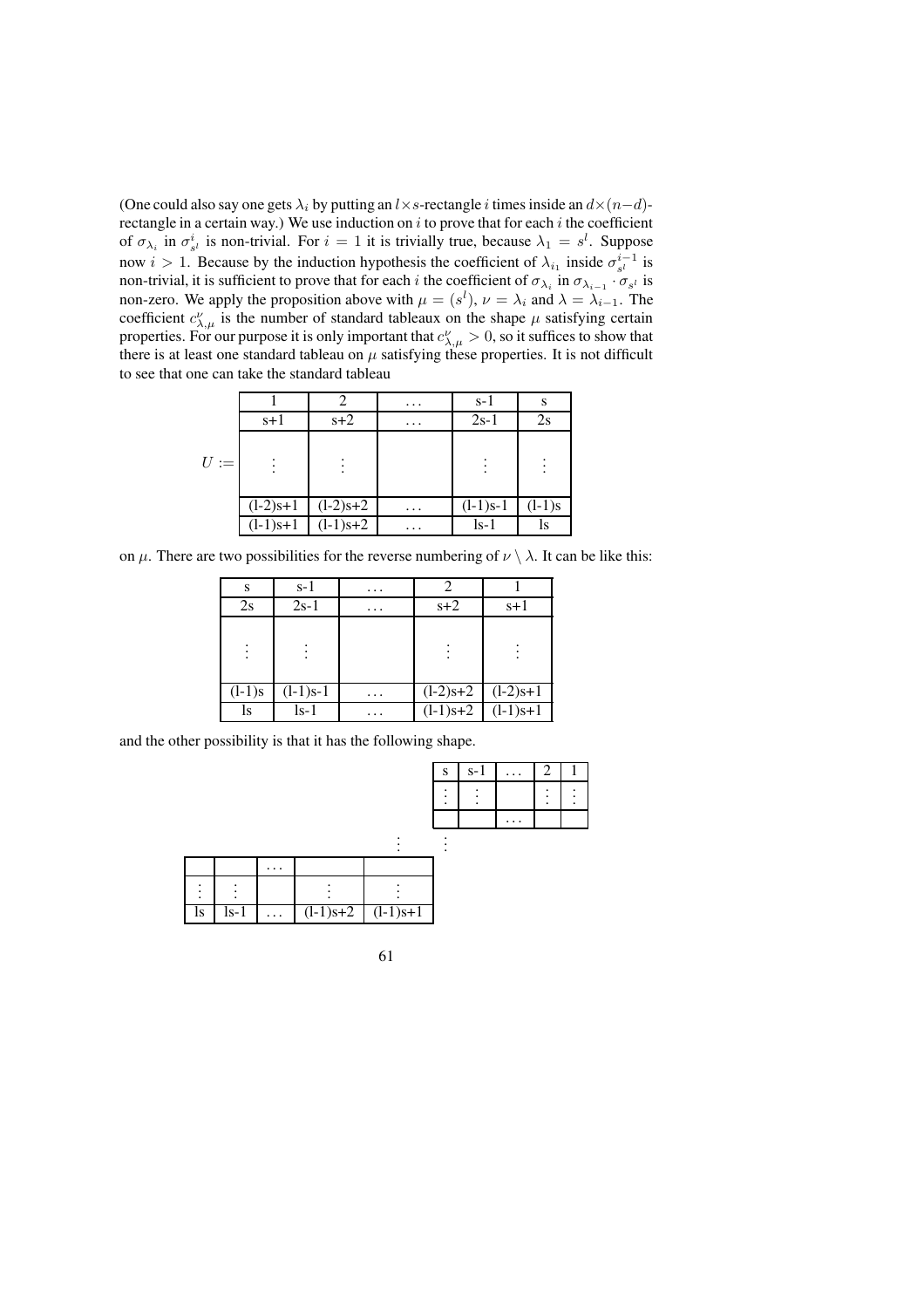(One could also say one gets $\lambda_i$ by putting an $l \times s$-rectangle $i$ times inside an $d \times (n-d)$-rectangle in a certain way.) We use induction on $i$ to prove that for each $i$ the coefficient of $\sigma_{\lambda_i}$ in $\sigma_{s^l}^i$ is non-trivial. For $i = 1$ it is trivially true, because $\lambda_1 = s^l$. Suppose now $i > 1$. Because by the induction hypothesis the coefficient of $\lambda_{i_1}$ inside $\sigma_{s^l}^{i-1}$ is non-trivial, it is sufficient to prove that for each $i$ the coefficient of $\sigma_{\lambda_i}$ in $\sigma_{\lambda_{i-1}} \cdot \sigma_{s^l}$ is non-zero. We apply the proposition above with $\mu = (s^l)$, $\nu = \lambda_i$ and $\lambda = \lambda_{i-1}$. The coefficient $c^{\nu}_{\lambda,\mu}$ is the number of standard tableaux on the shape $\mu$ satisfying certain properties. For our purpose it is only important that $c^{\nu}_{\lambda,\mu} > 0$, so it suffices to show that there is at least one standard tableau on $\mu$ satisfying these properties. It is not difficult to see that one can take the standard tableau

$U :=$

| 1 | 2 | ... | s-1 | s |
|---|---|---|---|---|
| s+1 | s+2 | ... | 2s-1 | 2s |
| ⋮ | ⋮ | | ⋮ | ⋮ |
| (l-2)s+1 | (l-2)s+2 | ... | (l-1)s-1 | (l-1)s |
| (l-1)s+1 | (l-1)s+2 | ... | ls-1 | ls |

on $\mu$. There are two possibilities for the reverse numbering of $\nu \setminus \lambda$. It can be like this:

| s | s-1 | ... | 2 | 1 |
|---|---|---|---|---|
| 2s | 2s-1 | ... | s+2 | s+1 |
| ⋮ | ⋮ | | ⋮ | ⋮ |
| (l-1)s | (l-1)s-1 | ... | (l-2)s+2 | (l-2)s+1 |
| ls | ls-1 | ... | (l-1)s+2 | (l-1)s+1 |

and the other possibility is that it has the following shape.

| s | s-1 | ... | 2 | 1 |
|---|---|---|---|---|
| ⋮ | ⋮ | | ⋮ | ⋮ |
| | | ... | | |

⋮ ⋮

| | | ... | | |
|---|---|---|---|---|
| ⋮ | ⋮ | | ⋮ | ⋮ |
| ls | ls-1 | ... | (l-1)s+2 | (l-1)s+1 |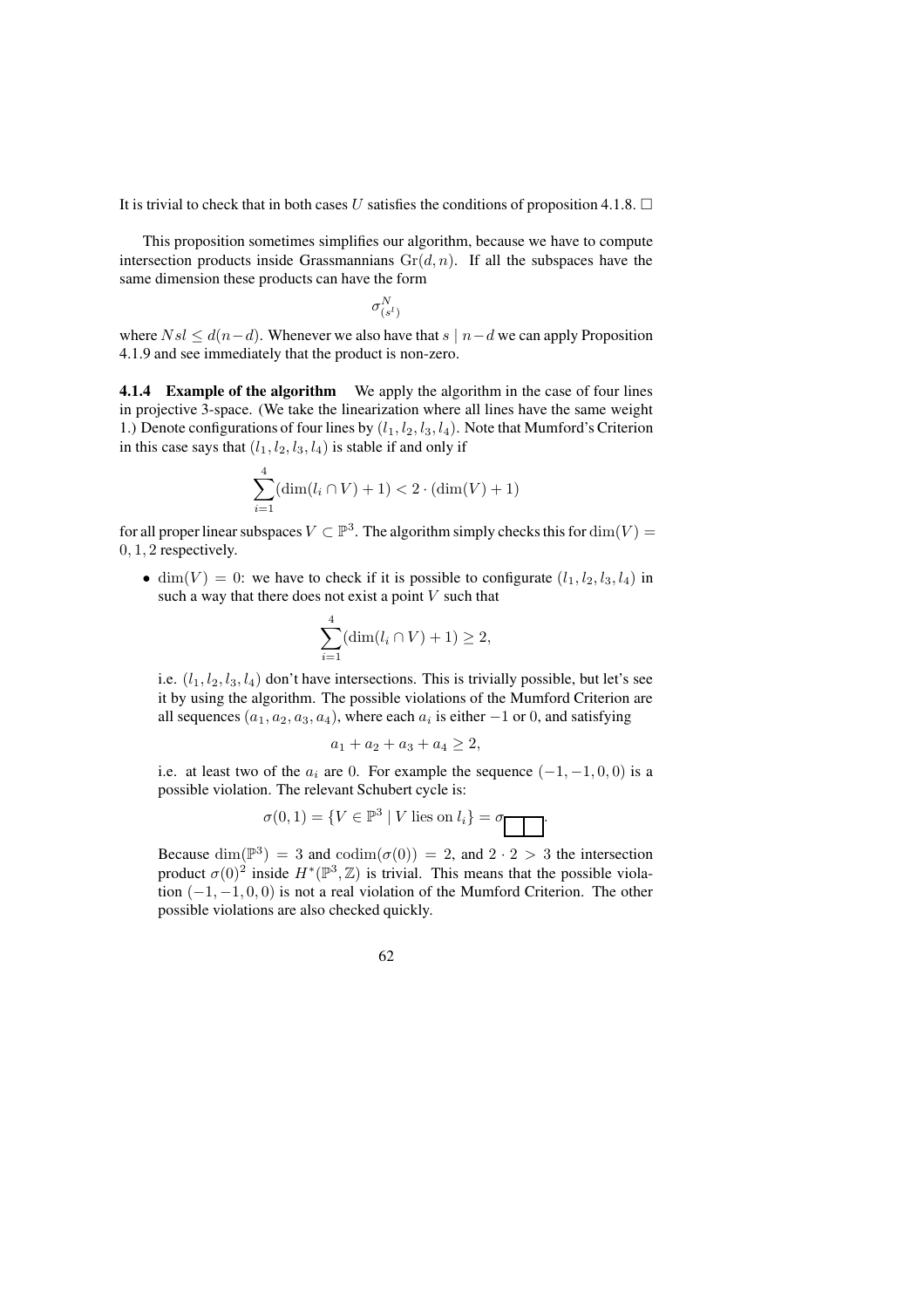It is trivial to check that in both cases $U$ satisfies the conditions of proposition 4.1.8. $\square$

This proposition sometimes simplifies our algorithm, because we have to compute intersection products inside Grassmannians $\mathrm{Gr}(d, n)$. If all the subspaces have the same dimension these products can have the form

$$\sigma_{(s^l)}^N$$

where $Nsl \leq d(n-d)$. Whenever we also have that $s \mid n-d$ we can apply Proposition 4.1.9 and see immediately that the product is non-zero.

### 4.1.4 Example of the algorithm

We apply the algorithm in the case of four lines in projective 3-space. (We take the linearization where all lines have the same weight 1.) Denote configurations of four lines by $(l_1, l_2, l_3, l_4)$. Note that Mumford's Criterion in this case says that $(l_1, l_2, l_3, l_4)$ is stable if and only if

$$\sum_{i=1}^{4} (\dim(l_i \cap V) + 1) < 2 \cdot (\dim(V) + 1)$$

for all proper linear subspaces $V \subset \mathbb{P}^3$. The algorithm simply checks this for $\dim(V) = 0, 1, 2$ respectively.

- $\dim(V) = 0$: we have to check if it is possible to configurate $(l_1, l_2, l_3, l_4)$ in such a way that there does not exist a point $V$ such that

  $$\sum_{i=1}^{4} (\dim(l_i \cap V) + 1) \geq 2,$$

  i.e. $(l_1, l_2, l_3, l_4)$ don't have intersections. This is trivially possible, but let's see it by using the algorithm. The possible violations of the Mumford Criterion are all sequences $(a_1, a_2, a_3, a_4)$, where each $a_i$ is either $-1$ or $0$, and satisfying

  $$a_1 + a_2 + a_3 + a_4 \geq 2,$$

  i.e. at least two of the $a_i$ are 0. For example the sequence $(-1, -1, 0, 0)$ is a possible violation. The relevant Schubert cycle is:

  $$\sigma(0, 1) = \{V \in \mathbb{P}^3 \mid V \text{ lies on } l_i\} = \sigma_{\square\square}.$$

  Because $\dim(\mathbb{P}^3) = 3$ and $\mathrm{codim}(\sigma(0)) = 2$, and $2 \cdot 2 > 3$ the intersection product $\sigma(0)^2$ inside $H^*(\mathbb{P}^3, \mathbb{Z})$ is trivial. This means that the possible violation $(-1, -1, 0, 0)$ is not a real violation of the Mumford Criterion. The other possible violations are also checked quickly.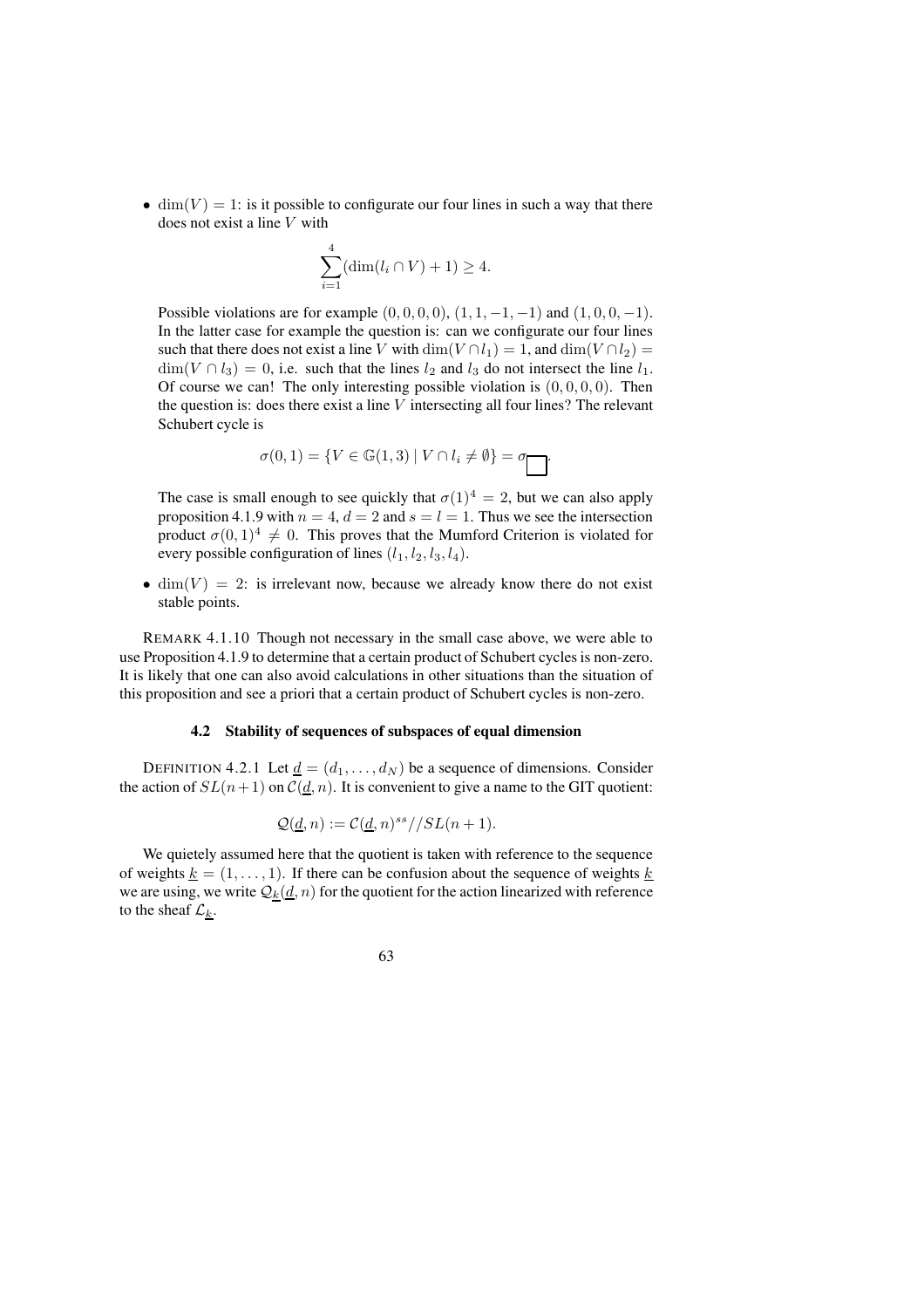- $\dim(V) = 1$: is it possible to configurate our four lines in such a way that there does not exist a line $V$ with

  $$\sum_{i=1}^{4} (\dim(l_i \cap V) + 1) \geq 4.$$

  Possible violations are for example $(0, 0, 0, 0)$, $(1, 1, -1, -1)$ and $(1, 0, 0, -1)$. In the latter case for example the question is: can we configurate our four lines such that there does not exist a line $V$ with $\dim(V \cap l_1) = 1$, and $\dim(V \cap l_2) = \dim(V \cap l_3) = 0$, i.e. such that the lines $l_2$ and $l_3$ do not intersect the line $l_1$. Of course we can! The only interesting possible violation is $(0, 0, 0, 0)$. Then the question is: does there exist a line $V$ intersecting all four lines? The relevant Schubert cycle is

  $$\sigma(0, 1) = \{V \in \mathbb{G}(1, 3) \mid V \cap l_i \neq \emptyset\} = \sigma_{\square}.$$

  The case is small enough to see quickly that $\sigma(1)^4 = 2$, but we can also apply proposition 4.1.9 with $n = 4$, $d = 2$ and $s = l = 1$. Thus we see the intersection product $\sigma(0, 1)^4 \neq 0$. This proves that the Mumford Criterion is violated for every possible configuration of lines $(l_1, l_2, l_3, l_4)$.

- $\dim(V) = 2$: is irrelevant now, because we already know there do not exist stable points.

REMARK 4.1.10 Though not necessary in the small case above, we were able to use Proposition 4.1.9 to determine that a certain product of Schubert cycles is non-zero. It is likely that one can also avoid calculations in other situations than the situation of this proposition and see a priori that a certain product of Schubert cycles is non-zero.

### 4.2 Stability of sequences of subspaces of equal dimension

DEFINITION 4.2.1 Let $\underline{d} = (d_1, \ldots, d_N)$ be a sequence of dimensions. Consider the action of $SL(n+1)$ on $\mathcal{C}(\underline{d}, n)$. It is convenient to give a name to the GIT quotient:

$$\mathcal{Q}(\underline{d}, n) := \mathcal{C}(\underline{d}, n)^{ss} // SL(n + 1).$$

We quietely assumed here that the quotient is taken with reference to the sequence of weights $\underline{k} = (1, \ldots, 1)$. If there can be confusion about the sequence of weights $\underline{k}$ we are using, we write $\mathcal{Q}_{\underline{k}}(\underline{d}, n)$ for the quotient for the action linearized with reference to the sheaf $\mathcal{L}_{\underline{k}}$.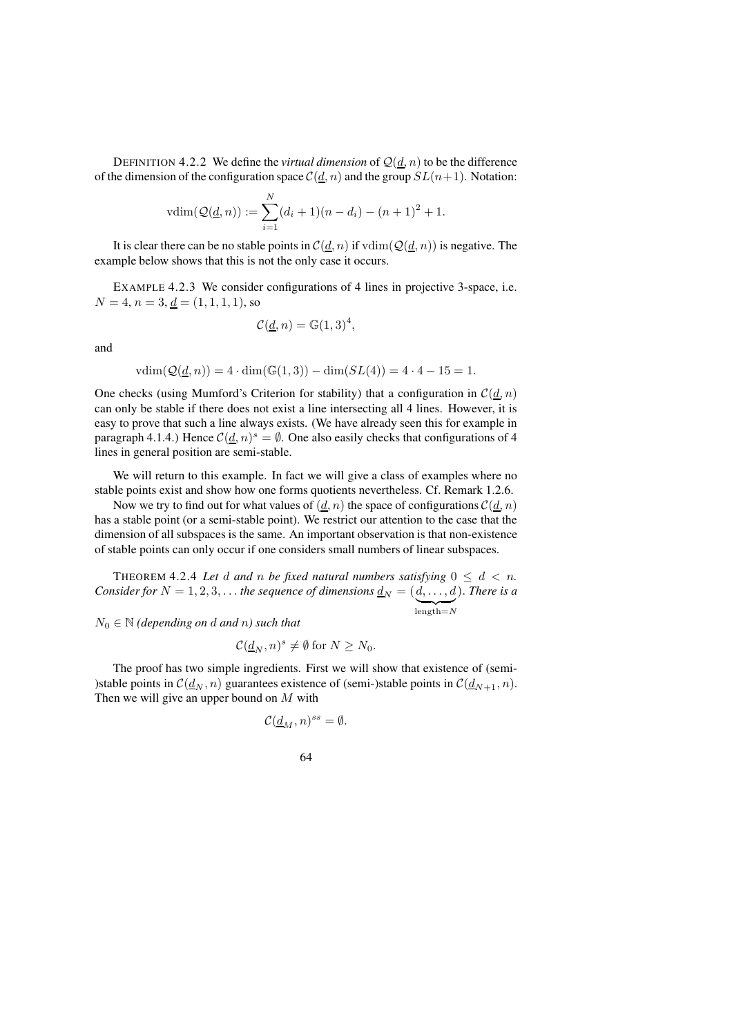DEFINITION 4.2.2 We define the *virtual dimension* of $\mathcal{Q}(\underline{d}, n)$ to be the difference of the dimension of the configuration space $\mathcal{C}(\underline{d}, n)$ and the group $SL(n+1)$. Notation:

$$\operatorname{vdim}(\mathcal{Q}(\underline{d}, n)) := \sum_{i=1}^{N} (d_i + 1)(n - d_i) - (n+1)^2 + 1.$$

It is clear there can be no stable points in $\mathcal{C}(\underline{d}, n)$ if $\operatorname{vdim}(\mathcal{Q}(\underline{d}, n))$ is negative. The example below shows that this is not the only case it occurs.

EXAMPLE 4.2.3 We consider configurations of 4 lines in projective 3-space, i.e. $N = 4$, $n = 3$, $\underline{d} = (1, 1, 1, 1)$, so

$$\mathcal{C}(\underline{d}, n) = \mathbb{G}(1, 3)^4,$$

and

$$\operatorname{vdim}(\mathcal{Q}(\underline{d}, n)) = 4 \cdot \dim(\mathbb{G}(1, 3)) - \dim(SL(4)) = 4 \cdot 4 - 15 = 1.$$

One checks (using Mumford's Criterion for stability) that a configuration in $\mathcal{C}(\underline{d}, n)$ can only be stable if there does not exist a line intersecting all 4 lines. However, it is easy to prove that such a line always exists. (We have already seen this for example in paragraph 4.1.4.) Hence $\mathcal{C}(\underline{d}, n)^s = \emptyset$. One also easily checks that configurations of 4 lines in general position are semi-stable.

We will return to this example. In fact we will give a class of examples where no stable points exist and show how one forms quotients nevertheless. Cf. Remark 1.2.6.

Now we try to find out for what values of $(\underline{d}, n)$ the space of configurations $\mathcal{C}(\underline{d}, n)$ has a stable point (or a semi-stable point). We restrict our attention to the case that the dimension of all subspaces is the same. An important observation is that non-existence of stable points can only occur if one considers small numbers of linear subspaces.

THEOREM 4.2.4 *Let $d$ and $n$ be fixed natural numbers satisfying $0 \leq d < n$. Consider for $N = 1, 2, 3, \ldots$ the sequence of dimensions $\underline{d}_N = (\underbrace{d, \ldots, d}_{\text{length}=N})$. There is a $N_0 \in \mathbb{N}$ (depending on $d$ and $n$) such that*

$$\mathcal{C}(\underline{d}_N, n)^s \neq \emptyset \text{ for } N \geq N_0.$$

The proof has two simple ingredients. First we will show that existence of (semi-)stable points in $\mathcal{C}(\underline{d}_N, n)$ guarantees existence of (semi-)stable points in $\mathcal{C}(\underline{d}_{N+1}, n)$. Then we will give an upper bound on $M$ with

$$\mathcal{C}(\underline{d}_M, n)^{ss} = \emptyset.$$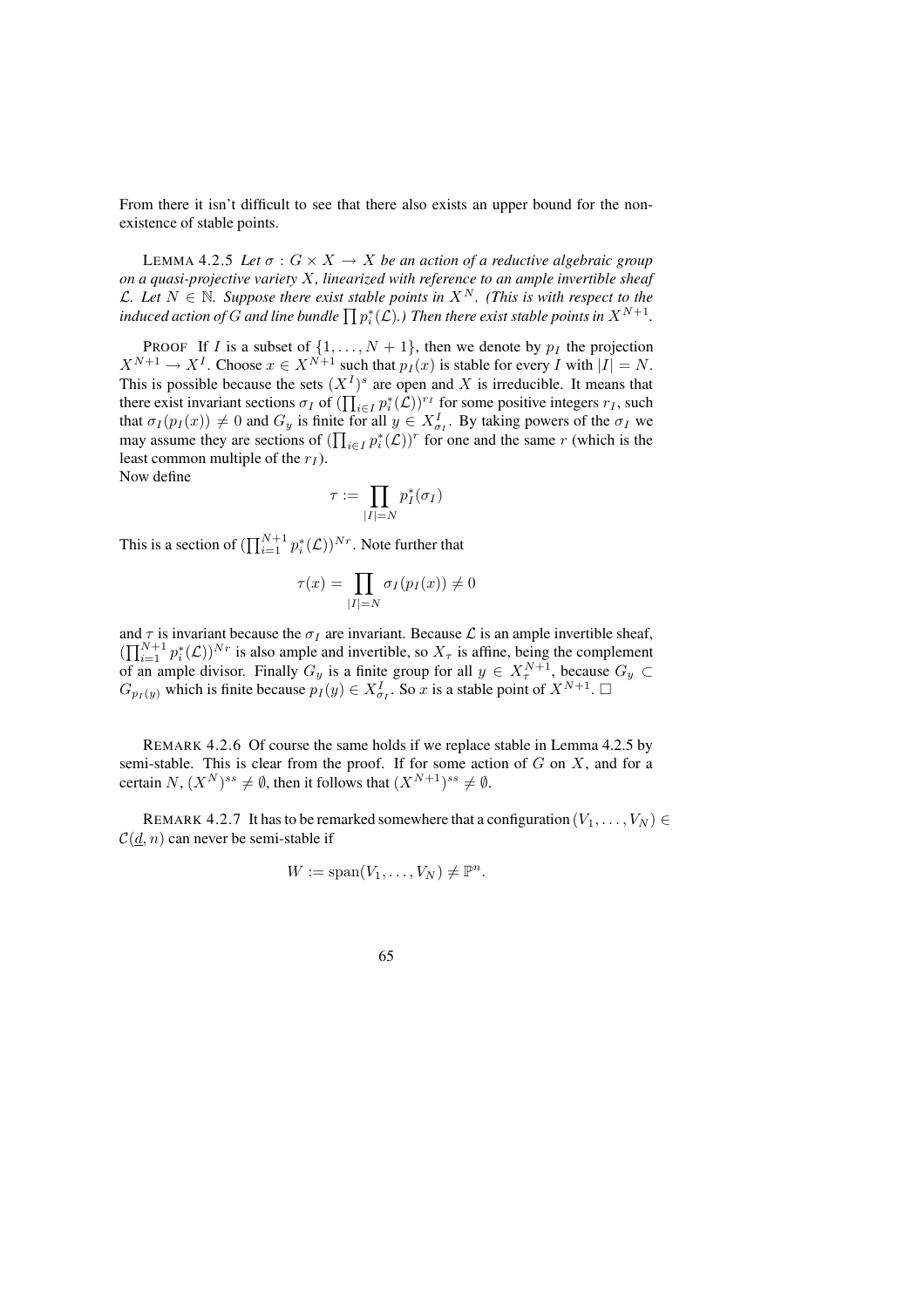From there it isn't difficult to see that there also exists an upper bound for the non-existence of stable points.

LEMMA 4.2.5 *Let $\sigma : G \times X \to X$ be an action of a reductive algebraic group on a quasi-projective variety $X$, linearized with reference to an ample invertible sheaf $\mathcal{L}$. Let $N \in \mathbb{N}$. Suppose there exist stable points in $X^N$. (This is with respect to the induced action of $G$ and line bundle $\prod p_i^*(\mathcal{L})$.) Then there exist stable points in $X^{N+1}$.*

PROOF If $I$ is a subset of $\{1, \ldots, N+1\}$, then we denote by $p_I$ the projection $X^{N+1} \to X^I$. Choose $x \in X^{N+1}$ such that $p_I(x)$ is stable for every $I$ with $|I| = N$. This is possible because the sets $(X^I)^s$ are open and $X$ is irreducible. It means that there exist invariant sections $\sigma_I$ of $(\prod_{i \in I} p_i^*(\mathcal{L}))^{r_I}$ for some positive integers $r_I$, such that $\sigma_I(p_I(x)) \neq 0$ and $G_y$ is finite for all $y \in X^I_{\sigma_I}$. By taking powers of the $\sigma_I$ we may assume they are sections of $(\prod_{i \in I} p_i^*(\mathcal{L}))^r$ for one and the same $r$ (which is the least common multiple of the $r_I$).
Now define

$$\tau := \prod_{|I|=N} p_I^*(\sigma_I)$$

This is a section of $(\prod_{i=1}^{N+1} p_i^*(\mathcal{L}))^{Nr}$. Note further that

$$\tau(x) = \prod_{|I|=N} \sigma_I(p_I(x)) \neq 0$$

and $\tau$ is invariant because the $\sigma_I$ are invariant. Because $\mathcal{L}$ is an ample invertible sheaf, $(\prod_{i=1}^{N+1} p_i^*(\mathcal{L}))^{Nr}$ is also ample and invertible, so $X_\tau$ is affine, being the complement of an ample divisor. Finally $G_y$ is a finite group for all $y \in X^{N+1}_\tau$, because $G_y \subset G_{p_I(y)}$ which is finite because $p_I(y) \in X^I_{\sigma_I}$. So $x$ is a stable point of $X^{N+1}$. $\square$

REMARK 4.2.6 Of course the same holds if we replace stable in Lemma 4.2.5 by semi-stable. This is clear from the proof. If for some action of $G$ on $X$, and for a certain $N$, $(X^N)^{ss} \neq \emptyset$, then it follows that $(X^{N+1})^{ss} \neq \emptyset$.

REMARK 4.2.7 It has to be remarked somewhere that a configuration $(V_1, \ldots, V_N) \in \mathcal{C}(\underline{d}, n)$ can never be semi-stable if

$$W := \operatorname{span}(V_1, \ldots, V_N) \neq \mathbb{P}^n.$$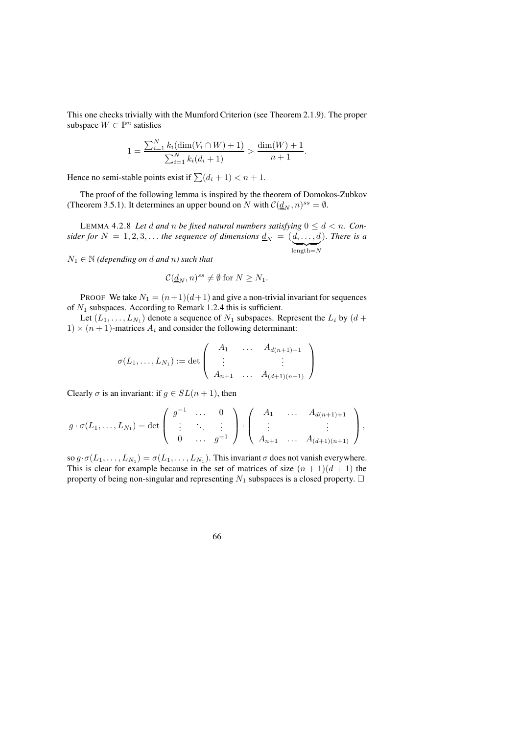This one checks trivially with the Mumford Criterion (see Theorem 2.1.9). The proper subspace $W \subset \mathbb{P}^n$ satisfies

$$1 = \frac{\sum_{i=1}^{N} k_i(\dim(V_i \cap W) + 1)}{\sum_{i=1}^{N} k_i(d_i + 1)} > \frac{\dim(W) + 1}{n + 1}.$$

Hence no semi-stable points exist if $\sum(d_i + 1) < n + 1$.

The proof of the following lemma is inspired by the theorem of Domokos-Zubkov (Theorem 3.5.1). It determines an upper bound on $N$ with $\mathcal{C}(\underline{d}_N, n)^{ss} = \emptyset$.

LEMMA 4.2.8 *Let $d$ and $n$ be fixed natural numbers satisfying $0 \leq d < n$. Consider for $N = 1, 2, 3, \ldots$ the sequence of dimensions $\underline{d}_N = (\underbrace{d, \ldots, d}_{\text{length}=N})$. There is a $N_1 \in \mathbb{N}$ (depending on $d$ and $n$) such that*

$$\mathcal{C}(\underline{d}_N, n)^{ss} \neq \emptyset \text{ for } N \geq N_1.$$

PROOF We take $N_1 = (n+1)(d+1)$ and give a non-trivial invariant for sequences of $N_1$ subspaces. According to Remark 1.2.4 this is sufficient.

Let $(L_1, \ldots, L_{N_1})$ denote a sequence of $N_1$ subspaces. Represent the $L_i$ by $(d + 1) \times (n + 1)$-matrices $A_i$ and consider the following determinant:

$$\sigma(L_1, \ldots, L_{N_1}) := \det \begin{pmatrix} A_1 & \ldots & A_{d(n+1)+1} \\ \vdots & & \vdots \\ A_{n+1} & \ldots & A_{(d+1)(n+1)} \end{pmatrix}$$

Clearly $\sigma$ is an invariant: if $g \in SL(n + 1)$, then

$$g \cdot \sigma(L_1, \ldots, L_{N_1}) = \det \begin{pmatrix} g^{-1} & \ldots & 0 \\ \vdots & \ddots & \vdots \\ 0 & \ldots & g^{-1} \end{pmatrix} \cdot \begin{pmatrix} A_1 & \ldots & A_{d(n+1)+1} \\ \vdots & & \vdots \\ A_{n+1} & \ldots & A_{(d+1)(n+1)} \end{pmatrix},$$

so $g \cdot \sigma(L_1, \ldots, L_{N_1}) = \sigma(L_1, \ldots, L_{N_1})$. This invariant $\sigma$ does not vanish everywhere. This is clear for example because in the set of matrices of size $(n + 1)(d + 1)$ the property of being non-singular and representing $N_1$ subspaces is a closed property. $\square$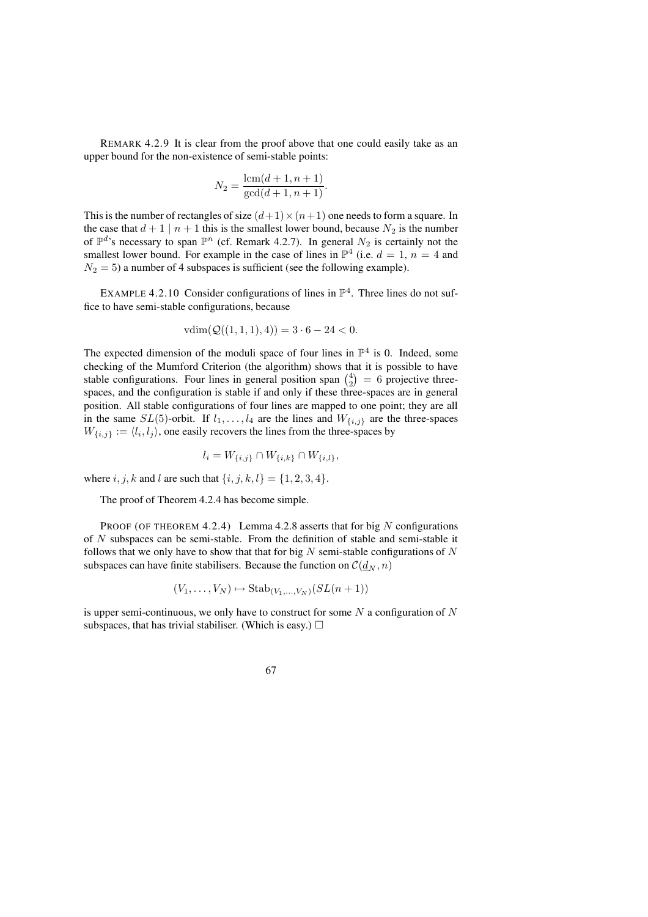REMARK 4.2.9 It is clear from the proof above that one could easily take as an upper bound for the non-existence of semi-stable points:

$$N_2 = \frac{\operatorname{lcm}(d+1, n+1)}{\gcd(d+1, n+1)}.$$

This is the number of rectangles of size $(d+1) \times (n+1)$ one needs to form a square. In the case that $d+1 \mid n+1$ this is the smallest lower bound, because $N_2$ is the number of $\mathbb{P}^d$'s necessary to span $\mathbb{P}^n$ (cf. Remark 4.2.7). In general $N_2$ is certainly not the smallest lower bound. For example in the case of lines in $\mathbb{P}^4$ (i.e. $d = 1$, $n = 4$ and $N_2 = 5$) a number of 4 subspaces is sufficient (see the following example).

EXAMPLE 4.2.10 Consider configurations of lines in $\mathbb{P}^4$. Three lines do not suffice to have semi-stable configurations, because

$$\operatorname{vdim}(\mathcal{Q}((1,1,1),4)) = 3 \cdot 6 - 24 < 0.$$

The expected dimension of the moduli space of four lines in $\mathbb{P}^4$ is 0. Indeed, some checking of the Mumford Criterion (the algorithm) shows that it is possible to have stable configurations. Four lines in general position span $\binom{4}{2} = 6$ projective three-spaces, and the configuration is stable if and only if these three-spaces are in general position. All stable configurations of four lines are mapped to one point; they are all in the same $SL(5)$-orbit. If $l_1, \ldots, l_4$ are the lines and $W_{\{i,j\}}$ are the three-spaces $W_{\{i,j\}} := \langle l_i, l_j \rangle$, one easily recovers the lines from the three-spaces by

$$l_i = W_{\{i,j\}} \cap W_{\{i,k\}} \cap W_{\{i,l\}},$$

where $i, j, k$ and $l$ are such that $\{i, j, k, l\} = \{1, 2, 3, 4\}$.

The proof of Theorem 4.2.4 has become simple.

PROOF (OF THEOREM 4.2.4) Lemma 4.2.8 asserts that for big $N$ configurations of $N$ subspaces can be semi-stable. From the definition of stable and semi-stable it follows that we only have to show that that for big $N$ semi-stable configurations of $N$ subspaces can have finite stabilisers. Because the function on $\mathcal{C}(\underline{d}_N, n)$

$$(V_1, \ldots, V_N) \mapsto \operatorname{Stab}_{(V_1, \ldots, V_N)}(SL(n+1))$$

is upper semi-continuous, we only have to construct for some $N$ a configuration of $N$ subspaces, that has trivial stabiliser. (Which is easy.) $\square$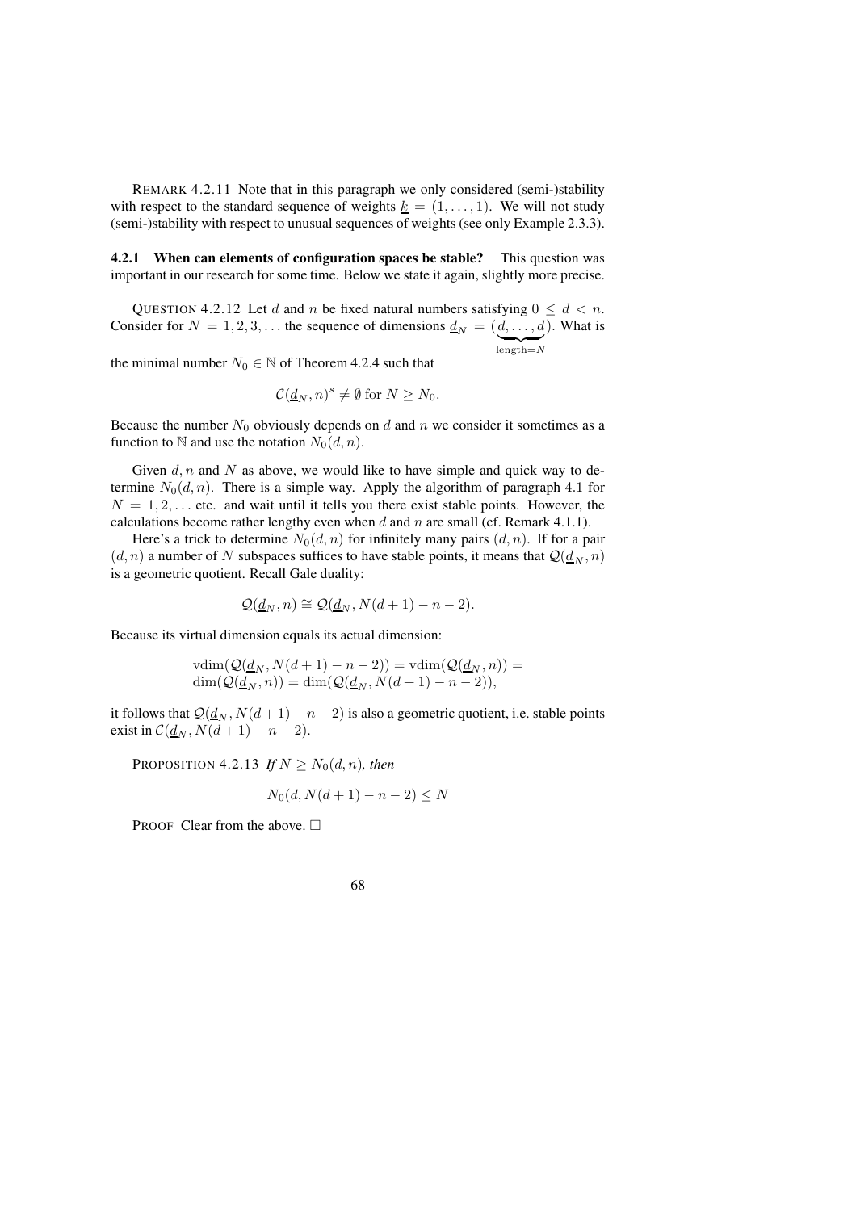REMARK 4.2.11 Note that in this paragraph we only considered (semi-)stability with respect to the standard sequence of weights $\underline{k} = (1, \ldots, 1)$. We will not study (semi-)stability with respect to unusual sequences of weights (see only Example 2.3.3).

### 4.2.1 When can elements of configuration spaces be stable?

This question was important in our research for some time. Below we state it again, slightly more precise.

QUESTION 4.2.12 Let $d$ and $n$ be fixed natural numbers satisfying $0 \leq d < n$. Consider for $N = 1, 2, 3, \ldots$ the sequence of dimensions $\underline{d}_N = (\underbrace{d, \ldots, d}_{\text{length}=N})$. What is the minimal number $N_0 \in \mathbb{N}$ of Theorem 4.2.4 such that

$$\mathcal{C}(\underline{d}_N, n)^s \neq \emptyset \text{ for } N \geq N_0.$$

Because the number $N_0$ obviously depends on $d$ and $n$ we consider it sometimes as a function to $\mathbb{N}$ and use the notation $N_0(d, n)$.

Given $d, n$ and $N$ as above, we would like to have simple and quick way to determine $N_0(d, n)$. There is a simple way. Apply the algorithm of paragraph 4.1 for $N = 1, 2, \ldots$ etc. and wait until it tells you there exist stable points. However, the calculations become rather lengthy even when $d$ and $n$ are small (cf. Remark 4.1.1).

Here's a trick to determine $N_0(d, n)$ for infinitely many pairs $(d, n)$. If for a pair $(d, n)$ a number of $N$ subspaces suffices to have stable points, it means that $\mathcal{Q}(\underline{d}_N, n)$ is a geometric quotient. Recall Gale duality:

$$\mathcal{Q}(\underline{d}_N, n) \cong \mathcal{Q}(\underline{d}_N, N(d+1) - n - 2).$$

Because its virtual dimension equals its actual dimension:

$$\begin{aligned}
&\operatorname{vdim}(\mathcal{Q}(\underline{d}_N, N(d+1) - n - 2)) = \operatorname{vdim}(\mathcal{Q}(\underline{d}_N, n)) = \\
&\dim(\mathcal{Q}(\underline{d}_N, n)) = \dim(\mathcal{Q}(\underline{d}_N, N(d+1) - n - 2)),
\end{aligned}$$

it follows that $\mathcal{Q}(\underline{d}_N, N(d+1) - n - 2)$ is also a geometric quotient, i.e. stable points exist in $\mathcal{C}(\underline{d}_N, N(d+1) - n - 2)$.

PROPOSITION 4.2.13 *If* $N \geq N_0(d, n)$*, then*

$$N_0(d, N(d+1) - n - 2) \leq N$$

PROOF Clear from the above. □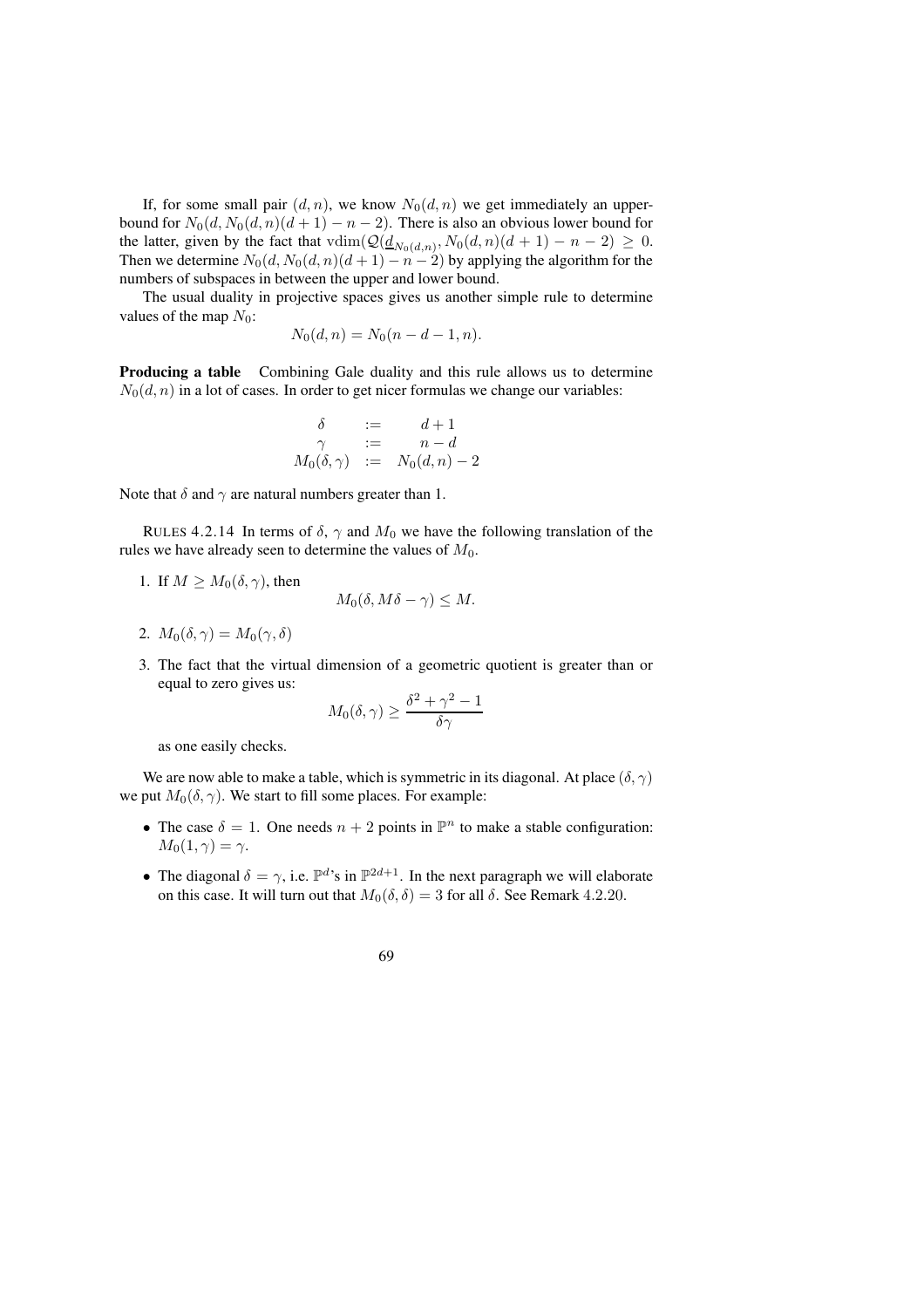If, for some small pair $(d, n)$, we know $N_0(d, n)$ we get immediately an upper-bound for $N_0(d, N_0(d,n)(d+1) - n - 2)$. There is also an obvious lower bound for the latter, given by the fact that $\mathrm{vdim}(\mathcal{Q}(\underline{d}_{N_0(d,n)}, N_0(d,n)(d+1) - n - 2) \geq 0$. Then we determine $N_0(d, N_0(d,n)(d+1) - n - 2)$ by applying the algorithm for the numbers of subspaces in between the upper and lower bound.

The usual duality in projective spaces gives us another simple rule to determine values of the map $N_0$:

$$N_0(d, n) = N_0(n - d - 1, n).$$

**Producing a table** Combining Gale duality and this rule allows us to determine $N_0(d, n)$ in a lot of cases. In order to get nicer formulas we change our variables:

$$\begin{array}{rcl} \delta & := & d+1 \\ \gamma & := & n-d \\ M_0(\delta, \gamma) & := & N_0(d,n) - 2 \end{array}$$

Note that $\delta$ and $\gamma$ are natural numbers greater than 1.

RULES 4.2.14 In terms of $\delta$, $\gamma$ and $M_0$ we have the following translation of the rules we have already seen to determine the values of $M_0$.

1. If $M \geq M_0(\delta, \gamma)$, then
$$M_0(\delta, M\delta - \gamma) \leq M.$$
2. $M_0(\delta, \gamma) = M_0(\gamma, \delta)$
3. The fact that the virtual dimension of a geometric quotient is greater than or equal to zero gives us:
$$M_0(\delta, \gamma) \geq \frac{\delta^2 + \gamma^2 - 1}{\delta \gamma}$$
as one easily checks.

We are now able to make a table, which is symmetric in its diagonal. At place $(\delta, \gamma)$ we put $M_0(\delta, \gamma)$. We start to fill some places. For example:

- The case $\delta = 1$. One needs $n + 2$ points in $\mathbb{P}^n$ to make a stable configuration: $M_0(1, \gamma) = \gamma$.
- The diagonal $\delta = \gamma$, i.e. $\mathbb{P}^d$'s in $\mathbb{P}^{2d+1}$. In the next paragraph we will elaborate on this case. It will turn out that $M_0(\delta, \delta) = 3$ for all $\delta$. See Remark 4.2.20.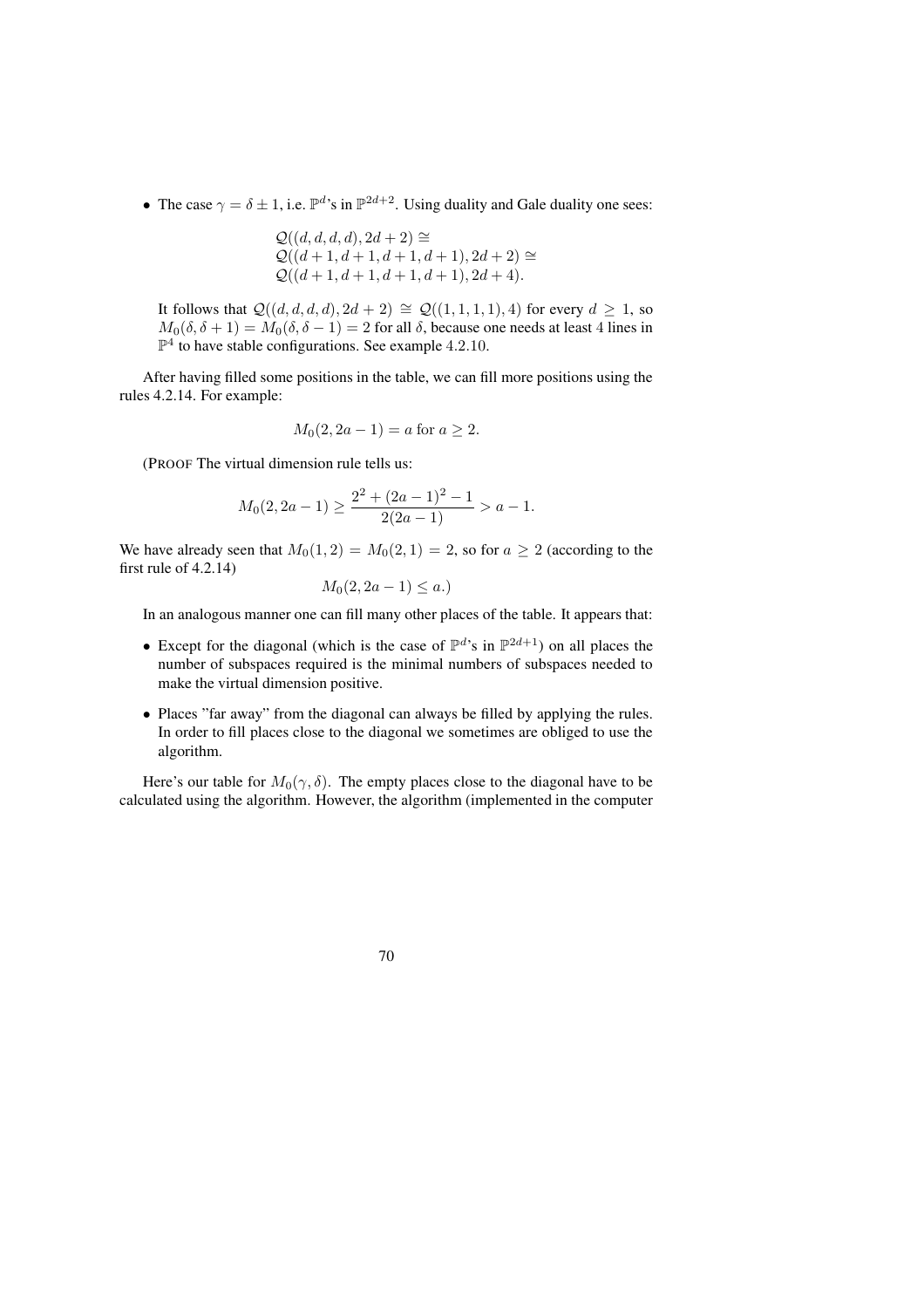- The case $\gamma = \delta \pm 1$, i.e. $\mathbb{P}^d$'s in $\mathbb{P}^{2d+2}$. Using duality and Gale duality one sees:

$$\begin{aligned}
&\mathcal{Q}((d,d,d,d), 2d+2) \cong \\
&\mathcal{Q}((d+1,d+1,d+1,d+1), 2d+2) \cong \\
&\mathcal{Q}((d+1,d+1,d+1,d+1), 2d+4).
\end{aligned}$$

  It follows that $\mathcal{Q}((d,d,d,d), 2d+2) \cong \mathcal{Q}((1,1,1,1), 4)$ for every $d \geq 1$, so $M_0(\delta, \delta+1) = M_0(\delta, \delta-1) = 2$ for all $\delta$, because one needs at least 4 lines in $\mathbb{P}^4$ to have stable configurations. See example 4.2.10.

After having filled some positions in the table, we can fill more positions using the rules 4.2.14. For example:

$$M_0(2, 2a-1) = a \text{ for } a \geq 2.$$

(PROOF The virtual dimension rule tells us:

$$M_0(2, 2a-1) \geq \frac{2^2 + (2a-1)^2 - 1}{2(2a-1)} > a - 1.$$

We have already seen that $M_0(1,2) = M_0(2,1) = 2$, so for $a \geq 2$ (according to the first rule of 4.2.14)

$$M_0(2, 2a-1) \leq a.)$$

In an analogous manner one can fill many other places of the table. It appears that:

- Except for the diagonal (which is the case of $\mathbb{P}^d$'s in $\mathbb{P}^{2d+1}$) on all places the number of subspaces required is the minimal numbers of subspaces needed to make the virtual dimension positive.
- Places "far away" from the diagonal can always be filled by applying the rules. In order to fill places close to the diagonal we sometimes are obliged to use the algorithm.

Here's our table for $M_0(\gamma, \delta)$. The empty places close to the diagonal have to be calculated using the algorithm. However, the algorithm (implemented in the computer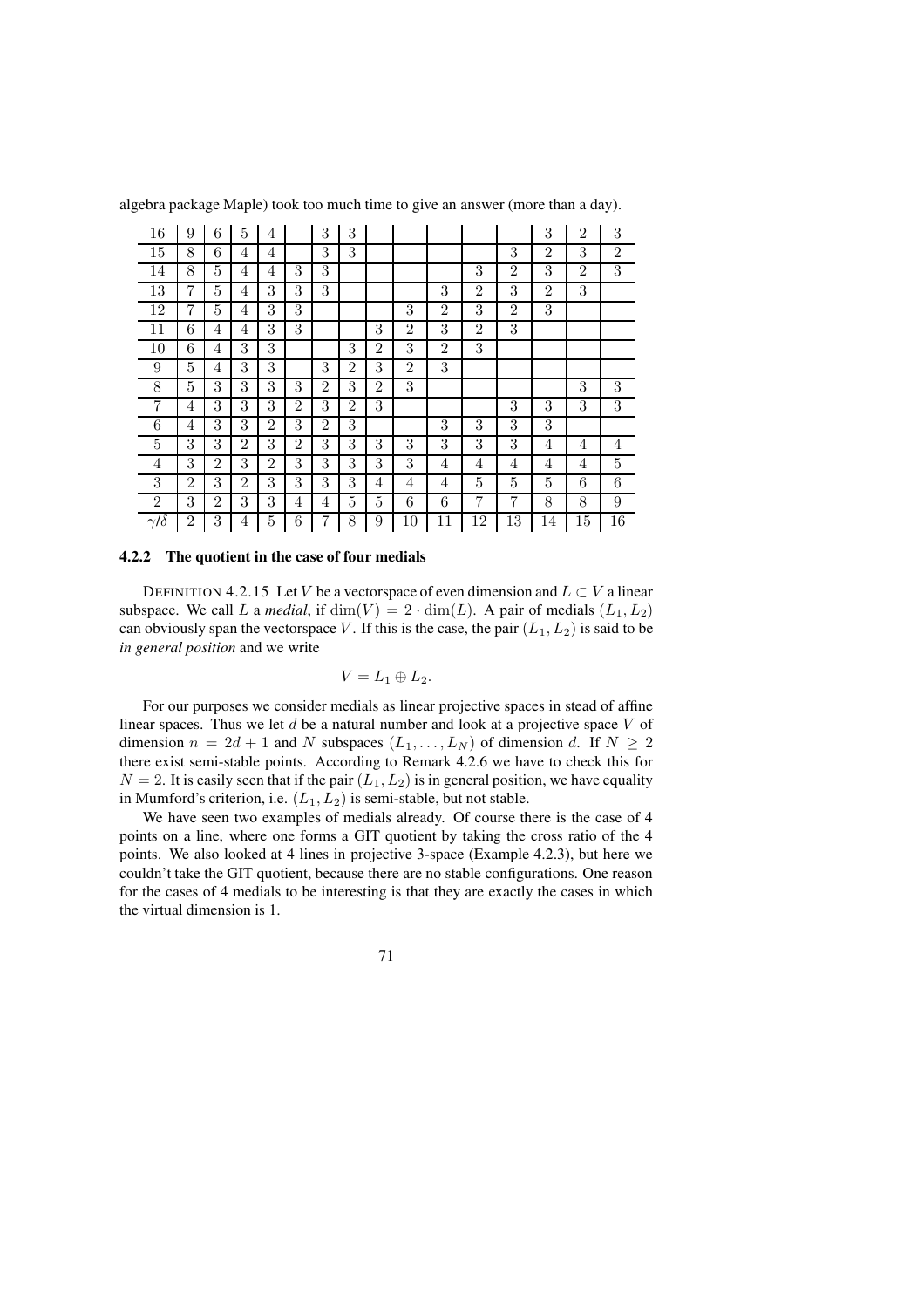algebra package Maple) took too much time to give an answer (more than a day).

| $\gamma/\delta$ | 2 | 3 | 4 | 5 | 6 | 7 | 8 | 9 | 10 | 11 | 12 | 13 | 14 | 15 | 16 |
|---|---|---|---|---|---|---|---|---|---|---|---|---|---|---|---|
| 16 | 9 | 6 | 5 | 4 | | 3 | 3 | | | | | | 3 | 2 | 3 |
| 15 | 8 | 6 | 4 | 4 | | 3 | 3 | | | | | 3 | 2 | 3 | 2 |
| 14 | 8 | 5 | 4 | 4 | 3 | 3 | | | | | 3 | 2 | 3 | 2 | 3 |
| 13 | 7 | 5 | 4 | 3 | 3 | 3 | | | | 3 | 2 | 3 | 2 | 3 | |
| 12 | 7 | 5 | 4 | 3 | 3 | | | | 3 | 2 | 3 | 2 | 3 | | |
| 11 | 6 | 4 | 4 | 3 | 3 | | | 3 | 2 | 3 | 2 | 3 | | | |
| 10 | 6 | 4 | 3 | 3 | | | 3 | 2 | 3 | 2 | 3 | | | | |
| 9 | 5 | 4 | 3 | 3 | | 3 | 2 | 3 | 2 | 3 | | | | | |
| 8 | 5 | 3 | 3 | 3 | 3 | 2 | 3 | 2 | 3 | | | | | 3 | 3 |
| 7 | 4 | 3 | 3 | 3 | 2 | 3 | 2 | 3 | | | | 3 | 3 | 3 | 3 |
| 6 | 4 | 3 | 3 | 2 | 3 | 2 | 3 | | | 3 | 3 | 3 | 3 | | |
| 5 | 3 | 3 | 2 | 3 | 2 | 3 | 3 | 3 | 3 | 3 | 3 | 3 | 4 | 4 | 4 |
| 4 | 3 | 2 | 3 | 2 | 3 | 3 | 3 | 3 | 3 | 4 | 4 | 4 | 4 | 4 | 5 |
| 3 | 2 | 3 | 2 | 3 | 3 | 3 | 3 | 4 | 4 | 4 | 5 | 5 | 5 | 6 | 6 |
| 2 | 3 | 2 | 3 | 3 | 4 | 4 | 5 | 5 | 6 | 6 | 7 | 7 | 8 | 8 | 9 |

### 4.2.2 The quotient in the case of four medials

DEFINITION 4.2.15 Let $V$ be a vectorspace of even dimension and $L \subset V$ a linear subspace. We call $L$ a *medial*, if $\dim(V) = 2 \cdot \dim(L)$. A pair of medials $(L_1, L_2)$ can obviously span the vectorspace $V$. If this is the case, the pair $(L_1, L_2)$ is said to be *in general position* and we write

$$V = L_1 \oplus L_2.$$

For our purposes we consider medials as linear projective spaces in stead of affine linear spaces. Thus we let $d$ be a natural number and look at a projective space $V$ of dimension $n = 2d + 1$ and $N$ subspaces $(L_1, \ldots, L_N)$ of dimension $d$. If $N \geq 2$ there exist semi-stable points. According to Remark 4.2.6 we have to check this for $N = 2$. It is easily seen that if the pair $(L_1, L_2)$ is in general position, we have equality in Mumford's criterion, i.e. $(L_1, L_2)$ is semi-stable, but not stable.

We have seen two examples of medials already. Of course there is the case of 4 points on a line, where one forms a GIT quotient by taking the cross ratio of the 4 points. We also looked at 4 lines in projective 3-space (Example 4.2.3), but here we couldn't take the GIT quotient, because there are no stable configurations. One reason for the cases of 4 medials to be interesting is that they are exactly the cases in which the virtual dimension is 1.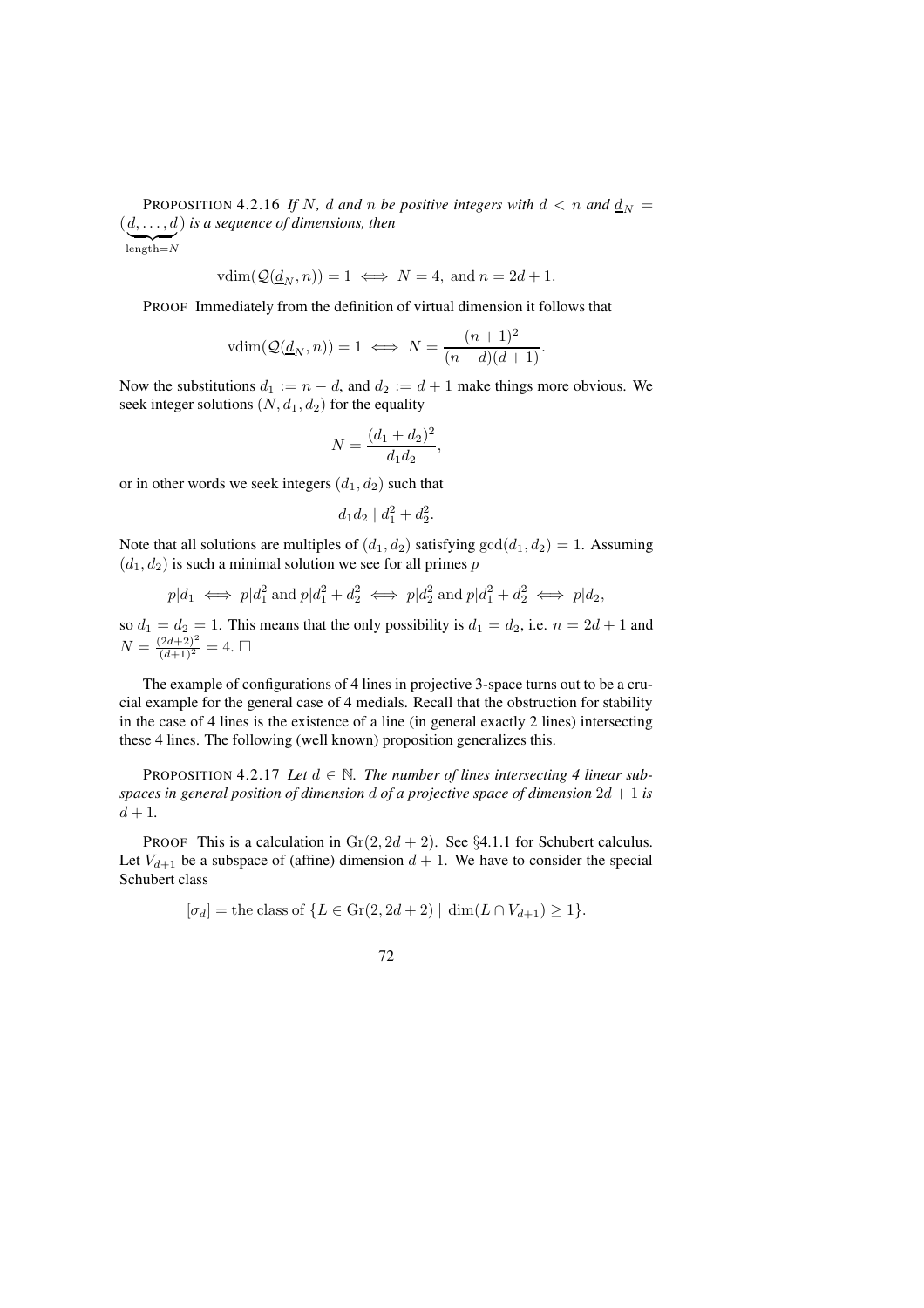**PROPOSITION 4.2.16** *If $N$, $d$ and $n$ be positive integers with $d < n$ and $\underline{d}_N = (\underbrace{d, \ldots, d}_{\text{length}=N})$ is a sequence of dimensions, then*

$$\text{vdim}(\mathcal{Q}(\underline{d}_N, n)) = 1 \iff N = 4, \text{ and } n = 2d + 1.$$

PROOF Immediately from the definition of virtual dimension it follows that

$$\text{vdim}(\mathcal{Q}(\underline{d}_N, n)) = 1 \iff N = \frac{(n+1)^2}{(n-d)(d+1)}.$$

Now the substitutions $d_1 := n - d$, and $d_2 := d + 1$ make things more obvious. We seek integer solutions $(N, d_1, d_2)$ for the equality

$$N = \frac{(d_1 + d_2)^2}{d_1 d_2},$$

or in other words we seek integers $(d_1, d_2)$ such that

$$d_1 d_2 \mid d_1^2 + d_2^2.$$

Note that all solutions are multiples of $(d_1, d_2)$ satisfying $\gcd(d_1, d_2) = 1$. Assuming $(d_1, d_2)$ is such a minimal solution we see for all primes $p$

$$p|d_1 \iff p|d_1^2 \text{ and } p|d_1^2 + d_2^2 \iff p|d_2^2 \text{ and } p|d_1^2 + d_2^2 \iff p|d_2,$$

so $d_1 = d_2 = 1$. This means that the only possibility is $d_1 = d_2$, i.e. $n = 2d + 1$ and $N = \frac{(2d+2)^2}{(d+1)^2} = 4$. □

The example of configurations of 4 lines in projective 3-space turns out to be a crucial example for the general case of 4 medials. Recall that the obstruction for stability in the case of 4 lines is the existence of a line (in general exactly 2 lines) intersecting these 4 lines. The following (well known) proposition generalizes this.

**PROPOSITION 4.2.17** *Let $d \in \mathbb{N}$. The number of lines intersecting 4 linear subspaces in general position of dimension $d$ of a projective space of dimension $2d + 1$ is $d + 1$.*

PROOF This is a calculation in $\text{Gr}(2, 2d + 2)$. See §4.1.1 for Schubert calculus. Let $V_{d+1}$ be a subspace of (affine) dimension $d + 1$. We have to consider the special Schubert class

$$[\sigma_d] = \text{the class of } \{L \in \text{Gr}(2, 2d + 2) \mid \dim(L \cap V_{d+1}) \geq 1\}.$$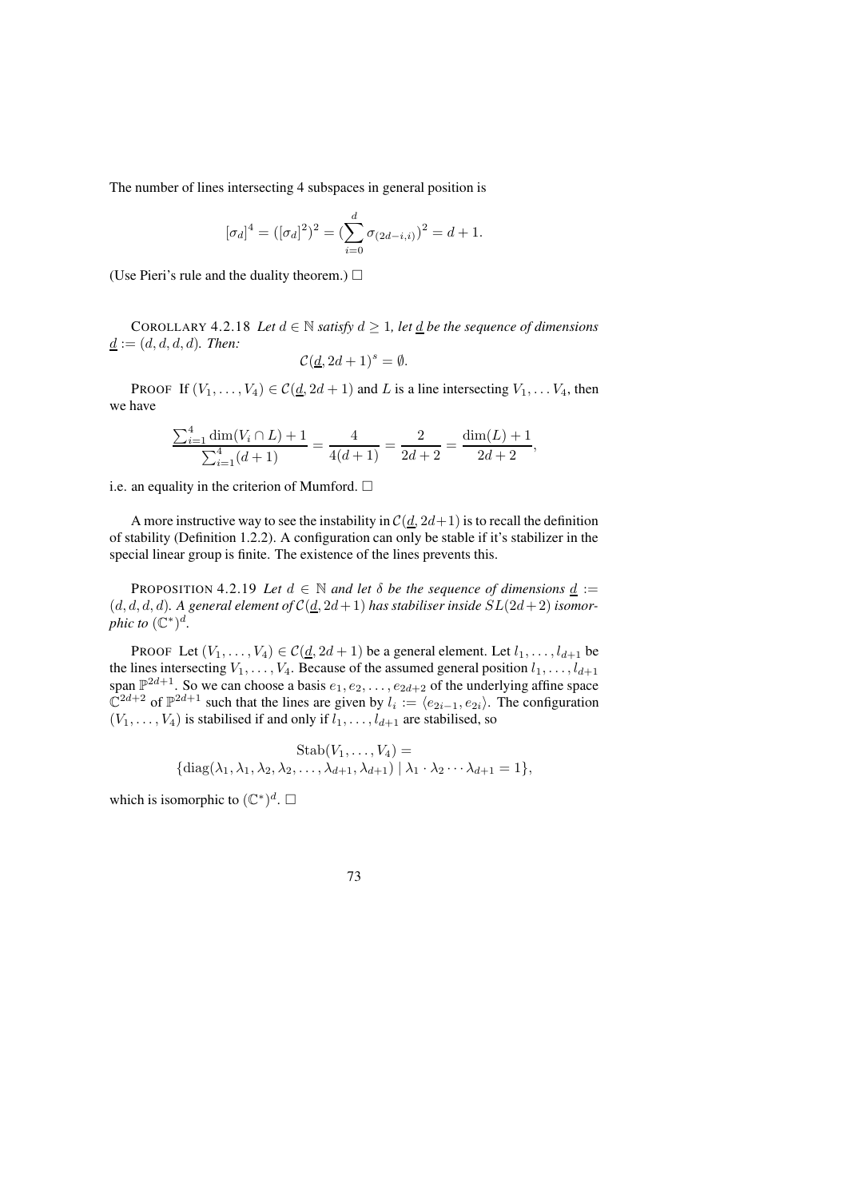The number of lines intersecting 4 subspaces in general position is

$$[\sigma_d]^4 = ([\sigma_d]^2)^2 = (\sum_{i=0}^{d} \sigma_{(2d-i,i)})^2 = d+1.$$

(Use Pieri's rule and the duality theorem.) $\square$

COROLLARY 4.2.18 *Let $d \in \mathbb{N}$ satisfy $d \geq 1$, let $\underline{d}$ be the sequence of dimensions $\underline{d} := (d,d,d,d)$. Then:*

$$\mathcal{C}(\underline{d}, 2d+1)^s = \emptyset.$$

PROOF If $(V_1, \ldots, V_4) \in \mathcal{C}(\underline{d}, 2d+1)$ and $L$ is a line intersecting $V_1, \ldots V_4$, then we have

$$\frac{\sum_{i=1}^4 \dim(V_i \cap L) + 1}{\sum_{i=1}^4 (d+1)} = \frac{4}{4(d+1)} = \frac{2}{2d+2} = \frac{\dim(L)+1}{2d+2},$$

i.e. an equality in the criterion of Mumford. $\square$

A more instructive way to see the instability in $\mathcal{C}(\underline{d}, 2d+1)$ is to recall the definition of stability (Definition 1.2.2). A configuration can only be stable if it's stabilizer in the special linear group is finite. The existence of the lines prevents this.

PROPOSITION 4.2.19 *Let $d \in \mathbb{N}$ and let $\delta$ be the sequence of dimensions $\underline{d} := (d,d,d,d)$. A general element of $\mathcal{C}(\underline{d}, 2d+1)$ has stabiliser inside $SL(2d+2)$ isomorphic to $(\mathbb{C}^*)^d$.*

PROOF Let $(V_1, \ldots, V_4) \in \mathcal{C}(\underline{d}, 2d+1)$ be a general element. Let $l_1, \ldots, l_{d+1}$ be the lines intersecting $V_1, \ldots, V_4$. Because of the assumed general position $l_1, \ldots, l_{d+1}$ span $\mathbb{P}^{2d+1}$. So we can choose a basis $e_1, e_2, \ldots, e_{2d+2}$ of the underlying affine space $\mathbb{C}^{2d+2}$ of $\mathbb{P}^{2d+1}$ such that the lines are given by $l_i := \langle e_{2i-1}, e_{2i} \rangle$. The configuration $(V_1, \ldots, V_4)$ is stabilised if and only if $l_1, \ldots, l_{d+1}$ are stabilised, so

$$\mathrm{Stab}(V_1, \ldots, V_4) =$$
$$\{\mathrm{diag}(\lambda_1, \lambda_1, \lambda_2, \lambda_2, \ldots, \lambda_{d+1}, \lambda_{d+1}) \mid \lambda_1 \cdot \lambda_2 \cdots \lambda_{d+1} = 1\},$$

which is isomorphic to $(\mathbb{C}^*)^d$. $\square$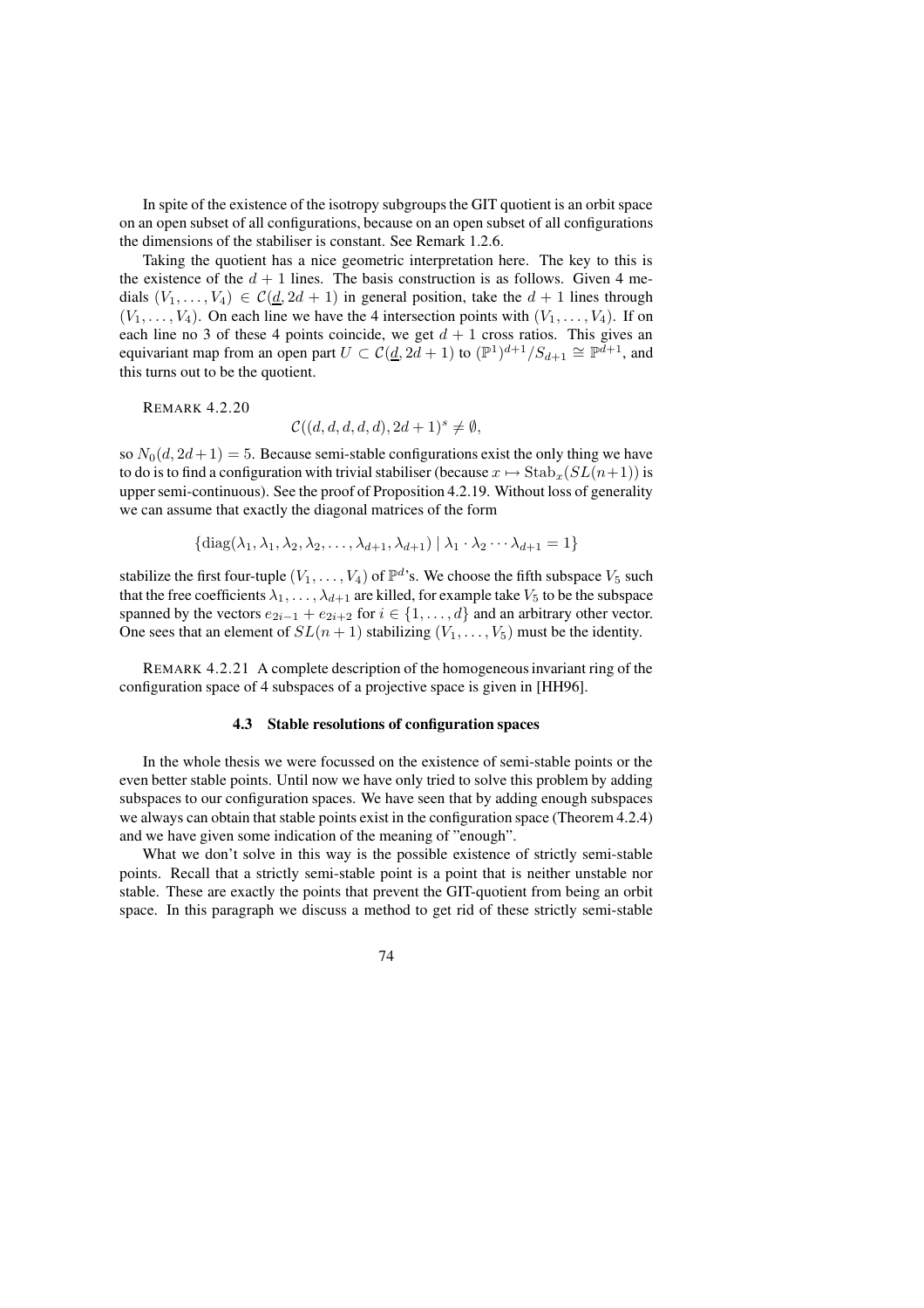In spite of the existence of the isotropy subgroups the GIT quotient is an orbit space on an open subset of all configurations, because on an open subset of all configurations the dimensions of the stabiliser is constant. See Remark 1.2.6.

Taking the quotient has a nice geometric interpretation here. The key to this is the existence of the $d+1$ lines. The basis construction is as follows. Given 4 medials $(V_1, \ldots, V_4) \in \mathcal{C}(\underline{d}, 2d+1)$ in general position, take the $d+1$ lines through $(V_1, \ldots, V_4)$. On each line we have the 4 intersection points with $(V_1, \ldots, V_4)$. If on each line no 3 of these 4 points coincide, we get $d+1$ cross ratios. This gives an equivariant map from an open part $U \subset \mathcal{C}(\underline{d}, 2d+1)$ to $(\mathbb{P}^1)^{d+1}/S_{d+1} \cong \mathbb{P}^{d+1}$, and this turns out to be the quotient.

REMARK 4.2.20

$$\mathcal{C}((d,d,d,d,d), 2d+1)^s \neq \emptyset,$$

so $N_0(d, 2d+1) = 5$. Because semi-stable configurations exist the only thing we have to do is to find a configuration with trivial stabiliser (because $x \mapsto \mathrm{Stab}_x(SL(n+1))$ is upper semi-continuous). See the proof of Proposition 4.2.19. Without loss of generality we can assume that exactly the diagonal matrices of the form

$$\{\mathrm{diag}(\lambda_1, \lambda_1, \lambda_2, \lambda_2, \ldots, \lambda_{d+1}, \lambda_{d+1}) \mid \lambda_1 \cdot \lambda_2 \cdots \lambda_{d+1} = 1\}$$

stabilize the first four-tuple $(V_1, \ldots, V_4)$ of $\mathbb{P}^d$'s. We choose the fifth subspace $V_5$ such that the free coefficients $\lambda_1, \ldots, \lambda_{d+1}$ are killed, for example take $V_5$ to be the subspace spanned by the vectors $e_{2i-1} + e_{2i+2}$ for $i \in \{1, \ldots, d\}$ and an arbitrary other vector. One sees that an element of $SL(n+1)$ stabilizing $(V_1, \ldots, V_5)$ must be the identity.

REMARK 4.2.21 A complete description of the homogeneous invariant ring of the configuration space of 4 subspaces of a projective space is given in [HH96].

### 4.3 Stable resolutions of configuration spaces

In the whole thesis we were focussed on the existence of semi-stable points or the even better stable points. Until now we have only tried to solve this problem by adding subspaces to our configuration spaces. We have seen that by adding enough subspaces we always can obtain that stable points exist in the configuration space (Theorem 4.2.4) and we have given some indication of the meaning of "enough".

What we don't solve in this way is the possible existence of strictly semi-stable points. Recall that a strictly semi-stable point is a point that is neither unstable nor stable. These are exactly the points that prevent the GIT-quotient from being an orbit space. In this paragraph we discuss a method to get rid of these strictly semi-stable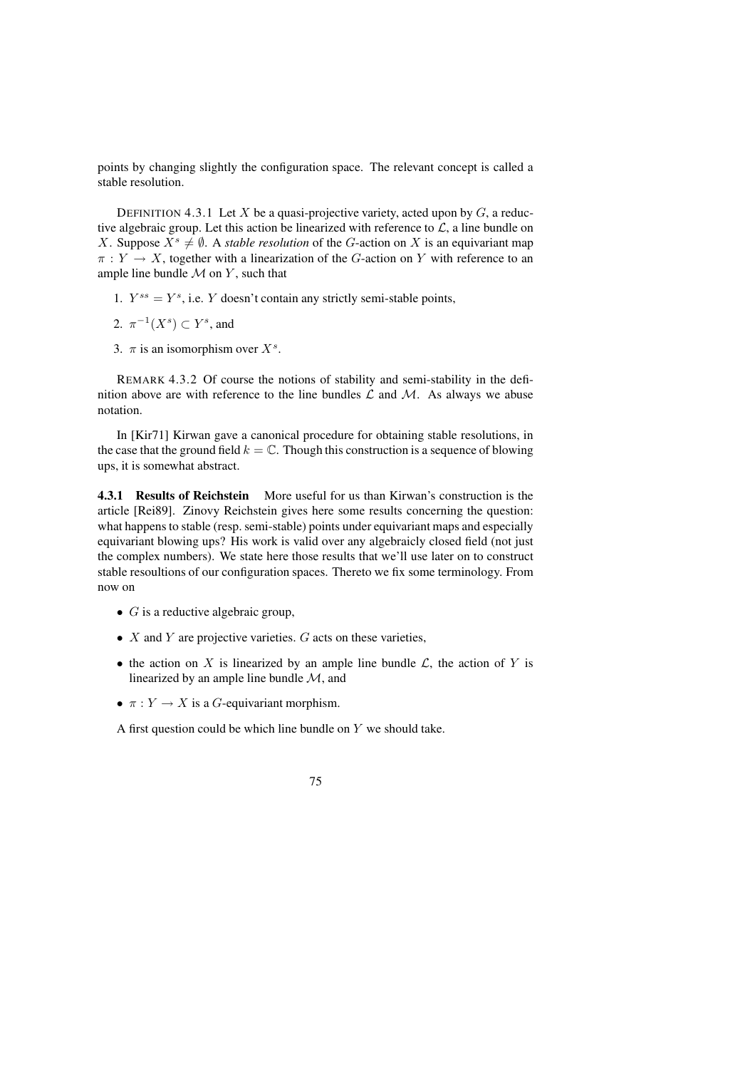points by changing slightly the configuration space. The relevant concept is called a stable resolution.

DEFINITION 4.3.1 Let $X$ be a quasi-projective variety, acted upon by $G$, a reductive algebraic group. Let this action be linearized with reference to $\mathcal{L}$, a line bundle on $X$. Suppose $X^s \neq \emptyset$. A *stable resolution* of the $G$-action on $X$ is an equivariant map $\pi : Y \to X$, together with a linearization of the $G$-action on $Y$ with reference to an ample line bundle $\mathcal{M}$ on $Y$, such that

1. $Y^{ss} = Y^s$, i.e. $Y$ doesn't contain any strictly semi-stable points,
2. $\pi^{-1}(X^s) \subset Y^s$, and
3. $\pi$ is an isomorphism over $X^s$.

REMARK 4.3.2 Of course the notions of stability and semi-stability in the definition above are with reference to the line bundles $\mathcal{L}$ and $\mathcal{M}$. As always we abuse notation.

In [Kir71] Kirwan gave a canonical procedure for obtaining stable resolutions, in the case that the ground field $k = \mathbb{C}$. Though this construction is a sequence of blowing ups, it is somewhat abstract.

**4.3.1 Results of Reichstein** More useful for us than Kirwan's construction is the article [Rei89]. Zinovy Reichstein gives here some results concerning the question: what happens to stable (resp. semi-stable) points under equivariant maps and especially equivariant blowing ups? His work is valid over any algebraicly closed field (not just the complex numbers). We state here those results that we'll use later on to construct stable resoultions of our configuration spaces. Thereto we fix some terminology. From now on

- $G$ is a reductive algebraic group,
- $X$ and $Y$ are projective varieties. $G$ acts on these varieties,
- the action on $X$ is linearized by an ample line bundle $\mathcal{L}$, the action of $Y$ is linearized by an ample line bundle $\mathcal{M}$, and
- $\pi : Y \to X$ is a $G$-equivariant morphism.

A first question could be which line bundle on $Y$ we should take.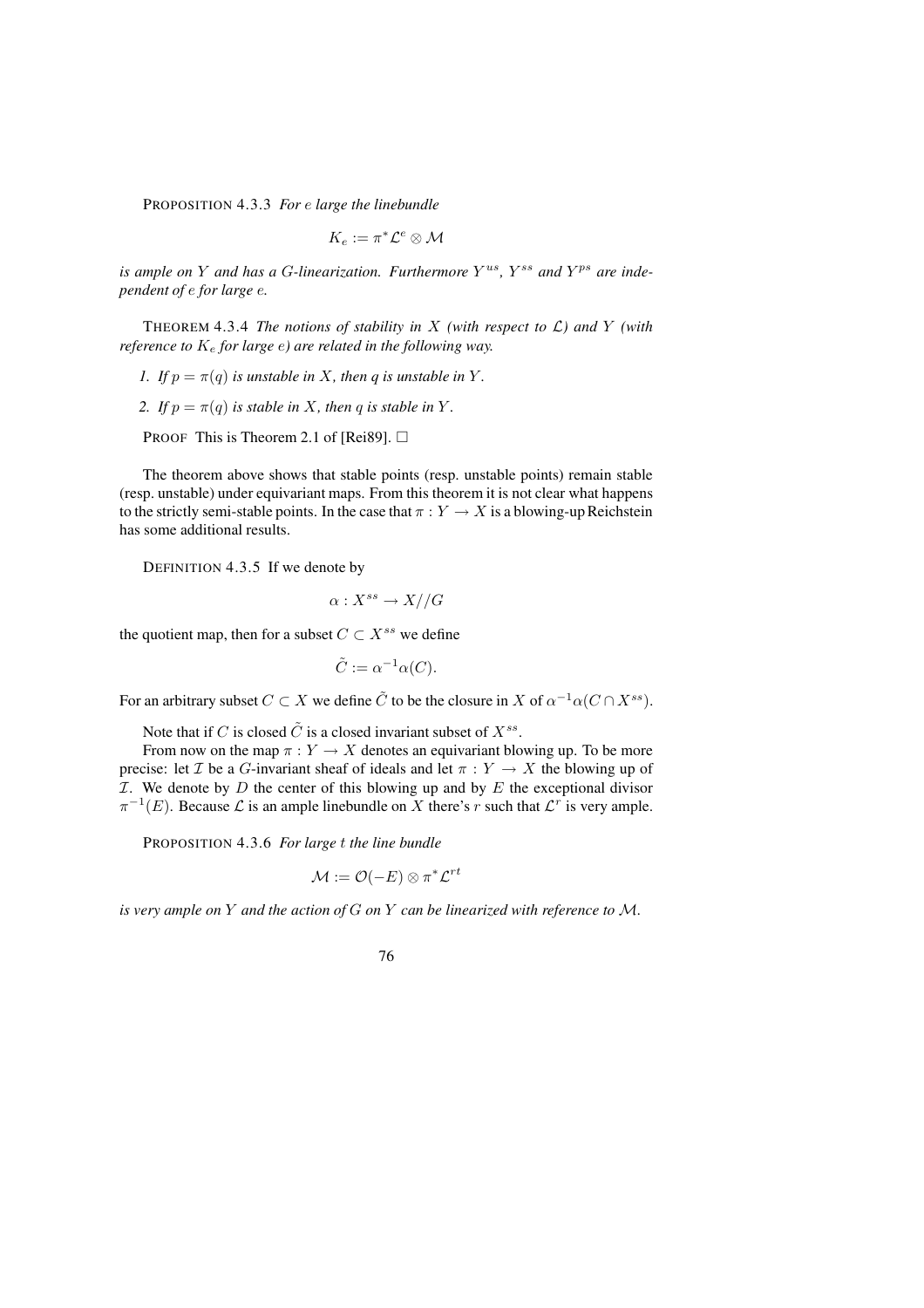PROPOSITION 4.3.3 *For $e$ large the linebundle*

$$K_e := \pi^*\mathcal{L}^e \otimes \mathcal{M}$$

*is ample on $Y$ and has a $G$-linearization. Furthermore $Y^{us}$, $Y^{ss}$ and $Y^{ps}$ are independent of $e$ for large $e$.*

THEOREM 4.3.4 *The notions of stability in $X$ (with respect to $\mathcal{L}$) and $Y$ (with reference to $K_e$ for large $e$) are related in the following way.*

1. *If $p = \pi(q)$ is unstable in $X$, then $q$ is unstable in $Y$.*
2. *If $p = \pi(q)$ is stable in $X$, then $q$ is stable in $Y$.*

PROOF This is Theorem 2.1 of [Rei89]. □

The theorem above shows that stable points (resp. unstable points) remain stable (resp. unstable) under equivariant maps. From this theorem it is not clear what happens to the strictly semi-stable points. In the case that $\pi : Y \to X$ is a blowing-up Reichstein has some additional results.

DEFINITION 4.3.5 If we denote by

$$\alpha : X^{ss} \to X//G$$

the quotient map, then for a subset $C \subset X^{ss}$ we define

$$\tilde{C} := \alpha^{-1}\alpha(C).$$

For an arbitrary subset $C \subset X$ we define $\tilde{C}$ to be the closure in $X$ of $\alpha^{-1}\alpha(C \cap X^{ss})$.

Note that if $C$ is closed $\tilde{C}$ is a closed invariant subset of $X^{ss}$.

From now on the map $\pi : Y \to X$ denotes an equivariant blowing up. To be more precise: let $\mathcal{I}$ be a $G$-invariant sheaf of ideals and let $\pi : Y \to X$ the blowing up of $\mathcal{I}$. We denote by $D$ the center of this blowing up and by $E$ the exceptional divisor $\pi^{-1}(E)$. Because $\mathcal{L}$ is an ample linebundle on $X$ there's $r$ such that $\mathcal{L}^r$ is very ample.

PROPOSITION 4.3.6 *For large $t$ the line bundle*

$$\mathcal{M} := \mathcal{O}(-E) \otimes \pi^*\mathcal{L}^{rt}$$

*is very ample on $Y$ and the action of $G$ on $Y$ can be linearized with reference to $\mathcal{M}$.*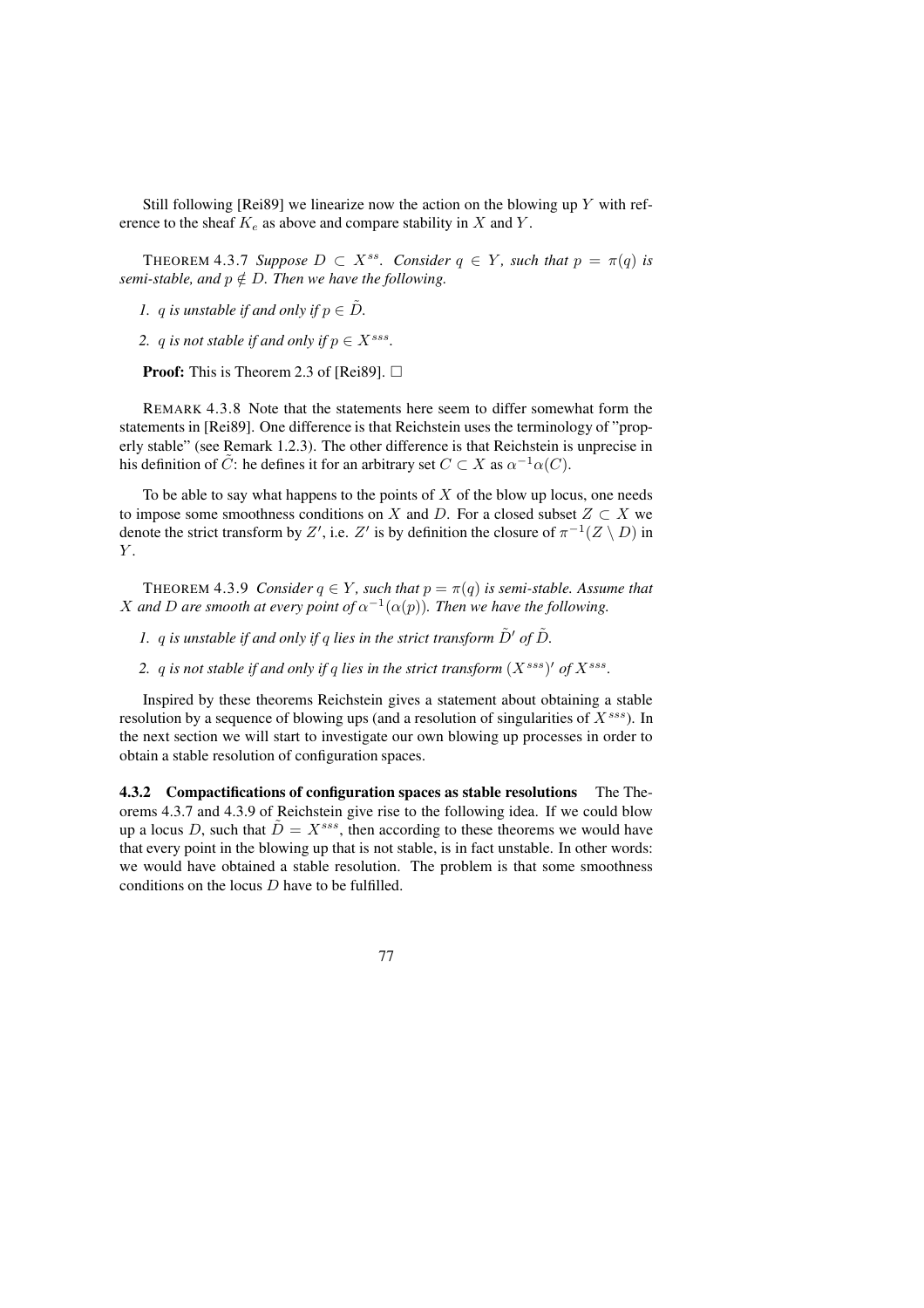Still following [Rei89] we linearize now the action on the blowing up $Y$ with reference to the sheaf $K_e$ as above and compare stability in $X$ and $Y$.

THEOREM 4.3.7 *Suppose $D \subset X^{ss}$. Consider $q \in Y$, such that $p = \pi(q)$ is semi-stable, and $p \notin D$. Then we have the following.*

1. *$q$ is unstable if and only if $p \in \tilde{D}$.*
2. *$q$ is not stable if and only if $p \in X^{sss}$.*

**Proof:** This is Theorem 2.3 of [Rei89]. □

REMARK 4.3.8 Note that the statements here seem to differ somewhat form the statements in [Rei89]. One difference is that Reichstein uses the terminology of "properly stable" (see Remark 1.2.3). The other difference is that Reichstein is unprecise in his definition of $\tilde{C}$: he defines it for an arbitrary set $C \subset X$ as $\alpha^{-1}\alpha(C)$.

To be able to say what happens to the points of $X$ of the blow up locus, one needs to impose some smoothness conditions on $X$ and $D$. For a closed subset $Z \subset X$ we denote the strict transform by $Z'$, i.e. $Z'$ is by definition the closure of $\pi^{-1}(Z \setminus D)$ in $Y$.

THEOREM 4.3.9 *Consider $q \in Y$, such that $p = \pi(q)$ is semi-stable. Assume that $X$ and $D$ are smooth at every point of $\alpha^{-1}(\alpha(p))$. Then we have the following.*

1. *$q$ is unstable if and only if $q$ lies in the strict transform $\tilde{D}'$ of $\tilde{D}$.*
2. *$q$ is not stable if and only if $q$ lies in the strict transform $(X^{sss})'$ of $X^{sss}$.*

Inspired by these theorems Reichstein gives a statement about obtaining a stable resolution by a sequence of blowing ups (and a resolution of singularities of $X^{sss}$). In the next section we will start to investigate our own blowing up processes in order to obtain a stable resolution of configuration spaces.

**4.3.2 Compactifications of configuration spaces as stable resolutions** The Theorems 4.3.7 and 4.3.9 of Reichstein give rise to the following idea. If we could blow up a locus $D$, such that $\tilde{D} = X^{sss}$, then according to these theorems we would have that every point in the blowing up that is not stable, is in fact unstable. In other words: we would have obtained a stable resolution. The problem is that some smoothness conditions on the locus $D$ have to be fulfilled.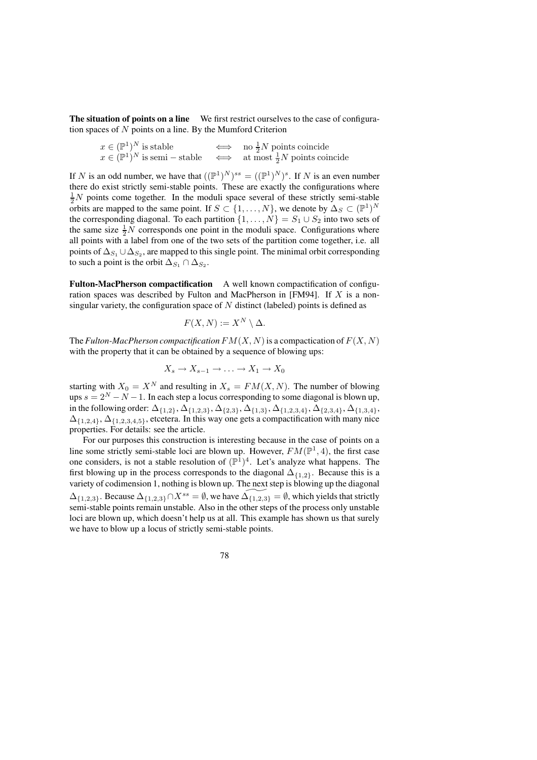**The situation of points on a line** We first restrict ourselves to the case of configuration spaces of $N$ points on a line. By the Mumford Criterion

$$
\begin{array}{lcl}
x \in (\mathbb{P}^1)^N \text{ is stable} & \iff & \text{no } \tfrac{1}{2}N \text{ points coincide} \\
x \in (\mathbb{P}^1)^N \text{ is semi-stable} & \iff & \text{at most } \tfrac{1}{2}N \text{ points coincide}
\end{array}
$$

If $N$ is an odd number, we have that $((\mathbb{P}^1)^N)^{ss} = ((\mathbb{P}^1)^N)^s$. If $N$ is an even number there do exist strictly semi-stable points. These are exactly the configurations where $\frac{1}{2}N$ points come together. In the moduli space several of these strictly semi-stable orbits are mapped to the same point. If $S \subset \{1, \ldots, N\}$, we denote by $\Delta_S \subset (\mathbb{P}^1)^N$ the corresponding diagonal. To each partition $\{1, \ldots, N\} = S_1 \cup S_2$ into two sets of the same size $\frac{1}{2}N$ corresponds one point in the moduli space. Configurations where all points with a label from one of the two sets of the partition come together, i.e. all points of $\Delta_{S_1} \cup \Delta_{S_2}$, are mapped to this single point. The minimal orbit corresponding to such a point is the orbit $\Delta_{S_1} \cap \Delta_{S_2}$.

**Fulton-MacPherson compactification** A well known compactification of configuration spaces was described by Fulton and MacPherson in [FM94]. If $X$ is a nonsingular variety, the configuration space of $N$ distinct (labeled) points is defined as

$$F(X, N) := X^N \setminus \Delta.$$

The *Fulton-MacPherson compactification* $FM(X, N)$ is a compactication of $F(X, N)$ with the property that it can be obtained by a sequence of blowing ups:

$$X_s \to X_{s-1} \to \ldots \to X_1 \to X_0$$

starting with $X_0 = X^N$ and resulting in $X_s = FM(X, N)$. The number of blowing ups $s = 2^N - N - 1$. In each step a locus corresponding to some diagonal is blown up, in the following order: $\Delta_{\{1,2\}}, \Delta_{\{1,2,3\}}, \Delta_{\{2,3\}}, \Delta_{\{1,3\}}, \Delta_{\{1,2,3,4\}}, \Delta_{\{2,3,4\}}, \Delta_{\{1,3,4\}}, \Delta_{\{1,2,4\}}, \Delta_{\{1,2,3,4,5\}}$, etcetera. In this way one gets a compactification with many nice properties. For details: see the article.

For our purposes this construction is interesting because in the case of points on a line some strictly semi-stable loci are blown up. However, $FM(\mathbb{P}^1, 4)$, the first case one considers, is not a stable resolution of $(\mathbb{P}^1)^4$. Let's analyze what happens. The first blowing up in the process corresponds to the diagonal $\Delta_{\{1,2\}}$. Because this is a variety of codimension 1, nothing is blown up. The next step is blowing up the diagonal $\Delta_{\{1,2,3\}}$. Because $\Delta_{\{1,2,3\}} \cap X^{ss} = \emptyset$, we have $\widetilde{\Delta_{\{1,2,3\}}} = \emptyset$, which yields that strictly semi-stable points remain unstable. Also in the other steps of the process only unstable loci are blown up, which doesn't help us at all. This example has shown us that surely we have to blow up a locus of strictly semi-stable points.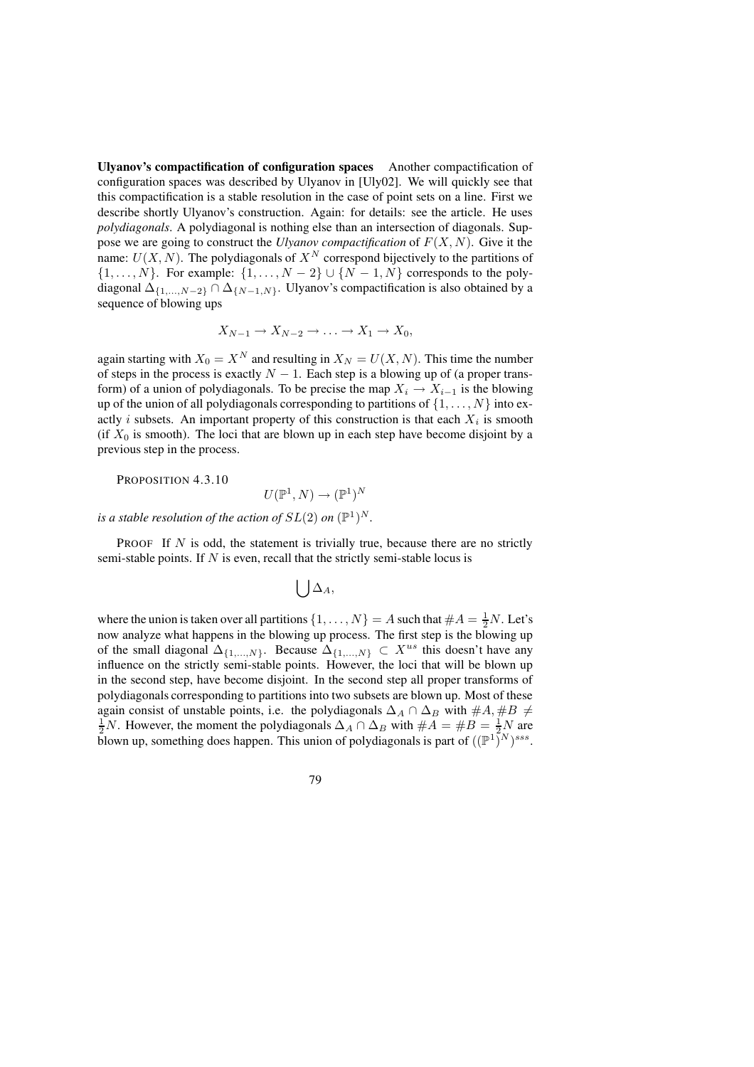**Ulyanov's compactification of configuration spaces** Another compactification of configuration spaces was described by Ulyanov in [Uly02]. We will quickly see that this compactification is a stable resolution in the case of point sets on a line. First we describe shortly Ulyanov's construction. Again: for details: see the article. He uses *polydiagonals*. A polydiagonal is nothing else than an intersection of diagonals. Suppose we are going to construct the *Ulyanov compactification* of $F(X, N)$. Give it the name: $U(X, N)$. The polydiagonals of $X^N$ correspond bijectively to the partitions of $\{1, \ldots, N\}$. For example: $\{1, \ldots, N-2\} \cup \{N-1, N\}$ corresponds to the polydiagonal $\Delta_{\{1,\ldots,N-2\}} \cap \Delta_{\{N-1,N\}}$. Ulyanov's compactification is also obtained by a sequence of blowing ups

$$X_{N-1} \to X_{N-2} \to \ldots \to X_1 \to X_0,$$

again starting with $X_0 = X^N$ and resulting in $X_N = U(X, N)$. This time the number of steps in the process is exactly $N-1$. Each step is a blowing up of (a proper transform) of a union of polydiagonals. To be precise the map $X_i \to X_{i-1}$ is the blowing up of the union of all polydiagonals corresponding to partitions of $\{1, \ldots, N\}$ into exactly $i$ subsets. An important property of this construction is that each $X_i$ is smooth (if $X_0$ is smooth). The loci that are blown up in each step have become disjoint by a previous step in the process.

PROPOSITION 4.3.10

$$U(\mathbb{P}^1, N) \to (\mathbb{P}^1)^N$$

*is a stable resolution of the action of* $SL(2)$ *on* $(\mathbb{P}^1)^N$.

PROOF If $N$ is odd, the statement is trivially true, because there are no strictly semi-stable points. If $N$ is even, recall that the strictly semi-stable locus is

$$\bigcup \Delta_A,$$

where the union is taken over all partitions $\{1, \ldots, N\} = A$ such that $\#A = \frac{1}{2}N$. Let's now analyze what happens in the blowing up process. The first step is the blowing up of the small diagonal $\Delta_{\{1,\ldots,N\}}$. Because $\Delta_{\{1,\ldots,N\}} \subset X^{us}$ this doesn't have any influence on the strictly semi-stable points. However, the loci that will be blown up in the second step, have become disjoint. In the second step all proper transforms of polydiagonals corresponding to partitions into two subsets are blown up. Most of these again consist of unstable points, i.e. the polydiagonals $\Delta_A \cap \Delta_B$ with $\#A, \#B \neq \frac{1}{2}N$. However, the moment the polydiagonals $\Delta_A \cap \Delta_B$ with $\#A = \#B = \frac{1}{2}N$ are blown up, something does happen. This union of polydiagonals is part of $((\mathbb{P}^1)^N)^{sss}$.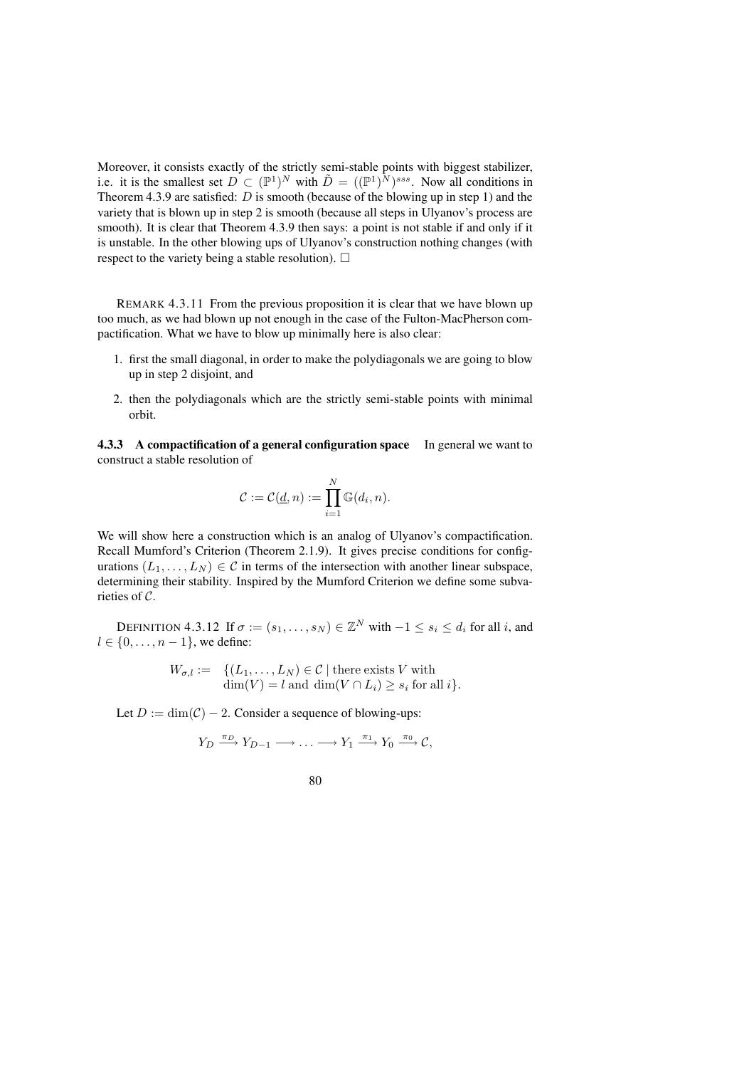Moreover, it consists exactly of the strictly semi-stable points with biggest stabilizer, i.e. it is the smallest set $D \subset (\mathbb{P}^1)^N$ with $\tilde{D} = ((\mathbb{P}^1)^N)^{sss}$. Now all conditions in Theorem 4.3.9 are satisfied: $D$ is smooth (because of the blowing up in step 1) and the variety that is blown up in step 2 is smooth (because all steps in Ulyanov's process are smooth). It is clear that Theorem 4.3.9 then says: a point is not stable if and only if it is unstable. In the other blowing ups of Ulyanov's construction nothing changes (with respect to the variety being a stable resolution). $\square$

REMARK 4.3.11 From the previous proposition it is clear that we have blown up too much, as we had blown up not enough in the case of the Fulton-MacPherson compactification. What we have to blow up minimally here is also clear:

1. first the small diagonal, in order to make the polydiagonals we are going to blow up in step 2 disjoint, and
2. then the polydiagonals which are the strictly semi-stable points with minimal orbit.

**4.3.3 A compactification of a general configuration space** In general we want to construct a stable resolution of

$$\mathcal{C} := \mathcal{C}(\underline{d}, n) := \prod_{i=1}^{N} \mathbb{G}(d_i, n).$$

We will show here a construction which is an analog of Ulyanov's compactification. Recall Mumford's Criterion (Theorem 2.1.9). It gives precise conditions for configurations $(L_1, \dots, L_N) \in \mathcal{C}$ in terms of the intersection with another linear subspace, determining their stability. Inspired by the Mumford Criterion we define some subvarieties of $\mathcal{C}$.

DEFINITION 4.3.12 If $\sigma := (s_1, \dots, s_N) \in \mathbb{Z}^N$ with $-1 \leq s_i \leq d_i$ for all $i$, and $l \in \{0, \dots, n-1\}$, we define:

$$W_{\sigma,l} := \{(L_1, \dots, L_N) \in \mathcal{C} \mid \text{there exists } V \text{ with } \dim(V) = l \text{ and } \dim(V \cap L_i) \geq s_i \text{ for all } i\}.$$

Let $D := \dim(\mathcal{C}) - 2$. Consider a sequence of blowing-ups:

$$Y_D \xrightarrow{\pi_D} Y_{D-1} \longrightarrow \dots \longrightarrow Y_1 \xrightarrow{\pi_1} Y_0 \xrightarrow{\pi_0} \mathcal{C},$$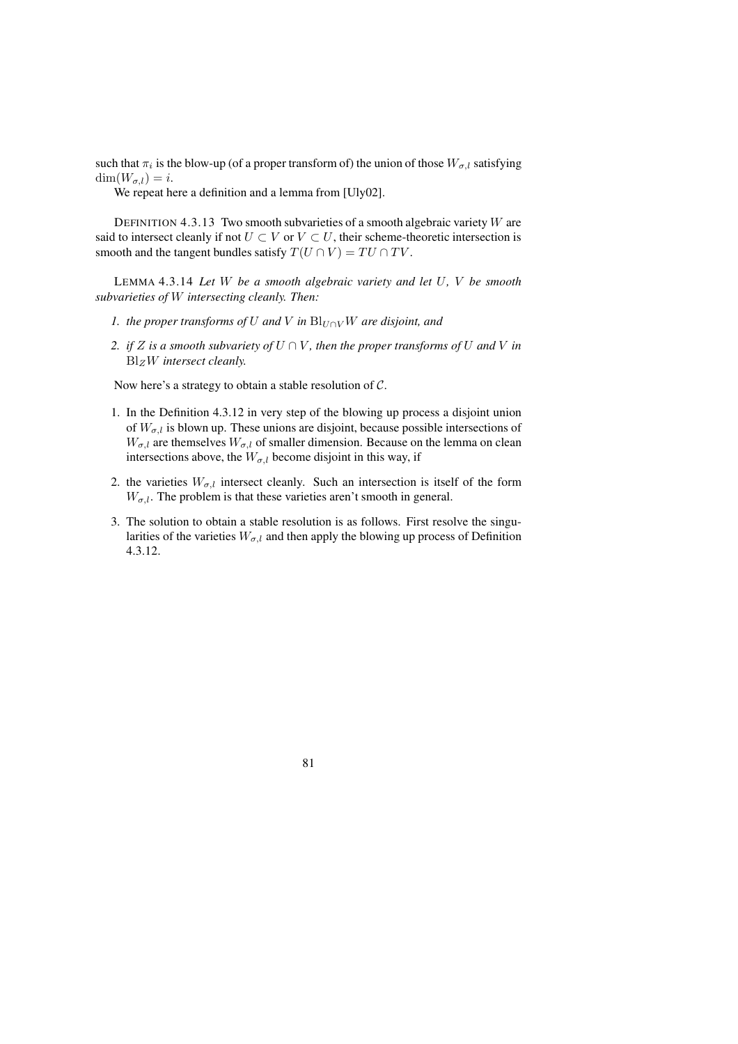such that $\pi_i$ is the blow-up (of a proper transform of) the union of those $W_{\sigma,l}$ satisfying $\dim(W_{\sigma,l}) = i$.

We repeat here a definition and a lemma from [Uly02].

DEFINITION 4.3.13 Two smooth subvarieties of a smooth algebraic variety $W$ are said to intersect cleanly if not $U \subset V$ or $V \subset U$, their scheme-theoretic intersection is smooth and the tangent bundles satisfy $T(U \cap V) = TU \cap TV$.

LEMMA 4.3.14 *Let $W$ be a smooth algebraic variety and let $U$, $V$ be smooth subvarieties of $W$ intersecting cleanly. Then:*

1. *the proper transforms of $U$ and $V$ in $\mathrm{Bl}_{U \cap V} W$ are disjoint, and*
2. *if $Z$ is a smooth subvariety of $U \cap V$, then the proper transforms of $U$ and $V$ in $\mathrm{Bl}_Z W$ intersect cleanly.*

Now here's a strategy to obtain a stable resolution of $\mathcal{C}$.

1. In the Definition 4.3.12 in very step of the blowing up process a disjoint union of $W_{\sigma,l}$ is blown up. These unions are disjoint, because possible intersections of $W_{\sigma,l}$ are themselves $W_{\sigma,l}$ of smaller dimension. Because on the lemma on clean intersections above, the $W_{\sigma,l}$ become disjoint in this way, if
2. the varieties $W_{\sigma,l}$ intersect cleanly. Such an intersection is itself of the form $W_{\sigma,l}$. The problem is that these varieties aren't smooth in general.
3. The solution to obtain a stable resolution is as follows. First resolve the singularities of the varieties $W_{\sigma,l}$ and then apply the blowing up process of Definition 4.3.12.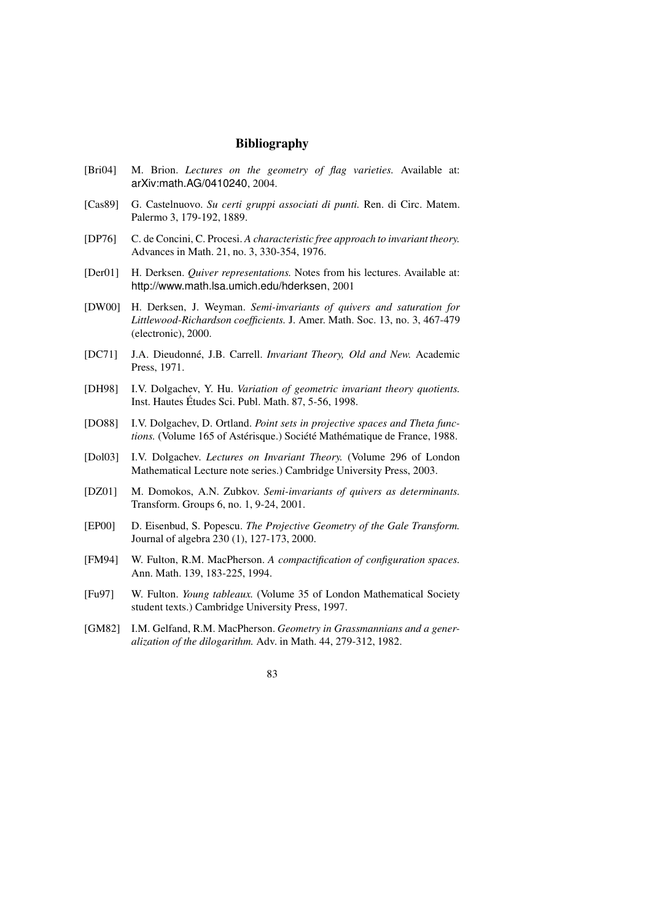## Bibliography

[Bri04] M. Brion. *Lectures on the geometry of flag varieties.* Available at: arXiv:math.AG/0410240, 2004.

[Cas89] G. Castelnuovo. *Su certi gruppi associati di punti.* Ren. di Circ. Matem. Palermo 3, 179-192, 1889.

[DP76] C. de Concini, C. Procesi. *A characteristic free approach to invariant theory.* Advances in Math. 21, no. 3, 330-354, 1976.

[Der01] H. Derksen. *Quiver representations.* Notes from his lectures. Available at: http://www.math.lsa.umich.edu/hderksen, 2001

[DW00] H. Derksen, J. Weyman. *Semi-invariants of quivers and saturation for Littlewood-Richardson coefficients.* J. Amer. Math. Soc. 13, no. 3, 467-479 (electronic), 2000.

[DC71] J.A. Dieudonné, J.B. Carrell. *Invariant Theory, Old and New.* Academic Press, 1971.

[DH98] I.V. Dolgachev, Y. Hu. *Variation of geometric invariant theory quotients.* Inst. Hautes Études Sci. Publ. Math. 87, 5-56, 1998.

[DO88] I.V. Dolgachev, D. Ortland. *Point sets in projective spaces and Theta functions.* (Volume 165 of Astérisque.) Société Mathématique de France, 1988.

[Dol03] I.V. Dolgachev. *Lectures on Invariant Theory.* (Volume 296 of London Mathematical Lecture note series.) Cambridge University Press, 2003.

[DZ01] M. Domokos, A.N. Zubkov. *Semi-invariants of quivers as determinants.* Transform. Groups 6, no. 1, 9-24, 2001.

[EP00] D. Eisenbud, S. Popescu. *The Projective Geometry of the Gale Transform.* Journal of algebra 230 (1), 127-173, 2000.

[FM94] W. Fulton, R.M. MacPherson. *A compactification of configuration spaces.* Ann. Math. 139, 183-225, 1994.

[Fu97] W. Fulton. *Young tableaux.* (Volume 35 of London Mathematical Society student texts.) Cambridge University Press, 1997.

[GM82] I.M. Gelfand, R.M. MacPherson. *Geometry in Grassmannians and a generalization of the dilogarithm.* Adv. in Math. 44, 279-312, 1982.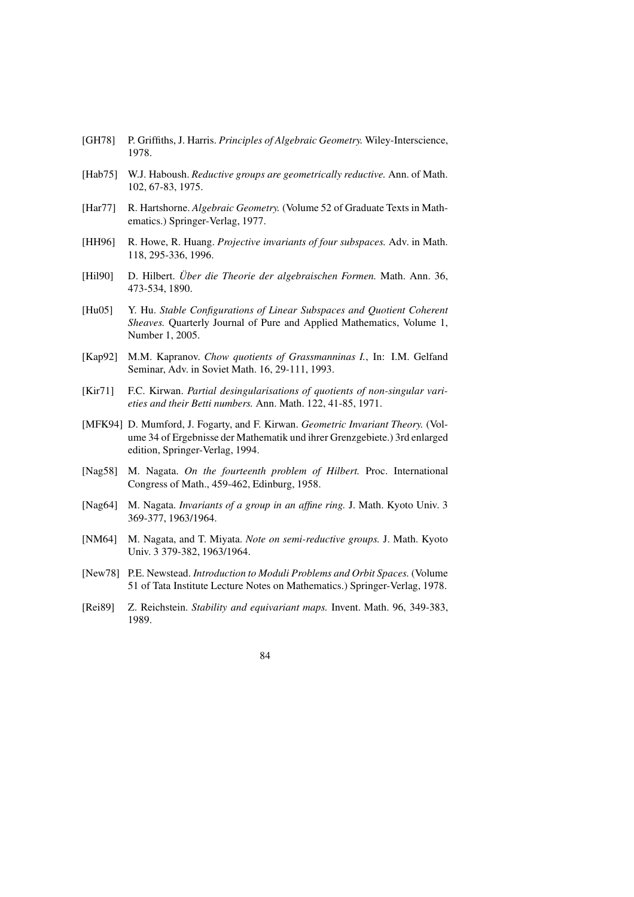[GH78] P. Griffiths, J. Harris. *Principles of Algebraic Geometry.* Wiley-Interscience, 1978.

[Hab75] W.J. Haboush. *Reductive groups are geometrically reductive.* Ann. of Math. 102, 67-83, 1975.

[Har77] R. Hartshorne. *Algebraic Geometry.* (Volume 52 of Graduate Texts in Mathematics.) Springer-Verlag, 1977.

[HH96] R. Howe, R. Huang. *Projective invariants of four subspaces.* Adv. in Math. 118, 295-336, 1996.

[Hil90] D. Hilbert. *Über die Theorie der algebraischen Formen.* Math. Ann. 36, 473-534, 1890.

[Hu05] Y. Hu. *Stable Configurations of Linear Subspaces and Quotient Coherent Sheaves.* Quarterly Journal of Pure and Applied Mathematics, Volume 1, Number 1, 2005.

[Kap92] M.M. Kapranov. *Chow quotients of Grassmanninas I.*, In: I.M. Gelfand Seminar, Adv. in Soviet Math. 16, 29-111, 1993.

[Kir71] F.C. Kirwan. *Partial desingularisations of quotients of non-singular varieties and their Betti numbers.* Ann. Math. 122, 41-85, 1971.

[MFK94] D. Mumford, J. Fogarty, and F. Kirwan. *Geometric Invariant Theory.* (Volume 34 of Ergebnisse der Mathematik und ihrer Grenzgebiete.) 3rd enlarged edition, Springer-Verlag, 1994.

[Nag58] M. Nagata. *On the fourteenth problem of Hilbert.* Proc. International Congress of Math., 459-462, Edinburg, 1958.

[Nag64] M. Nagata. *Invariants of a group in an affine ring.* J. Math. Kyoto Univ. 3 369-377, 1963/1964.

[NM64] M. Nagata, and T. Miyata. *Note on semi-reductive groups.* J. Math. Kyoto Univ. 3 379-382, 1963/1964.

[New78] P.E. Newstead. *Introduction to Moduli Problems and Orbit Spaces.* (Volume 51 of Tata Institute Lecture Notes on Mathematics.) Springer-Verlag, 1978.

[Rei89] Z. Reichstein. *Stability and equivariant maps.* Invent. Math. 96, 349-383, 1989.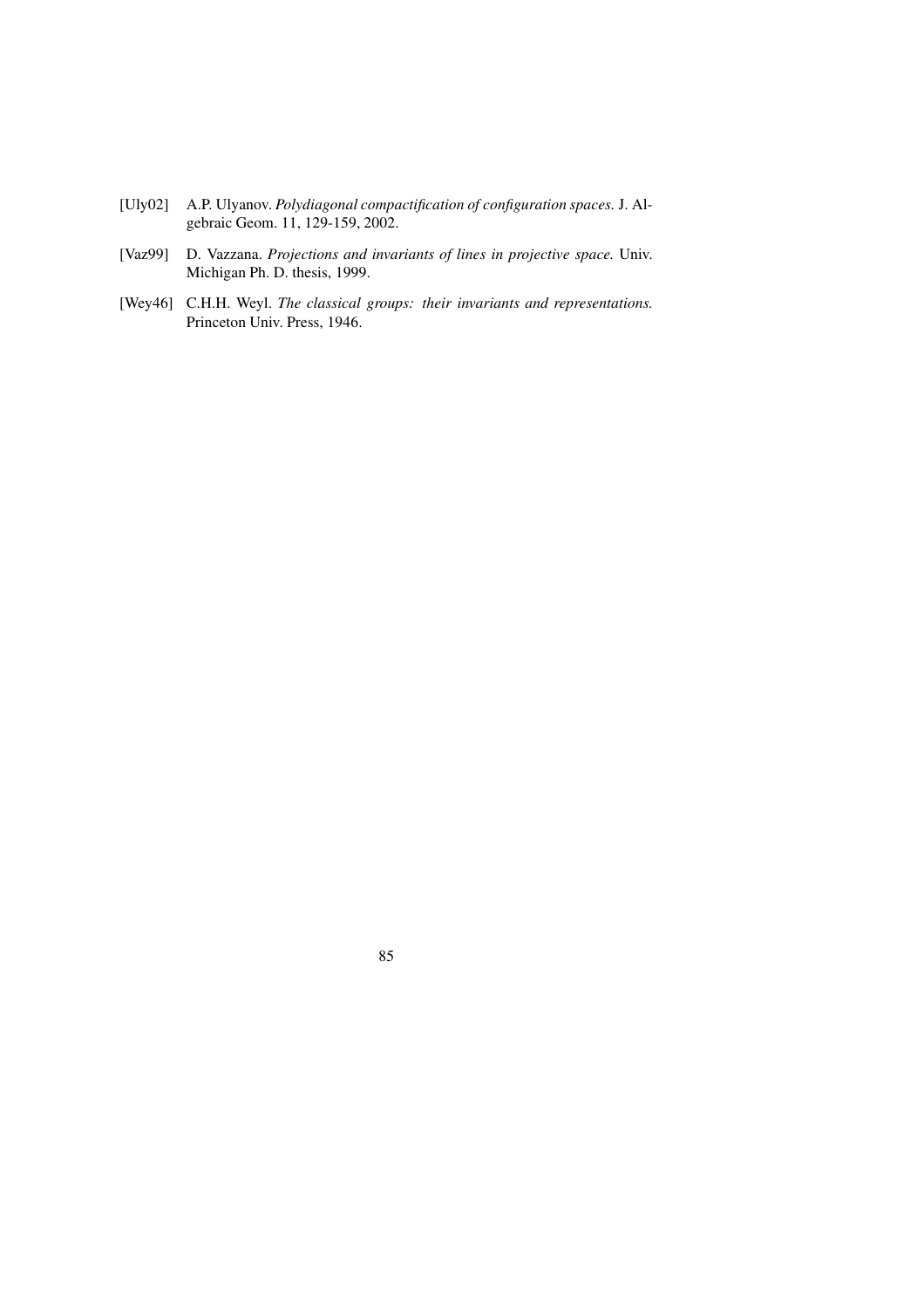[Uly02] A.P. Ulyanov. *Polydiagonal compactification of configuration spaces.* J. Algebraic Geom. 11, 129-159, 2002.

[Vaz99] D. Vazzana. *Projections and invariants of lines in projective space.* Univ. Michigan Ph. D. thesis, 1999.

[Wey46] C.H.H. Weyl. *The classical groups: their invariants and representations.* Princeton Univ. Press, 1946.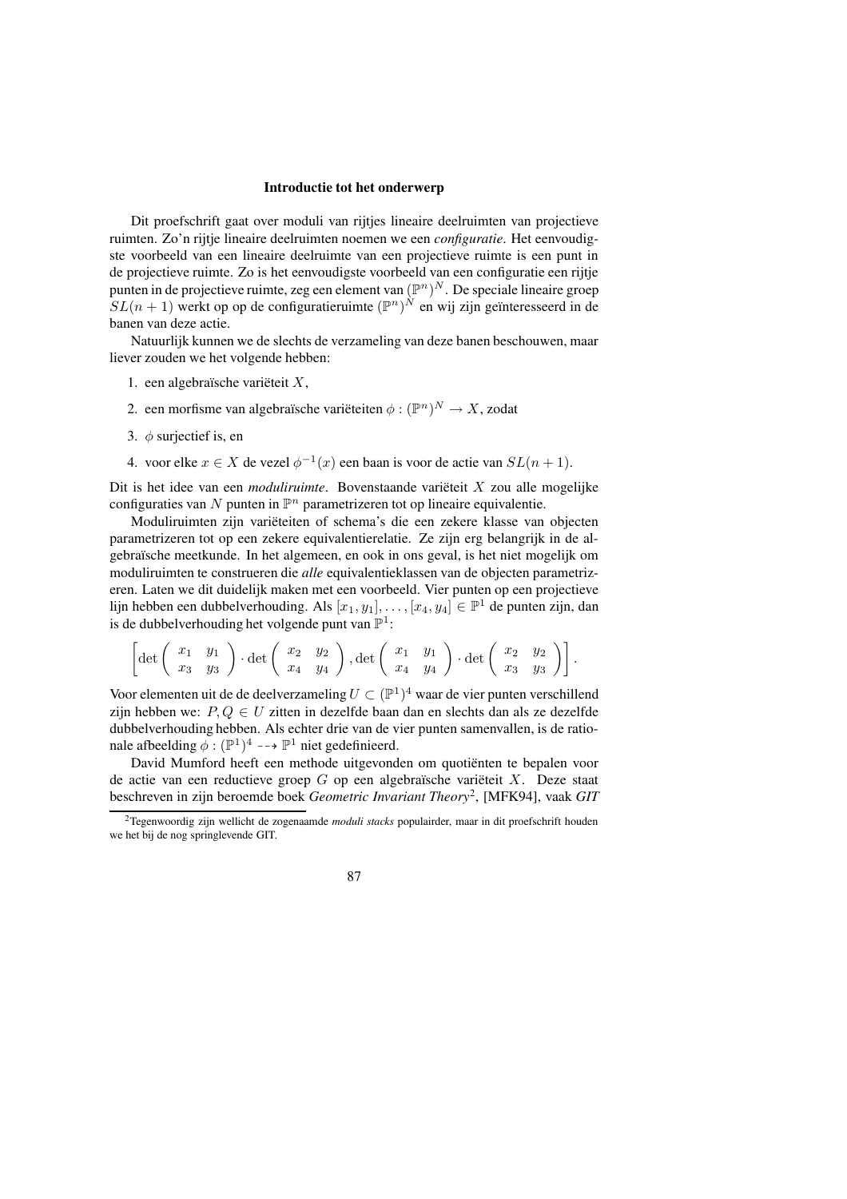## Introductie tot het onderwerp

Dit proefschrift gaat over moduli van rijtjes lineaire deelruimten van projectieve ruimten. Zo'n rijtje lineaire deelruimten noemen we een *configuratie*. Het eenvoudigste voorbeeld van een lineaire deelruimte van een projectieve ruimte is een punt in de projectieve ruimte. Zo is het eenvoudigste voorbeeld van een configuratie een rijtje punten in de projectieve ruimte, zeg een element van $(\mathbb{P}^n)^N$. De speciale lineaire groep $SL(n+1)$ werkt op op de configuratieruimte $(\mathbb{P}^n)^N$ en wij zijn geïnteresseerd in de banen van deze actie.

Natuurlijk kunnen we de slechts de verzameling van deze banen beschouwen, maar liever zouden we het volgende hebben:

1. een algebraïsche variëteit $X$,
2. een morfisme van algebraïsche variëteiten $\phi : (\mathbb{P}^n)^N \to X$, zodat
3. $\phi$ surjectief is, en
4. voor elke $x \in X$ de vezel $\phi^{-1}(x)$ een baan is voor de actie van $SL(n+1)$.

Dit is het idee van een *moduliruimte*. Bovenstaande variëteit $X$ zou alle mogelijke configuraties van $N$ punten in $\mathbb{P}^n$ parametrizeren tot op lineaire equivalentie.

Moduliruimten zijn variëteiten of schema's die een zekere klasse van objecten parametrizeren tot op een zekere equivalentierelatie. Ze zijn erg belangrijk in de algebraïsche meetkunde. In het algemeen, en ook in ons geval, is het niet mogelijk om moduliruimten te construeren die *alle* equivalentieklassen van de objecten parametrizeren. Laten we dit duidelijk maken met een voorbeeld. Vier punten op een projectieve lijn hebben een dubbelverhouding. Als $[x_1, y_1], \ldots, [x_4, y_4] \in \mathbb{P}^1$ de punten zijn, dan is de dubbelverhouding het volgende punt van $\mathbb{P}^1$:

$$\left[\det\begin{pmatrix} x_1 & y_1 \\ x_3 & y_3 \end{pmatrix} \cdot \det\begin{pmatrix} x_2 & y_2 \\ x_4 & y_4 \end{pmatrix}, \det\begin{pmatrix} x_1 & y_1 \\ x_4 & y_4 \end{pmatrix} \cdot \det\begin{pmatrix} x_2 & y_2 \\ x_3 & y_3 \end{pmatrix}\right].$$

Voor elementen uit de de deelverzameling $U \subset (\mathbb{P}^1)^4$ waar de vier punten verschillend zijn hebben we: $P, Q \in U$ zitten in dezelfde baan dan en slechts dan als ze dezelfde dubbelverhouding hebben. Als echter drie van de vier punten samenvallen, is de rationale afbeelding $\phi : (\mathbb{P}^1)^4 \dashrightarrow \mathbb{P}^1$ niet gedefinieerd.

David Mumford heeft een methode uitgevonden om quotiënten te bepalen voor de actie van een reductieve groep $G$ op een algebraïsche variëteit $X$. Deze staat beschreven in zijn beroemde boek *Geometric Invariant Theory*[2], [MFK94], vaak *GIT*

[2] Tegenwoordig zijn wellicht de zogenaamde *moduli stacks* populairder, maar in dit proefschrift houden we het bij de nog springlevende GIT.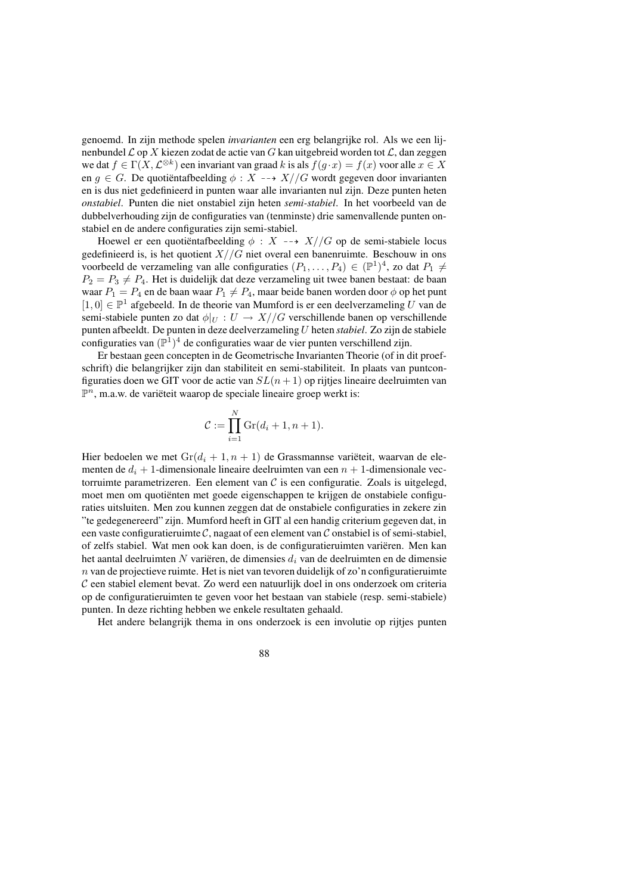genoemd. In zijn methode spelen *invarianten* een erg belangrijke rol. Als we een lijnenbundel $\mathcal{L}$ op $X$ kiezen zodat de actie van $G$ kan uitgebreid worden tot $\mathcal{L}$, dan zeggen we dat $f \in \Gamma(X, \mathcal{L}^{\otimes k})$ een invariant van graad $k$ is als $f(g \cdot x) = f(x)$ voor alle $x \in X$ en $g \in G$. De quotiëntafbeelding $\phi : X \dashrightarrow X//G$ wordt gegeven door invarianten en is dus niet gedefinieerd in punten waar alle invarianten nul zijn. Deze punten heten *onstabiel*. Punten die niet onstabiel zijn heten *semi-stabiel*. In het voorbeeld van de dubbelverhouding zijn de configuraties van (tenminste) drie samenvallende punten onstabiel en de andere configuraties zijn semi-stabiel.

Hoewel er een quotiëntafbeelding $\phi : X \dashrightarrow X//G$ op de semi-stabiele locus gedefinieerd is, is het quotient $X//G$ niet overal een banenruimte. Beschouw in ons voorbeeld de verzameling van alle configuraties $(P_1, \ldots, P_4) \in (\mathbb{P}^1)^4$, zo dat $P_1 \neq P_2 = P_3 \neq P_4$. Het is duidelijk dat deze verzameling uit twee banen bestaat: de baan waar $P_1 = P_4$ en de baan waar $P_1 \neq P_4$, maar beide banen worden door $\phi$ op het punt $[1, 0] \in \mathbb{P}^1$ afgebeeld. In de theorie van Mumford is er een deelverzameling $U$ van de semi-stabiele punten zo dat $\phi|_U : U \to X//G$ verschillende banen op verschillende punten afbeeldt. De punten in deze deelverzameling $U$ heten *stabiel*. Zo zijn de stabiele configuraties van $(\mathbb{P}^1)^4$ de configuraties waar de vier punten verschillend zijn.

Er bestaan geen concepten in de Geometrische Invarianten Theorie (of in dit proefschrift) die belangrijker zijn dan stabiliteit en semi-stabiliteit. In plaats van puntconfiguraties doen we GIT voor de actie van $SL(n+1)$ op rijtjes lineaire deelruimten van $\mathbb{P}^n$, m.a.w. de variëteit waarop de speciale lineaire groep werkt is:

$$\mathcal{C} := \prod_{i=1}^{N} \mathrm{Gr}(d_i + 1, n + 1).$$

Hier bedoelen we met $\mathrm{Gr}(d_i + 1, n + 1)$ de Grassmannse variëteit, waarvan de elementen de $d_i + 1$-dimensionale lineaire deelruimten van een $n + 1$-dimensionale vectorruimte parametrizeren. Een element van $\mathcal{C}$ is een configuratie. Zoals is uitgelegd, moet men om quotiënten met goede eigenschappen te krijgen de onstabiele configuraties uitsluiten. Men zou kunnen zeggen dat de onstabiele configuraties in zekere zin "te gedegenereerd" zijn. Mumford heeft in GIT al een handig criterium gegeven dat, in een vaste configuratieruimte $\mathcal{C}$, nagaat of een element van $\mathcal{C}$ onstabiel is of semi-stabiel, of zelfs stabiel. Wat men ook kan doen, is de configuratieruimten variëren. Men kan het aantal deelruimten $N$ variëren, de dimensies $d_i$ van de deelruimten en de dimensie $n$ van de projectieve ruimte. Het is niet van tevoren duidelijk of zo'n configuratieruimte $\mathcal{C}$ een stabiel element bevat. Zo werd een natuurlijk doel in ons onderzoek om criteria op de configuratieruimten te geven voor het bestaan van stabiele (resp. semi-stabiele) punten. In deze richting hebben we enkele resultaten gehaald.

Het andere belangrijk thema in ons onderzoek is een involutie op rijtjes punten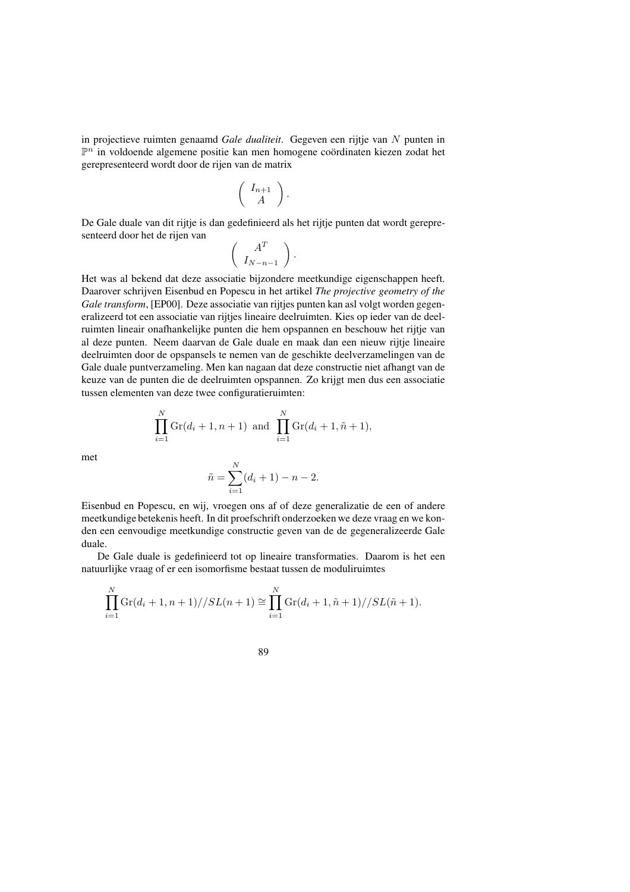in projectieve ruimten genaamd *Gale dualiteit*. Gegeven een rijtje van $N$ punten in $\mathbb{P}^n$ in voldoende algemene positie kan men homogene coördinaten kiezen zodat het gerepresenteerd wordt door de rijen van de matrix

$$\begin{pmatrix} I_{n+1} \\ A \end{pmatrix}.$$

De Gale duale van dit rijtje is dan gedefinieerd als het rijtje punten dat wordt gerepresenteerd door het de rijen van

$$\begin{pmatrix} A^T \\ I_{N-n-1} \end{pmatrix}.$$

Het was al bekend dat deze associatie bijzondere meetkundige eigenschappen heeft. Daarover schrijven Eisenbud en Popescu in het artikel *The projective geometry of the Gale transform*, [EP00]. Deze associatie van rijtjes punten kan asl volgt worden gegeneralizeerd tot een associatie van rijtjes lineaire deelruimten. Kies op ieder van de deelruimten lineair onafhankelijke punten die hem opspannen en beschouw het rijtje van al deze punten. Neem daarvan de Gale duale en maak dan een nieuw rijtje lineaire deelruimten door de opspansels te nemen van de geschikte deelverzamelingen van de Gale duale puntverzameling. Men kan nagaan dat deze constructie niet afhangt van de keuze van de punten die de deelruimten opspannen. Zo krijgt men dus een associatie tussen elementen van deze twee configuratieruimten:

$$\prod_{i=1}^{N} \mathrm{Gr}(d_i+1, n+1) \text{ and } \prod_{i=1}^{N} \mathrm{Gr}(d_i+1, \tilde{n}+1),$$

met

$$\tilde{n} = \sum_{i=1}^{N} (d_i+1) - n - 2.$$

Eisenbud en Popescu, en wij, vroegen ons af of deze generalizatie de een of andere meetkundige betekenis heeft. In dit proefschrift onderzoeken we deze vraag en we konden een eenvoudige meetkundige constructie geven van de de gegeneralizeerde Gale duale.

De Gale duale is gedefinieerd tot op lineaire transformaties. Daarom is het een natuurlijke vraag of er een isomorfisme bestaat tussen de moduliruimtes

$$\prod_{i=1}^{N} \mathrm{Gr}(d_i+1, n+1)//SL(n+1) \cong \prod_{i=1}^{N} \mathrm{Gr}(d_i+1, \tilde{n}+1)//SL(\tilde{n}+1).$$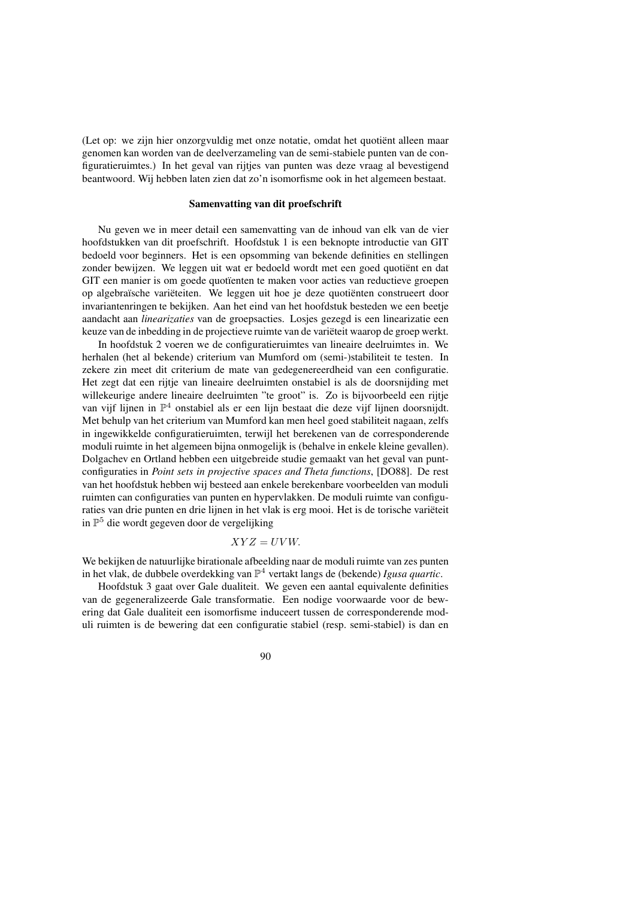(Let op: we zijn hier onzorgvuldig met onze notatie, omdat het quotiënt alleen maar genomen kan worden van de deelverzameling van de semi-stabiele punten van de configuratieruimtes.) In het geval van rijtjes van punten was deze vraag al bevestigend beantwoord. Wij hebben laten zien dat zo'n isomorfisme ook in het algemeen bestaat.

## Samenvatting van dit proefschrift

Nu geven we in meer detail een samenvatting van de inhoud van elk van de vier hoofdstukken van dit proefschrift. Hoofdstuk 1 is een beknopte introductie van GIT bedoeld voor beginners. Het is een opsomming van bekende definities en stellingen zonder bewijzen. We leggen uit wat er bedoeld wordt met een goed quotiënt en dat GIT een manier is om goede quotïenten te maken voor acties van reductieve groepen op algebraïsche variëteiten. We leggen uit hoe je deze quotiënten construeert door invariantenringen te bekijken. Aan het eind van het hoofdstuk besteden we een beetje aandacht aan *linearizaties* van de groepsacties. Losjes gezegd is een linearizatie een keuze van de inbedding in de projectieve ruimte van de variëteit waarop de groep werkt.

In hoofdstuk 2 voeren we de configuratieruimtes van lineaire deelruimtes in. We herhalen (het al bekende) criterium van Mumford om (semi-)stabiliteit te testen. In zekere zin meet dit criterium de mate van gedegenereerdheid van een configuratie. Het zegt dat een rijtje van lineaire deelruimten onstabiel is als de doorsnijding met willekeurige andere lineaire deelruimtes "te groot" is. Zo is bijvoorbeeld een rijtje van vijf lijnen in $\mathbb{P}^4$ onstabiel als er een lijn bestaat die deze vijf lijnen doorsnijdt. Met behulp van het criterium van Mumford kan men heel goed stabiliteit nagaan, zelfs in ingewikkelde configuratieruimten, terwijl het berekenen van de corresponderende moduli ruimte in het algemeen bijna onmogelijk is (behalve in enkele kleine gevallen). Dolgachev en Ortland hebben een uitgebreide studie gemaakt van het geval van puntconfiguraties in *Point sets in projective spaces and Theta functions*, [DO88]. De rest van het hoofdstuk hebben wij besteed aan enkele berekenbare voorbeelden van moduli ruimten can configuraties van punten en hypervlakken. De moduli ruimte van configuraties van drie punten en drie lijnen in het vlak is erg mooi. Het is de torische variëteit in $\mathbb{P}^5$ die wordt gegeven door de vergelijking

$$XYZ = UVW.$$

We bekijken de natuurlijke birationale afbeelding naar de moduli ruimte van zes punten in het vlak, de dubbele overdekking van $\mathbb{P}^4$ vertakt langs de (bekende) *Igusa quartic*.

Hoofdstuk 3 gaat over Gale dualiteit. We geven een aantal equivalente definities van de gegeneralizeerde Gale transformatie. Een nodige voorwaarde voor de bewering dat Gale dualiteit een isomorfisme induceert tussen de corresponderende moduli ruimten is de bewering dat een configuratie stabiel (resp. semi-stabiel) is dan en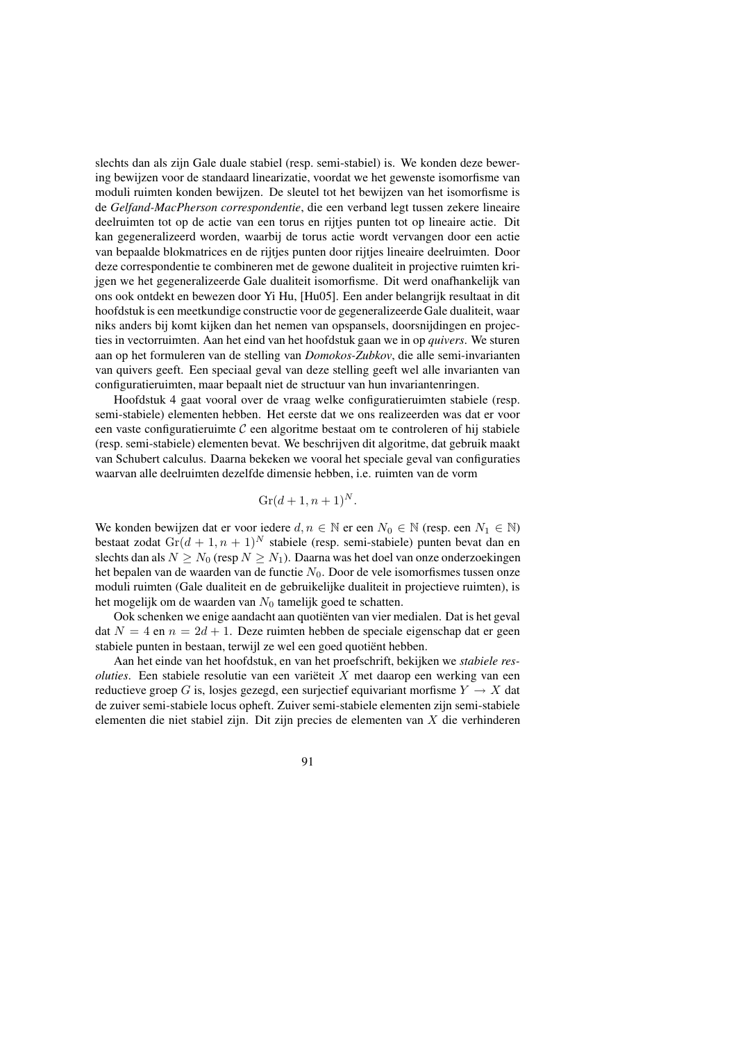slechts dan als zijn Gale duale stabiel (resp. semi-stabiel) is. We konden deze bewering bewijzen voor de standaard linearizatie, voordat we het gewenste isomorfisme van moduli ruimten konden bewijzen. De sleutel tot het bewijzen van het isomorfisme is de *Gelfand-MacPherson correspondentie*, die een verband legt tussen zekere lineaire deelruimten tot op de actie van een torus en rijtjes punten tot op lineaire actie. Dit kan gegeneralizeerd worden, waarbij de torus actie wordt vervangen door een actie van bepaalde blokmatrices en de rijtjes punten door rijtjes lineaire deelruimten. Door deze correspondentie te combineren met de gewone dualiteit in projective ruimten krijgen we het gegeneralizeerde Gale dualiteit isomorfisme. Dit werd onafhankelijk van ons ook ontdekt en bewezen door Yi Hu, [Hu05]. Een ander belangrijk resultaat in dit hoofdstuk is een meetkundige constructie voor de gegeneralizeerde Gale dualiteit, waar niks anders bij komt kijken dan het nemen van opspansels, doorsnijdingen en projecties in vectorruimten. Aan het eind van het hoofdstuk gaan we in op *quivers*. We sturen aan op het formuleren van de stelling van *Domokos-Zubkov*, die alle semi-invarianten van quivers geeft. Een speciaal geval van deze stelling geeft wel alle invarianten van configuratieruimten, maar bepaalt niet de structuur van hun invariantenringen.

Hoofdstuk 4 gaat vooral over de vraag welke configuratieruimten stabiele (resp. semi-stabiele) elementen hebben. Het eerste dat we ons realizeerden was dat er voor een vaste configuratieruimte $\mathcal{C}$ een algoritme bestaat om te controleren of hij stabiele (resp. semi-stabiele) elementen bevat. We beschrijven dit algoritme, dat gebruik maakt van Schubert calculus. Daarna bekeken we vooral het speciale geval van configuraties waarvan alle deelruimten dezelfde dimensie hebben, i.e. ruimten van de vorm

$$\mathrm{Gr}(d+1, n+1)^N.$$

We konden bewijzen dat er voor iedere $d, n \in \mathbb{N}$ er een $N_0 \in \mathbb{N}$ (resp. een $N_1 \in \mathbb{N}$) bestaat zodat $\mathrm{Gr}(d+1, n+1)^N$ stabiele (resp. semi-stabiele) punten bevat dan en slechts dan als $N \geq N_0$ (resp $N \geq N_1$). Daarna was het doel van onze onderzoekingen het bepalen van de waarden van de functie $N_0$. Door de vele isomorfismes tussen onze moduli ruimten (Gale dualiteit en de gebruikelijke dualiteit in projectieve ruimten), is het mogelijk om de waarden van $N_0$ tamelijk goed te schatten.

Ook schenken we enige aandacht aan quotiënten van vier medialen. Dat is het geval dat $N = 4$ en $n = 2d + 1$. Deze ruimten hebben de speciale eigenschap dat er geen stabiele punten in bestaan, terwijl ze wel een goed quotiënt hebben.

Aan het einde van het hoofdstuk, en van het proefschrift, bekijken we *stabiele resoluties*. Een stabiele resolutie van een variëteit $X$ met daarop een werking van een reductieve groep $G$ is, losjes gezegd, een surjectief equivariant morfisme $Y \to X$ dat de zuiver semi-stabiele locus opheft. Zuiver semi-stabiele elementen zijn semi-stabiele elementen die niet stabiel zijn. Dit zijn precies de elementen van $X$ die verhinderen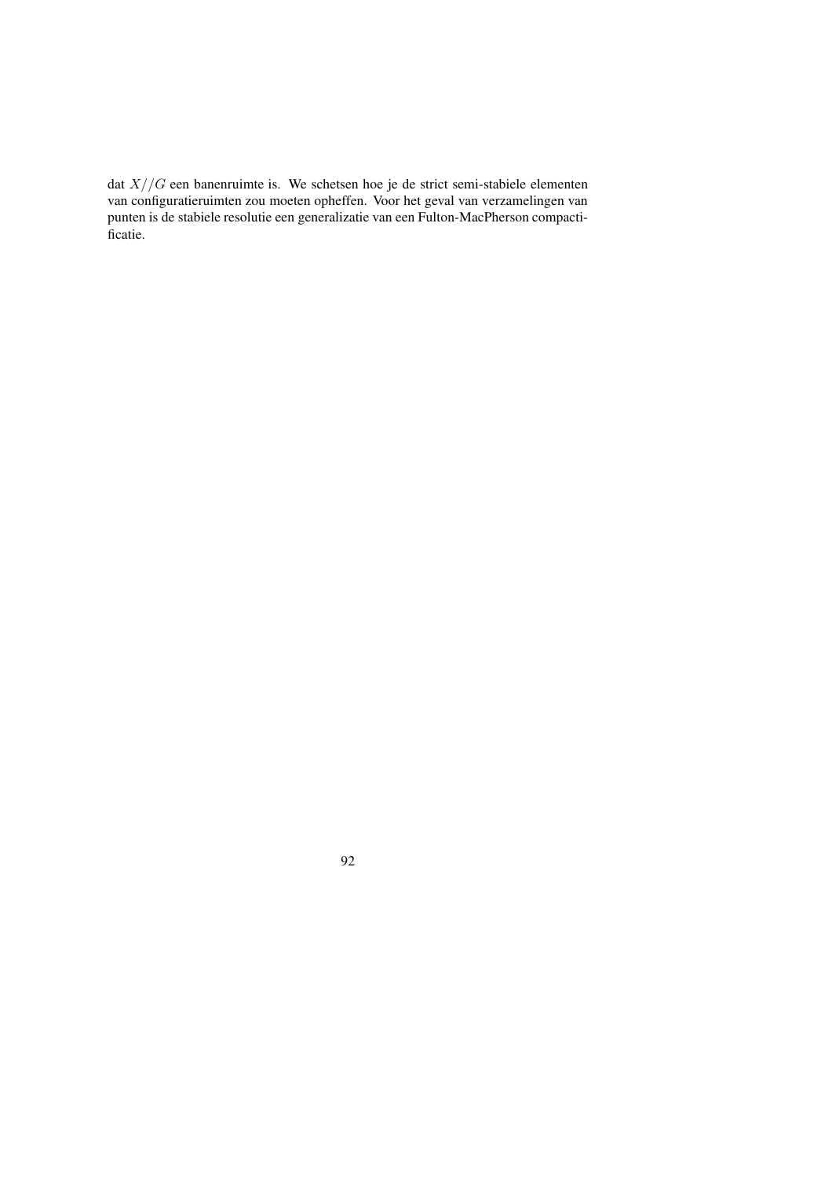dat $X//G$ een banenruimte is. We schetsen hoe je de strict semi-stabiele elementen van configuratieruimten zou moeten opheffen. Voor het geval van verzamelingen van punten is de stabiele resolutie een generalizatie van een Fulton-MacPherson compactificatie.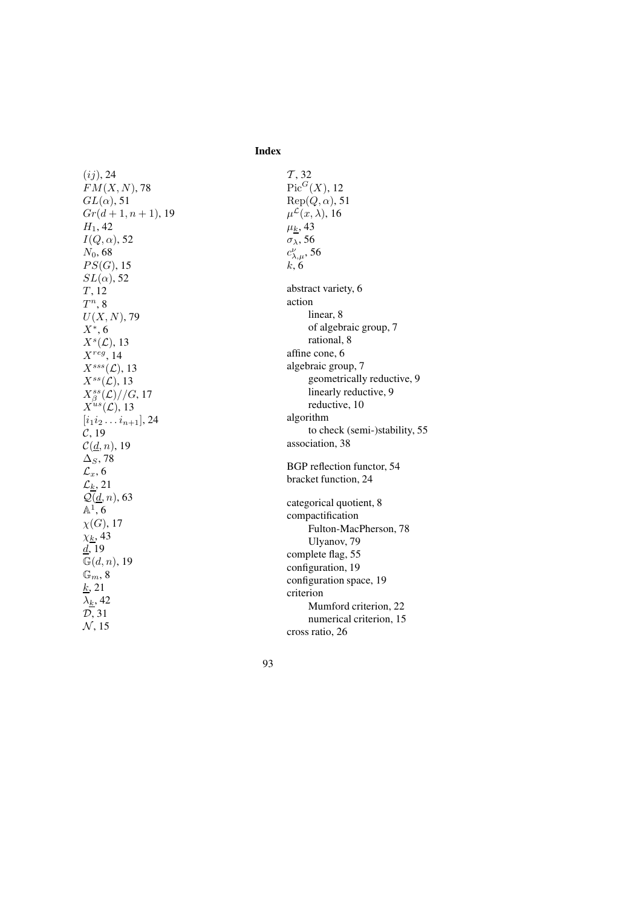# Index

$(ij)$, 24
$FM(X, N)$, 78
$GL(\alpha)$, 51
$Gr(d+1, n+1)$, 19
$H_1$, 42
$I(Q, \alpha)$, 52
$N_0$, 68
$PS(G)$, 15
$SL(\alpha)$, 52
$T$, 12
$T^n$, 8
$U(X, N)$, 79
$X^*$, 6
$X^s(\mathcal{L})$, 13
$X^{reg}$, 14
$X^{sss}(\mathcal{L})$, 13
$X^{ss}(\mathcal{L})$, 13
$X^{ss}_\beta(\mathcal{L})//G$, 17
$X^{us}(\mathcal{L})$, 13
$[i_1 i_2 \dots i_{n+1}]$, 24
$\mathcal{C}$, 19
$\mathcal{C}(\underline{d}, n)$, 19
$\Delta_S$, 78
$\mathcal{L}_x$, 6
$\mathcal{L}_{\underline{k}}$, 21
$\mathcal{Q}(\underline{d}, n)$, 63
$\mathbb{A}^1$, 6
$\chi(G)$, 17
$\chi_{\underline{k}}$, 43
$\underline{d}$, 19
$\mathbb{G}(d, n)$, 19
$\mathbb{G}_m$, 8
$\underline{k}$, 21
$\lambda_{\underline{k}}$, 42
$\mathcal{D}$, 31
$\mathcal{N}$, 15
$\mathcal{T}$, 32
$\mathrm{Pic}^G(X)$, 12
$\mathrm{Rep}(Q, \alpha)$, 51
$\mu^{\mathcal{L}}(x, \lambda)$, 16
$\mu_{\underline{k}}$, 43
$\sigma_\lambda$, 56
$c^\nu_{\lambda,\mu}$, 56
$k$, 6

abstract variety, 6
action
- linear, 8
- of algebraic group, 7
- rational, 8

affine cone, 6
algebraic group, 7
- geometrically reductive, 9
- linearly reductive, 9
- reductive, 10

algorithm
- to check (semi-)stability, 55

association, 38

BGP reflection functor, 54
bracket function, 24

categorical quotient, 8
compactification
- Fulton-MacPherson, 78
- Ulyanov, 79

complete flag, 55
configuration, 19
configuration space, 19
criterion
- Mumford criterion, 22
- numerical criterion, 15

cross ratio, 26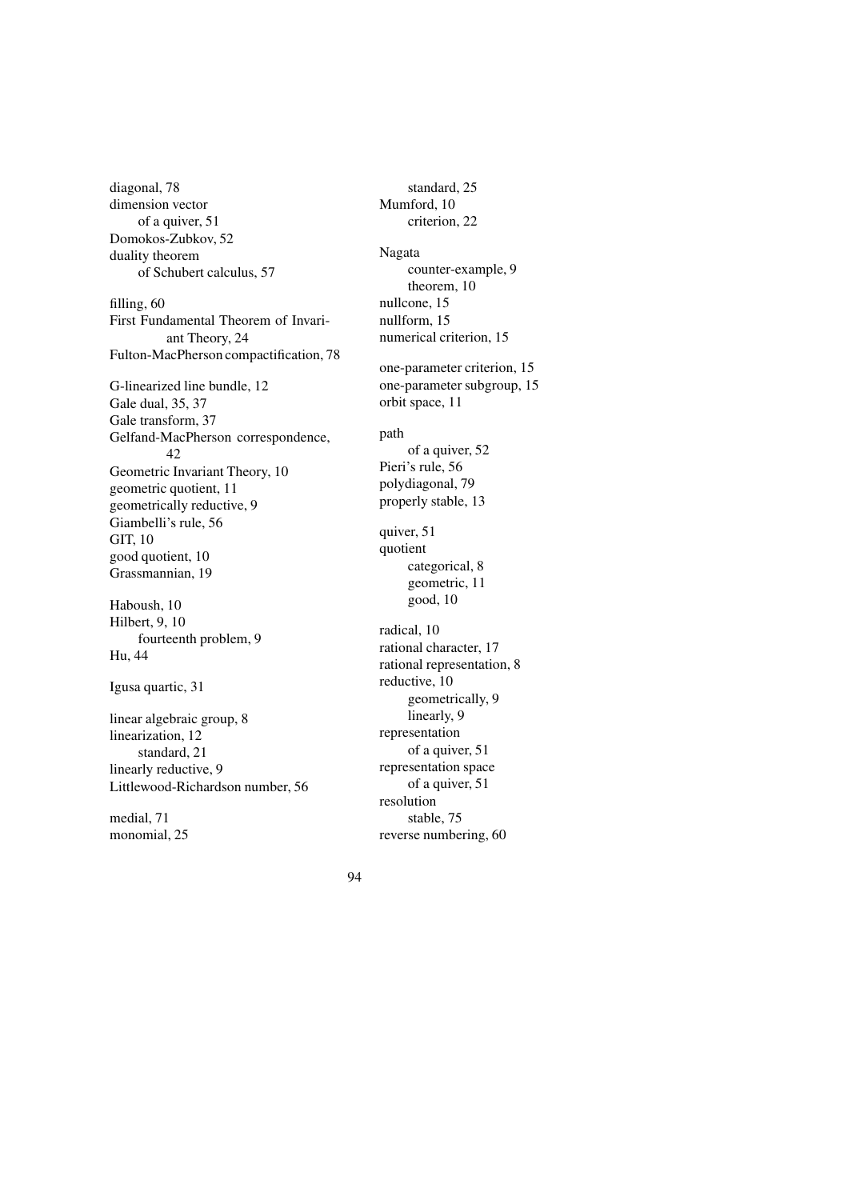diagonal, 78
dimension vector
    of a quiver, 51
Domokos-Zubkov, 52
duality theorem
    of Schubert calculus, 57

filling, 60
First Fundamental Theorem of Invariant Theory, 24
Fulton-MacPherson compactification, 78

G-linearized line bundle, 12
Gale dual, 35, 37
Gale transform, 37
Gelfand-MacPherson correspondence, 42
Geometric Invariant Theory, 10
geometric quotient, 11
geometrically reductive, 9
Giambelli's rule, 56
GIT, 10
good quotient, 10
Grassmannian, 19

Haboush, 10
Hilbert, 9, 10
    fourteenth problem, 9
Hu, 44

Igusa quartic, 31

linear algebraic group, 8
linearization, 12
    standard, 21
linearly reductive, 9
Littlewood-Richardson number, 56

medial, 71
monomial, 25
    standard, 25
Mumford, 10
    criterion, 22

Nagata
    counter-example, 9
    theorem, 10
nullcone, 15
nullform, 15
numerical criterion, 15

one-parameter criterion, 15
one-parameter subgroup, 15
orbit space, 11

path
    of a quiver, 52
Pieri's rule, 56
polydiagonal, 79
properly stable, 13

quiver, 51
quotient
    categorical, 8
    geometric, 11
    good, 10

radical, 10
rational character, 17
rational representation, 8
reductive, 10
    geometrically, 9
    linearly, 9
representation
    of a quiver, 51
representation space
    of a quiver, 51
resolution
    stable, 75
reverse numbering, 60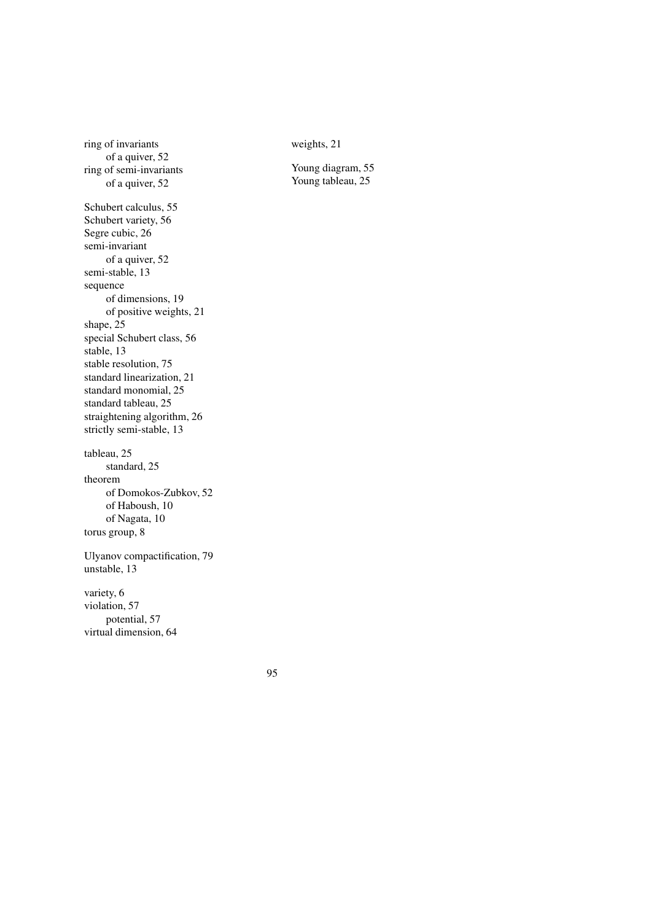ring of invariants
  of a quiver, 52
ring of semi-invariants
  of a quiver, 52

Schubert calculus, 55
Schubert variety, 56
Segre cubic, 26
semi-invariant
  of a quiver, 52
semi-stable, 13
sequence
  of dimensions, 19
  of positive weights, 21
shape, 25
special Schubert class, 56
stable, 13
stable resolution, 75
standard linearization, 21
standard monomial, 25
standard tableau, 25
straightening algorithm, 26
strictly semi-stable, 13

tableau, 25
  standard, 25
theorem
  of Domokos-Zubkov, 52
  of Haboush, 10
  of Nagata, 10
torus group, 8

Ulyanov compactification, 79
unstable, 13

variety, 6
violation, 57
  potential, 57
virtual dimension, 64

weights, 21

Young diagram, 55
Young tableau, 25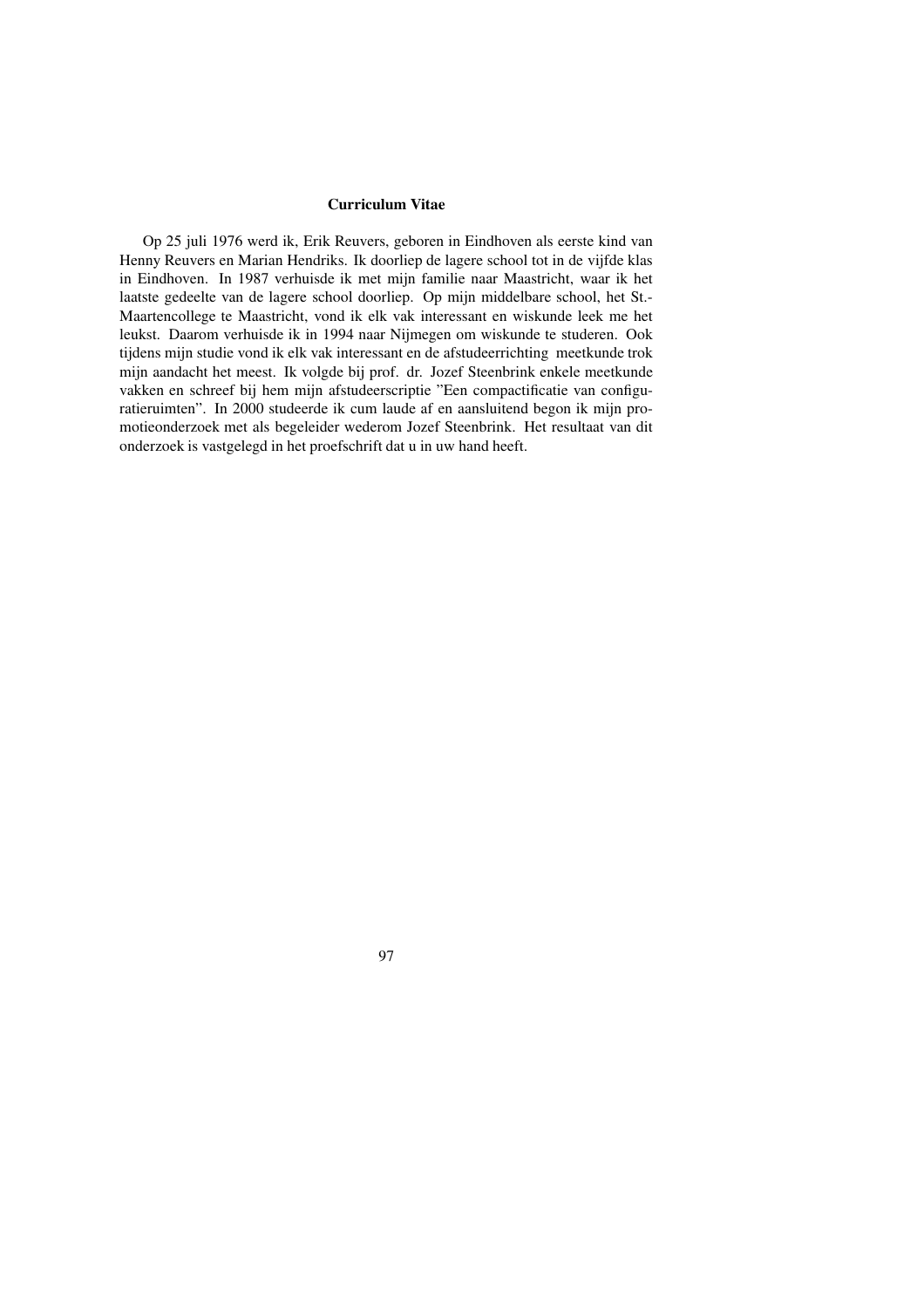## Curriculum Vitae

Op 25 juli 1976 werd ik, Erik Reuvers, geboren in Eindhoven als eerste kind van Henny Reuvers en Marian Hendriks. Ik doorliep de lagere school tot in de vijfde klas in Eindhoven. In 1987 verhuisde ik met mijn familie naar Maastricht, waar ik het laatste gedeelte van de lagere school doorliep. Op mijn middelbare school, het St.-Maartencollege te Maastricht, vond ik elk vak interessant en wiskunde leek me het leukst. Daarom verhuisde ik in 1994 naar Nijmegen om wiskunde te studeren. Ook tijdens mijn studie vond ik elk vak interessant en de afstudeerrichting meetkunde trok mijn aandacht het meest. Ik volgde bij prof. dr. Jozef Steenbrink enkele meetkunde vakken en schreef bij hem mijn afstudeerscriptie "Een compactificatie van configuratieruimten". In 2000 studeerde ik cum laude af en aansluitend begon ik mijn promotieonderzoek met als begeleider wederom Jozef Steenbrink. Het resultaat van dit onderzoek is vastgelegd in het proefschrift dat u in uw hand heeft.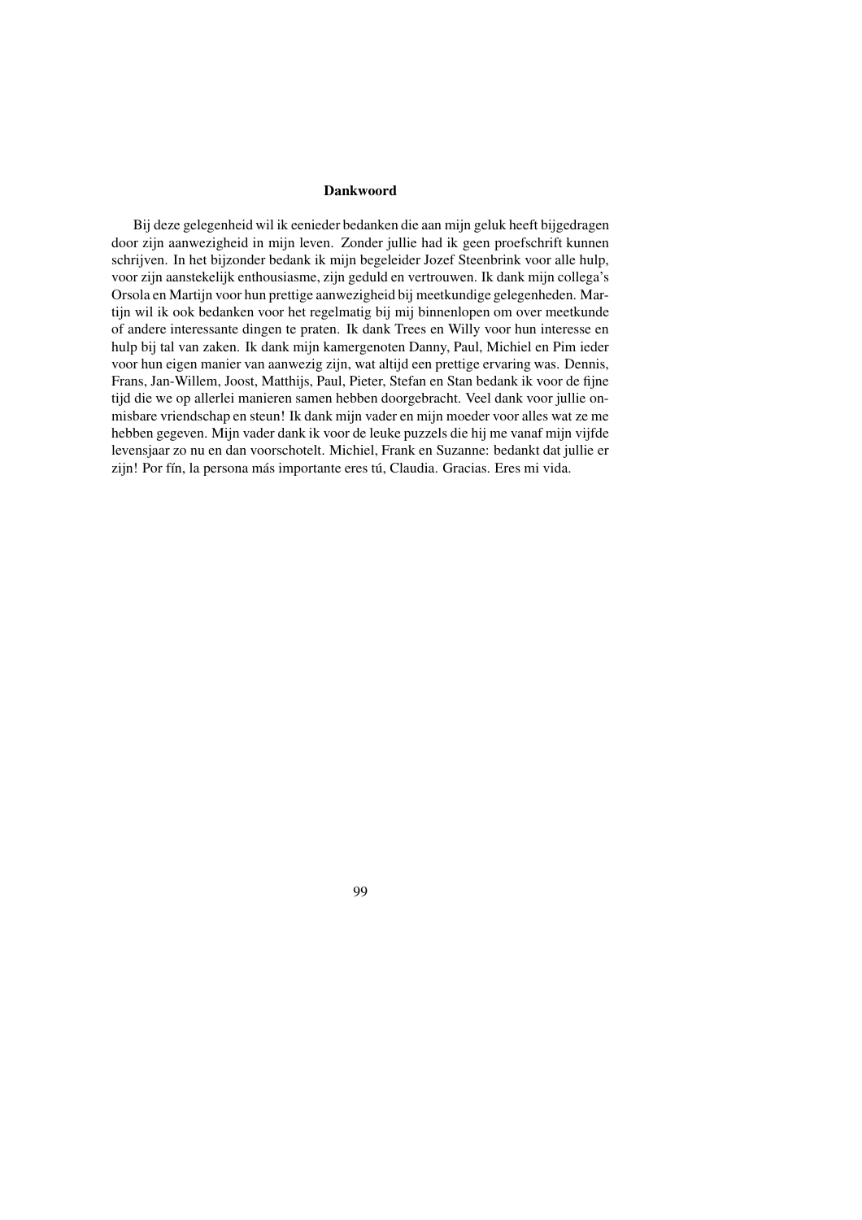## Dankwoord

Bij deze gelegenheid wil ik eenieder bedanken die aan mijn geluk heeft bijgedragen door zijn aanwezigheid in mijn leven. Zonder jullie had ik geen proefschrift kunnen schrijven. In het bijzonder bedank ik mijn begeleider Jozef Steenbrink voor alle hulp, voor zijn aanstekelijk enthousiasme, zijn geduld en vertrouwen. Ik dank mijn collega's Orsola en Martijn voor hun prettige aanwezigheid bij meetkundige gelegenheden. Martijn wil ik ook bedanken voor het regelmatig bij mij binnenlopen om over meetkunde of andere interessante dingen te praten. Ik dank Trees en Willy voor hun interesse en hulp bij tal van zaken. Ik dank mijn kamergenoten Danny, Paul, Michiel en Pim ieder voor hun eigen manier van aanwezig zijn, wat altijd een prettige ervaring was. Dennis, Frans, Jan-Willem, Joost, Matthijs, Paul, Pieter, Stefan en Stan bedank ik voor de fijne tijd die we op allerlei manieren samen hebben doorgebracht. Veel dank voor jullie onmisbare vriendschap en steun! Ik dank mijn vader en mijn moeder voor alles wat ze me hebben gegeven. Mijn vader dank ik voor de leuke puzzels die hij me vanaf mijn vijfde levensjaar zo nu en dan voorschotelt. Michiel, Frank en Suzanne: bedankt dat jullie er zijn! Por fín, la persona más importante eres tú, Claudia. Gracias. Eres mi vida.